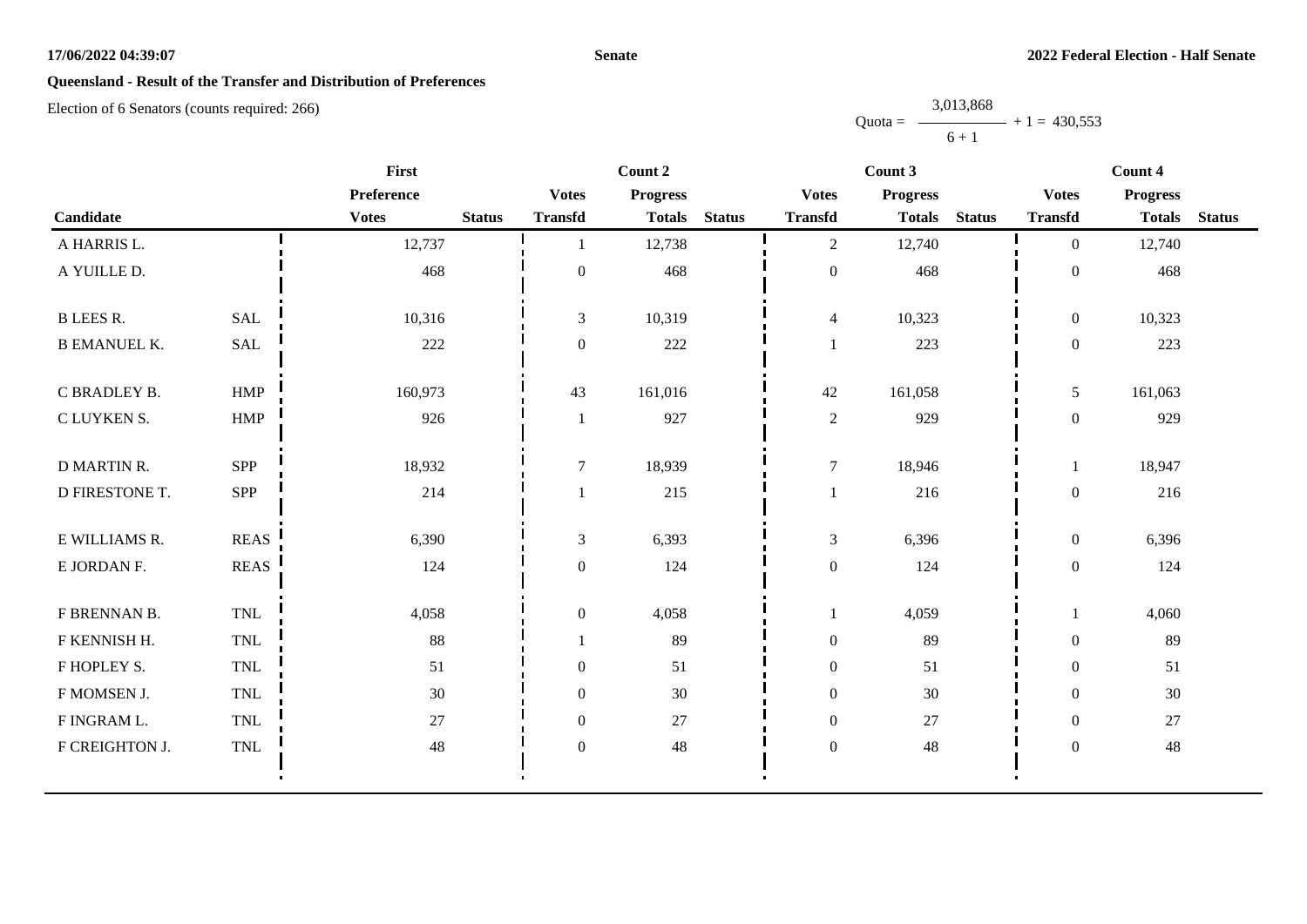17/06/2022 04:39:07

Senate

2022 Federal Election - Half Senate

## Queensland - Result of the Transfer and Distribution of Preferences

Election of 6 Senators (counts required: 266)

$$\text{Quota} = \frac{3{,}013{,}868}{6 + 1} + 1 = 430{,}553$$

| Candidate | | First Preference Votes | Status | Count 2 Votes Transfd | Count 2 Progress Totals | Status | Count 3 Votes Transfd | Count 3 Progress Totals | Status | Count 4 Votes Transfd | Count 4 Progress Totals | Status |
|---|---|---|---|---|---|---|---|---|---|---|---|---|
| A HARRIS L. | | 12,737 | | 1 | 12,738 | | 2 | 12,740 | | 0 | 12,740 | |
| A YUILLE D. | | 468 | | 0 | 468 | | 0 | 468 | | 0 | 468 | |
| B LEES R. | SAL | 10,316 | | 3 | 10,319 | | 4 | 10,323 | | 0 | 10,323 | |
| B EMANUEL K. | SAL | 222 | | 0 | 222 | | 1 | 223 | | 0 | 223 | |
| C BRADLEY B. | HMP | 160,973 | | 43 | 161,016 | | 42 | 161,058 | | 5 | 161,063 | |
| C LUYKEN S. | HMP | 926 | | 1 | 927 | | 2 | 929 | | 0 | 929 | |
| D MARTIN R. | SPP | 18,932 | | 7 | 18,939 | | 7 | 18,946 | | 1 | 18,947 | |
| D FIRESTONE T. | SPP | 214 | | 1 | 215 | | 1 | 216 | | 0 | 216 | |
| E WILLIAMS R. | REAS | 6,390 | | 3 | 6,393 | | 3 | 6,396 | | 0 | 6,396 | |
| E JORDAN F. | REAS | 124 | | 0 | 124 | | 0 | 124 | | 0 | 124 | |
| F BRENNAN B. | TNL | 4,058 | | 0 | 4,058 | | 1 | 4,059 | | 1 | 4,060 | |
| F KENNISH H. | TNL | 88 | | 1 | 89 | | 0 | 89 | | 0 | 89 | |
| F HOPLEY S. | TNL | 51 | | 0 | 51 | | 0 | 51 | | 0 | 51 | |
| F MOMSEN J. | TNL | 30 | | 0 | 30 | | 0 | 30 | | 0 | 30 | |
| F INGRAM L. | TNL | 27 | | 0 | 27 | | 0 | 27 | | 0 | 27 | |
| F CREIGHTON J. | TNL | 48 | | 0 | 48 | | 0 | 48 | | 0 | 48 | |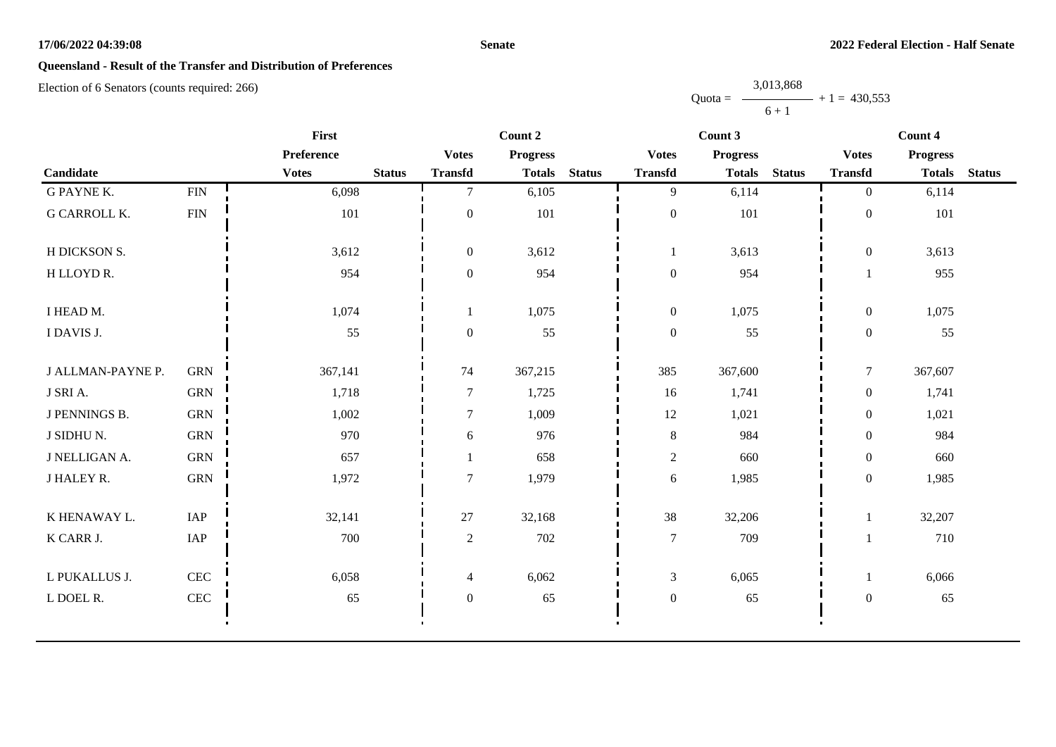**Senate**

**2022 Federal Election - Half Senate**

## Queensland - Result of the Transfer and Distribution of Preferences

Election of 6 Senators (counts required: 266)

$$\text{Quota} = \frac{3,013,868}{6 + 1} + 1 = 430,553$$

| Candidate | | First Preference Votes | Status | Count 2 Votes Transfd | Count 2 Progress Totals | Status | Count 3 Votes Transfd | Count 3 Progress Totals | Status | Count 4 Votes Transfd | Count 4 Progress Totals | Status |
|---|---|---|---|---|---|---|---|---|---|---|---|---|
| G PAYNE K. | FIN | 6,098 | | 7 | 6,105 | | 9 | 6,114 | | 0 | 6,114 | |
| G CARROLL K. | FIN | 101 | | 0 | 101 | | 0 | 101 | | 0 | 101 | |
| H DICKSON S. | | 3,612 | | 0 | 3,612 | | 1 | 3,613 | | 0 | 3,613 | |
| H LLOYD R. | | 954 | | 0 | 954 | | 0 | 954 | | 1 | 955 | |
| I HEAD M. | | 1,074 | | 1 | 1,075 | | 0 | 1,075 | | 0 | 1,075 | |
| I DAVIS J. | | 55 | | 0 | 55 | | 0 | 55 | | 0 | 55 | |
| J ALLMAN-PAYNE P. | GRN | 367,141 | | 74 | 367,215 | | 385 | 367,600 | | 7 | 367,607 | |
| J SRI A. | GRN | 1,718 | | 7 | 1,725 | | 16 | 1,741 | | 0 | 1,741 | |
| J PENNINGS B. | GRN | 1,002 | | 7 | 1,009 | | 12 | 1,021 | | 0 | 1,021 | |
| J SIDHU N. | GRN | 970 | | 6 | 976 | | 8 | 984 | | 0 | 984 | |
| J NELLIGAN A. | GRN | 657 | | 1 | 658 | | 2 | 660 | | 0 | 660 | |
| J HALEY R. | GRN | 1,972 | | 7 | 1,979 | | 6 | 1,985 | | 0 | 1,985 | |
| K HENAWAY L. | IAP | 32,141 | | 27 | 32,168 | | 38 | 32,206 | | 1 | 32,207 | |
| K CARR J. | IAP | 700 | | 2 | 702 | | 7 | 709 | | 1 | 710 | |
| L PUKALLUS J. | CEC | 6,058 | | 4 | 6,062 | | 3 | 6,065 | | 1 | 6,066 | |
| L DOEL R. | CEC | 65 | | 0 | 65 | | 0 | 65 | | 0 | 65 | |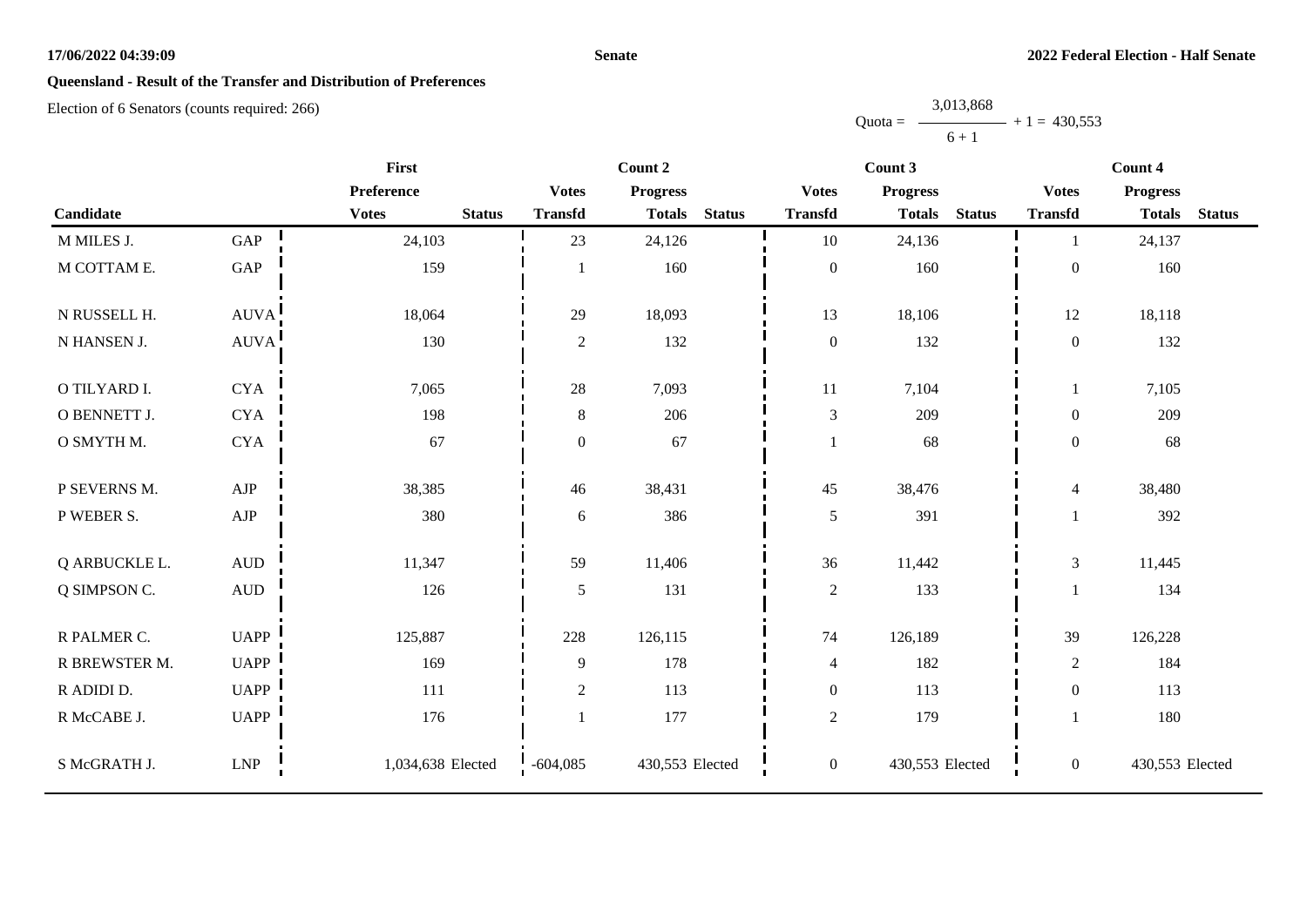**Senate**

**2022 Federal Election - Half Senate**

**Queensland - Result of the Transfer and Distribution of Preferences**

Election of 6 Senators (counts required: 266)

$$\text{Quota} = \frac{3{,}013{,}868}{6 + 1} + 1 = 430{,}553$$

| Candidate | | First | | Count 2 | | | Count 3 | | | Count 4 | | |
|---|---|---|---|---|---|---|---|---|---|---|---|---|
| | | Preference | | Votes | Progress | | Votes | Progress | | Votes | Progress | |
| | | Votes | Status | Transfd | Totals | Status | Transfd | Totals | Status | Transfd | Totals | Status |
| M MILES J. | GAP | 24,103 | | 23 | 24,126 | | 10 | 24,136 | | 1 | 24,137 | |
| M COTTAM E. | GAP | 159 | | 1 | 160 | | 0 | 160 | | 0 | 160 | |
| N RUSSELL H. | AUVA | 18,064 | | 29 | 18,093 | | 13 | 18,106 | | 12 | 18,118 | |
| N HANSEN J. | AUVA | 130 | | 2 | 132 | | 0 | 132 | | 0 | 132 | |
| O TILYARD I. | CYA | 7,065 | | 28 | 7,093 | | 11 | 7,104 | | 1 | 7,105 | |
| O BENNETT J. | CYA | 198 | | 8 | 206 | | 3 | 209 | | 0 | 209 | |
| O SMYTH M. | CYA | 67 | | 0 | 67 | | 1 | 68 | | 0 | 68 | |
| P SEVERNS M. | AJP | 38,385 | | 46 | 38,431 | | 45 | 38,476 | | 4 | 38,480 | |
| P WEBER S. | AJP | 380 | | 6 | 386 | | 5 | 391 | | 1 | 392 | |
| Q ARBUCKLE L. | AUD | 11,347 | | 59 | 11,406 | | 36 | 11,442 | | 3 | 11,445 | |
| Q SIMPSON C. | AUD | 126 | | 5 | 131 | | 2 | 133 | | 1 | 134 | |
| R PALMER C. | UAPP | 125,887 | | 228 | 126,115 | | 74 | 126,189 | | 39 | 126,228 | |
| R BREWSTER M. | UAPP | 169 | | 9 | 178 | | 4 | 182 | | 2 | 184 | |
| R ADIDI D. | UAPP | 111 | | 2 | 113 | | 0 | 113 | | 0 | 113 | |
| R McCABE J. | UAPP | 176 | | 1 | 177 | | 2 | 179 | | 1 | 180 | |
| S McGRATH J. | LNP | 1,034,638 | Elected | -604,085 | 430,553 | Elected | 0 | 430,553 | Elected | 0 | 430,553 | Elected |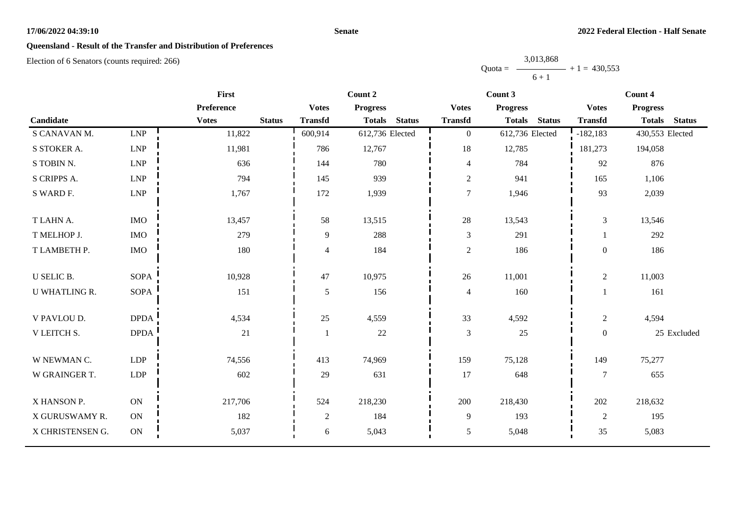## Queensland - Result of the Transfer and Distribution of Preferences

Election of 6 Senators (counts required: 266)

$$\text{Quota} = \frac{3{,}013{,}868}{6 + 1} + 1 = 430{,}553$$

| Candidate | | First Preference Votes | First Status | Count 2 Votes Transfd | Count 2 Progress Totals | Count 2 Status | Count 3 Votes Transfd | Count 3 Progress Totals | Count 3 Status | Count 4 Votes Transfd | Count 4 Progress Totals | Count 4 Status |
|---|---|---|---|---|---|---|---|---|---|---|---|---|
| S CANAVAN M. | LNP | 11,822 | | 600,914 | 612,736 | Elected | 0 | 612,736 | Elected | -182,183 | 430,553 | Elected |
| S STOKER A. | LNP | 11,981 | | 786 | 12,767 | | 18 | 12,785 | | 181,273 | 194,058 | |
| S TOBIN N. | LNP | 636 | | 144 | 780 | | 4 | 784 | | 92 | 876 | |
| S CRIPPS A. | LNP | 794 | | 145 | 939 | | 2 | 941 | | 165 | 1,106 | |
| S WARD F. | LNP | 1,767 | | 172 | 1,939 | | 7 | 1,946 | | 93 | 2,039 | |
| T LAHN A. | IMO | 13,457 | | 58 | 13,515 | | 28 | 13,543 | | 3 | 13,546 | |
| T MELHOP J. | IMO | 279 | | 9 | 288 | | 3 | 291 | | 1 | 292 | |
| T LAMBETH P. | IMO | 180 | | 4 | 184 | | 2 | 186 | | 0 | 186 | |
| U SELIC B. | SOPA | 10,928 | | 47 | 10,975 | | 26 | 11,001 | | 2 | 11,003 | |
| U WHATLING R. | SOPA | 151 | | 5 | 156 | | 4 | 160 | | 1 | 161 | |
| V PAVLOU D. | DPDA | 4,534 | | 25 | 4,559 | | 33 | 4,592 | | 2 | 4,594 | |
| V LEITCH S. | DPDA | 21 | | 1 | 22 | | 3 | 25 | | 0 | 25 | Excluded |
| W NEWMAN C. | LDP | 74,556 | | 413 | 74,969 | | 159 | 75,128 | | 149 | 75,277 | |
| W GRAINGER T. | LDP | 602 | | 29 | 631 | | 17 | 648 | | 7 | 655 | |
| X HANSON P. | ON | 217,706 | | 524 | 218,230 | | 200 | 218,430 | | 202 | 218,632 | |
| X GURUSWAMY R. | ON | 182 | | 2 | 184 | | 9 | 193 | | 2 | 195 | |
| X CHRISTENSEN G. | ON | 5,037 | | 6 | 5,043 | | 5 | 5,048 | | 35 | 5,083 | |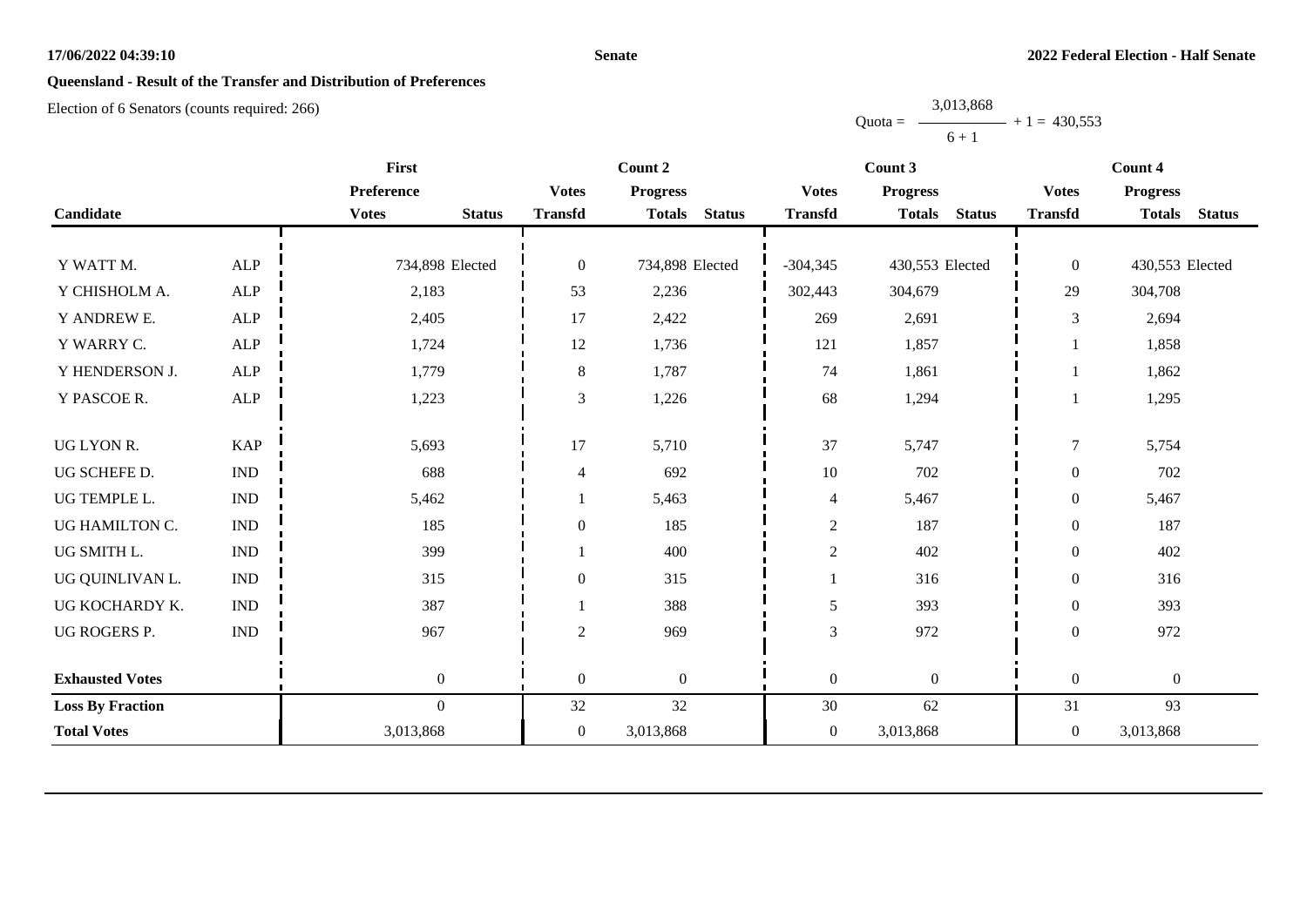**Queensland - Result of the Transfer and Distribution of Preferences**

Election of 6 Senators (counts required: 266)

$$\text{Quota} = \frac{3,013,868}{6 + 1} + 1 = 430,553$$

| Candidate | | First Preference | | Count 2 | | | Count 3 | | | Count 4 | | |
|---|---|---|---|---|---|---|---|---|---|---|---|---|
| | | Votes | Status | Votes Transfd | Progress Totals | Status | Votes Transfd | Progress Totals | Status | Votes Transfd | Progress Totals | Status |
| Y WATT M. | ALP | 734,898 | Elected | 0 | 734,898 | Elected | -304,345 | 430,553 | Elected | 0 | 430,553 | Elected |
| Y CHISHOLM A. | ALP | 2,183 | | 53 | 2,236 | | 302,443 | 304,679 | | 29 | 304,708 | |
| Y ANDREW E. | ALP | 2,405 | | 17 | 2,422 | | 269 | 2,691 | | 3 | 2,694 | |
| Y WARRY C. | ALP | 1,724 | | 12 | 1,736 | | 121 | 1,857 | | 1 | 1,858 | |
| Y HENDERSON J. | ALP | 1,779 | | 8 | 1,787 | | 74 | 1,861 | | 1 | 1,862 | |
| Y PASCOE R. | ALP | 1,223 | | 3 | 1,226 | | 68 | 1,294 | | 1 | 1,295 | |
| UG LYON R. | KAP | 5,693 | | 17 | 5,710 | | 37 | 5,747 | | 7 | 5,754 | |
| UG SCHEFE D. | IND | 688 | | 4 | 692 | | 10 | 702 | | 0 | 702 | |
| UG TEMPLE L. | IND | 5,462 | | 1 | 5,463 | | 4 | 5,467 | | 0 | 5,467 | |
| UG HAMILTON C. | IND | 185 | | 0 | 185 | | 2 | 187 | | 0 | 187 | |
| UG SMITH L. | IND | 399 | | 1 | 400 | | 2 | 402 | | 0 | 402 | |
| UG QUINLIVAN L. | IND | 315 | | 0 | 315 | | 1 | 316 | | 0 | 316 | |
| UG KOCHARDY K. | IND | 387 | | 1 | 388 | | 5 | 393 | | 0 | 393 | |
| UG ROGERS P. | IND | 967 | | 2 | 969 | | 3 | 972 | | 0 | 972 | |
| **Exhausted Votes** | | 0 | | 0 | 0 | | 0 | 0 | | 0 | 0 | |
| **Loss By Fraction** | | 0 | | 32 | 32 | | 30 | 62 | | 31 | 93 | |
| **Total Votes** | | 3,013,868 | | 0 | 3,013,868 | | 0 | 3,013,868 | | 0 | 3,013,868 | |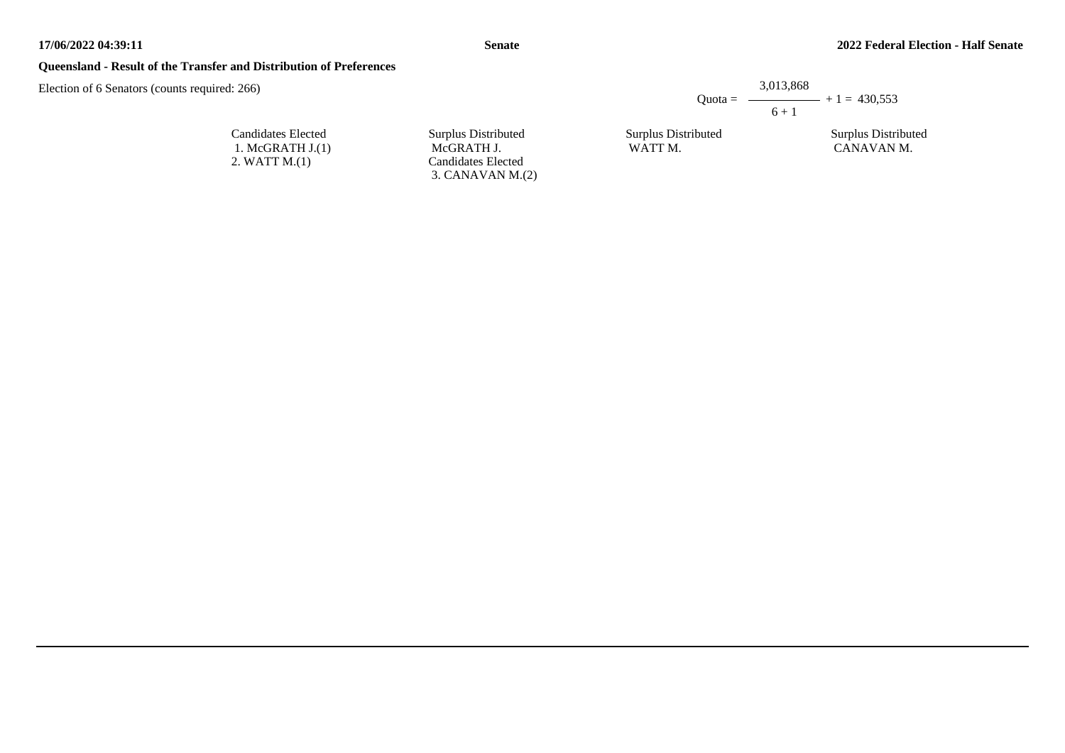**Queensland - Result of the Transfer and Distribution of Preferences**

Election of 6 Senators (counts required: 266)

$$\text{Quota} = \frac{3{,}013{,}868}{6 + 1} + 1 = 430{,}553$$

| Candidates Elected | Surplus Distributed | Surplus Distributed | Surplus Distributed |
|---|---|---|---|
| 1. McGRATH J.(1) | McGRATH J. | WATT M. | CANAVAN M. |
| 2. WATT M.(1) | Candidates Elected | | |
| | 3. CANAVAN M.(2) | | |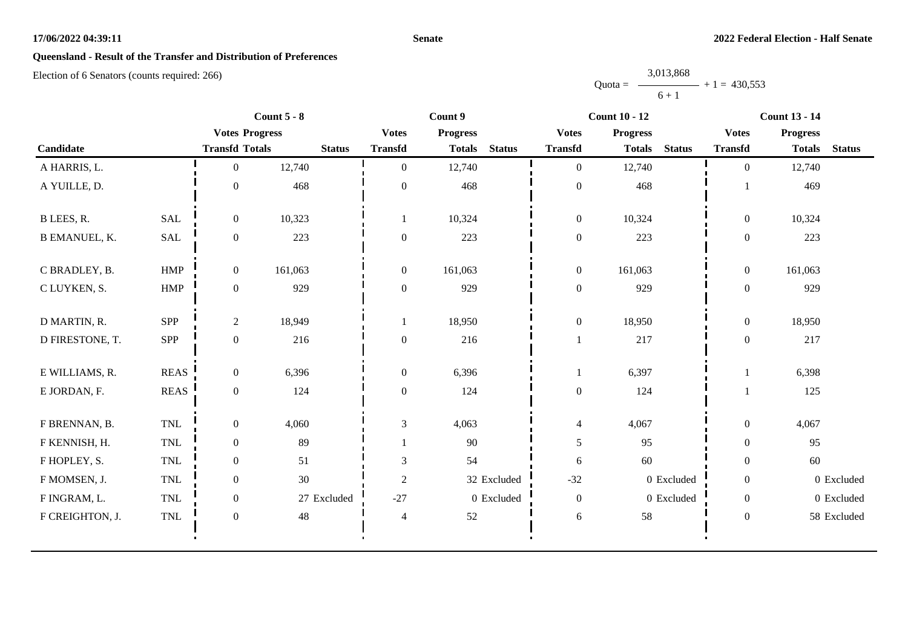## Queensland - Result of the Transfer and Distribution of Preferences

Election of 6 Senators (counts required: 266)

$$\text{Quota} = \frac{3,013,868}{6 + 1} + 1 = 430,553$$

| Candidate | | Count 5 - 8 | | | Count 9 | | | Count 10 - 12 | | | Count 13 - 14 | | |
|---|---|---|---|---|---|---|---|---|---|---|---|---|---|
| | | Votes Transfd | Progress Totals | Status | Votes Transfd | Progress Totals | Status | Votes Transfd | Progress Totals | Status | Votes Transfd | Progress Totals | Status |
| A HARRIS, L. | | 0 | 12,740 | | 0 | 12,740 | | 0 | 12,740 | | 0 | 12,740 | |
| A YUILLE, D. | | 0 | 468 | | 0 | 468 | | 0 | 468 | | 1 | 469 | |
| B LEES, R. | SAL | 0 | 10,323 | | 1 | 10,324 | | 0 | 10,324 | | 0 | 10,324 | |
| B EMANUEL, K. | SAL | 0 | 223 | | 0 | 223 | | 0 | 223 | | 0 | 223 | |
| C BRADLEY, B. | HMP | 0 | 161,063 | | 0 | 161,063 | | 0 | 161,063 | | 0 | 161,063 | |
| C LUYKEN, S. | HMP | 0 | 929 | | 0 | 929 | | 0 | 929 | | 0 | 929 | |
| D MARTIN, R. | SPP | 2 | 18,949 | | 1 | 18,950 | | 0 | 18,950 | | 0 | 18,950 | |
| D FIRESTONE, T. | SPP | 0 | 216 | | 0 | 216 | | 1 | 217 | | 0 | 217 | |
| E WILLIAMS, R. | REAS | 0 | 6,396 | | 0 | 6,396 | | 1 | 6,397 | | 1 | 6,398 | |
| E JORDAN, F. | REAS | 0 | 124 | | 0 | 124 | | 0 | 124 | | 1 | 125 | |
| F BRENNAN, B. | TNL | 0 | 4,060 | | 3 | 4,063 | | 4 | 4,067 | | 0 | 4,067 | |
| F KENNISH, H. | TNL | 0 | 89 | | 1 | 90 | | 5 | 95 | | 0 | 95 | |
| F HOPLEY, S. | TNL | 0 | 51 | | 3 | 54 | | 6 | 60 | | 0 | 60 | |
| F MOMSEN, J. | TNL | 0 | 30 | | 2 | 32 | Excluded | -32 | 0 | Excluded | 0 | 0 | Excluded |
| F INGRAM, L. | TNL | 0 | 27 | Excluded | -27 | 0 | Excluded | 0 | 0 | Excluded | 0 | 0 | Excluded |
| F CREIGHTON, J. | TNL | 0 | 48 | | 4 | 52 | | 6 | 58 | | 0 | 58 | Excluded |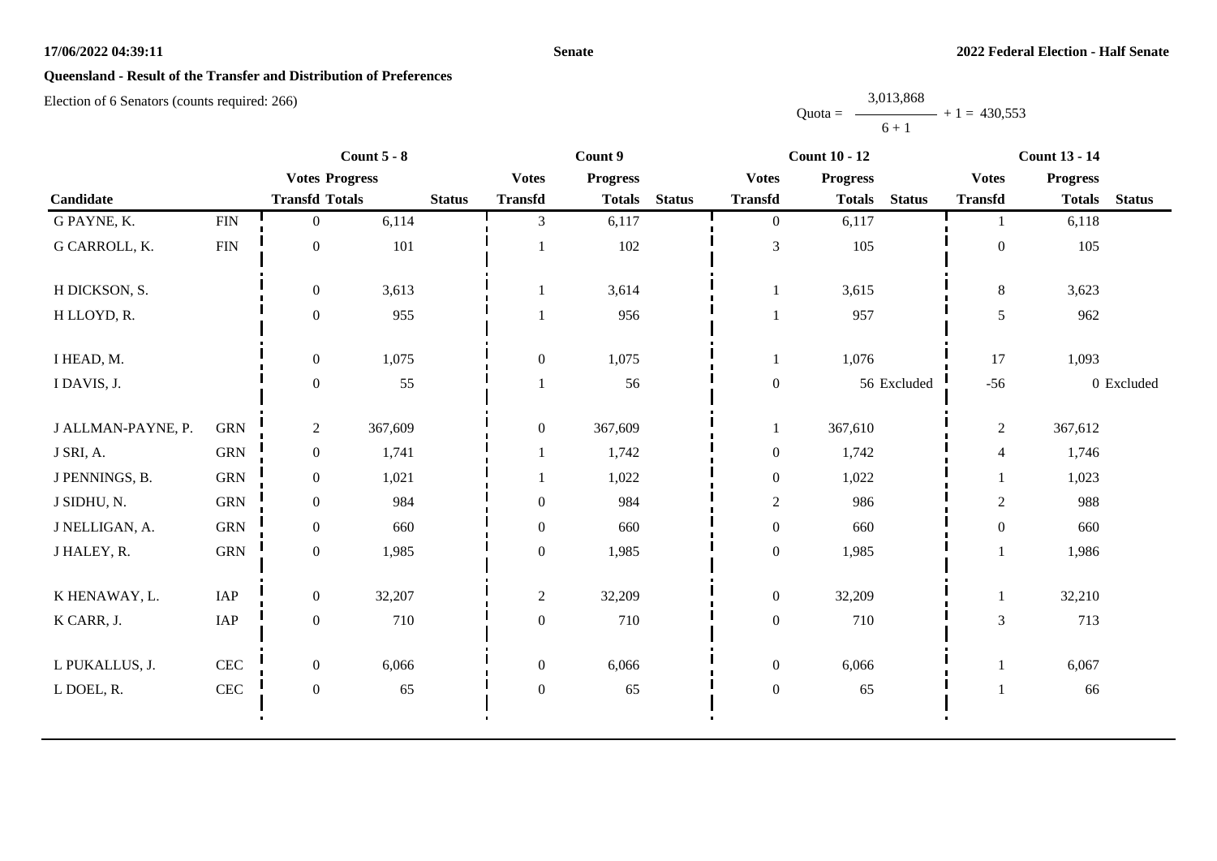**Senate**

**2022 Federal Election - Half Senate**

## Queensland - Result of the Transfer and Distribution of Preferences

Election of 6 Senators (counts required: 266)

$$\text{Quota} = \frac{3{,}013{,}868}{6 + 1} + 1 = 430{,}553$$

| Candidate | | Count 5 - 8 | | | Count 9 | | | Count 10 - 12 | | | Count 13 - 14 | | |
|---|---|---|---|---|---|---|---|---|---|---|---|---|---|
| | | Votes Transfd | Progress Totals | Status | Votes Transfd | Progress Totals | Status | Votes Transfd | Progress Totals | Status | Votes Transfd | Progress Totals | Status |
| G PAYNE, K. | FIN | 0 | 6,114 | | 3 | 6,117 | | 0 | 6,117 | | 1 | 6,118 | |
| G CARROLL, K. | FIN | 0 | 101 | | 1 | 102 | | 3 | 105 | | 0 | 105 | |
| H DICKSON, S. | | 0 | 3,613 | | 1 | 3,614 | | 1 | 3,615 | | 8 | 3,623 | |
| H LLOYD, R. | | 0 | 955 | | 1 | 956 | | 1 | 957 | | 5 | 962 | |
| I HEAD, M. | | 0 | 1,075 | | 0 | 1,075 | | 1 | 1,076 | | 17 | 1,093 | |
| I DAVIS, J. | | 0 | 55 | | 1 | 56 | | 0 | 56 | Excluded | -56 | 0 | Excluded |
| J ALLMAN-PAYNE, P. | GRN | 2 | 367,609 | | 0 | 367,609 | | 1 | 367,610 | | 2 | 367,612 | |
| J SRI, A. | GRN | 0 | 1,741 | | 1 | 1,742 | | 0 | 1,742 | | 4 | 1,746 | |
| J PENNINGS, B. | GRN | 0 | 1,021 | | 1 | 1,022 | | 0 | 1,022 | | 1 | 1,023 | |
| J SIDHU, N. | GRN | 0 | 984 | | 0 | 984 | | 2 | 986 | | 2 | 988 | |
| J NELLIGAN, A. | GRN | 0 | 660 | | 0 | 660 | | 0 | 660 | | 0 | 660 | |
| J HALEY, R. | GRN | 0 | 1,985 | | 0 | 1,985 | | 0 | 1,985 | | 1 | 1,986 | |
| K HENAWAY, L. | IAP | 0 | 32,207 | | 2 | 32,209 | | 0 | 32,209 | | 1 | 32,210 | |
| K CARR, J. | IAP | 0 | 710 | | 0 | 710 | | 0 | 710 | | 3 | 713 | |
| L PUKALLUS, J. | CEC | 0 | 6,066 | | 0 | 6,066 | | 0 | 6,066 | | 1 | 6,067 | |
| L DOEL, R. | CEC | 0 | 65 | | 0 | 65 | | 0 | 65 | | 1 | 66 | |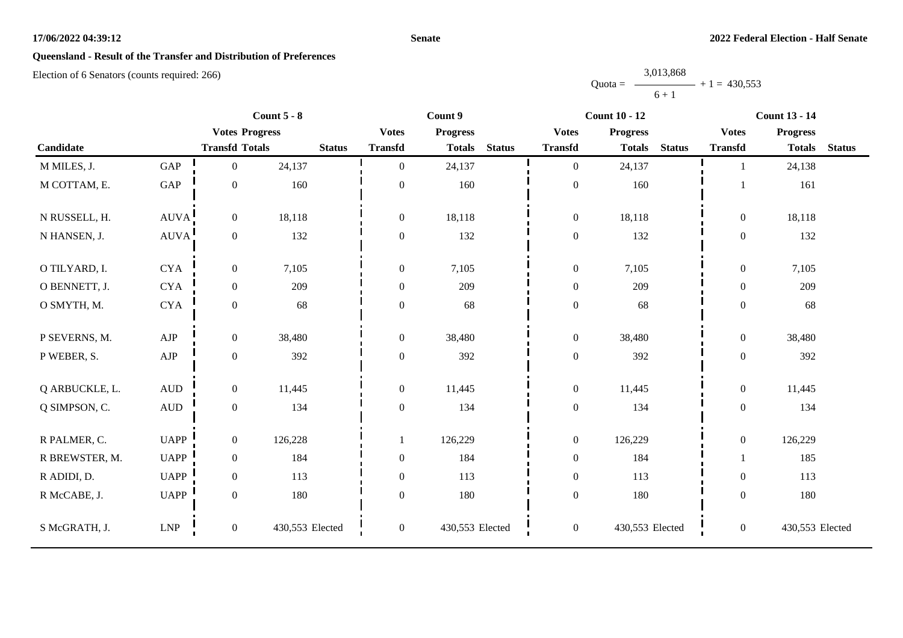## Queensland - Result of the Transfer and Distribution of Preferences

Election of 6 Senators (counts required: 266)

$$\text{Quota} = \frac{3{,}013{,}868}{6 + 1} + 1 = 430{,}553$$

| | | Count 5 - 8 | | | Count 9 | | | Count 10 - 12 | | | Count 13 - 14 | | |
|---|---|---|---|---|---|---|---|---|---|---|---|---|---|
| | | Votes Progress | | | Votes | Progress | | Votes | Progress | | Votes | Progress | |
| Candidate | | Transfd | Totals | Status | Transfd | Totals | Status | Transfd | Totals | Status | Transfd | Totals | Status |
| M MILES, J. | GAP | 0 | 24,137 | | 0 | 24,137 | | 0 | 24,137 | | 1 | 24,138 | |
| M COTTAM, E. | GAP | 0 | 160 | | 0 | 160 | | 0 | 160 | | 1 | 161 | |
| N RUSSELL, H. | AUVA | 0 | 18,118 | | 0 | 18,118 | | 0 | 18,118 | | 0 | 18,118 | |
| N HANSEN, J. | AUVA | 0 | 132 | | 0 | 132 | | 0 | 132 | | 0 | 132 | |
| O TILYARD, I. | CYA | 0 | 7,105 | | 0 | 7,105 | | 0 | 7,105 | | 0 | 7,105 | |
| O BENNETT, J. | CYA | 0 | 209 | | 0 | 209 | | 0 | 209 | | 0 | 209 | |
| O SMYTH, M. | CYA | 0 | 68 | | 0 | 68 | | 0 | 68 | | 0 | 68 | |
| P SEVERNS, M. | AJP | 0 | 38,480 | | 0 | 38,480 | | 0 | 38,480 | | 0 | 38,480 | |
| P WEBER, S. | AJP | 0 | 392 | | 0 | 392 | | 0 | 392 | | 0 | 392 | |
| Q ARBUCKLE, L. | AUD | 0 | 11,445 | | 0 | 11,445 | | 0 | 11,445 | | 0 | 11,445 | |
| Q SIMPSON, C. | AUD | 0 | 134 | | 0 | 134 | | 0 | 134 | | 0 | 134 | |
| R PALMER, C. | UAPP | 0 | 126,228 | | 1 | 126,229 | | 0 | 126,229 | | 0 | 126,229 | |
| R BREWSTER, M. | UAPP | 0 | 184 | | 0 | 184 | | 0 | 184 | | 1 | 185 | |
| R ADIDI, D. | UAPP | 0 | 113 | | 0 | 113 | | 0 | 113 | | 0 | 113 | |
| R McCABE, J. | UAPP | 0 | 180 | | 0 | 180 | | 0 | 180 | | 0 | 180 | |
| S McGRATH, J. | LNP | 0 | 430,553 | Elected | 0 | 430,553 | Elected | 0 | 430,553 | Elected | 0 | 430,553 | Elected |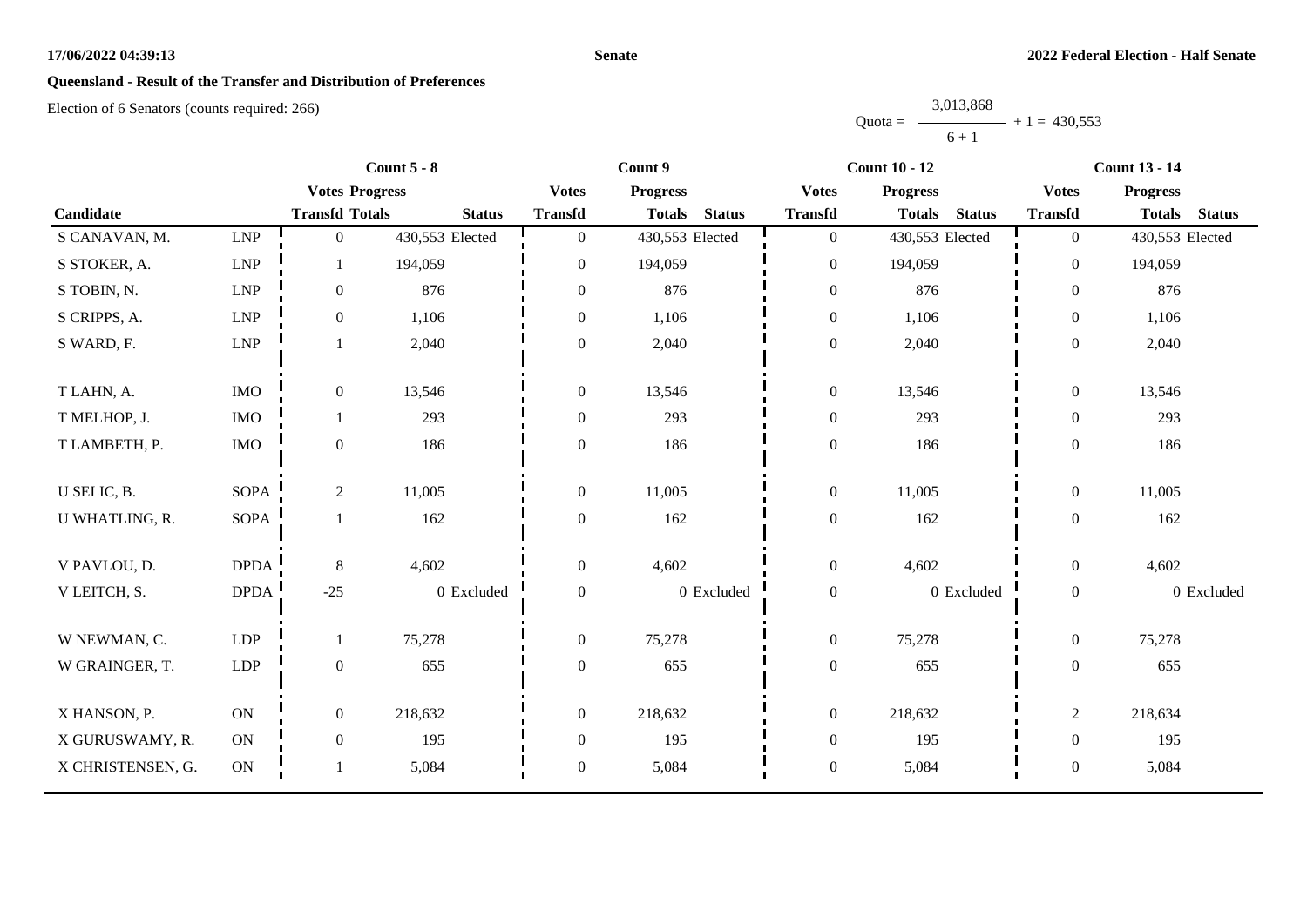**Senate**

**2022 Federal Election - Half Senate**

## Queensland - Result of the Transfer and Distribution of Preferences

Election of 6 Senators (counts required: 266)

$$\text{Quota} = \frac{3{,}013{,}868}{6 + 1} + 1 = 430{,}553$$

| | | Count 5 - 8 | | | Count 9 | | | Count 10 - 12 | | | Count 13 - 14 | | |
|---|---|---|---|---|---|---|---|---|---|---|---|---|---|
| | | Votes | Progress | | Votes | Progress | | Votes | Progress | | Votes | Progress | |
| Candidate | | Transfd | Totals | Status | Transfd | Totals | Status | Transfd | Totals | Status | Transfd | Totals | Status |
| S CANAVAN, M. | LNP | 0 | 430,553 | Elected | 0 | 430,553 | Elected | 0 | 430,553 | Elected | 0 | 430,553 | Elected |
| S STOKER, A. | LNP | 1 | 194,059 | | 0 | 194,059 | | 0 | 194,059 | | 0 | 194,059 | |
| S TOBIN, N. | LNP | 0 | 876 | | 0 | 876 | | 0 | 876 | | 0 | 876 | |
| S CRIPPS, A. | LNP | 0 | 1,106 | | 0 | 1,106 | | 0 | 1,106 | | 0 | 1,106 | |
| S WARD, F. | LNP | 1 | 2,040 | | 0 | 2,040 | | 0 | 2,040 | | 0 | 2,040 | |
| T LAHN, A. | IMO | 0 | 13,546 | | 0 | 13,546 | | 0 | 13,546 | | 0 | 13,546 | |
| T MELHOP, J. | IMO | 1 | 293 | | 0 | 293 | | 0 | 293 | | 0 | 293 | |
| T LAMBETH, P. | IMO | 0 | 186 | | 0 | 186 | | 0 | 186 | | 0 | 186 | |
| U SELIC, B. | SOPA | 2 | 11,005 | | 0 | 11,005 | | 0 | 11,005 | | 0 | 11,005 | |
| U WHATLING, R. | SOPA | 1 | 162 | | 0 | 162 | | 0 | 162 | | 0 | 162 | |
| V PAVLOU, D. | DPDA | 8 | 4,602 | | 0 | 4,602 | | 0 | 4,602 | | 0 | 4,602 | |
| V LEITCH, S. | DPDA | -25 | 0 | Excluded | 0 | 0 | Excluded | 0 | 0 | Excluded | 0 | 0 | Excluded |
| W NEWMAN, C. | LDP | 1 | 75,278 | | 0 | 75,278 | | 0 | 75,278 | | 0 | 75,278 | |
| W GRAINGER, T. | LDP | 0 | 655 | | 0 | 655 | | 0 | 655 | | 0 | 655 | |
| X HANSON, P. | ON | 0 | 218,632 | | 0 | 218,632 | | 0 | 218,632 | | 2 | 218,634 | |
| X GURUSWAMY, R. | ON | 0 | 195 | | 0 | 195 | | 0 | 195 | | 0 | 195 | |
| X CHRISTENSEN, G. | ON | 1 | 5,084 | | 0 | 5,084 | | 0 | 5,084 | | 0 | 5,084 | |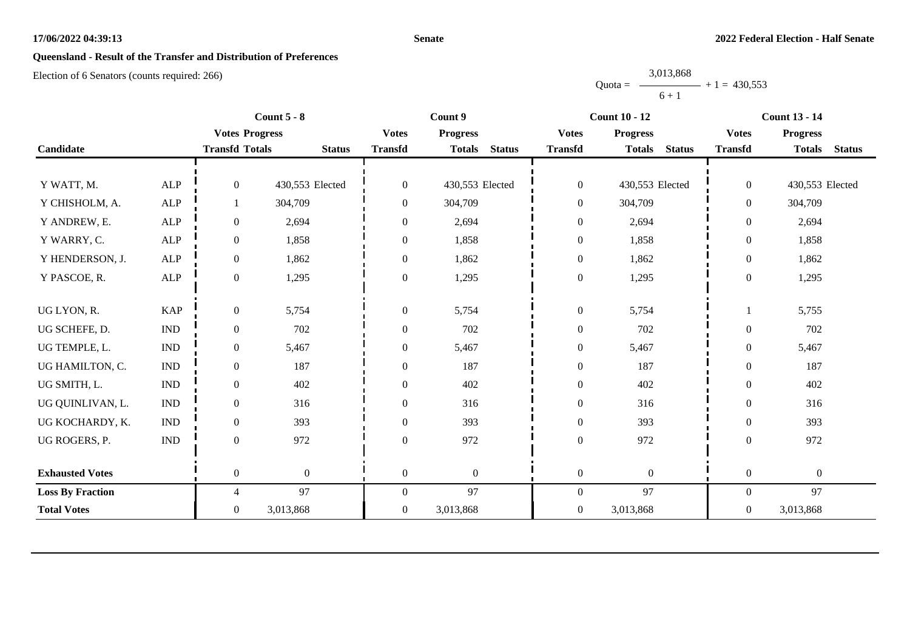**17/06/2022 04:39:13** **Senate** **2022 Federal Election - Half Senate**

## Queensland - Result of the Transfer and Distribution of Preferences

Election of 6 Senators (counts required: 266)

$$\text{Quota} = \frac{3{,}013{,}868}{6 + 1} + 1 = 430{,}553$$

| Candidate | | Count 5 - 8 | | | Count 9 | | | Count 10 - 12 | | | Count 13 - 14 | | |
|---|---|---|---|---|---|---|---|---|---|---|---|---|---|
| | | Votes Transfd | Progress Totals | Status | Votes Transfd | Progress Totals | Status | Votes Transfd | Progress Totals | Status | Votes Transfd | Progress Totals | Status |
| Y WATT, M. | ALP | 0 | 430,553 | Elected | 0 | 430,553 | Elected | 0 | 430,553 | Elected | 0 | 430,553 | Elected |
| Y CHISHOLM, A. | ALP | 1 | 304,709 | | 0 | 304,709 | | 0 | 304,709 | | 0 | 304,709 | |
| Y ANDREW, E. | ALP | 0 | 2,694 | | 0 | 2,694 | | 0 | 2,694 | | 0 | 2,694 | |
| Y WARRY, C. | ALP | 0 | 1,858 | | 0 | 1,858 | | 0 | 1,858 | | 0 | 1,858 | |
| Y HENDERSON, J. | ALP | 0 | 1,862 | | 0 | 1,862 | | 0 | 1,862 | | 0 | 1,862 | |
| Y PASCOE, R. | ALP | 0 | 1,295 | | 0 | 1,295 | | 0 | 1,295 | | 0 | 1,295 | |
| UG LYON, R. | KAP | 0 | 5,754 | | 0 | 5,754 | | 0 | 5,754 | | 1 | 5,755 | |
| UG SCHEFE, D. | IND | 0 | 702 | | 0 | 702 | | 0 | 702 | | 0 | 702 | |
| UG TEMPLE, L. | IND | 0 | 5,467 | | 0 | 5,467 | | 0 | 5,467 | | 0 | 5,467 | |
| UG HAMILTON, C. | IND | 0 | 187 | | 0 | 187 | | 0 | 187 | | 0 | 187 | |
| UG SMITH, L. | IND | 0 | 402 | | 0 | 402 | | 0 | 402 | | 0 | 402 | |
| UG QUINLIVAN, L. | IND | 0 | 316 | | 0 | 316 | | 0 | 316 | | 0 | 316 | |
| UG KOCHARDY, K. | IND | 0 | 393 | | 0 | 393 | | 0 | 393 | | 0 | 393 | |
| UG ROGERS, P. | IND | 0 | 972 | | 0 | 972 | | 0 | 972 | | 0 | 972 | |
| **Exhausted Votes** | | 0 | 0 | | 0 | 0 | | 0 | 0 | | 0 | 0 | |
| **Loss By Fraction** | | 4 | 97 | | 0 | 97 | | 0 | 97 | | 0 | 97 | |
| **Total Votes** | | 0 | 3,013,868 | | 0 | 3,013,868 | | 0 | 3,013,868 | | 0 | 3,013,868 | |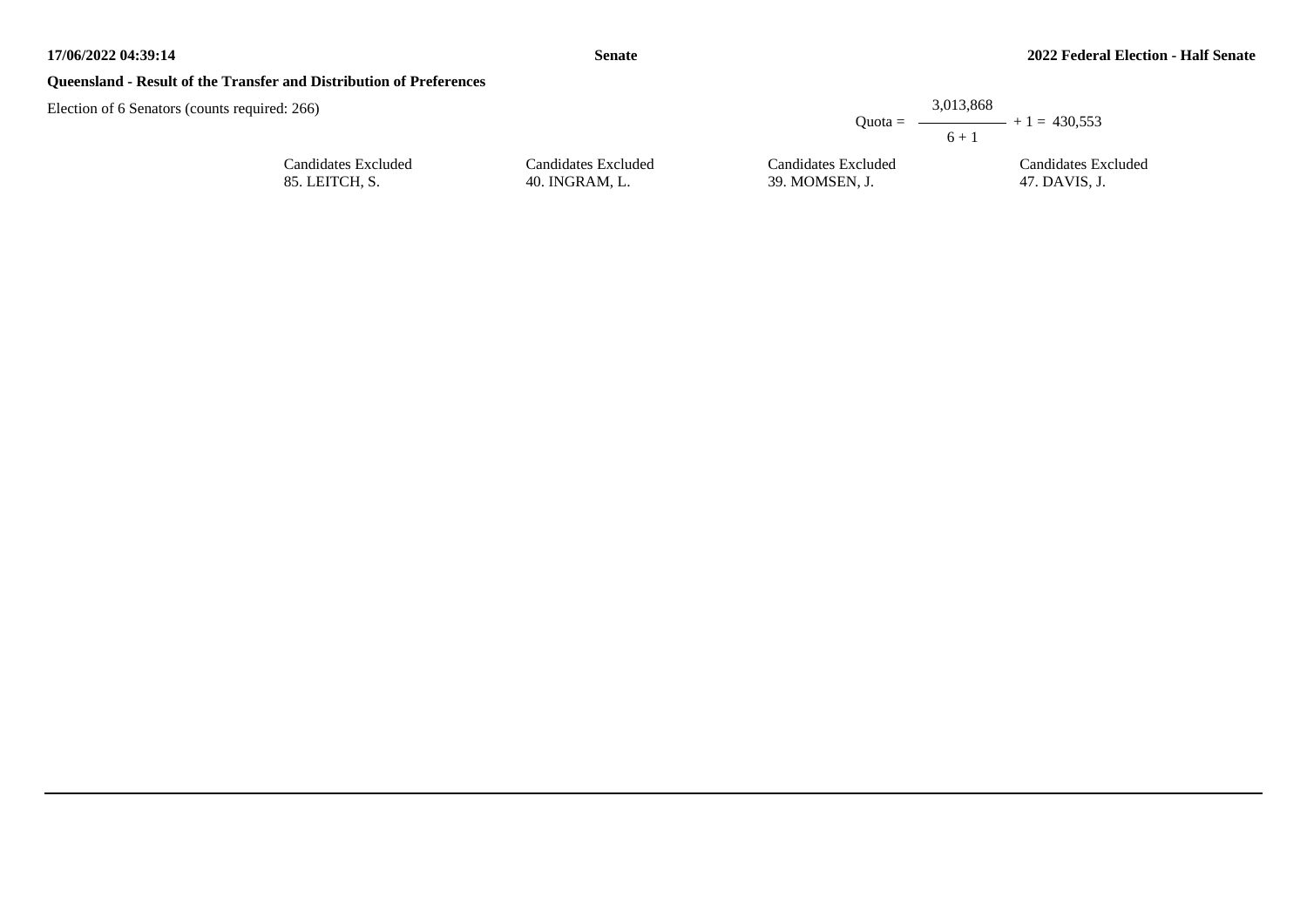**Queensland - Result of the Transfer and Distribution of Preferences**

Election of 6 Senators (counts required: 266)

$$\text{Quota} = \frac{3{,}013{,}868}{6 + 1} + 1 = 430{,}553$$

| Candidates Excluded | Candidates Excluded | Candidates Excluded | Candidates Excluded |
| --- | --- | --- | --- |
| 85. LEITCH, S. | 40. INGRAM, L. | 39. MOMSEN, J. | 47. DAVIS, J. |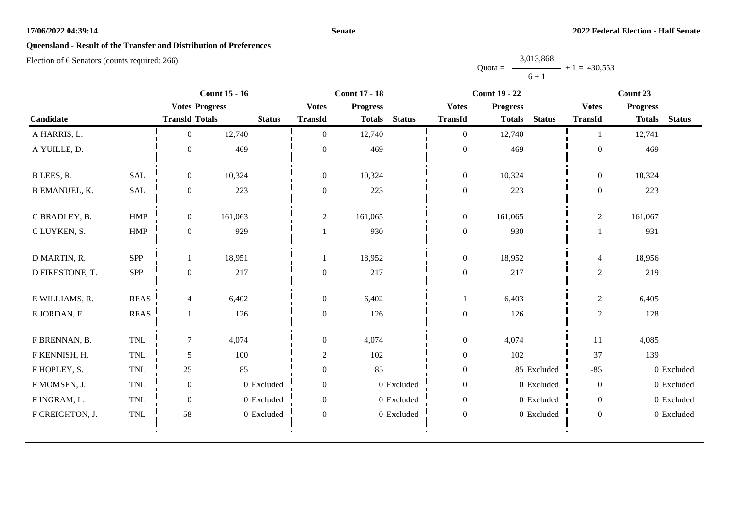17/06/2022 04:39:14

Senate

2022 Federal Election - Half Senate

## Queensland - Result of the Transfer and Distribution of Preferences

Election of 6 Senators (counts required: 266)

$$\text{Quota} = \frac{3{,}013{,}868}{6 + 1} + 1 = 430{,}553$$

| Candidate | | Count 15 - 16 | | | Count 17 - 18 | | | Count 19 - 22 | | | Count 23 | | |
|---|---|---|---|---|---|---|---|---|---|---|---|---|---|
| | | Votes Transfd | Progress Totals | Status | Votes Transfd | Progress Totals | Status | Votes Transfd | Progress Totals | Status | Votes Transfd | Progress Totals | Status |
| A HARRIS, L. | | 0 | 12,740 | | 0 | 12,740 | | 0 | 12,740 | | 1 | 12,741 | |
| A YUILLE, D. | | 0 | 469 | | 0 | 469 | | 0 | 469 | | 0 | 469 | |
| B LEES, R. | SAL | 0 | 10,324 | | 0 | 10,324 | | 0 | 10,324 | | 0 | 10,324 | |
| B EMANUEL, K. | SAL | 0 | 223 | | 0 | 223 | | 0 | 223 | | 0 | 223 | |
| C BRADLEY, B. | HMP | 0 | 161,063 | | 2 | 161,065 | | 0 | 161,065 | | 2 | 161,067 | |
| C LUYKEN, S. | HMP | 0 | 929 | | 1 | 930 | | 0 | 930 | | 1 | 931 | |
| D MARTIN, R. | SPP | 1 | 18,951 | | 1 | 18,952 | | 0 | 18,952 | | 4 | 18,956 | |
| D FIRESTONE, T. | SPP | 0 | 217 | | 0 | 217 | | 0 | 217 | | 2 | 219 | |
| E WILLIAMS, R. | REAS | 4 | 6,402 | | 0 | 6,402 | | 1 | 6,403 | | 2 | 6,405 | |
| E JORDAN, F. | REAS | 1 | 126 | | 0 | 126 | | 0 | 126 | | 2 | 128 | |
| F BRENNAN, B. | TNL | 7 | 4,074 | | 0 | 4,074 | | 0 | 4,074 | | 11 | 4,085 | |
| F KENNISH, H. | TNL | 5 | 100 | | 2 | 102 | | 0 | 102 | | 37 | 139 | |
| F HOPLEY, S. | TNL | 25 | 85 | | 0 | 85 | | 0 | 85 | Excluded | -85 | 0 | Excluded |
| F MOMSEN, J. | TNL | 0 | 0 | Excluded | 0 | 0 | Excluded | 0 | 0 | Excluded | 0 | 0 | Excluded |
| F INGRAM, L. | TNL | 0 | 0 | Excluded | 0 | 0 | Excluded | 0 | 0 | Excluded | 0 | 0 | Excluded |
| F CREIGHTON, J. | TNL | -58 | 0 | Excluded | 0 | 0 | Excluded | 0 | 0 | Excluded | 0 | 0 | Excluded |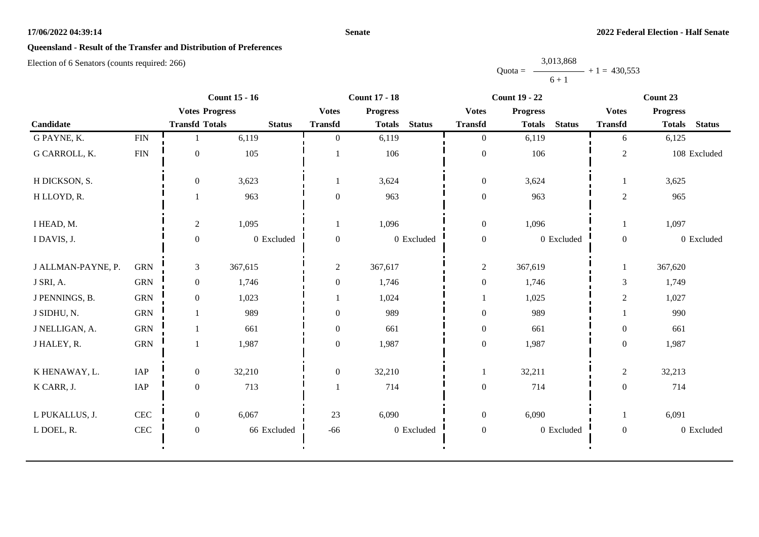**Queensland - Result of the Transfer and Distribution of Preferences**

Election of 6 Senators (counts required: 266)

$$\text{Quota} = \frac{3{,}013{,}868}{6 + 1} + 1 = 430{,}553$$

| Candidate | | Count 15 - 16 | | | Count 17 - 18 | | | Count 19 - 22 | | | Count 23 | | |
|---|---|---|---|---|---|---|---|---|---|---|---|---|---|
| | | Votes Transfd | Progress Totals | Status | Votes Transfd | Progress Totals | Status | Votes Transfd | Progress Totals | Status | Votes Transfd | Progress Totals | Status |
| G PAYNE, K. | FIN | 1 | 6,119 | | 0 | 6,119 | | 0 | 6,119 | | 6 | 6,125 | |
| G CARROLL, K. | FIN | 0 | 105 | | 1 | 106 | | 0 | 106 | | 2 | 108 | Excluded |
| H DICKSON, S. | | 0 | 3,623 | | 1 | 3,624 | | 0 | 3,624 | | 1 | 3,625 | |
| H LLOYD, R. | | 1 | 963 | | 0 | 963 | | 0 | 963 | | 2 | 965 | |
| I HEAD, M. | | 2 | 1,095 | | 1 | 1,096 | | 0 | 1,096 | | 1 | 1,097 | |
| I DAVIS, J. | | 0 | 0 | Excluded | 0 | 0 | Excluded | 0 | 0 | Excluded | 0 | 0 | Excluded |
| J ALLMAN-PAYNE, P. | GRN | 3 | 367,615 | | 2 | 367,617 | | 2 | 367,619 | | 1 | 367,620 | |
| J SRI, A. | GRN | 0 | 1,746 | | 0 | 1,746 | | 0 | 1,746 | | 3 | 1,749 | |
| J PENNINGS, B. | GRN | 0 | 1,023 | | 1 | 1,024 | | 1 | 1,025 | | 2 | 1,027 | |
| J SIDHU, N. | GRN | 1 | 989 | | 0 | 989 | | 0 | 989 | | 1 | 990 | |
| J NELLIGAN, A. | GRN | 1 | 661 | | 0 | 661 | | 0 | 661 | | 0 | 661 | |
| J HALEY, R. | GRN | 1 | 1,987 | | 0 | 1,987 | | 0 | 1,987 | | 0 | 1,987 | |
| K HENAWAY, L. | IAP | 0 | 32,210 | | 0 | 32,210 | | 1 | 32,211 | | 2 | 32,213 | |
| K CARR, J. | IAP | 0 | 713 | | 1 | 714 | | 0 | 714 | | 0 | 714 | |
| L PUKALLUS, J. | CEC | 0 | 6,067 | | 23 | 6,090 | | 0 | 6,090 | | 1 | 6,091 | |
| L DOEL, R. | CEC | 0 | 66 | Excluded | -66 | 0 | Excluded | 0 | 0 | Excluded | 0 | 0 | Excluded |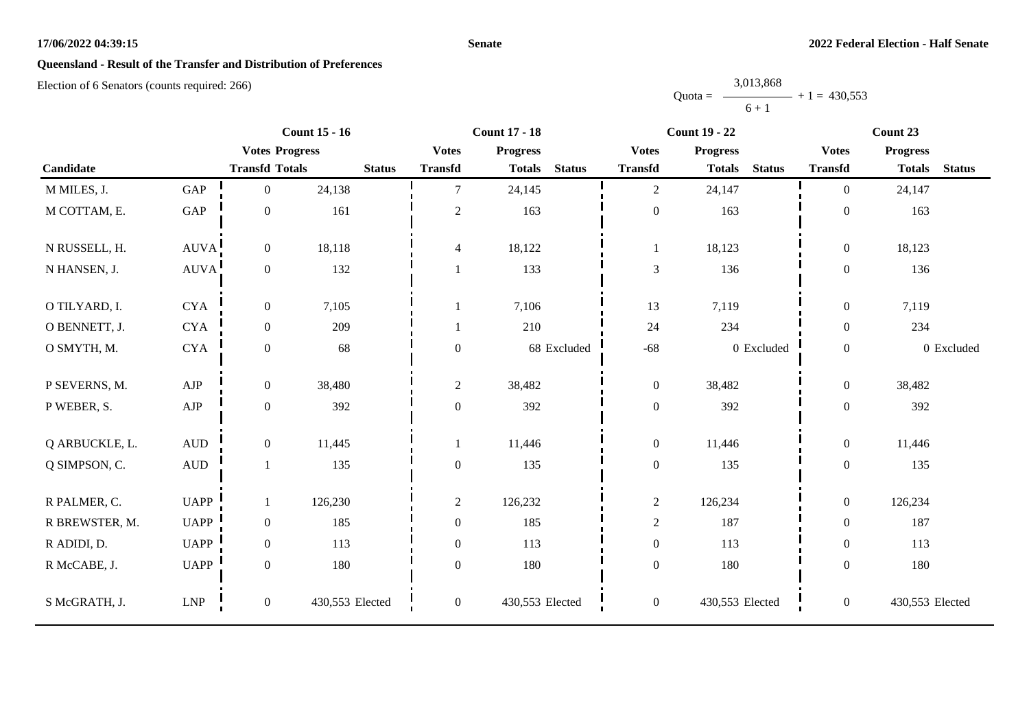**17/06/2022 04:39:15**

**Senate**

**2022 Federal Election - Half Senate**

## Queensland - Result of the Transfer and Distribution of Preferences

Election of 6 Senators (counts required: 266)

$$\text{Quota} = \frac{3{,}013{,}868}{6 + 1} + 1 = 430{,}553$$

| Candidate | | Count 15 - 16 | | | Count 17 - 18 | | | Count 19 - 22 | | | Count 23 | | |
|---|---|---|---|---|---|---|---|---|---|---|---|---|---|
| | | Votes Transfd | Progress Totals | Status | Votes Transfd | Progress Totals | Status | Votes Transfd | Progress Totals | Status | Votes Transfd | Progress Totals | Status |
| M MILES, J. | GAP | 0 | 24,138 | | 7 | 24,145 | | 2 | 24,147 | | 0 | 24,147 | |
| M COTTAM, E. | GAP | 0 | 161 | | 2 | 163 | | 0 | 163 | | 0 | 163 | |
| N RUSSELL, H. | AUVA | 0 | 18,118 | | 4 | 18,122 | | 1 | 18,123 | | 0 | 18,123 | |
| N HANSEN, J. | AUVA | 0 | 132 | | 1 | 133 | | 3 | 136 | | 0 | 136 | |
| O TILYARD, I. | CYA | 0 | 7,105 | | 1 | 7,106 | | 13 | 7,119 | | 0 | 7,119 | |
| O BENNETT, J. | CYA | 0 | 209 | | 1 | 210 | | 24 | 234 | | 0 | 234 | |
| O SMYTH, M. | CYA | 0 | 68 | | 0 | 68 | Excluded | -68 | 0 | Excluded | 0 | 0 | Excluded |
| P SEVERNS, M. | AJP | 0 | 38,480 | | 2 | 38,482 | | 0 | 38,482 | | 0 | 38,482 | |
| P WEBER, S. | AJP | 0 | 392 | | 0 | 392 | | 0 | 392 | | 0 | 392 | |
| Q ARBUCKLE, L. | AUD | 0 | 11,445 | | 1 | 11,446 | | 0 | 11,446 | | 0 | 11,446 | |
| Q SIMPSON, C. | AUD | 1 | 135 | | 0 | 135 | | 0 | 135 | | 0 | 135 | |
| R PALMER, C. | UAPP | 1 | 126,230 | | 2 | 126,232 | | 2 | 126,234 | | 0 | 126,234 | |
| R BREWSTER, M. | UAPP | 0 | 185 | | 0 | 185 | | 2 | 187 | | 0 | 187 | |
| R ADIDI, D. | UAPP | 0 | 113 | | 0 | 113 | | 0 | 113 | | 0 | 113 | |
| R McCABE, J. | UAPP | 0 | 180 | | 0 | 180 | | 0 | 180 | | 0 | 180 | |
| S McGRATH, J. | LNP | 0 | 430,553 | Elected | 0 | 430,553 | Elected | 0 | 430,553 | Elected | 0 | 430,553 | Elected |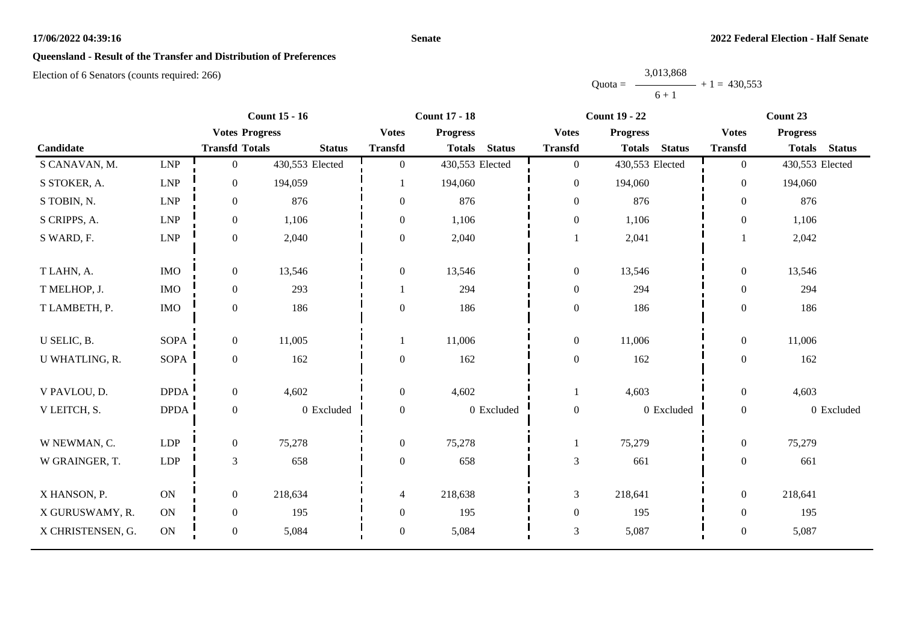# Queensland - Result of the Transfer and Distribution of Preferences

Election of 6 Senators (counts required: 266)

Quota = 3,013,868 / (6 + 1) + 1 = 430,553

| Candidate | | Count 15 - 16 | | | Count 17 - 18 | | | Count 19 - 22 | | | Count 23 | | |
|---|---|---|---|---|---|---|---|---|---|---|---|---|---|
| | | Votes Transfd | Progress Totals | Status | Votes Transfd | Progress Totals | Status | Votes Transfd | Progress Totals | Status | Votes Transfd | Progress Totals | Status |
| S CANAVAN, M. | LNP | 0 | 430,553 | Elected | 0 | 430,553 | Elected | 0 | 430,553 | Elected | 0 | 430,553 | Elected |
| S STOKER, A. | LNP | 0 | 194,059 | | 1 | 194,060 | | 0 | 194,060 | | 0 | 194,060 | |
| S TOBIN, N. | LNP | 0 | 876 | | 0 | 876 | | 0 | 876 | | 0 | 876 | |
| S CRIPPS, A. | LNP | 0 | 1,106 | | 0 | 1,106 | | 0 | 1,106 | | 0 | 1,106 | |
| S WARD, F. | LNP | 0 | 2,040 | | 0 | 2,040 | | 1 | 2,041 | | 1 | 2,042 | |
| T LAHN, A. | IMO | 0 | 13,546 | | 0 | 13,546 | | 0 | 13,546 | | 0 | 13,546 | |
| T MELHOP, J. | IMO | 0 | 293 | | 1 | 294 | | 0 | 294 | | 0 | 294 | |
| T LAMBETH, P. | IMO | 0 | 186 | | 0 | 186 | | 0 | 186 | | 0 | 186 | |
| U SELIC, B. | SOPA | 0 | 11,005 | | 1 | 11,006 | | 0 | 11,006 | | 0 | 11,006 | |
| U WHATLING, R. | SOPA | 0 | 162 | | 0 | 162 | | 0 | 162 | | 0 | 162 | |
| V PAVLOU, D. | DPDA | 0 | 4,602 | | 0 | 4,602 | | 1 | 4,603 | | 0 | 4,603 | |
| V LEITCH, S. | DPDA | 0 | 0 | Excluded | 0 | 0 | Excluded | 0 | 0 | Excluded | 0 | 0 | Excluded |
| W NEWMAN, C. | LDP | 0 | 75,278 | | 0 | 75,278 | | 1 | 75,279 | | 0 | 75,279 | |
| W GRAINGER, T. | LDP | 3 | 658 | | 0 | 658 | | 3 | 661 | | 0 | 661 | |
| X HANSON, P. | ON | 0 | 218,634 | | 4 | 218,638 | | 3 | 218,641 | | 0 | 218,641 | |
| X GURUSWAMY, R. | ON | 0 | 195 | | 0 | 195 | | 0 | 195 | | 0 | 195 | |
| X CHRISTENSEN, G. | ON | 0 | 5,084 | | 0 | 5,084 | | 3 | 5,087 | | 0 | 5,087 | |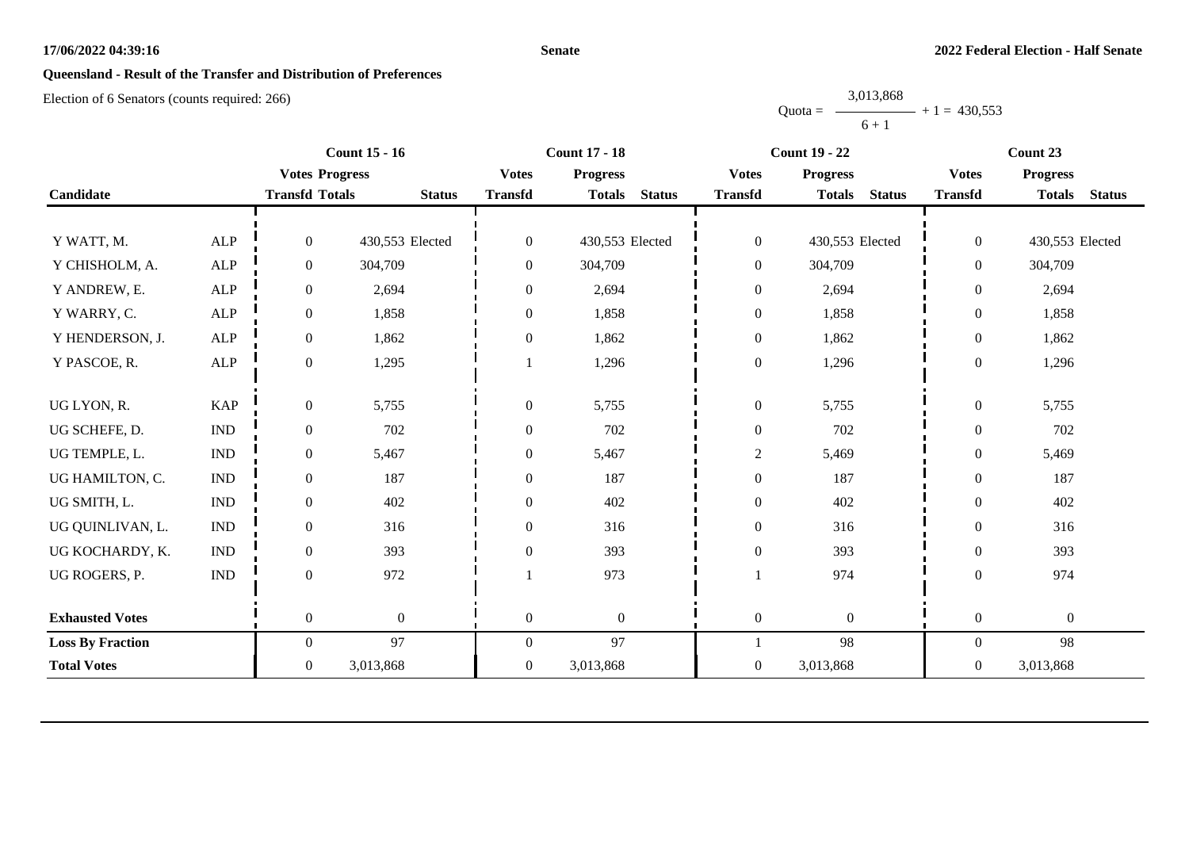**Queensland - Result of the Transfer and Distribution of Preferences**

Election of 6 Senators (counts required: 266)

Quota = 3,013,868 / (6 + 1) + 1 = 430,553

| Candidate | | Count 15 - 16 | | | Count 17 - 18 | | | Count 19 - 22 | | | Count 23 | | |
|---|---|---|---|---|---|---|---|---|---|---|---|---|---|
| | | Votes Transfd | Progress Totals | Status | Votes Transfd | Progress Totals | Status | Votes Transfd | Progress Totals | Status | Votes Transfd | Progress Totals | Status |
| Y WATT, M. | ALP | 0 | 430,553 | Elected | 0 | 430,553 | Elected | 0 | 430,553 | Elected | 0 | 430,553 | Elected |
| Y CHISHOLM, A. | ALP | 0 | 304,709 | | 0 | 304,709 | | 0 | 304,709 | | 0 | 304,709 | |
| Y ANDREW, E. | ALP | 0 | 2,694 | | 0 | 2,694 | | 0 | 2,694 | | 0 | 2,694 | |
| Y WARRY, C. | ALP | 0 | 1,858 | | 0 | 1,858 | | 0 | 1,858 | | 0 | 1,858 | |
| Y HENDERSON, J. | ALP | 0 | 1,862 | | 0 | 1,862 | | 0 | 1,862 | | 0 | 1,862 | |
| Y PASCOE, R. | ALP | 0 | 1,295 | | 1 | 1,296 | | 0 | 1,296 | | 0 | 1,296 | |
| UG LYON, R. | KAP | 0 | 5,755 | | 0 | 5,755 | | 0 | 5,755 | | 0 | 5,755 | |
| UG SCHEFE, D. | IND | 0 | 702 | | 0 | 702 | | 0 | 702 | | 0 | 702 | |
| UG TEMPLE, L. | IND | 0 | 5,467 | | 0 | 5,467 | | 2 | 5,469 | | 0 | 5,469 | |
| UG HAMILTON, C. | IND | 0 | 187 | | 0 | 187 | | 0 | 187 | | 0 | 187 | |
| UG SMITH, L. | IND | 0 | 402 | | 0 | 402 | | 0 | 402 | | 0 | 402 | |
| UG QUINLIVAN, L. | IND | 0 | 316 | | 0 | 316 | | 0 | 316 | | 0 | 316 | |
| UG KOCHARDY, K. | IND | 0 | 393 | | 0 | 393 | | 0 | 393 | | 0 | 393 | |
| UG ROGERS, P. | IND | 0 | 972 | | 1 | 973 | | 1 | 974 | | 0 | 974 | |
| **Exhausted Votes** | | 0 | 0 | | 0 | 0 | | 0 | 0 | | 0 | 0 | |
| **Loss By Fraction** | | 0 | 97 | | 0 | 97 | | 1 | 98 | | 0 | 98 | |
| **Total Votes** | | 0 | 3,013,868 | | 0 | 3,013,868 | | 0 | 3,013,868 | | 0 | 3,013,868 | |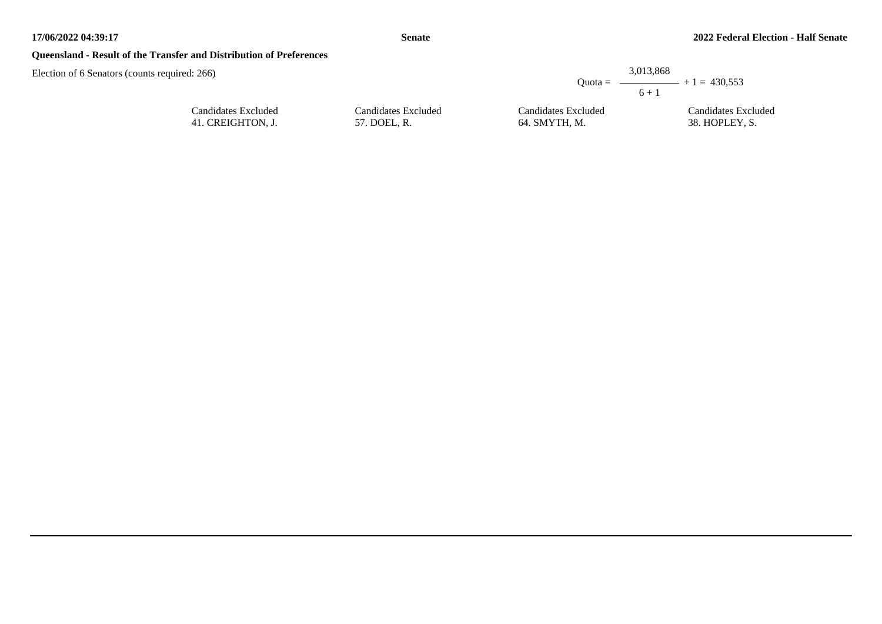**Queensland - Result of the Transfer and Distribution of Preferences**

Election of 6 Senators (counts required: 266)

$$\text{Quota} = \frac{3{,}013{,}868}{6 + 1} + 1 = 430{,}553$$

| Candidates Excluded | Candidates Excluded | Candidates Excluded | Candidates Excluded |
|---|---|---|---|
| 41. CREIGHTON, J. | 57. DOEL, R. | 64. SMYTH, M. | 38. HOPLEY, S. |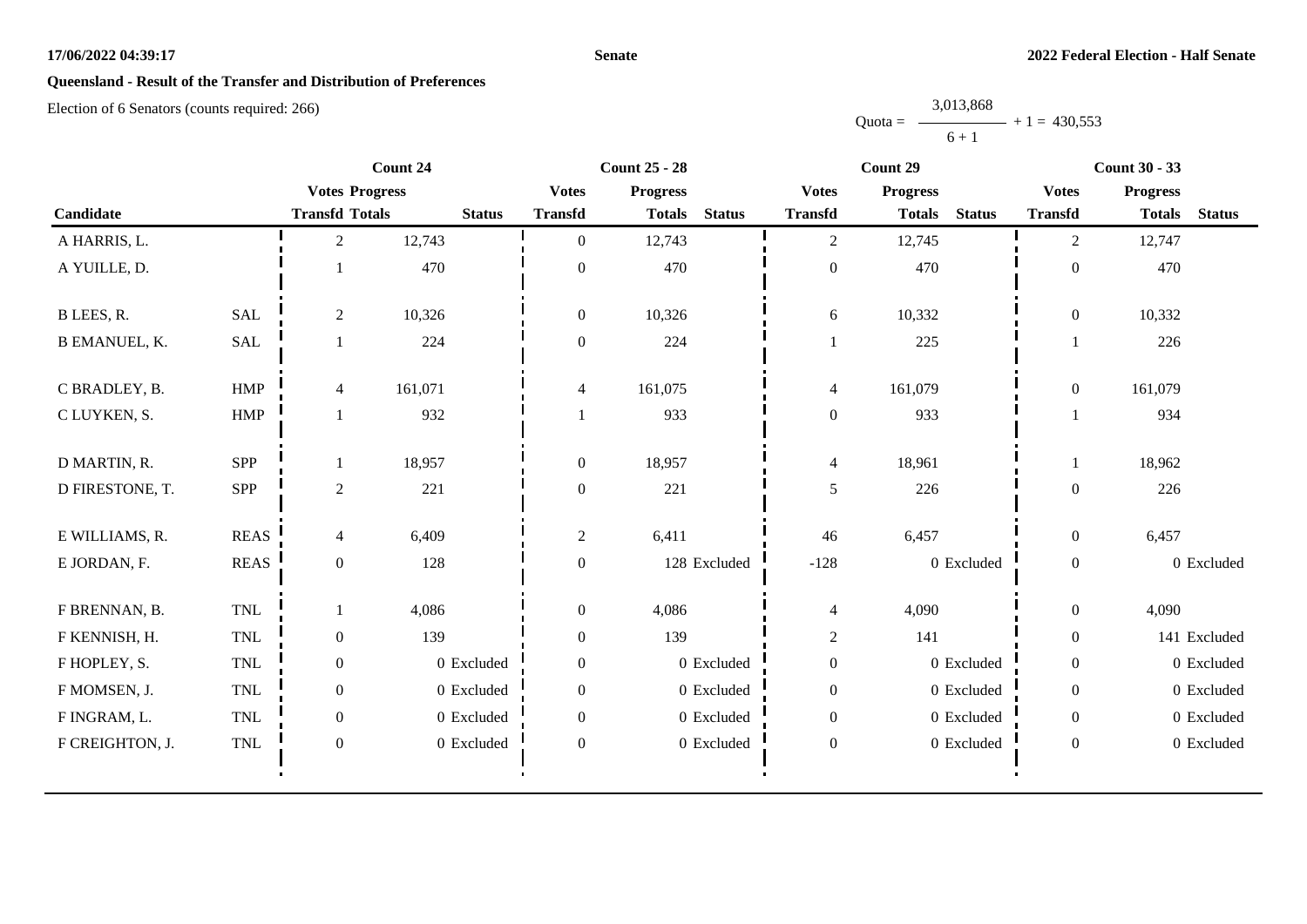**Senate**

**2022 Federal Election - Half Senate**

## Queensland - Result of the Transfer and Distribution of Preferences

Election of 6 Senators (counts required: 266)

$$\text{Quota} = \frac{3,013,868}{6 + 1} + 1 = 430,553$$

| Candidate | | Count 24 | | | Count 25 - 28 | | | Count 29 | | | Count 30 - 33 | | |
|---|---|---|---|---|---|---|---|---|---|---|---|---|---|
| | | Votes Transfd | Progress Totals | Status | Votes Transfd | Progress Totals | Status | Votes Transfd | Progress Totals | Status | Votes Transfd | Progress Totals | Status |
| A HARRIS, L. | | 2 | 12,743 | | 0 | 12,743 | | 2 | 12,745 | | 2 | 12,747 | |
| A YUILLE, D. | | 1 | 470 | | 0 | 470 | | 0 | 470 | | 0 | 470 | |
| B LEES, R. | SAL | 2 | 10,326 | | 0 | 10,326 | | 6 | 10,332 | | 0 | 10,332 | |
| B EMANUEL, K. | SAL | 1 | 224 | | 0 | 224 | | 1 | 225 | | 1 | 226 | |
| C BRADLEY, B. | HMP | 4 | 161,071 | | 4 | 161,075 | | 4 | 161,079 | | 0 | 161,079 | |
| C LUYKEN, S. | HMP | 1 | 932 | | 1 | 933 | | 0 | 933 | | 1 | 934 | |
| D MARTIN, R. | SPP | 1 | 18,957 | | 0 | 18,957 | | 4 | 18,961 | | 1 | 18,962 | |
| D FIRESTONE, T. | SPP | 2 | 221 | | 0 | 221 | | 5 | 226 | | 0 | 226 | |
| E WILLIAMS, R. | REAS | 4 | 6,409 | | 2 | 6,411 | | 46 | 6,457 | | 0 | 6,457 | |
| E JORDAN, F. | REAS | 0 | 128 | | 0 | 128 | Excluded | -128 | 0 | Excluded | 0 | 0 | Excluded |
| F BRENNAN, B. | TNL | 1 | 4,086 | | 0 | 4,086 | | 4 | 4,090 | | 0 | 4,090 | |
| F KENNISH, H. | TNL | 0 | 139 | | 0 | 139 | | 2 | 141 | | 0 | 141 | Excluded |
| F HOPLEY, S. | TNL | 0 | 0 | Excluded | 0 | 0 | Excluded | 0 | 0 | Excluded | 0 | 0 | Excluded |
| F MOMSEN, J. | TNL | 0 | 0 | Excluded | 0 | 0 | Excluded | 0 | 0 | Excluded | 0 | 0 | Excluded |
| F INGRAM, L. | TNL | 0 | 0 | Excluded | 0 | 0 | Excluded | 0 | 0 | Excluded | 0 | 0 | Excluded |
| F CREIGHTON, J. | TNL | 0 | 0 | Excluded | 0 | 0 | Excluded | 0 | 0 | Excluded | 0 | 0 | Excluded |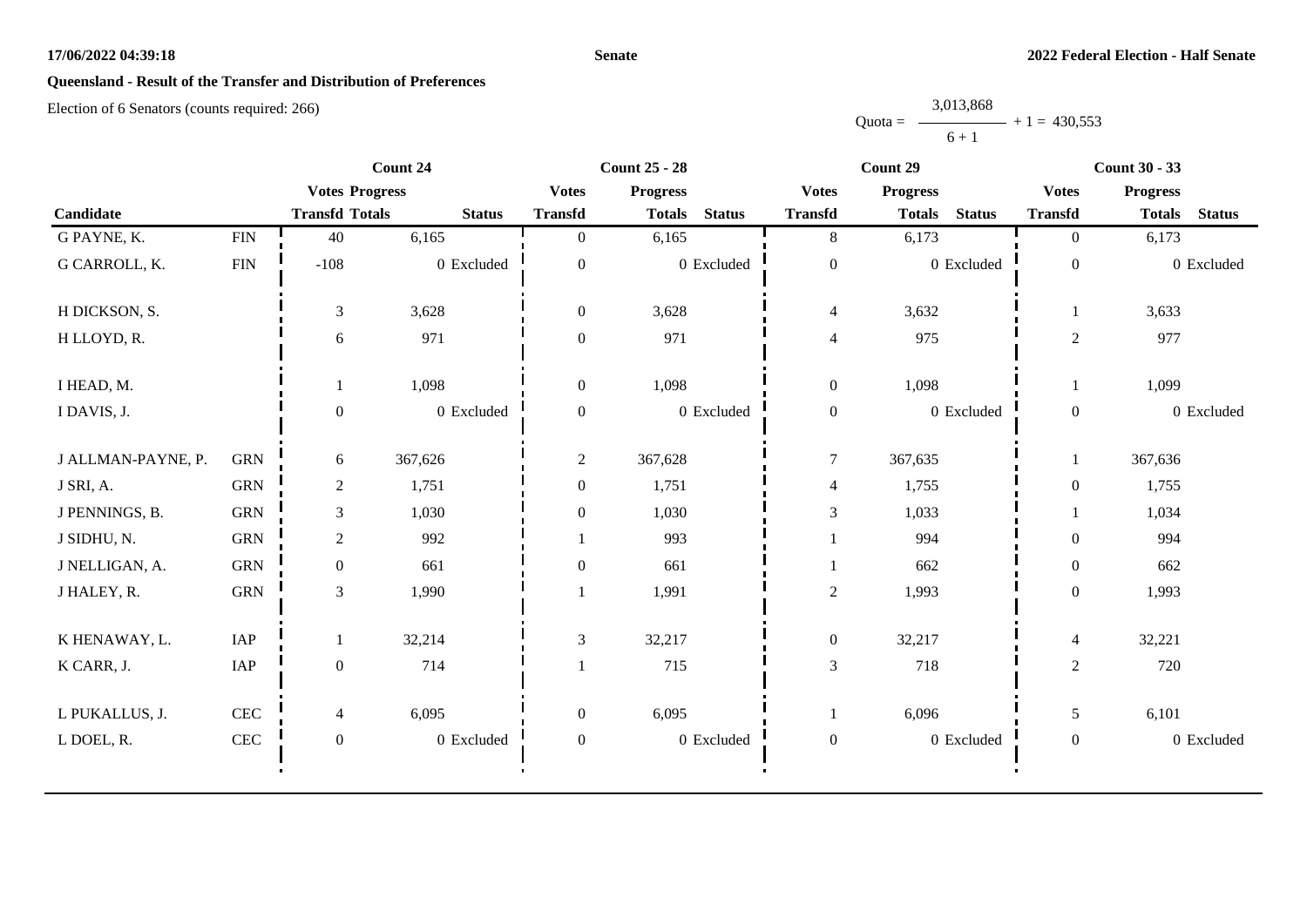## Queensland - Result of the Transfer and Distribution of Preferences

Election of 6 Senators (counts required: 266)

Quota = 3,013,868 / (6 + 1) + 1 = 430,553

| Candidate | | Count 24 | | | Count 25 - 28 | | | Count 29 | | | Count 30 - 33 | | |
|---|---|---|---|---|---|---|---|---|---|---|---|---|---|
| | | Votes Transfd | Progress Totals | Status | Votes Transfd | Progress Totals | Status | Votes Transfd | Progress Totals | Status | Votes Transfd | Progress Totals | Status |
| G PAYNE, K. | FIN | 40 | 6,165 | | 0 | 6,165 | | 8 | 6,173 | | 0 | 6,173 | |
| G CARROLL, K. | FIN | -108 | 0 | Excluded | 0 | 0 | Excluded | 0 | 0 | Excluded | 0 | 0 | Excluded |
| H DICKSON, S. | | 3 | 3,628 | | 0 | 3,628 | | 4 | 3,632 | | 1 | 3,633 | |
| H LLOYD, R. | | 6 | 971 | | 0 | 971 | | 4 | 975 | | 2 | 977 | |
| I HEAD, M. | | 1 | 1,098 | | 0 | 1,098 | | 0 | 1,098 | | 1 | 1,099 | |
| I DAVIS, J. | | 0 | 0 | Excluded | 0 | 0 | Excluded | 0 | 0 | Excluded | 0 | 0 | Excluded |
| J ALLMAN-PAYNE, P. | GRN | 6 | 367,626 | | 2 | 367,628 | | 7 | 367,635 | | 1 | 367,636 | |
| J SRI, A. | GRN | 2 | 1,751 | | 0 | 1,751 | | 4 | 1,755 | | 0 | 1,755 | |
| J PENNINGS, B. | GRN | 3 | 1,030 | | 0 | 1,030 | | 3 | 1,033 | | 1 | 1,034 | |
| J SIDHU, N. | GRN | 2 | 992 | | 1 | 993 | | 1 | 994 | | 0 | 994 | |
| J NELLIGAN, A. | GRN | 0 | 661 | | 0 | 661 | | 1 | 662 | | 0 | 662 | |
| J HALEY, R. | GRN | 3 | 1,990 | | 1 | 1,991 | | 2 | 1,993 | | 0 | 1,993 | |
| K HENAWAY, L. | IAP | 1 | 32,214 | | 3 | 32,217 | | 0 | 32,217 | | 4 | 32,221 | |
| K CARR, J. | IAP | 0 | 714 | | 1 | 715 | | 3 | 718 | | 2 | 720 | |
| L PUKALLUS, J. | CEC | 4 | 6,095 | | 0 | 6,095 | | 1 | 6,096 | | 5 | 6,101 | |
| L DOEL, R. | CEC | 0 | 0 | Excluded | 0 | 0 | Excluded | 0 | 0 | Excluded | 0 | 0 | Excluded |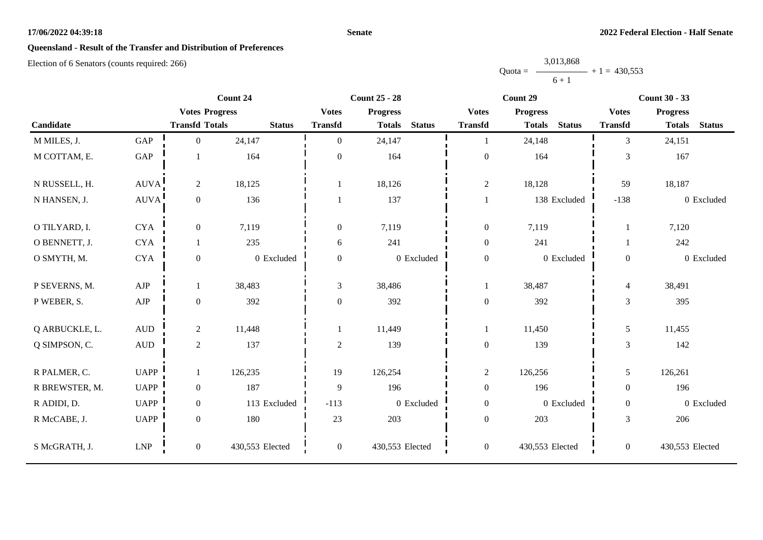**Queensland - Result of the Transfer and Distribution of Preferences**

Election of 6 Senators (counts required: 266)

Quota = $\frac{3,013,868}{6 + 1} + 1 = 430,553$

| Candidate | | Count 24 | | | Count 25 - 28 | | | Count 29 | | | Count 30 - 33 | | |
|---|---|---|---|---|---|---|---|---|---|---|---|---|---|
| | | Votes Transfd | Progress Totals | Status | Votes Transfd | Progress Totals | Status | Votes Transfd | Progress Totals | Status | Votes Transfd | Progress Totals | Status |
| M MILES, J. | GAP | 0 | 24,147 | | 0 | 24,147 | | 1 | 24,148 | | 3 | 24,151 | |
| M COTTAM, E. | GAP | 1 | 164 | | 0 | 164 | | 0 | 164 | | 3 | 167 | |
| N RUSSELL, H. | AUVA | 2 | 18,125 | | 1 | 18,126 | | 2 | 18,128 | | 59 | 18,187 | |
| N HANSEN, J. | AUVA | 0 | 136 | | 1 | 137 | | 1 | 138 | Excluded | -138 | 0 | Excluded |
| O TILYARD, I. | CYA | 0 | 7,119 | | 0 | 7,119 | | 0 | 7,119 | | 1 | 7,120 | |
| O BENNETT, J. | CYA | 1 | 235 | | 6 | 241 | | 0 | 241 | | 1 | 242 | |
| O SMYTH, M. | CYA | 0 | 0 | Excluded | 0 | 0 | Excluded | 0 | 0 | Excluded | 0 | 0 | Excluded |
| P SEVERNS, M. | AJP | 1 | 38,483 | | 3 | 38,486 | | 1 | 38,487 | | 4 | 38,491 | |
| P WEBER, S. | AJP | 0 | 392 | | 0 | 392 | | 0 | 392 | | 3 | 395 | |
| Q ARBUCKLE, L. | AUD | 2 | 11,448 | | 1 | 11,449 | | 1 | 11,450 | | 5 | 11,455 | |
| Q SIMPSON, C. | AUD | 2 | 137 | | 2 | 139 | | 0 | 139 | | 3 | 142 | |
| R PALMER, C. | UAPP | 1 | 126,235 | | 19 | 126,254 | | 2 | 126,256 | | 5 | 126,261 | |
| R BREWSTER, M. | UAPP | 0 | 187 | | 9 | 196 | | 0 | 196 | | 0 | 196 | |
| R ADIDI, D. | UAPP | 0 | 113 | Excluded | -113 | 0 | Excluded | 0 | 0 | Excluded | 0 | 0 | Excluded |
| R McCABE, J. | UAPP | 0 | 180 | | 23 | 203 | | 0 | 203 | | 3 | 206 | |
| S McGRATH, J. | LNP | 0 | 430,553 | Elected | 0 | 430,553 | Elected | 0 | 430,553 | Elected | 0 | 430,553 | Elected |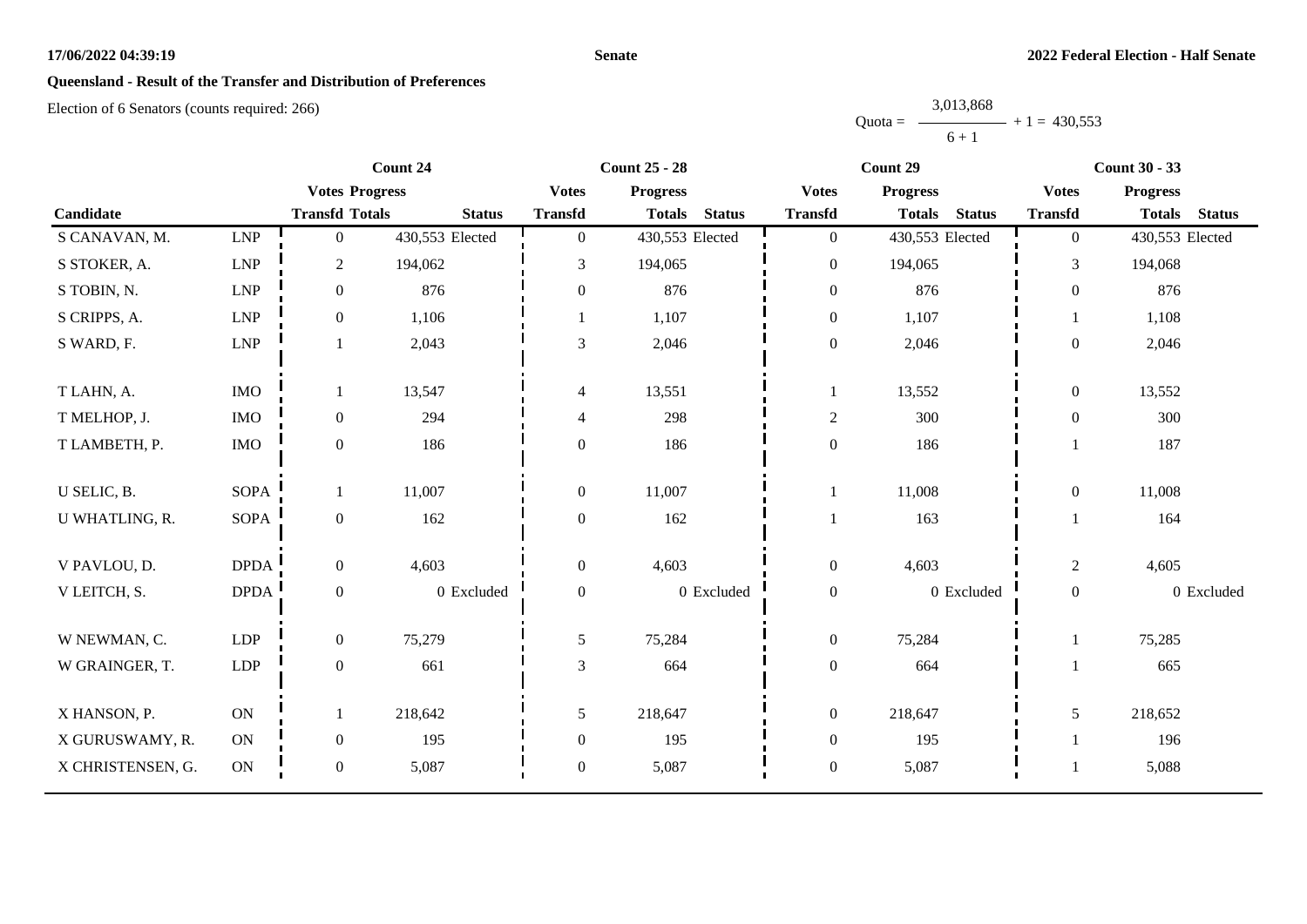**Senate**

**2022 Federal Election - Half Senate**

**Queensland - Result of the Transfer and Distribution of Preferences**

Election of 6 Senators (counts required: 266)

$$\text{Quota} = \frac{3,013,868}{6+1} + 1 = 430,553$$

| Candidate | | Count 24 | | | Count 25 - 28 | | | Count 29 | | | Count 30 - 33 | | |
|---|---|---|---|---|---|---|---|---|---|---|---|---|---|
| | | Votes Transfd | Progress Totals | Status | Votes Transfd | Progress Totals | Status | Votes Transfd | Progress Totals | Status | Votes Transfd | Progress Totals | Status |
| S CANAVAN, M. | LNP | 0 | 430,553 | Elected | 0 | 430,553 | Elected | 0 | 430,553 | Elected | 0 | 430,553 | Elected |
| S STOKER, A. | LNP | 2 | 194,062 | | 3 | 194,065 | | 0 | 194,065 | | 3 | 194,068 | |
| S TOBIN, N. | LNP | 0 | 876 | | 0 | 876 | | 0 | 876 | | 0 | 876 | |
| S CRIPPS, A. | LNP | 0 | 1,106 | | 1 | 1,107 | | 0 | 1,107 | | 1 | 1,108 | |
| S WARD, F. | LNP | 1 | 2,043 | | 3 | 2,046 | | 0 | 2,046 | | 0 | 2,046 | |
| T LAHN, A. | IMO | 1 | 13,547 | | 4 | 13,551 | | 1 | 13,552 | | 0 | 13,552 | |
| T MELHOP, J. | IMO | 0 | 294 | | 4 | 298 | | 2 | 300 | | 0 | 300 | |
| T LAMBETH, P. | IMO | 0 | 186 | | 0 | 186 | | 0 | 186 | | 1 | 187 | |
| U SELIC, B. | SOPA | 1 | 11,007 | | 0 | 11,007 | | 1 | 11,008 | | 0 | 11,008 | |
| U WHATLING, R. | SOPA | 0 | 162 | | 0 | 162 | | 1 | 163 | | 1 | 164 | |
| V PAVLOU, D. | DPDA | 0 | 4,603 | | 0 | 4,603 | | 0 | 4,603 | | 2 | 4,605 | |
| V LEITCH, S. | DPDA | 0 | 0 | Excluded | 0 | 0 | Excluded | 0 | 0 | Excluded | 0 | 0 | Excluded |
| W NEWMAN, C. | LDP | 0 | 75,279 | | 5 | 75,284 | | 0 | 75,284 | | 1 | 75,285 | |
| W GRAINGER, T. | LDP | 0 | 661 | | 3 | 664 | | 0 | 664 | | 1 | 665 | |
| X HANSON, P. | ON | 1 | 218,642 | | 5 | 218,647 | | 0 | 218,647 | | 5 | 218,652 | |
| X GURUSWAMY, R. | ON | 0 | 195 | | 0 | 195 | | 0 | 195 | | 1 | 196 | |
| X CHRISTENSEN, G. | ON | 0 | 5,087 | | 0 | 5,087 | | 0 | 5,087 | | 1 | 5,088 | |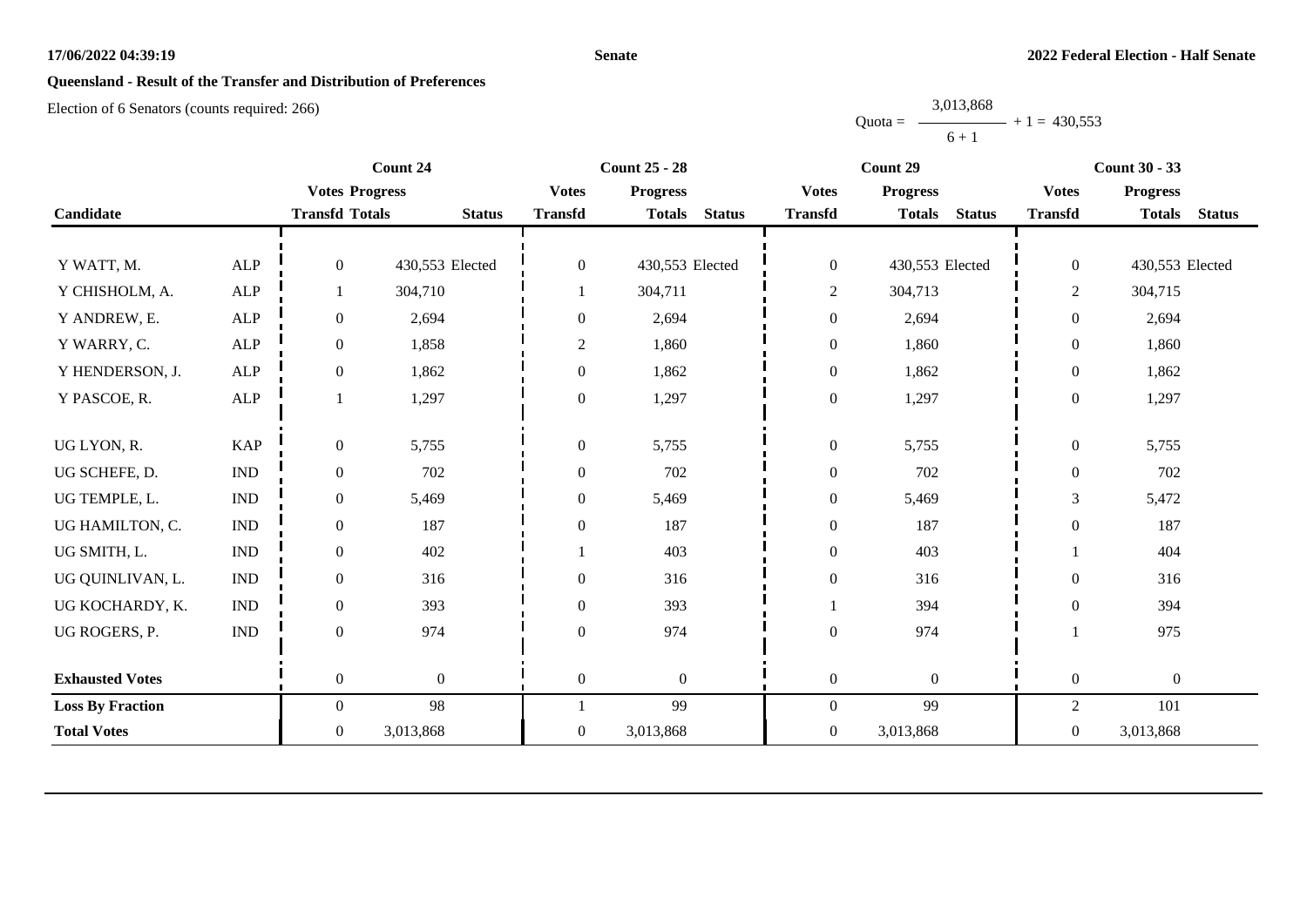**17/06/2022 04:39:19** **Senate** **2022 Federal Election - Half Senate**

## Queensland - Result of the Transfer and Distribution of Preferences

Election of 6 Senators (counts required: 266)

$$\text{Quota} = \frac{3,013,868}{6 + 1} + 1 = 430,553$$

| Candidate | | Count 24 | | | Count 25 - 28 | | | Count 29 | | | Count 30 - 33 | | |
|---|---|---|---|---|---|---|---|---|---|---|---|---|---|
| | | Votes Transfd | Progress Totals | Status | Votes Transfd | Progress Totals | Status | Votes Transfd | Progress Totals | Status | Votes Transfd | Progress Totals | Status |
| Y WATT, M. | ALP | 0 | 430,553 | Elected | 0 | 430,553 | Elected | 0 | 430,553 | Elected | 0 | 430,553 | Elected |
| Y CHISHOLM, A. | ALP | 1 | 304,710 | | 1 | 304,711 | | 2 | 304,713 | | 2 | 304,715 | |
| Y ANDREW, E. | ALP | 0 | 2,694 | | 0 | 2,694 | | 0 | 2,694 | | 0 | 2,694 | |
| Y WARRY, C. | ALP | 0 | 1,858 | | 2 | 1,860 | | 0 | 1,860 | | 0 | 1,860 | |
| Y HENDERSON, J. | ALP | 0 | 1,862 | | 0 | 1,862 | | 0 | 1,862 | | 0 | 1,862 | |
| Y PASCOE, R. | ALP | 1 | 1,297 | | 0 | 1,297 | | 0 | 1,297 | | 0 | 1,297 | |
| UG LYON, R. | KAP | 0 | 5,755 | | 0 | 5,755 | | 0 | 5,755 | | 0 | 5,755 | |
| UG SCHEFE, D. | IND | 0 | 702 | | 0 | 702 | | 0 | 702 | | 0 | 702 | |
| UG TEMPLE, L. | IND | 0 | 5,469 | | 0 | 5,469 | | 0 | 5,469 | | 3 | 5,472 | |
| UG HAMILTON, C. | IND | 0 | 187 | | 0 | 187 | | 0 | 187 | | 0 | 187 | |
| UG SMITH, L. | IND | 0 | 402 | | 1 | 403 | | 0 | 403 | | 1 | 404 | |
| UG QUINLIVAN, L. | IND | 0 | 316 | | 0 | 316 | | 0 | 316 | | 0 | 316 | |
| UG KOCHARDY, K. | IND | 0 | 393 | | 0 | 393 | | 1 | 394 | | 0 | 394 | |
| UG ROGERS, P. | IND | 0 | 974 | | 0 | 974 | | 0 | 974 | | 1 | 975 | |
| **Exhausted Votes** | | 0 | 0 | | 0 | 0 | | 0 | 0 | | 0 | 0 | |
| **Loss By Fraction** | | 0 | 98 | | 1 | 99 | | 0 | 99 | | 2 | 101 | |
| **Total Votes** | | 0 | 3,013,868 | | 0 | 3,013,868 | | 0 | 3,013,868 | | 0 | 3,013,868 | |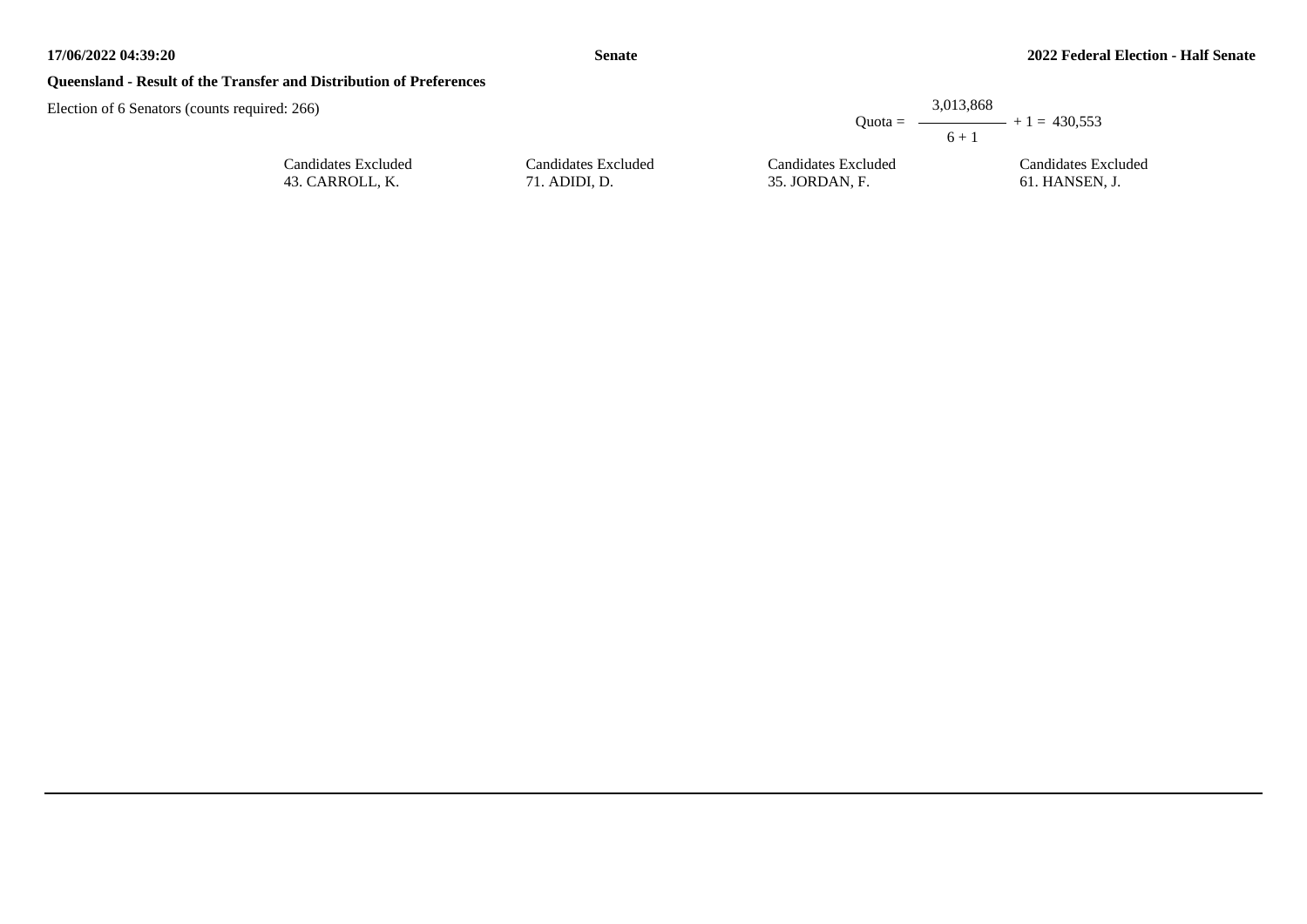**Queensland - Result of the Transfer and Distribution of Preferences**

Election of 6 Senators (counts required: 266)

$$\text{Quota} = \frac{3{,}013{,}868}{6 + 1} + 1 = 430{,}553$$

| Candidates Excluded | Candidates Excluded | Candidates Excluded | Candidates Excluded |
|---|---|---|---|
| 43. CARROLL, K. | 71. ADIDI, D. | 35. JORDAN, F. | 61. HANSEN, J. |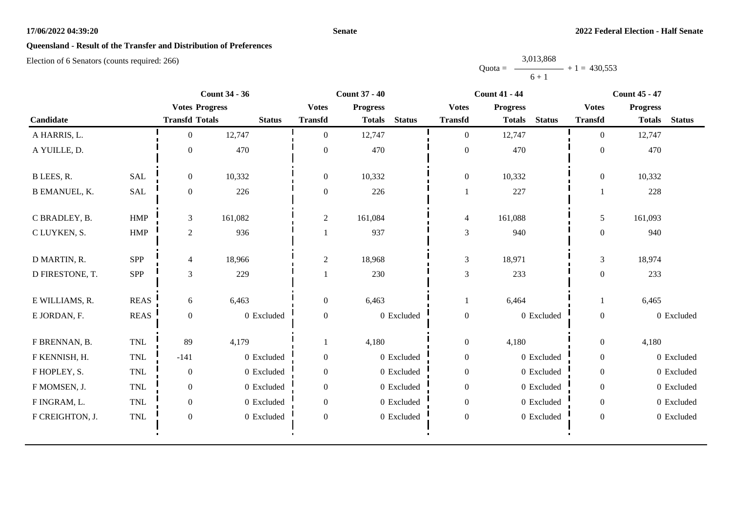**Queensland - Result of the Transfer and Distribution of Preferences**

Election of 6 Senators (counts required: 266)

$$\text{Quota} = \frac{3{,}013{,}868}{6 + 1} + 1 = 430{,}553$$

| Candidate | | Count 34 - 36 | | | Count 37 - 40 | | | Count 41 - 44 | | | Count 45 - 47 | | |
|---|---|---|---|---|---|---|---|---|---|---|---|---|---|
| | | Votes Transfd | Progress Totals | Status | Votes Transfd | Progress Totals | Status | Votes Transfd | Progress Totals | Status | Votes Transfd | Progress Totals | Status |
| A HARRIS, L. | | 0 | 12,747 | | 0 | 12,747 | | 0 | 12,747 | | 0 | 12,747 | |
| A YUILLE, D. | | 0 | 470 | | 0 | 470 | | 0 | 470 | | 0 | 470 | |
| B LEES, R. | SAL | 0 | 10,332 | | 0 | 10,332 | | 0 | 10,332 | | 0 | 10,332 | |
| B EMANUEL, K. | SAL | 0 | 226 | | 0 | 226 | | 1 | 227 | | 1 | 228 | |
| C BRADLEY, B. | HMP | 3 | 161,082 | | 2 | 161,084 | | 4 | 161,088 | | 5 | 161,093 | |
| C LUYKEN, S. | HMP | 2 | 936 | | 1 | 937 | | 3 | 940 | | 0 | 940 | |
| D MARTIN, R. | SPP | 4 | 18,966 | | 2 | 18,968 | | 3 | 18,971 | | 3 | 18,974 | |
| D FIRESTONE, T. | SPP | 3 | 229 | | 1 | 230 | | 3 | 233 | | 0 | 233 | |
| E WILLIAMS, R. | REAS | 6 | 6,463 | | 0 | 6,463 | | 1 | 6,464 | | 1 | 6,465 | |
| E JORDAN, F. | REAS | 0 | 0 | Excluded | 0 | 0 | Excluded | 0 | 0 | Excluded | 0 | 0 | Excluded |
| F BRENNAN, B. | TNL | 89 | 4,179 | | 1 | 4,180 | | 0 | 4,180 | | 0 | 4,180 | |
| F KENNISH, H. | TNL | -141 | 0 | Excluded | 0 | 0 | Excluded | 0 | 0 | Excluded | 0 | 0 | Excluded |
| F HOPLEY, S. | TNL | 0 | 0 | Excluded | 0 | 0 | Excluded | 0 | 0 | Excluded | 0 | 0 | Excluded |
| F MOMSEN, J. | TNL | 0 | 0 | Excluded | 0 | 0 | Excluded | 0 | 0 | Excluded | 0 | 0 | Excluded |
| F INGRAM, L. | TNL | 0 | 0 | Excluded | 0 | 0 | Excluded | 0 | 0 | Excluded | 0 | 0 | Excluded |
| F CREIGHTON, J. | TNL | 0 | 0 | Excluded | 0 | 0 | Excluded | 0 | 0 | Excluded | 0 | 0 | Excluded |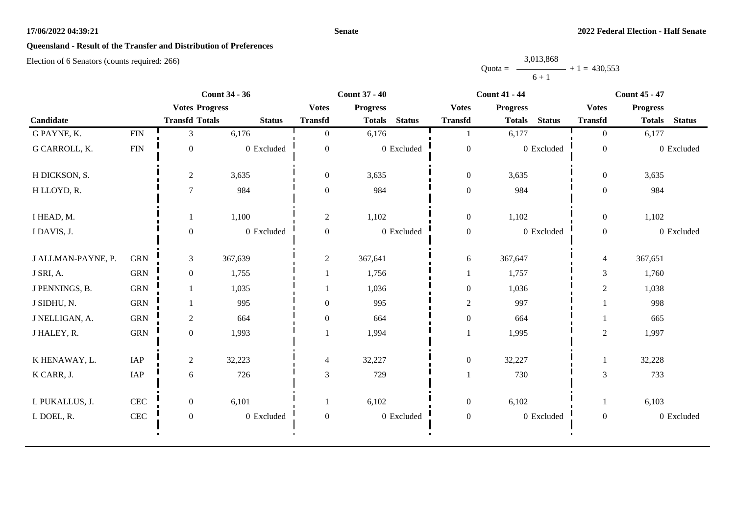**Senate**

**2022 Federal Election - Half Senate**

**Queensland - Result of the Transfer and Distribution of Preferences**

Election of 6 Senators (counts required: 266)

$$\text{Quota} = \frac{3,013,868}{6+1} + 1 = 430,553$$

| Candidate | | Count 34 - 36 | | | Count 37 - 40 | | | Count 41 - 44 | | | Count 45 - 47 | | |
|---|---|---|---|---|---|---|---|---|---|---|---|---|---|
| | | Votes Transfd | Progress Totals | Status | Votes Transfd | Progress Totals | Status | Votes Transfd | Progress Totals | Status | Votes Transfd | Progress Totals | Status |
| G PAYNE, K. | FIN | 3 | 6,176 | | 0 | 6,176 | | 1 | 6,177 | | 0 | 6,177 | |
| G CARROLL, K. | FIN | 0 | 0 | Excluded | 0 | 0 | Excluded | 0 | 0 | Excluded | 0 | 0 | Excluded |
| H DICKSON, S. | | 2 | 3,635 | | 0 | 3,635 | | 0 | 3,635 | | 0 | 3,635 | |
| H LLOYD, R. | | 7 | 984 | | 0 | 984 | | 0 | 984 | | 0 | 984 | |
| I HEAD, M. | | 1 | 1,100 | | 2 | 1,102 | | 0 | 1,102 | | 0 | 1,102 | |
| I DAVIS, J. | | 0 | 0 | Excluded | 0 | 0 | Excluded | 0 | 0 | Excluded | 0 | 0 | Excluded |
| J ALLMAN-PAYNE, P. | GRN | 3 | 367,639 | | 2 | 367,641 | | 6 | 367,647 | | 4 | 367,651 | |
| J SRI, A. | GRN | 0 | 1,755 | | 1 | 1,756 | | 1 | 1,757 | | 3 | 1,760 | |
| J PENNINGS, B. | GRN | 1 | 1,035 | | 1 | 1,036 | | 0 | 1,036 | | 2 | 1,038 | |
| J SIDHU, N. | GRN | 1 | 995 | | 0 | 995 | | 2 | 997 | | 1 | 998 | |
| J NELLIGAN, A. | GRN | 2 | 664 | | 0 | 664 | | 0 | 664 | | 1 | 665 | |
| J HALEY, R. | GRN | 0 | 1,993 | | 1 | 1,994 | | 1 | 1,995 | | 2 | 1,997 | |
| K HENAWAY, L. | IAP | 2 | 32,223 | | 4 | 32,227 | | 0 | 32,227 | | 1 | 32,228 | |
| K CARR, J. | IAP | 6 | 726 | | 3 | 729 | | 1 | 730 | | 3 | 733 | |
| L PUKALLUS, J. | CEC | 0 | 6,101 | | 1 | 6,102 | | 0 | 6,102 | | 1 | 6,103 | |
| L DOEL, R. | CEC | 0 | 0 | Excluded | 0 | 0 | Excluded | 0 | 0 | Excluded | 0 | 0 | Excluded |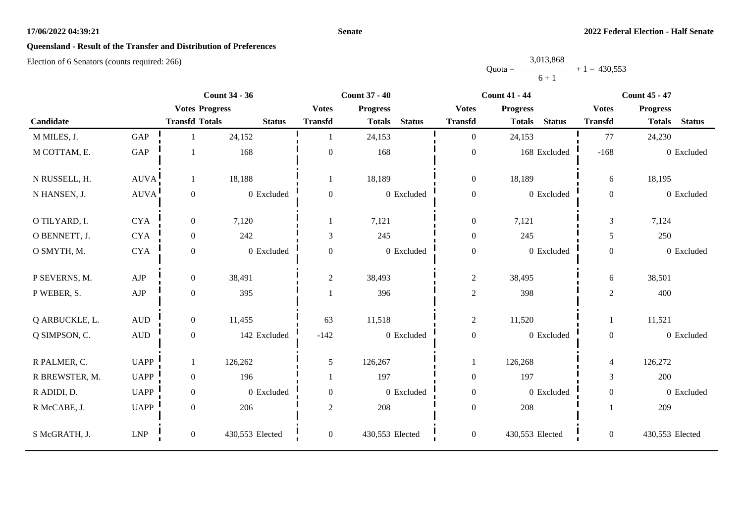**Senate**

**2022 Federal Election - Half Senate**

## Queensland - Result of the Transfer and Distribution of Preferences

Election of 6 Senators (counts required: 266)

$$\text{Quota} = \frac{3{,}013{,}868}{6 + 1} + 1 = 430{,}553$$

| Candidate | | Count 34 - 36 | | | Count 37 - 40 | | | Count 41 - 44 | | | Count 45 - 47 | | |
|---|---|---|---|---|---|---|---|---|---|---|---|---|---|
| | | Votes Transfd | Progress Totals | Status | Votes Transfd | Progress Totals | Status | Votes Transfd | Progress Totals | Status | Votes Transfd | Progress Totals | Status |
| M MILES, J. | GAP | 1 | 24,152 | | 1 | 24,153 | | 0 | 24,153 | | 77 | 24,230 | |
| M COTTAM, E. | GAP | 1 | 168 | | 0 | 168 | | 0 | 168 | Excluded | -168 | 0 | Excluded |
| N RUSSELL, H. | AUVA | 1 | 18,188 | | 1 | 18,189 | | 0 | 18,189 | | 6 | 18,195 | |
| N HANSEN, J. | AUVA | 0 | 0 | Excluded | 0 | 0 | Excluded | 0 | 0 | Excluded | 0 | 0 | Excluded |
| O TILYARD, I. | CYA | 0 | 7,120 | | 1 | 7,121 | | 0 | 7,121 | | 3 | 7,124 | |
| O BENNETT, J. | CYA | 0 | 242 | | 3 | 245 | | 0 | 245 | | 5 | 250 | |
| O SMYTH, M. | CYA | 0 | 0 | Excluded | 0 | 0 | Excluded | 0 | 0 | Excluded | 0 | 0 | Excluded |
| P SEVERNS, M. | AJP | 0 | 38,491 | | 2 | 38,493 | | 2 | 38,495 | | 6 | 38,501 | |
| P WEBER, S. | AJP | 0 | 395 | | 1 | 396 | | 2 | 398 | | 2 | 400 | |
| Q ARBUCKLE, L. | AUD | 0 | 11,455 | | 63 | 11,518 | | 2 | 11,520 | | 1 | 11,521 | |
| Q SIMPSON, C. | AUD | 0 | 142 | Excluded | -142 | 0 | Excluded | 0 | 0 | Excluded | 0 | 0 | Excluded |
| R PALMER, C. | UAPP | 1 | 126,262 | | 5 | 126,267 | | 1 | 126,268 | | 4 | 126,272 | |
| R BREWSTER, M. | UAPP | 0 | 196 | | 1 | 197 | | 0 | 197 | | 3 | 200 | |
| R ADIDI, D. | UAPP | 0 | 0 | Excluded | 0 | 0 | Excluded | 0 | 0 | Excluded | 0 | 0 | Excluded |
| R McCABE, J. | UAPP | 0 | 206 | | 2 | 208 | | 0 | 208 | | 1 | 209 | |
| S McGRATH, J. | LNP | 0 | 430,553 | Elected | 0 | 430,553 | Elected | 0 | 430,553 | Elected | 0 | 430,553 | Elected |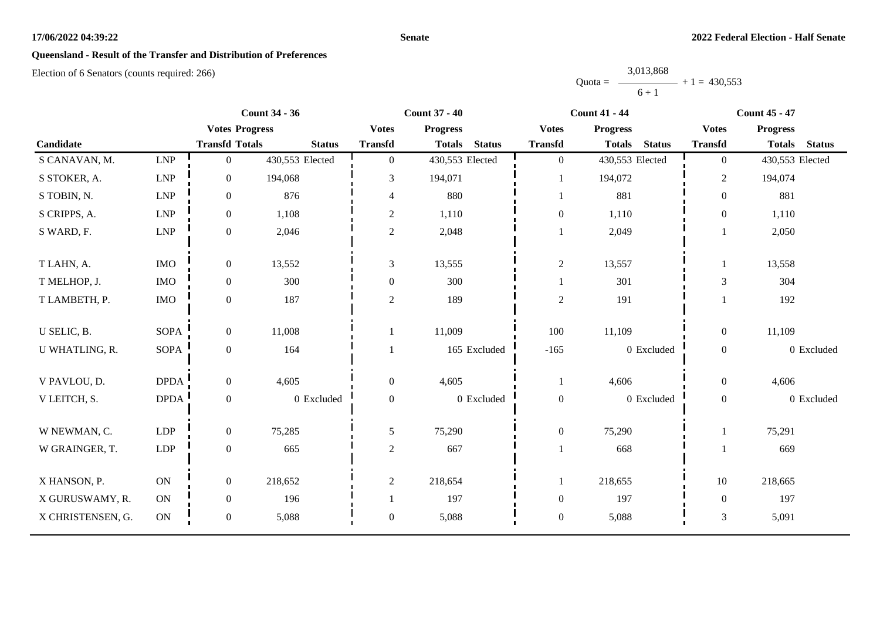**Senate**

**2022 Federal Election - Half Senate**

## Queensland - Result of the Transfer and Distribution of Preferences

Election of 6 Senators (counts required: 266)

$$\text{Quota} = \frac{3{,}013{,}868}{6 + 1} + 1 = 430{,}553$$

| Candidate | | Count 34 - 36 | | | Count 37 - 40 | | | Count 41 - 44 | | | Count 45 - 47 | | |
|---|---|---|---|---|---|---|---|---|---|---|---|---|---|
| | | Votes Transfd | Progress Totals | Status | Votes Transfd | Progress Totals | Status | Votes Transfd | Progress Totals | Status | Votes Transfd | Progress Totals | Status |
| S CANAVAN, M. | LNP | 0 | 430,553 | Elected | 0 | 430,553 | Elected | 0 | 430,553 | Elected | 0 | 430,553 | Elected |
| S STOKER, A. | LNP | 0 | 194,068 | | 3 | 194,071 | | 1 | 194,072 | | 2 | 194,074 | |
| S TOBIN, N. | LNP | 0 | 876 | | 4 | 880 | | 1 | 881 | | 0 | 881 | |
| S CRIPPS, A. | LNP | 0 | 1,108 | | 2 | 1,110 | | 0 | 1,110 | | 0 | 1,110 | |
| S WARD, F. | LNP | 0 | 2,046 | | 2 | 2,048 | | 1 | 2,049 | | 1 | 2,050 | |
| T LAHN, A. | IMO | 0 | 13,552 | | 3 | 13,555 | | 2 | 13,557 | | 1 | 13,558 | |
| T MELHOP, J. | IMO | 0 | 300 | | 0 | 300 | | 1 | 301 | | 3 | 304 | |
| T LAMBETH, P. | IMO | 0 | 187 | | 2 | 189 | | 2 | 191 | | 1 | 192 | |
| U SELIC, B. | SOPA | 0 | 11,008 | | 1 | 11,009 | | 100 | 11,109 | | 0 | 11,109 | |
| U WHATLING, R. | SOPA | 0 | 164 | | 1 | 165 | Excluded | -165 | 0 | Excluded | 0 | 0 | Excluded |
| V PAVLOU, D. | DPDA | 0 | 4,605 | | 0 | 4,605 | | 1 | 4,606 | | 0 | 4,606 | |
| V LEITCH, S. | DPDA | 0 | 0 | Excluded | 0 | 0 | Excluded | 0 | 0 | Excluded | 0 | 0 | Excluded |
| W NEWMAN, C. | LDP | 0 | 75,285 | | 5 | 75,290 | | 0 | 75,290 | | 1 | 75,291 | |
| W GRAINGER, T. | LDP | 0 | 665 | | 2 | 667 | | 1 | 668 | | 1 | 669 | |
| X HANSON, P. | ON | 0 | 218,652 | | 2 | 218,654 | | 1 | 218,655 | | 10 | 218,665 | |
| X GURUSWAMY, R. | ON | 0 | 196 | | 1 | 197 | | 0 | 197 | | 0 | 197 | |
| X CHRISTENSEN, G. | ON | 0 | 5,088 | | 0 | 5,088 | | 0 | 5,088 | | 3 | 5,091 | |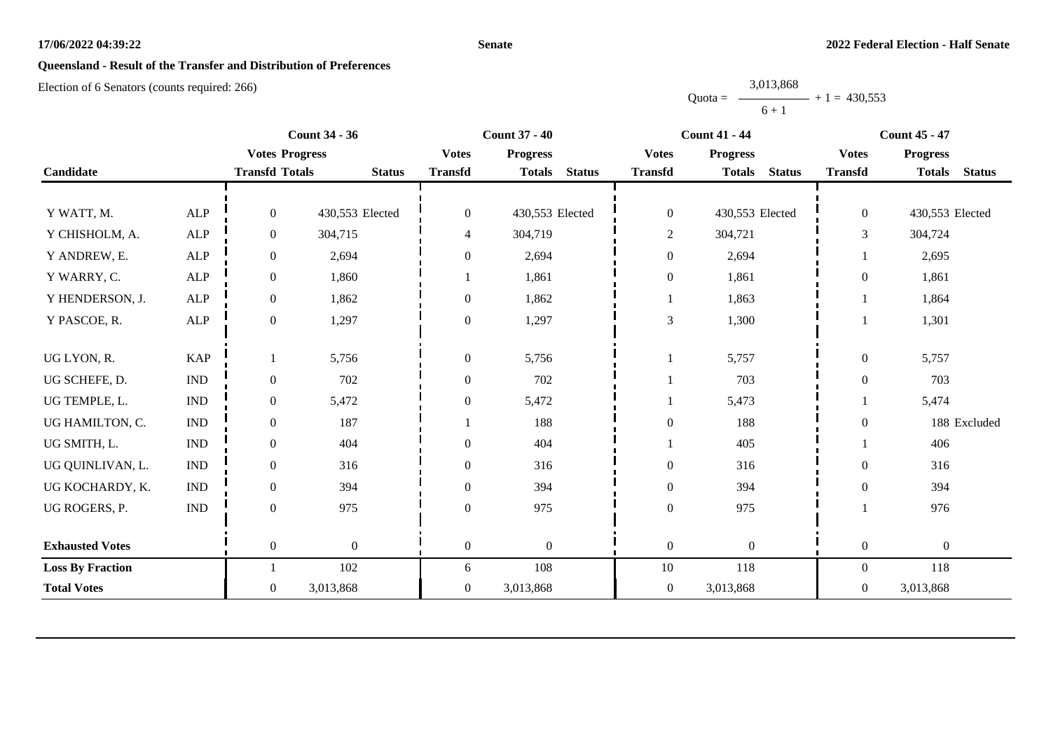**17/06/2022 04:39:22** **Senate** **2022 Federal Election - Half Senate**

## Queensland - Result of the Transfer and Distribution of Preferences

Election of 6 Senators (counts required: 266)

$$\text{Quota} = \frac{3,013,868}{6+1} + 1 = 430,553$$

| Candidate | | Count 34 - 36 | | | Count 37 - 40 | | | Count 41 - 44 | | | Count 45 - 47 | | |
|---|---|---|---|---|---|---|---|---|---|---|---|---|---|
| | | Votes Transfd | Progress Totals | Status | Votes Transfd | Progress Totals | Status | Votes Transfd | Progress Totals | Status | Votes Transfd | Progress Totals | Status |
| Y WATT, M. | ALP | 0 | 430,553 | Elected | 0 | 430,553 | Elected | 0 | 430,553 | Elected | 0 | 430,553 | Elected |
| Y CHISHOLM, A. | ALP | 0 | 304,715 | | 4 | 304,719 | | 2 | 304,721 | | 3 | 304,724 | |
| Y ANDREW, E. | ALP | 0 | 2,694 | | 0 | 2,694 | | 0 | 2,694 | | 1 | 2,695 | |
| Y WARRY, C. | ALP | 0 | 1,860 | | 1 | 1,861 | | 0 | 1,861 | | 0 | 1,861 | |
| Y HENDERSON, J. | ALP | 0 | 1,862 | | 0 | 1,862 | | 1 | 1,863 | | 1 | 1,864 | |
| Y PASCOE, R. | ALP | 0 | 1,297 | | 0 | 1,297 | | 3 | 1,300 | | 1 | 1,301 | |
| UG LYON, R. | KAP | 1 | 5,756 | | 0 | 5,756 | | 1 | 5,757 | | 0 | 5,757 | |
| UG SCHEFE, D. | IND | 0 | 702 | | 0 | 702 | | 1 | 703 | | 0 | 703 | |
| UG TEMPLE, L. | IND | 0 | 5,472 | | 0 | 5,472 | | 1 | 5,473 | | 1 | 5,474 | |
| UG HAMILTON, C. | IND | 0 | 187 | | 1 | 188 | | 0 | 188 | | 0 | 188 | Excluded |
| UG SMITH, L. | IND | 0 | 404 | | 0 | 404 | | 1 | 405 | | 1 | 406 | |
| UG QUINLIVAN, L. | IND | 0 | 316 | | 0 | 316 | | 0 | 316 | | 0 | 316 | |
| UG KOCHARDY, K. | IND | 0 | 394 | | 0 | 394 | | 0 | 394 | | 0 | 394 | |
| UG ROGERS, P. | IND | 0 | 975 | | 0 | 975 | | 0 | 975 | | 1 | 976 | |
| **Exhausted Votes** | | 0 | 0 | | 0 | 0 | | 0 | 0 | | 0 | 0 | |
| **Loss By Fraction** | | 1 | 102 | | 6 | 108 | | 10 | 118 | | 0 | 118 | |
| **Total Votes** | | 0 | 3,013,868 | | 0 | 3,013,868 | | 0 | 3,013,868 | | 0 | 3,013,868 | |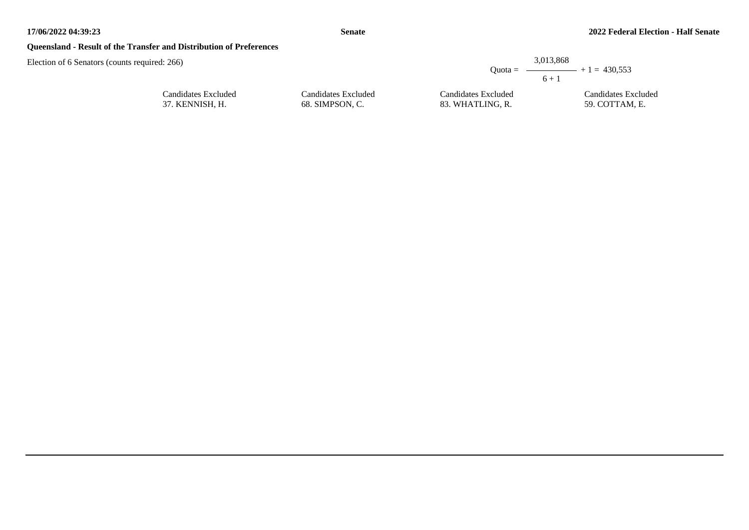## Queensland - Result of the Transfer and Distribution of Preferences

Election of 6 Senators (counts required: 266)

$$\text{Quota} = \frac{3{,}013{,}868}{6 + 1} + 1 = 430{,}553$$

| Candidates Excluded | Candidates Excluded | Candidates Excluded | Candidates Excluded |
|---|---|---|---|
| 37. KENNISH, H. | 68. SIMPSON, C. | 83. WHATLING, R. | 59. COTTAM, E. |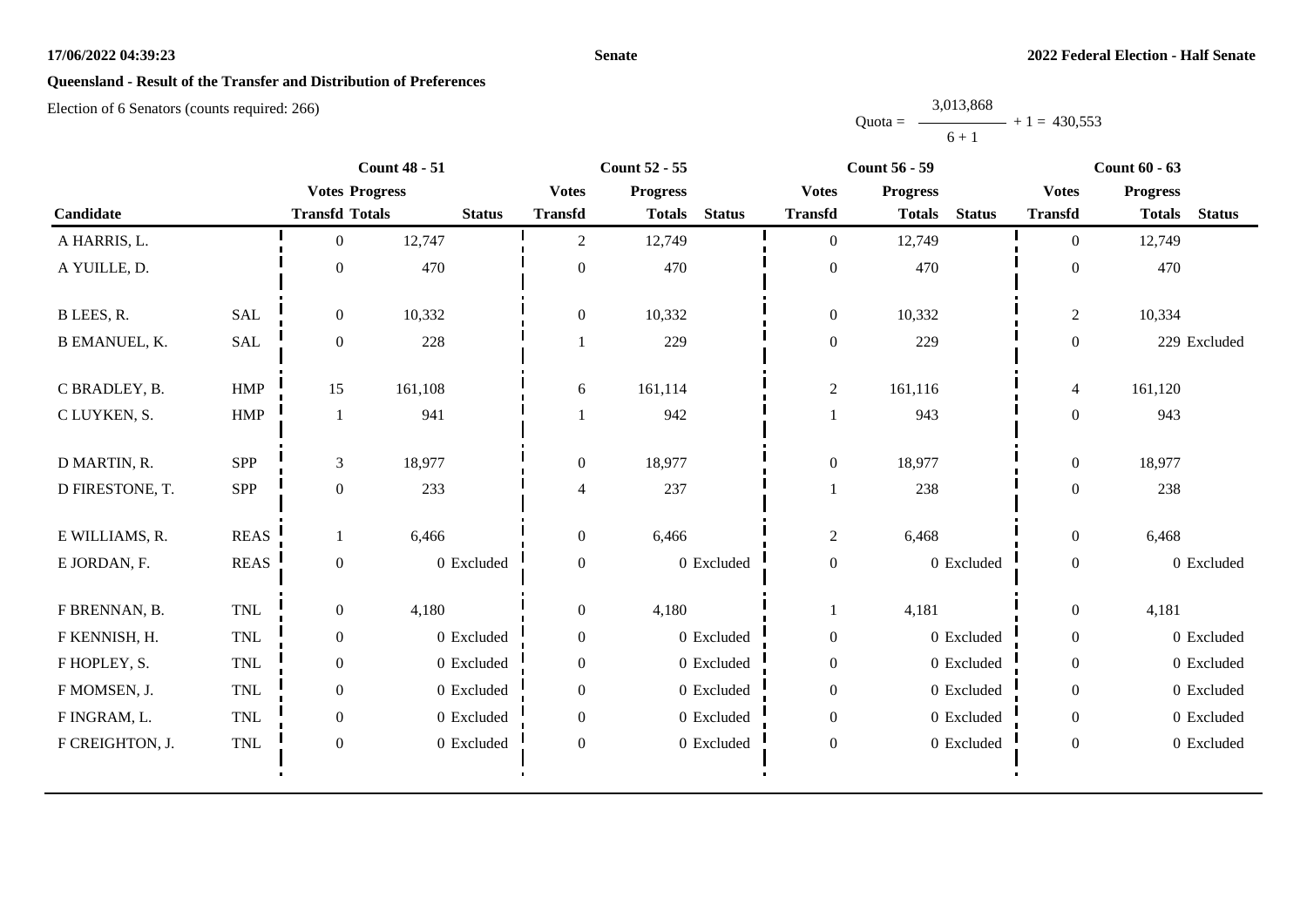## Queensland - Result of the Transfer and Distribution of Preferences

Election of 6 Senators (counts required: 266)

$$\text{Quota} = \frac{3{,}013{,}868}{6 + 1} + 1 = 430{,}553$$

| Candidate | | Count 48 - 51 | | | Count 52 - 55 | | | Count 56 - 59 | | | Count 60 - 63 | | |
|---|---|---|---|---|---|---|---|---|---|---|---|---|---|
| | | Votes Transfd | Progress Totals | Status | Votes Transfd | Progress Totals | Status | Votes Transfd | Progress Totals | Status | Votes Transfd | Progress Totals | Status |
| A HARRIS, L. | | 0 | 12,747 | | 2 | 12,749 | | 0 | 12,749 | | 0 | 12,749 | |
| A YUILLE, D. | | 0 | 470 | | 0 | 470 | | 0 | 470 | | 0 | 470 | |
| B LEES, R. | SAL | 0 | 10,332 | | 0 | 10,332 | | 0 | 10,332 | | 2 | 10,334 | |
| B EMANUEL, K. | SAL | 0 | 228 | | 1 | 229 | | 0 | 229 | | 0 | 229 | Excluded |
| C BRADLEY, B. | HMP | 15 | 161,108 | | 6 | 161,114 | | 2 | 161,116 | | 4 | 161,120 | |
| C LUYKEN, S. | HMP | 1 | 941 | | 1 | 942 | | 1 | 943 | | 0 | 943 | |
| D MARTIN, R. | SPP | 3 | 18,977 | | 0 | 18,977 | | 0 | 18,977 | | 0 | 18,977 | |
| D FIRESTONE, T. | SPP | 0 | 233 | | 4 | 237 | | 1 | 238 | | 0 | 238 | |
| E WILLIAMS, R. | REAS | 1 | 6,466 | | 0 | 6,466 | | 2 | 6,468 | | 0 | 6,468 | |
| E JORDAN, F. | REAS | 0 | 0 | Excluded | 0 | 0 | Excluded | 0 | 0 | Excluded | 0 | 0 | Excluded |
| F BRENNAN, B. | TNL | 0 | 4,180 | | 0 | 4,180 | | 1 | 4,181 | | 0 | 4,181 | |
| F KENNISH, H. | TNL | 0 | 0 | Excluded | 0 | 0 | Excluded | 0 | 0 | Excluded | 0 | 0 | Excluded |
| F HOPLEY, S. | TNL | 0 | 0 | Excluded | 0 | 0 | Excluded | 0 | 0 | Excluded | 0 | 0 | Excluded |
| F MOMSEN, J. | TNL | 0 | 0 | Excluded | 0 | 0 | Excluded | 0 | 0 | Excluded | 0 | 0 | Excluded |
| F INGRAM, L. | TNL | 0 | 0 | Excluded | 0 | 0 | Excluded | 0 | 0 | Excluded | 0 | 0 | Excluded |
| F CREIGHTON, J. | TNL | 0 | 0 | Excluded | 0 | 0 | Excluded | 0 | 0 | Excluded | 0 | 0 | Excluded |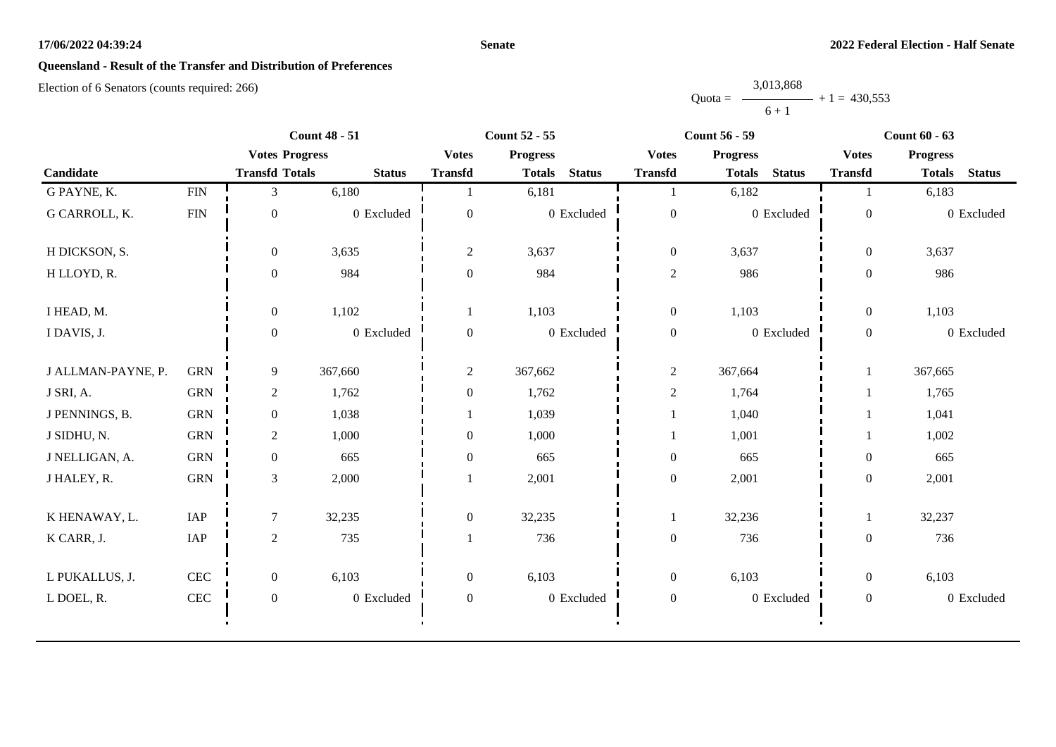**17/06/2022 04:39:24** **Senate** **2022 Federal Election - Half Senate**

## Queensland - Result of the Transfer and Distribution of Preferences

Election of 6 Senators (counts required: 266)

$$\text{Quota} = \frac{3{,}013{,}868}{6 + 1} + 1 = 430{,}553$$

| Candidate | | Count 48 - 51 | | | Count 52 - 55 | | | Count 56 - 59 | | | Count 60 - 63 | | |
|---|---|---|---|---|---|---|---|---|---|---|---|---|---|
| | | Votes Transfd | Progress Totals | Status | Votes Transfd | Progress Totals | Status | Votes Transfd | Progress Totals | Status | Votes Transfd | Progress Totals | Status |
| G PAYNE, K. | FIN | 3 | 6,180 | | 1 | 6,181 | | 1 | 6,182 | | 1 | 6,183 | |
| G CARROLL, K. | FIN | 0 | 0 | Excluded | 0 | 0 | Excluded | 0 | 0 | Excluded | 0 | 0 | Excluded |
| H DICKSON, S. | | 0 | 3,635 | | 2 | 3,637 | | 0 | 3,637 | | 0 | 3,637 | |
| H LLOYD, R. | | 0 | 984 | | 0 | 984 | | 2 | 986 | | 0 | 986 | |
| I HEAD, M. | | 0 | 1,102 | | 1 | 1,103 | | 0 | 1,103 | | 0 | 1,103 | |
| I DAVIS, J. | | 0 | 0 | Excluded | 0 | 0 | Excluded | 0 | 0 | Excluded | 0 | 0 | Excluded |
| J ALLMAN-PAYNE, P. | GRN | 9 | 367,660 | | 2 | 367,662 | | 2 | 367,664 | | 1 | 367,665 | |
| J SRI, A. | GRN | 2 | 1,762 | | 0 | 1,762 | | 2 | 1,764 | | 1 | 1,765 | |
| J PENNINGS, B. | GRN | 0 | 1,038 | | 1 | 1,039 | | 1 | 1,040 | | 1 | 1,041 | |
| J SIDHU, N. | GRN | 2 | 1,000 | | 0 | 1,000 | | 1 | 1,001 | | 1 | 1,002 | |
| J NELLIGAN, A. | GRN | 0 | 665 | | 0 | 665 | | 0 | 665 | | 0 | 665 | |
| J HALEY, R. | GRN | 3 | 2,000 | | 1 | 2,001 | | 0 | 2,001 | | 0 | 2,001 | |
| K HENAWAY, L. | IAP | 7 | 32,235 | | 0 | 32,235 | | 1 | 32,236 | | 1 | 32,237 | |
| K CARR, J. | IAP | 2 | 735 | | 1 | 736 | | 0 | 736 | | 0 | 736 | |
| L PUKALLUS, J. | CEC | 0 | 6,103 | | 0 | 6,103 | | 0 | 6,103 | | 0 | 6,103 | |
| L DOEL, R. | CEC | 0 | 0 | Excluded | 0 | 0 | Excluded | 0 | 0 | Excluded | 0 | 0 | Excluded |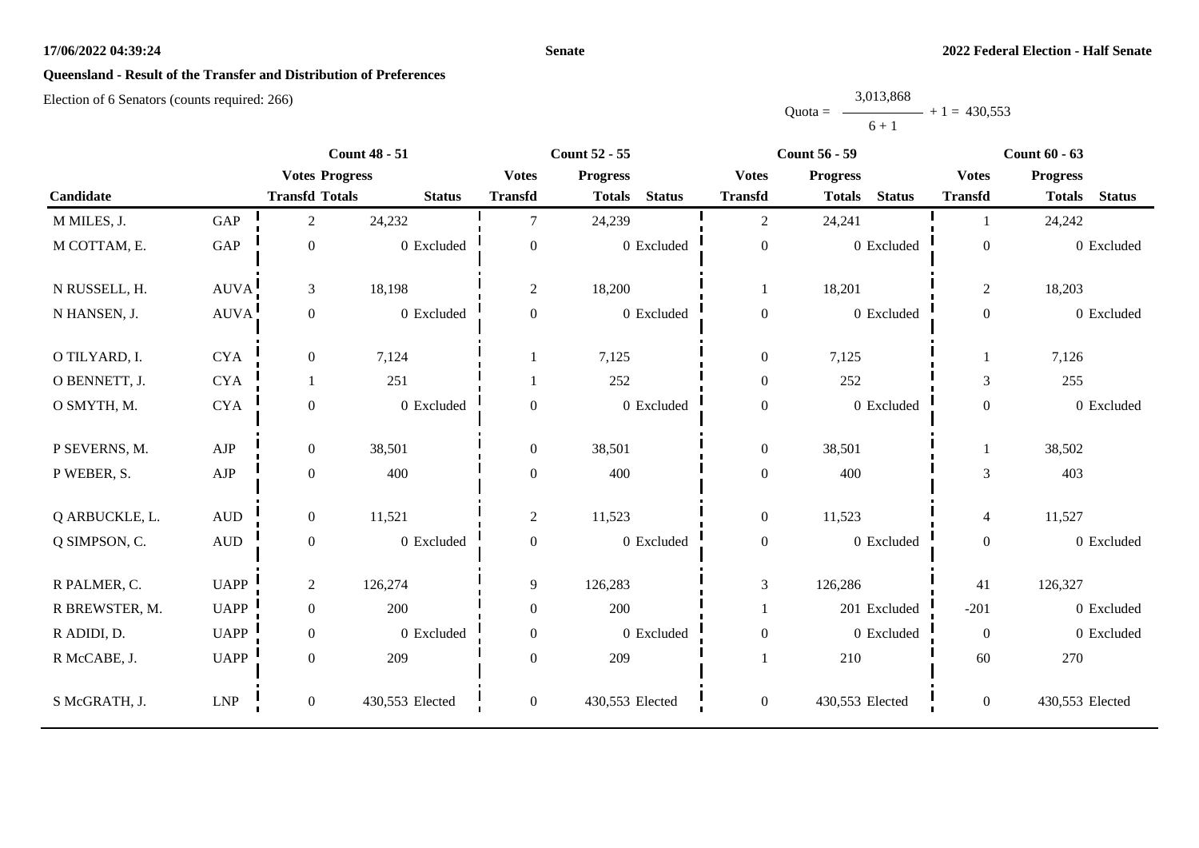**17/06/2022 04:39:24** **Senate** **2022 Federal Election - Half Senate**

## Queensland - Result of the Transfer and Distribution of Preferences

Election of 6 Senators (counts required: 266)

$$\text{Quota} = \frac{3{,}013{,}868}{6+1} + 1 = 430{,}553$$

| | | Count 48 - 51 | | | Count 52 - 55 | | | Count 56 - 59 | | | Count 60 - 63 | | |
|---|---|---|---|---|---|---|---|---|---|---|---|---|---|
| | | Votes | Progress | | Votes | Progress | | Votes | Progress | | Votes | Progress | |
| Candidate | | Transfd | Totals | Status | Transfd | Totals | Status | Transfd | Totals | Status | Transfd | Totals | Status |
| M MILES, J. | GAP | 2 | 24,232 | | 7 | 24,239 | | 2 | 24,241 | | 1 | 24,242 | |
| M COTTAM, E. | GAP | 0 | 0 | Excluded | 0 | 0 | Excluded | 0 | 0 | Excluded | 0 | 0 | Excluded |
| N RUSSELL, H. | AUVA | 3 | 18,198 | | 2 | 18,200 | | 1 | 18,201 | | 2 | 18,203 | |
| N HANSEN, J. | AUVA | 0 | 0 | Excluded | 0 | 0 | Excluded | 0 | 0 | Excluded | 0 | 0 | Excluded |
| O TILYARD, I. | CYA | 0 | 7,124 | | 1 | 7,125 | | 0 | 7,125 | | 1 | 7,126 | |
| O BENNETT, J. | CYA | 1 | 251 | | 1 | 252 | | 0 | 252 | | 3 | 255 | |
| O SMYTH, M. | CYA | 0 | 0 | Excluded | 0 | 0 | Excluded | 0 | 0 | Excluded | 0 | 0 | Excluded |
| P SEVERNS, M. | AJP | 0 | 38,501 | | 0 | 38,501 | | 0 | 38,501 | | 1 | 38,502 | |
| P WEBER, S. | AJP | 0 | 400 | | 0 | 400 | | 0 | 400 | | 3 | 403 | |
| Q ARBUCKLE, L. | AUD | 0 | 11,521 | | 2 | 11,523 | | 0 | 11,523 | | 4 | 11,527 | |
| Q SIMPSON, C. | AUD | 0 | 0 | Excluded | 0 | 0 | Excluded | 0 | 0 | Excluded | 0 | 0 | Excluded |
| R PALMER, C. | UAPP | 2 | 126,274 | | 9 | 126,283 | | 3 | 126,286 | | 41 | 126,327 | |
| R BREWSTER, M. | UAPP | 0 | 200 | | 0 | 200 | | 1 | 201 | Excluded | -201 | 0 | Excluded |
| R ADIDI, D. | UAPP | 0 | 0 | Excluded | 0 | 0 | Excluded | 0 | 0 | Excluded | 0 | 0 | Excluded |
| R McCABE, J. | UAPP | 0 | 209 | | 0 | 209 | | 1 | 210 | | 60 | 270 | |
| S McGRATH, J. | LNP | 0 | 430,553 | Elected | 0 | 430,553 | Elected | 0 | 430,553 | Elected | 0 | 430,553 | Elected |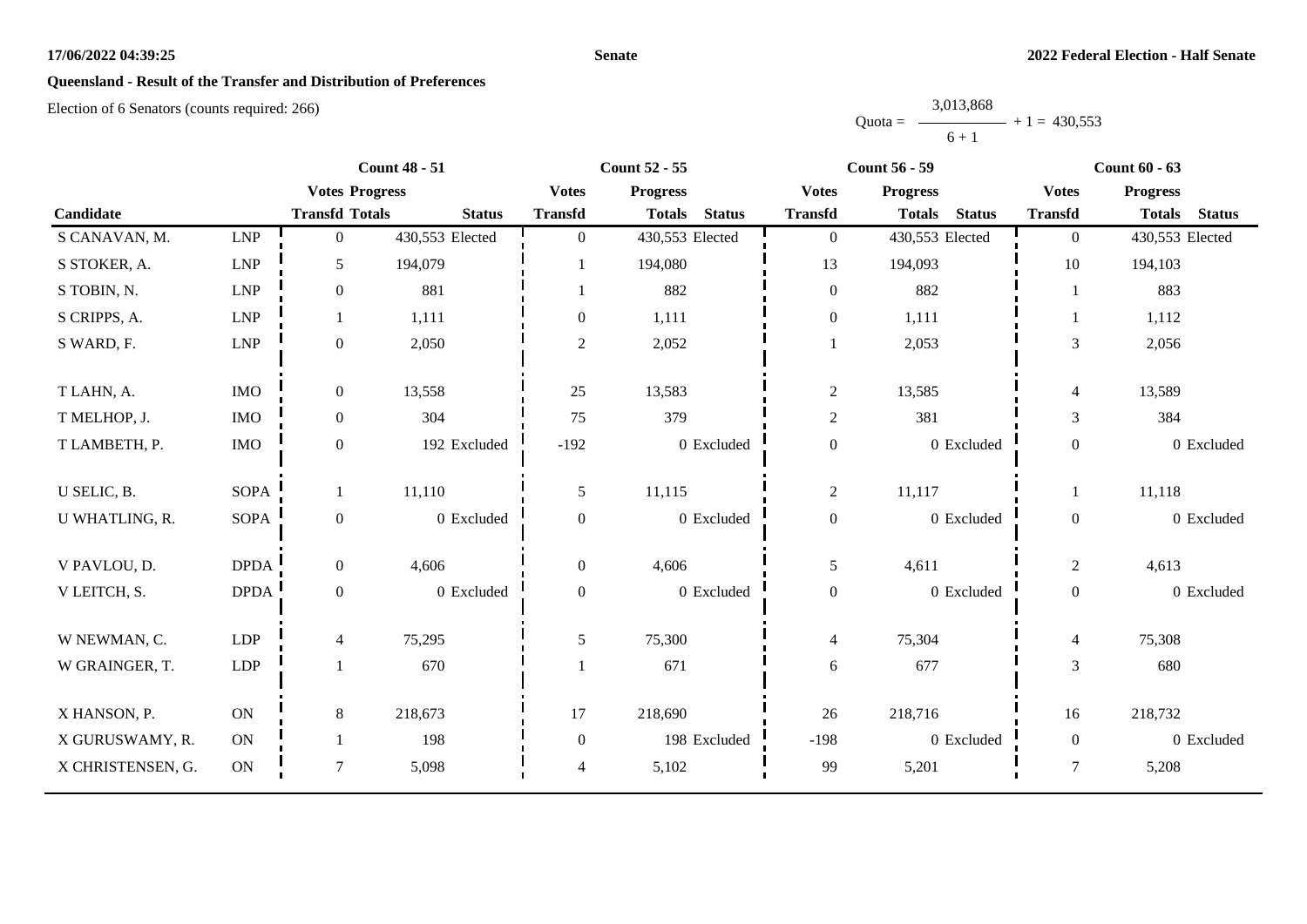**17/06/2022 04:39:25** **Senate** **2022 Federal Election - Half Senate**

## Queensland - Result of the Transfer and Distribution of Preferences

Election of 6 Senators (counts required: 266)

$$\text{Quota} = \frac{3{,}013{,}868}{6 + 1} + 1 = 430{,}553$$

| Candidate | | Count 48 - 51 | | | Count 52 - 55 | | | Count 56 - 59 | | | Count 60 - 63 | | |
|---|---|---|---|---|---|---|---|---|---|---|---|---|---|
| | | Votes Transfd | Progress Totals | Status | Votes Transfd | Progress Totals | Status | Votes Transfd | Progress Totals | Status | Votes Transfd | Progress Totals | Status |
| S CANAVAN, M. | LNP | 0 | 430,553 | Elected | 0 | 430,553 | Elected | 0 | 430,553 | Elected | 0 | 430,553 | Elected |
| S STOKER, A. | LNP | 5 | 194,079 | | 1 | 194,080 | | 13 | 194,093 | | 10 | 194,103 | |
| S TOBIN, N. | LNP | 0 | 881 | | 1 | 882 | | 0 | 882 | | 1 | 883 | |
| S CRIPPS, A. | LNP | 1 | 1,111 | | 0 | 1,111 | | 0 | 1,111 | | 1 | 1,112 | |
| S WARD, F. | LNP | 0 | 2,050 | | 2 | 2,052 | | 1 | 2,053 | | 3 | 2,056 | |
| T LAHN, A. | IMO | 0 | 13,558 | | 25 | 13,583 | | 2 | 13,585 | | 4 | 13,589 | |
| T MELHOP, J. | IMO | 0 | 304 | | 75 | 379 | | 2 | 381 | | 3 | 384 | |
| T LAMBETH, P. | IMO | 0 | 192 | Excluded | -192 | 0 | Excluded | 0 | 0 | Excluded | 0 | 0 | Excluded |
| U SELIC, B. | SOPA | 1 | 11,110 | | 5 | 11,115 | | 2 | 11,117 | | 1 | 11,118 | |
| U WHATLING, R. | SOPA | 0 | 0 | Excluded | 0 | 0 | Excluded | 0 | 0 | Excluded | 0 | 0 | Excluded |
| V PAVLOU, D. | DPDA | 0 | 4,606 | | 0 | 4,606 | | 5 | 4,611 | | 2 | 4,613 | |
| V LEITCH, S. | DPDA | 0 | 0 | Excluded | 0 | 0 | Excluded | 0 | 0 | Excluded | 0 | 0 | Excluded |
| W NEWMAN, C. | LDP | 4 | 75,295 | | 5 | 75,300 | | 4 | 75,304 | | 4 | 75,308 | |
| W GRAINGER, T. | LDP | 1 | 670 | | 1 | 671 | | 6 | 677 | | 3 | 680 | |
| X HANSON, P. | ON | 8 | 218,673 | | 17 | 218,690 | | 26 | 218,716 | | 16 | 218,732 | |
| X GURUSWAMY, R. | ON | 1 | 198 | | 0 | 198 | Excluded | -198 | 0 | Excluded | 0 | 0 | Excluded |
| X CHRISTENSEN, G. | ON | 7 | 5,098 | | 4 | 5,102 | | 99 | 5,201 | | 7 | 5,208 | |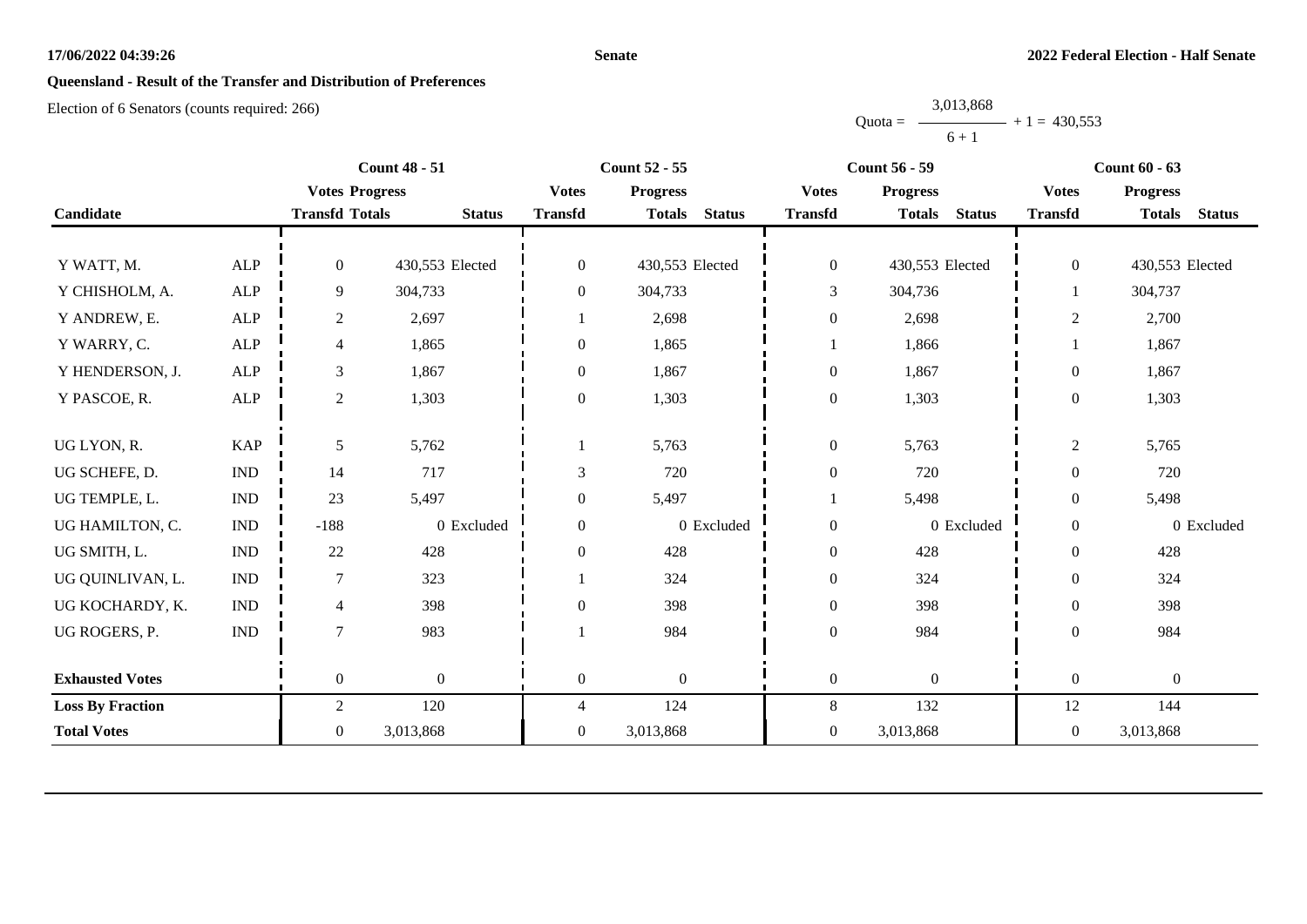**Senate**

**2022 Federal Election - Half Senate**

**Queensland - Result of the Transfer and Distribution of Preferences**

Election of 6 Senators (counts required: 266)

$$\text{Quota} = \frac{3{,}013{,}868}{6 + 1} + 1 = 430{,}553$$

| Candidate | | Count 48 - 51 | | | Count 52 - 55 | | | Count 56 - 59 | | | Count 60 - 63 | | |
|---|---|---|---|---|---|---|---|---|---|---|---|---|---|
| | | Votes Transfd | Progress Totals | Status | Votes Transfd | Progress Totals | Status | Votes Transfd | Progress Totals | Status | Votes Transfd | Progress Totals | Status |
| Y WATT, M. | ALP | 0 | 430,553 | Elected | 0 | 430,553 | Elected | 0 | 430,553 | Elected | 0 | 430,553 | Elected |
| Y CHISHOLM, A. | ALP | 9 | 304,733 | | 0 | 304,733 | | 3 | 304,736 | | 1 | 304,737 | |
| Y ANDREW, E. | ALP | 2 | 2,697 | | 1 | 2,698 | | 0 | 2,698 | | 2 | 2,700 | |
| Y WARRY, C. | ALP | 4 | 1,865 | | 0 | 1,865 | | 1 | 1,866 | | 1 | 1,867 | |
| Y HENDERSON, J. | ALP | 3 | 1,867 | | 0 | 1,867 | | 0 | 1,867 | | 0 | 1,867 | |
| Y PASCOE, R. | ALP | 2 | 1,303 | | 0 | 1,303 | | 0 | 1,303 | | 0 | 1,303 | |
| UG LYON, R. | KAP | 5 | 5,762 | | 1 | 5,763 | | 0 | 5,763 | | 2 | 5,765 | |
| UG SCHEFE, D. | IND | 14 | 717 | | 3 | 720 | | 0 | 720 | | 0 | 720 | |
| UG TEMPLE, L. | IND | 23 | 5,497 | | 0 | 5,497 | | 1 | 5,498 | | 0 | 5,498 | |
| UG HAMILTON, C. | IND | -188 | 0 | Excluded | 0 | 0 | Excluded | 0 | 0 | Excluded | 0 | 0 | Excluded |
| UG SMITH, L. | IND | 22 | 428 | | 0 | 428 | | 0 | 428 | | 0 | 428 | |
| UG QUINLIVAN, L. | IND | 7 | 323 | | 1 | 324 | | 0 | 324 | | 0 | 324 | |
| UG KOCHARDY, K. | IND | 4 | 398 | | 0 | 398 | | 0 | 398 | | 0 | 398 | |
| UG ROGERS, P. | IND | 7 | 983 | | 1 | 984 | | 0 | 984 | | 0 | 984 | |
| **Exhausted Votes** | | 0 | 0 | | 0 | 0 | | 0 | 0 | | 0 | 0 | |
| **Loss By Fraction** | | 2 | 120 | | 4 | 124 | | 8 | 132 | | 12 | 144 | |
| **Total Votes** | | 0 | 3,013,868 | | 0 | 3,013,868 | | 0 | 3,013,868 | | 0 | 3,013,868 | |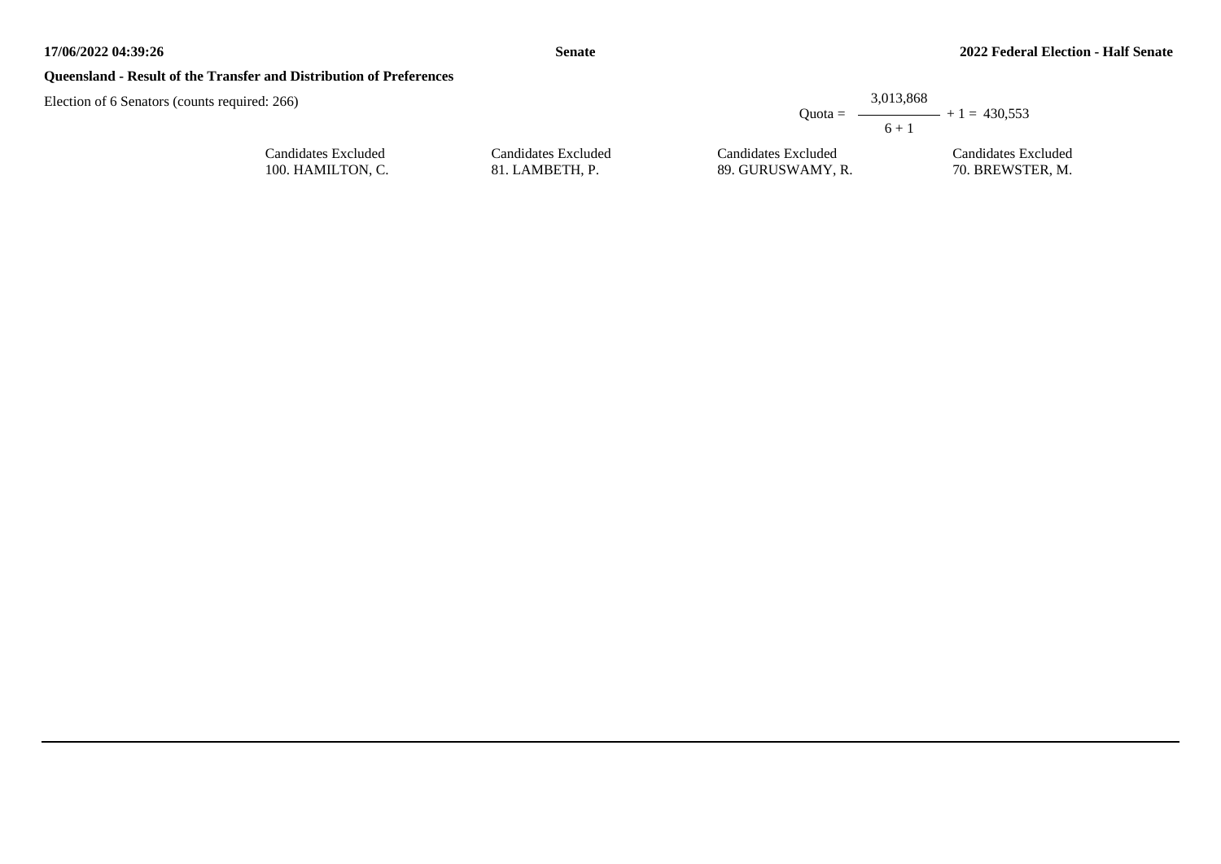**Queensland - Result of the Transfer and Distribution of Preferences**

Election of 6 Senators (counts required: 266)

$$\text{Quota} = \frac{3{,}013{,}868}{6 + 1} + 1 = 430{,}553$$

| Candidates Excluded | Candidates Excluded | Candidates Excluded | Candidates Excluded |
|---|---|---|---|
| 100. HAMILTON, C. | 81. LAMBETH, P. | 89. GURUSWAMY, R. | 70. BREWSTER, M. |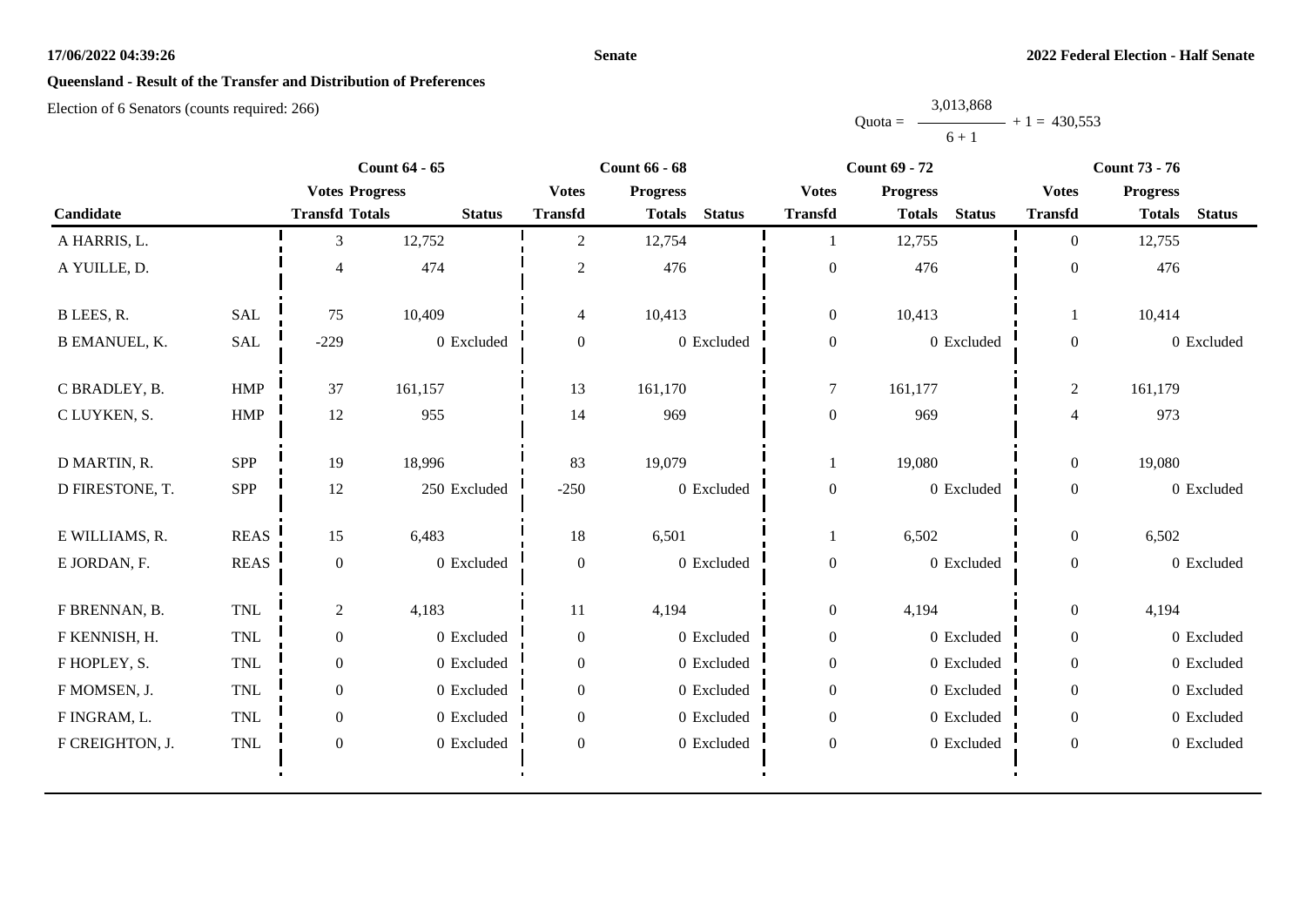17/06/2022 04:39:26 **Senate** **2022 Federal Election - Half Senate**

## Queensland - Result of the Transfer and Distribution of Preferences

Election of 6 Senators (counts required: 266)

$$\text{Quota} = \frac{3,013,868}{6 + 1} + 1 = 430,553$$

| Candidate | | Count 64 - 65 | | | Count 66 - 68 | | | Count 69 - 72 | | | Count 73 - 76 | | |
|---|---|---|---|---|---|---|---|---|---|---|---|---|---|
| | | Votes Transfd | Progress Totals | Status | Votes Transfd | Progress Totals | Status | Votes Transfd | Progress Totals | Status | Votes Transfd | Progress Totals | Status |
| A HARRIS, L. | | 3 | 12,752 | | 2 | 12,754 | | 1 | 12,755 | | 0 | 12,755 | |
| A YUILLE, D. | | 4 | 474 | | 2 | 476 | | 0 | 476 | | 0 | 476 | |
| B LEES, R. | SAL | 75 | 10,409 | | 4 | 10,413 | | 0 | 10,413 | | 1 | 10,414 | |
| B EMANUEL, K. | SAL | -229 | 0 | Excluded | 0 | 0 | Excluded | 0 | 0 | Excluded | 0 | 0 | Excluded |
| C BRADLEY, B. | HMP | 37 | 161,157 | | 13 | 161,170 | | 7 | 161,177 | | 2 | 161,179 | |
| C LUYKEN, S. | HMP | 12 | 955 | | 14 | 969 | | 0 | 969 | | 4 | 973 | |
| D MARTIN, R. | SPP | 19 | 18,996 | | 83 | 19,079 | | 1 | 19,080 | | 0 | 19,080 | |
| D FIRESTONE, T. | SPP | 12 | 250 | Excluded | -250 | 0 | Excluded | 0 | 0 | Excluded | 0 | 0 | Excluded |
| E WILLIAMS, R. | REAS | 15 | 6,483 | | 18 | 6,501 | | 1 | 6,502 | | 0 | 6,502 | |
| E JORDAN, F. | REAS | 0 | 0 | Excluded | 0 | 0 | Excluded | 0 | 0 | Excluded | 0 | 0 | Excluded |
| F BRENNAN, B. | TNL | 2 | 4,183 | | 11 | 4,194 | | 0 | 4,194 | | 0 | 4,194 | |
| F KENNISH, H. | TNL | 0 | 0 | Excluded | 0 | 0 | Excluded | 0 | 0 | Excluded | 0 | 0 | Excluded |
| F HOPLEY, S. | TNL | 0 | 0 | Excluded | 0 | 0 | Excluded | 0 | 0 | Excluded | 0 | 0 | Excluded |
| F MOMSEN, J. | TNL | 0 | 0 | Excluded | 0 | 0 | Excluded | 0 | 0 | Excluded | 0 | 0 | Excluded |
| F INGRAM, L. | TNL | 0 | 0 | Excluded | 0 | 0 | Excluded | 0 | 0 | Excluded | 0 | 0 | Excluded |
| F CREIGHTON, J. | TNL | 0 | 0 | Excluded | 0 | 0 | Excluded | 0 | 0 | Excluded | 0 | 0 | Excluded |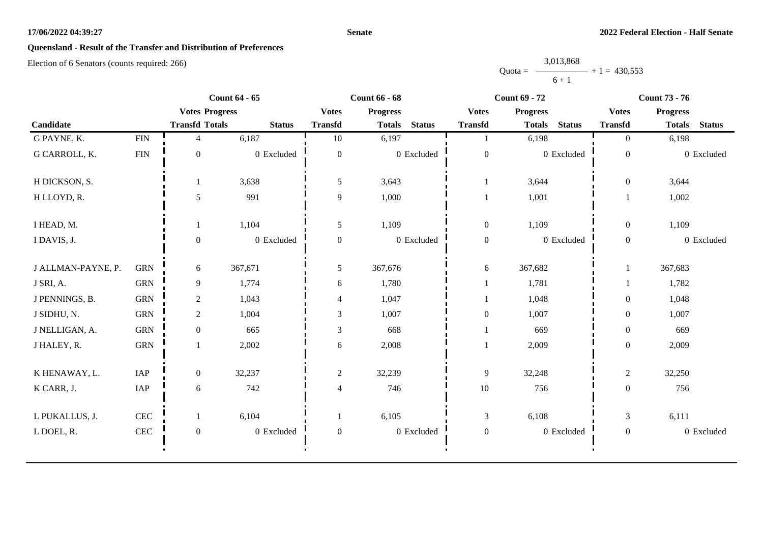**Queensland - Result of the Transfer and Distribution of Preferences**

Election of 6 Senators (counts required: 266)

$$\text{Quota} = \frac{3{,}013{,}868}{6 + 1} + 1 = 430{,}553$$

| Candidate | | Count 64 - 65 | | | Count 66 - 68 | | | Count 69 - 72 | | | Count 73 - 76 | | |
|---|---|---|---|---|---|---|---|---|---|---|---|---|---|
| | | Votes Transfd | Progress Totals | Status | Votes Transfd | Progress Totals | Status | Votes Transfd | Progress Totals | Status | Votes Transfd | Progress Totals | Status |
| G PAYNE, K. | FIN | 4 | 6,187 | | 10 | 6,197 | | 1 | 6,198 | | 0 | 6,198 | |
| G CARROLL, K. | FIN | 0 | 0 | Excluded | 0 | 0 | Excluded | 0 | 0 | Excluded | 0 | 0 | Excluded |
| H DICKSON, S. | | 1 | 3,638 | | 5 | 3,643 | | 1 | 3,644 | | 0 | 3,644 | |
| H LLOYD, R. | | 5 | 991 | | 9 | 1,000 | | 1 | 1,001 | | 1 | 1,002 | |
| I HEAD, M. | | 1 | 1,104 | | 5 | 1,109 | | 0 | 1,109 | | 0 | 1,109 | |
| I DAVIS, J. | | 0 | 0 | Excluded | 0 | 0 | Excluded | 0 | 0 | Excluded | 0 | 0 | Excluded |
| J ALLMAN-PAYNE, P. | GRN | 6 | 367,671 | | 5 | 367,676 | | 6 | 367,682 | | 1 | 367,683 | |
| J SRI, A. | GRN | 9 | 1,774 | | 6 | 1,780 | | 1 | 1,781 | | 1 | 1,782 | |
| J PENNINGS, B. | GRN | 2 | 1,043 | | 4 | 1,047 | | 1 | 1,048 | | 0 | 1,048 | |
| J SIDHU, N. | GRN | 2 | 1,004 | | 3 | 1,007 | | 0 | 1,007 | | 0 | 1,007 | |
| J NELLIGAN, A. | GRN | 0 | 665 | | 3 | 668 | | 1 | 669 | | 0 | 669 | |
| J HALEY, R. | GRN | 1 | 2,002 | | 6 | 2,008 | | 1 | 2,009 | | 0 | 2,009 | |
| K HENAWAY, L. | IAP | 0 | 32,237 | | 2 | 32,239 | | 9 | 32,248 | | 2 | 32,250 | |
| K CARR, J. | IAP | 6 | 742 | | 4 | 746 | | 10 | 756 | | 0 | 756 | |
| L PUKALLUS, J. | CEC | 1 | 6,104 | | 1 | 6,105 | | 3 | 6,108 | | 3 | 6,111 | |
| L DOEL, R. | CEC | 0 | 0 | Excluded | 0 | 0 | Excluded | 0 | 0 | Excluded | 0 | 0 | Excluded |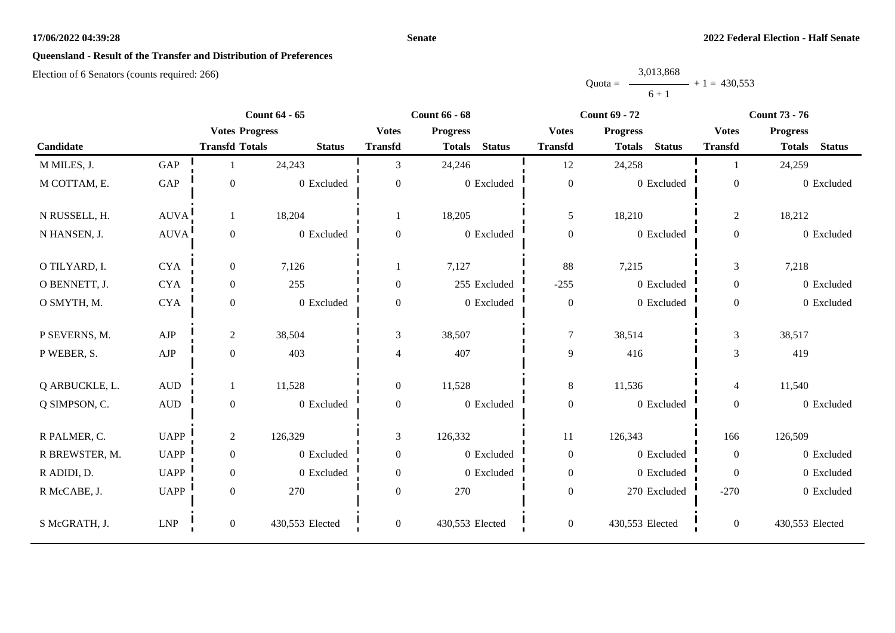**Queensland - Result of the Transfer and Distribution of Preferences**

Election of 6 Senators (counts required: 266)

$$\text{Quota} = \frac{3,013,868}{6+1} + 1 = 430,553$$

| Candidate | | Count 64 - 65 | | | Count 66 - 68 | | | Count 69 - 72 | | | Count 73 - 76 | | |
|---|---|---|---|---|---|---|---|---|---|---|---|---|---|
| | | Votes Transfd | Progress Totals | Status | Votes Transfd | Progress Totals | Status | Votes Transfd | Progress Totals | Status | Votes Transfd | Progress Totals | Status |
| M MILES, J. | GAP | 1 | 24,243 | | 3 | 24,246 | | 12 | 24,258 | | 1 | 24,259 | |
| M COTTAM, E. | GAP | 0 | 0 | Excluded | 0 | 0 | Excluded | 0 | 0 | Excluded | 0 | 0 | Excluded |
| N RUSSELL, H. | AUVA | 1 | 18,204 | | 1 | 18,205 | | 5 | 18,210 | | 2 | 18,212 | |
| N HANSEN, J. | AUVA | 0 | 0 | Excluded | 0 | 0 | Excluded | 0 | 0 | Excluded | 0 | 0 | Excluded |
| O TILYARD, I. | CYA | 0 | 7,126 | | 1 | 7,127 | | 88 | 7,215 | | 3 | 7,218 | |
| O BENNETT, J. | CYA | 0 | 255 | | 0 | 255 | Excluded | -255 | 0 | Excluded | 0 | 0 | Excluded |
| O SMYTH, M. | CYA | 0 | 0 | Excluded | 0 | 0 | Excluded | 0 | 0 | Excluded | 0 | 0 | Excluded |
| P SEVERNS, M. | AJP | 2 | 38,504 | | 3 | 38,507 | | 7 | 38,514 | | 3 | 38,517 | |
| P WEBER, S. | AJP | 0 | 403 | | 4 | 407 | | 9 | 416 | | 3 | 419 | |
| Q ARBUCKLE, L. | AUD | 1 | 11,528 | | 0 | 11,528 | | 8 | 11,536 | | 4 | 11,540 | |
| Q SIMPSON, C. | AUD | 0 | 0 | Excluded | 0 | 0 | Excluded | 0 | 0 | Excluded | 0 | 0 | Excluded |
| R PALMER, C. | UAPP | 2 | 126,329 | | 3 | 126,332 | | 11 | 126,343 | | 166 | 126,509 | |
| R BREWSTER, M. | UAPP | 0 | 0 | Excluded | 0 | 0 | Excluded | 0 | 0 | Excluded | 0 | 0 | Excluded |
| R ADIDI, D. | UAPP | 0 | 0 | Excluded | 0 | 0 | Excluded | 0 | 0 | Excluded | 0 | 0 | Excluded |
| R McCABE, J. | UAPP | 0 | 270 | | 0 | 270 | | 0 | 270 | Excluded | -270 | 0 | Excluded |
| S McGRATH, J. | LNP | 0 | 430,553 | Elected | 0 | 430,553 | Elected | 0 | 430,553 | Elected | 0 | 430,553 | Elected |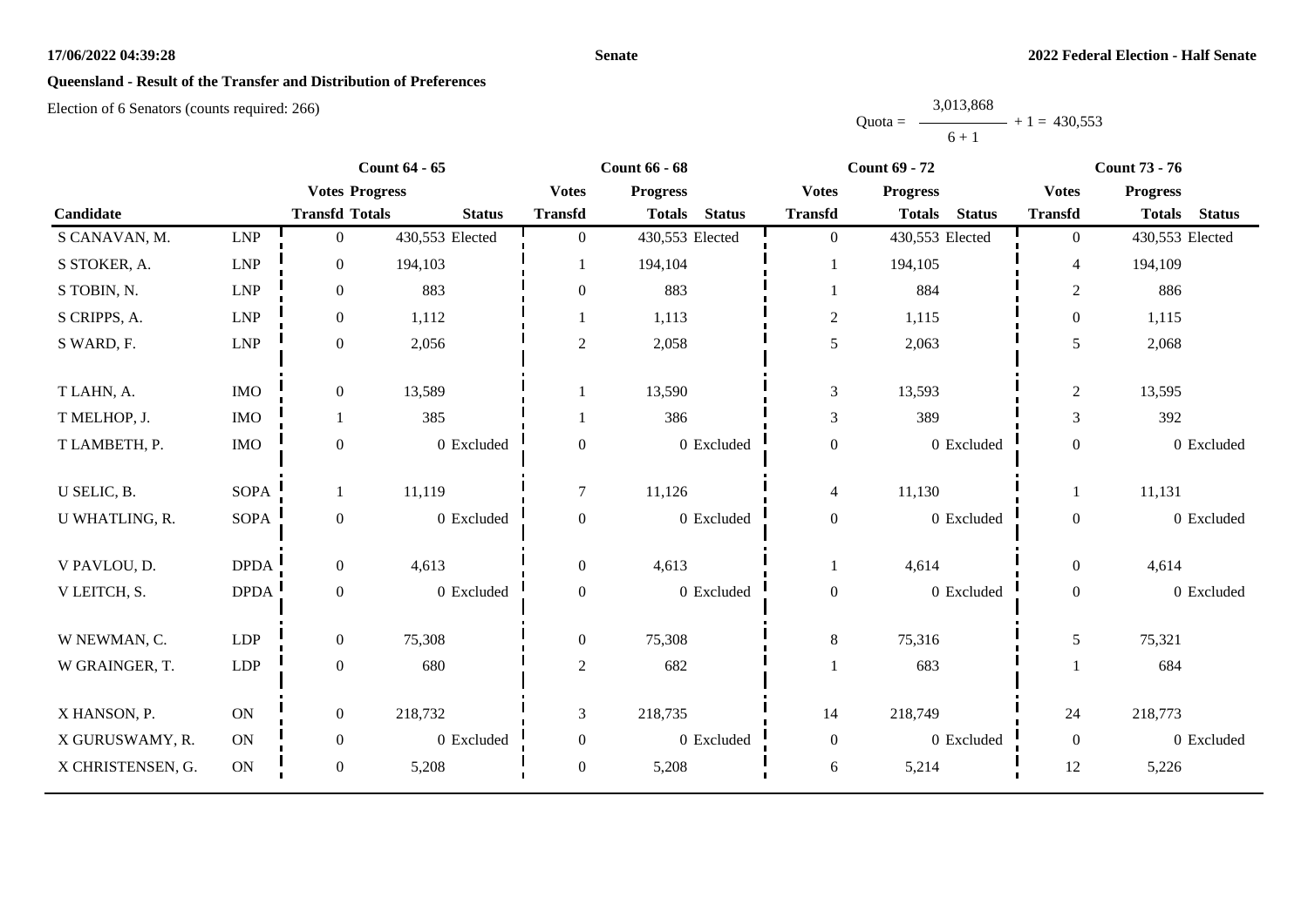**Senate**

**2022 Federal Election - Half Senate**

## Queensland - Result of the Transfer and Distribution of Preferences

Election of 6 Senators (counts required: 266)

$$\text{Quota} = \frac{3{,}013{,}868}{6 + 1} + 1 = 430{,}553$$

| | | Count 64 - 65 | | | Count 66 - 68 | | | Count 69 - 72 | | | Count 73 - 76 | | |
|---|---|---|---|---|---|---|---|---|---|---|---|---|---|
| | | Votes | Progress | | Votes | Progress | | Votes | Progress | | Votes | Progress | |
| Candidate | | Transfd | Totals | Status | Transfd | Totals | Status | Transfd | Totals | Status | Transfd | Totals | Status |
| S CANAVAN, M. | LNP | 0 | 430,553 | Elected | 0 | 430,553 | Elected | 0 | 430,553 | Elected | 0 | 430,553 | Elected |
| S STOKER, A. | LNP | 0 | 194,103 | | 1 | 194,104 | | 1 | 194,105 | | 4 | 194,109 | |
| S TOBIN, N. | LNP | 0 | 883 | | 0 | 883 | | 1 | 884 | | 2 | 886 | |
| S CRIPPS, A. | LNP | 0 | 1,112 | | 1 | 1,113 | | 2 | 1,115 | | 0 | 1,115 | |
| S WARD, F. | LNP | 0 | 2,056 | | 2 | 2,058 | | 5 | 2,063 | | 5 | 2,068 | |
| T LAHN, A. | IMO | 0 | 13,589 | | 1 | 13,590 | | 3 | 13,593 | | 2 | 13,595 | |
| T MELHOP, J. | IMO | 1 | 385 | | 1 | 386 | | 3 | 389 | | 3 | 392 | |
| T LAMBETH, P. | IMO | 0 | 0 | Excluded | 0 | 0 | Excluded | 0 | 0 | Excluded | 0 | 0 | Excluded |
| U SELIC, B. | SOPA | 1 | 11,119 | | 7 | 11,126 | | 4 | 11,130 | | 1 | 11,131 | |
| U WHATLING, R. | SOPA | 0 | 0 | Excluded | 0 | 0 | Excluded | 0 | 0 | Excluded | 0 | 0 | Excluded |
| V PAVLOU, D. | DPDA | 0 | 4,613 | | 0 | 4,613 | | 1 | 4,614 | | 0 | 4,614 | |
| V LEITCH, S. | DPDA | 0 | 0 | Excluded | 0 | 0 | Excluded | 0 | 0 | Excluded | 0 | 0 | Excluded |
| W NEWMAN, C. | LDP | 0 | 75,308 | | 0 | 75,308 | | 8 | 75,316 | | 5 | 75,321 | |
| W GRAINGER, T. | LDP | 0 | 680 | | 2 | 682 | | 1 | 683 | | 1 | 684 | |
| X HANSON, P. | ON | 0 | 218,732 | | 3 | 218,735 | | 14 | 218,749 | | 24 | 218,773 | |
| X GURUSWAMY, R. | ON | 0 | 0 | Excluded | 0 | 0 | Excluded | 0 | 0 | Excluded | 0 | 0 | Excluded |
| X CHRISTENSEN, G. | ON | 0 | 5,208 | | 0 | 5,208 | | 6 | 5,214 | | 12 | 5,226 | |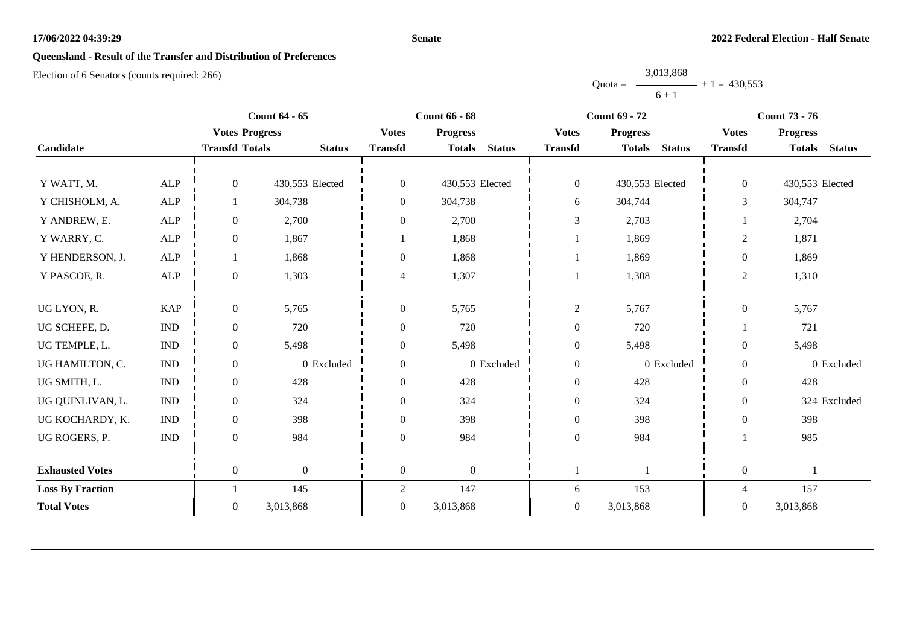**Senate**

**2022 Federal Election - Half Senate**

**Queensland - Result of the Transfer and Distribution of Preferences**

Election of 6 Senators (counts required: 266)

$$\text{Quota} = \frac{3{,}013{,}868}{6 + 1} + 1 = 430{,}553$$

| Candidate | | Count 64 - 65 | | | Count 66 - 68 | | | Count 69 - 72 | | | Count 73 - 76 | | |
|---|---|---|---|---|---|---|---|---|---|---|---|---|---|
| | | Votes Transfd | Progress Totals | Status | Votes Transfd | Progress Totals | Status | Votes Transfd | Progress Totals | Status | Votes Transfd | Progress Totals | Status |
| Y WATT, M. | ALP | 0 | 430,553 | Elected | 0 | 430,553 | Elected | 0 | 430,553 | Elected | 0 | 430,553 | Elected |
| Y CHISHOLM, A. | ALP | 1 | 304,738 | | 0 | 304,738 | | 6 | 304,744 | | 3 | 304,747 | |
| Y ANDREW, E. | ALP | 0 | 2,700 | | 0 | 2,700 | | 3 | 2,703 | | 1 | 2,704 | |
| Y WARRY, C. | ALP | 0 | 1,867 | | 1 | 1,868 | | 1 | 1,869 | | 2 | 1,871 | |
| Y HENDERSON, J. | ALP | 1 | 1,868 | | 0 | 1,868 | | 1 | 1,869 | | 0 | 1,869 | |
| Y PASCOE, R. | ALP | 0 | 1,303 | | 4 | 1,307 | | 1 | 1,308 | | 2 | 1,310 | |
| UG LYON, R. | KAP | 0 | 5,765 | | 0 | 5,765 | | 2 | 5,767 | | 0 | 5,767 | |
| UG SCHEFE, D. | IND | 0 | 720 | | 0 | 720 | | 0 | 720 | | 1 | 721 | |
| UG TEMPLE, L. | IND | 0 | 5,498 | | 0 | 5,498 | | 0 | 5,498 | | 0 | 5,498 | |
| UG HAMILTON, C. | IND | 0 | 0 | Excluded | 0 | 0 | Excluded | 0 | 0 | Excluded | 0 | 0 | Excluded |
| UG SMITH, L. | IND | 0 | 428 | | 0 | 428 | | 0 | 428 | | 0 | 428 | |
| UG QUINLIVAN, L. | IND | 0 | 324 | | 0 | 324 | | 0 | 324 | | 0 | 324 | Excluded |
| UG KOCHARDY, K. | IND | 0 | 398 | | 0 | 398 | | 0 | 398 | | 0 | 398 | |
| UG ROGERS, P. | IND | 0 | 984 | | 0 | 984 | | 0 | 984 | | 1 | 985 | |
| **Exhausted Votes** | | 0 | 0 | | 0 | 0 | | 1 | 1 | | 0 | 1 | |
| **Loss By Fraction** | | 1 | 145 | | 2 | 147 | | 6 | 153 | | 4 | 157 | |
| **Total Votes** | | 0 | 3,013,868 | | 0 | 3,013,868 | | 0 | 3,013,868 | | 0 | 3,013,868 | |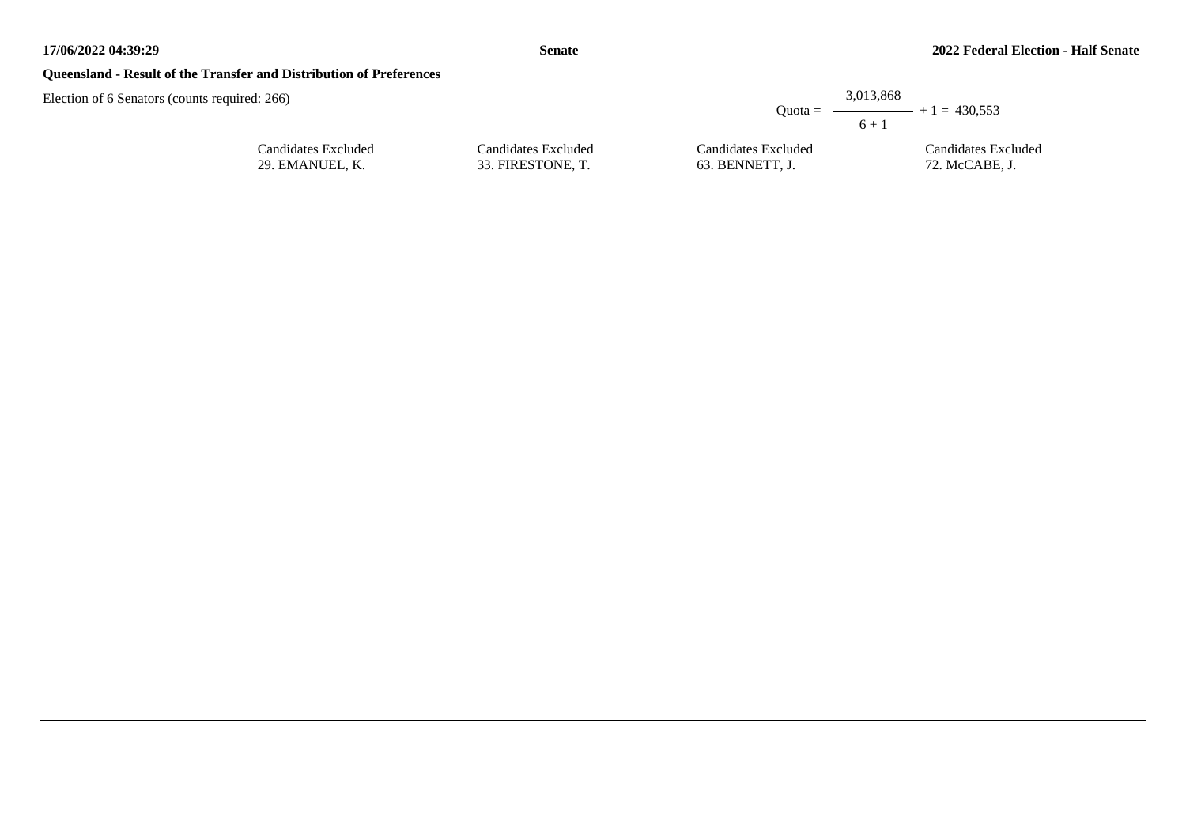**Queensland - Result of the Transfer and Distribution of Preferences**

Election of 6 Senators (counts required: 266)

$$\text{Quota} = \frac{3{,}013{,}868}{6 + 1} + 1 = 430{,}553$$

| Candidates Excluded | Candidates Excluded | Candidates Excluded | Candidates Excluded |
|---|---|---|---|
| 29. EMANUEL, K. | 33. FIRESTONE, T. | 63. BENNETT, J. | 72. McCABE, J. |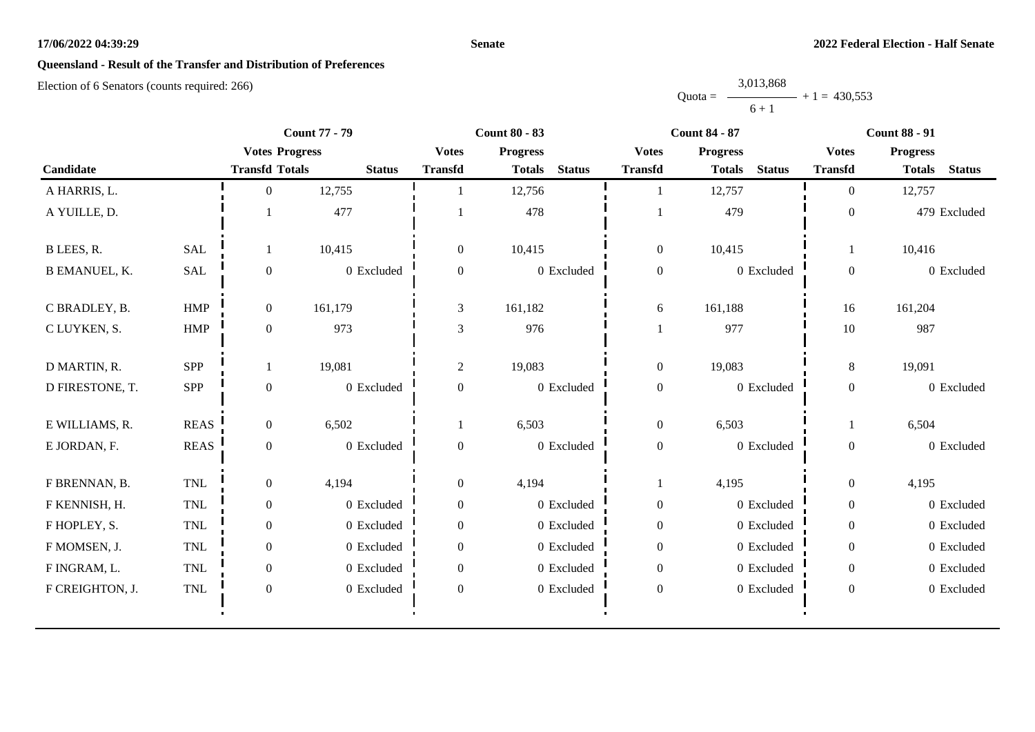## Queensland - Result of the Transfer and Distribution of Preferences

Election of 6 Senators (counts required: 266)

$$\text{Quota} = \frac{3,013,868}{6 + 1} + 1 = 430,553$$

| Candidate | | Count 77 - 79 | | | Count 80 - 83 | | | Count 84 - 87 | | | Count 88 - 91 | | |
|---|---|---|---|---|---|---|---|---|---|---|---|---|---|
| | | Votes Transfd | Progress Totals | Status | Votes Transfd | Progress Totals | Status | Votes Transfd | Progress Totals | Status | Votes Transfd | Progress Totals | Status |
| A HARRIS, L. | | 0 | 12,755 | | 1 | 12,756 | | 1 | 12,757 | | 0 | 12,757 | |
| A YUILLE, D. | | 1 | 477 | | 1 | 478 | | 1 | 479 | | 0 | 479 | Excluded |
| B LEES, R. | SAL | 1 | 10,415 | | 0 | 10,415 | | 0 | 10,415 | | 1 | 10,416 | |
| B EMANUEL, K. | SAL | 0 | 0 | Excluded | 0 | 0 | Excluded | 0 | 0 | Excluded | 0 | 0 | Excluded |
| C BRADLEY, B. | HMP | 0 | 161,179 | | 3 | 161,182 | | 6 | 161,188 | | 16 | 161,204 | |
| C LUYKEN, S. | HMP | 0 | 973 | | 3 | 976 | | 1 | 977 | | 10 | 987 | |
| D MARTIN, R. | SPP | 1 | 19,081 | | 2 | 19,083 | | 0 | 19,083 | | 8 | 19,091 | |
| D FIRESTONE, T. | SPP | 0 | 0 | Excluded | 0 | 0 | Excluded | 0 | 0 | Excluded | 0 | 0 | Excluded |
| E WILLIAMS, R. | REAS | 0 | 6,502 | | 1 | 6,503 | | 0 | 6,503 | | 1 | 6,504 | |
| E JORDAN, F. | REAS | 0 | 0 | Excluded | 0 | 0 | Excluded | 0 | 0 | Excluded | 0 | 0 | Excluded |
| F BRENNAN, B. | TNL | 0 | 4,194 | | 0 | 4,194 | | 1 | 4,195 | | 0 | 4,195 | |
| F KENNISH, H. | TNL | 0 | 0 | Excluded | 0 | 0 | Excluded | 0 | 0 | Excluded | 0 | 0 | Excluded |
| F HOPLEY, S. | TNL | 0 | 0 | Excluded | 0 | 0 | Excluded | 0 | 0 | Excluded | 0 | 0 | Excluded |
| F MOMSEN, J. | TNL | 0 | 0 | Excluded | 0 | 0 | Excluded | 0 | 0 | Excluded | 0 | 0 | Excluded |
| F INGRAM, L. | TNL | 0 | 0 | Excluded | 0 | 0 | Excluded | 0 | 0 | Excluded | 0 | 0 | Excluded |
| F CREIGHTON, J. | TNL | 0 | 0 | Excluded | 0 | 0 | Excluded | 0 | 0 | Excluded | 0 | 0 | Excluded |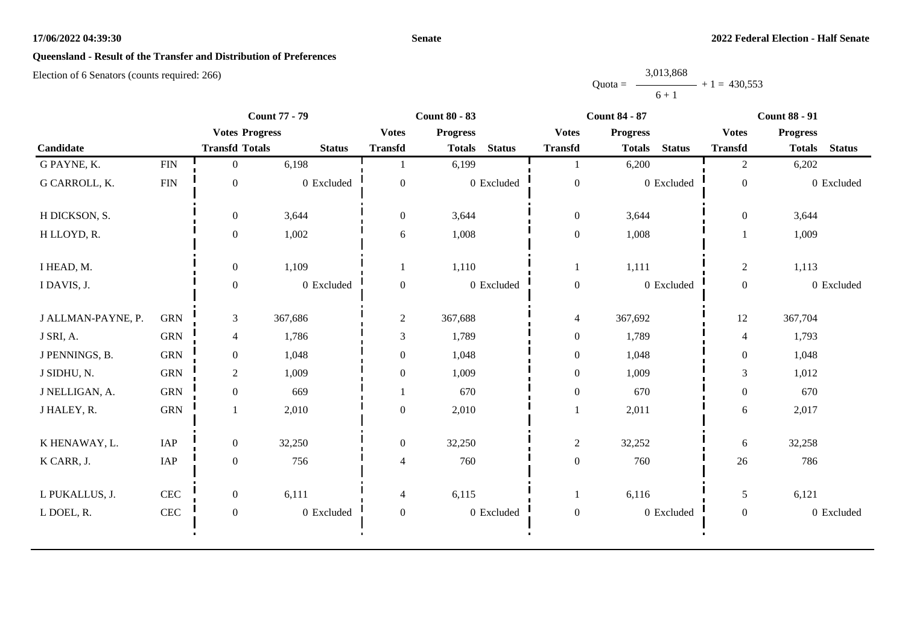## Queensland - Result of the Transfer and Distribution of Preferences

Election of 6 Senators (counts required: 266)

$$\text{Quota} = \frac{3{,}013{,}868}{6 + 1} + 1 = 430{,}553$$

| Candidate | | Count 77 - 79 | | | Count 80 - 83 | | | Count 84 - 87 | | | Count 88 - 91 | | |
|---|---|---|---|---|---|---|---|---|---|---|---|---|---|
| | | Votes Transfd | Progress Totals | Status | Votes Transfd | Progress Totals | Status | Votes Transfd | Progress Totals | Status | Votes Transfd | Progress Totals | Status |
| G PAYNE, K. | FIN | 0 | 6,198 | | 1 | 6,199 | | 1 | 6,200 | | 2 | 6,202 | |
| G CARROLL, K. | FIN | 0 | 0 | Excluded | 0 | 0 | Excluded | 0 | 0 | Excluded | 0 | 0 | Excluded |
| H DICKSON, S. | | 0 | 3,644 | | 0 | 3,644 | | 0 | 3,644 | | 0 | 3,644 | |
| H LLOYD, R. | | 0 | 1,002 | | 6 | 1,008 | | 0 | 1,008 | | 1 | 1,009 | |
| I HEAD, M. | | 0 | 1,109 | | 1 | 1,110 | | 1 | 1,111 | | 2 | 1,113 | |
| I DAVIS, J. | | 0 | 0 | Excluded | 0 | 0 | Excluded | 0 | 0 | Excluded | 0 | 0 | Excluded |
| J ALLMAN-PAYNE, P. | GRN | 3 | 367,686 | | 2 | 367,688 | | 4 | 367,692 | | 12 | 367,704 | |
| J SRI, A. | GRN | 4 | 1,786 | | 3 | 1,789 | | 0 | 1,789 | | 4 | 1,793 | |
| J PENNINGS, B. | GRN | 0 | 1,048 | | 0 | 1,048 | | 0 | 1,048 | | 0 | 1,048 | |
| J SIDHU, N. | GRN | 2 | 1,009 | | 0 | 1,009 | | 0 | 1,009 | | 3 | 1,012 | |
| J NELLIGAN, A. | GRN | 0 | 669 | | 1 | 670 | | 0 | 670 | | 0 | 670 | |
| J HALEY, R. | GRN | 1 | 2,010 | | 0 | 2,010 | | 1 | 2,011 | | 6 | 2,017 | |
| K HENAWAY, L. | IAP | 0 | 32,250 | | 0 | 32,250 | | 2 | 32,252 | | 6 | 32,258 | |
| K CARR, J. | IAP | 0 | 756 | | 4 | 760 | | 0 | 760 | | 26 | 786 | |
| L PUKALLUS, J. | CEC | 0 | 6,111 | | 4 | 6,115 | | 1 | 6,116 | | 5 | 6,121 | |
| L DOEL, R. | CEC | 0 | 0 | Excluded | 0 | 0 | Excluded | 0 | 0 | Excluded | 0 | 0 | Excluded |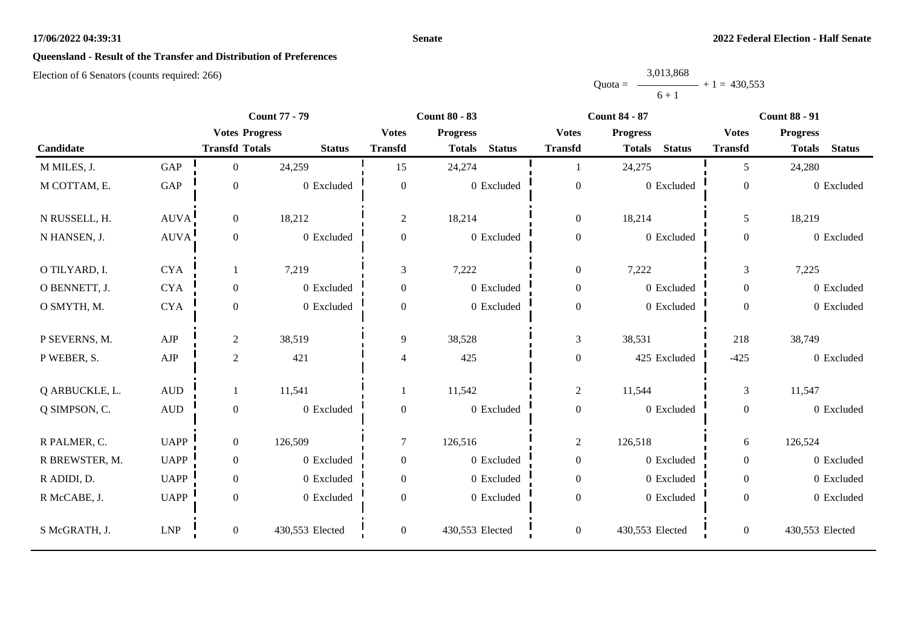**17/06/2022 04:39:31** **Senate** **2022 Federal Election - Half Senate**

## Queensland - Result of the Transfer and Distribution of Preferences

Election of 6 Senators (counts required: 266)

$$\text{Quota} = \frac{3,013,868}{6 + 1} + 1 = 430,553$$

| Candidate | | Count 77 - 79 | | | Count 80 - 83 | | | Count 84 - 87 | | | Count 88 - 91 | | |
|---|---|---|---|---|---|---|---|---|---|---|---|---|---|
| | | Votes Transfd | Progress Totals | Status | Votes Transfd | Progress Totals | Status | Votes Transfd | Progress Totals | Status | Votes Transfd | Progress Totals | Status |
| M MILES, J. | GAP | 0 | 24,259 | | 15 | 24,274 | | 1 | 24,275 | | 5 | 24,280 | |
| M COTTAM, E. | GAP | 0 | 0 | Excluded | 0 | 0 | Excluded | 0 | 0 | Excluded | 0 | 0 | Excluded |
| N RUSSELL, H. | AUVA | 0 | 18,212 | | 2 | 18,214 | | 0 | 18,214 | | 5 | 18,219 | |
| N HANSEN, J. | AUVA | 0 | 0 | Excluded | 0 | 0 | Excluded | 0 | 0 | Excluded | 0 | 0 | Excluded |
| O TILYARD, I. | CYA | 1 | 7,219 | | 3 | 7,222 | | 0 | 7,222 | | 3 | 7,225 | |
| O BENNETT, J. | CYA | 0 | 0 | Excluded | 0 | 0 | Excluded | 0 | 0 | Excluded | 0 | 0 | Excluded |
| O SMYTH, M. | CYA | 0 | 0 | Excluded | 0 | 0 | Excluded | 0 | 0 | Excluded | 0 | 0 | Excluded |
| P SEVERNS, M. | AJP | 2 | 38,519 | | 9 | 38,528 | | 3 | 38,531 | | 218 | 38,749 | |
| P WEBER, S. | AJP | 2 | 421 | | 4 | 425 | | 0 | 425 | Excluded | -425 | 0 | Excluded |
| Q ARBUCKLE, L. | AUD | 1 | 11,541 | | 1 | 11,542 | | 2 | 11,544 | | 3 | 11,547 | |
| Q SIMPSON, C. | AUD | 0 | 0 | Excluded | 0 | 0 | Excluded | 0 | 0 | Excluded | 0 | 0 | Excluded |
| R PALMER, C. | UAPP | 0 | 126,509 | | 7 | 126,516 | | 2 | 126,518 | | 6 | 126,524 | |
| R BREWSTER, M. | UAPP | 0 | 0 | Excluded | 0 | 0 | Excluded | 0 | 0 | Excluded | 0 | 0 | Excluded |
| R ADIDI, D. | UAPP | 0 | 0 | Excluded | 0 | 0 | Excluded | 0 | 0 | Excluded | 0 | 0 | Excluded |
| R McCABE, J. | UAPP | 0 | 0 | Excluded | 0 | 0 | Excluded | 0 | 0 | Excluded | 0 | 0 | Excluded |
| S McGRATH, J. | LNP | 0 | 430,553 | Elected | 0 | 430,553 | Elected | 0 | 430,553 | Elected | 0 | 430,553 | Elected |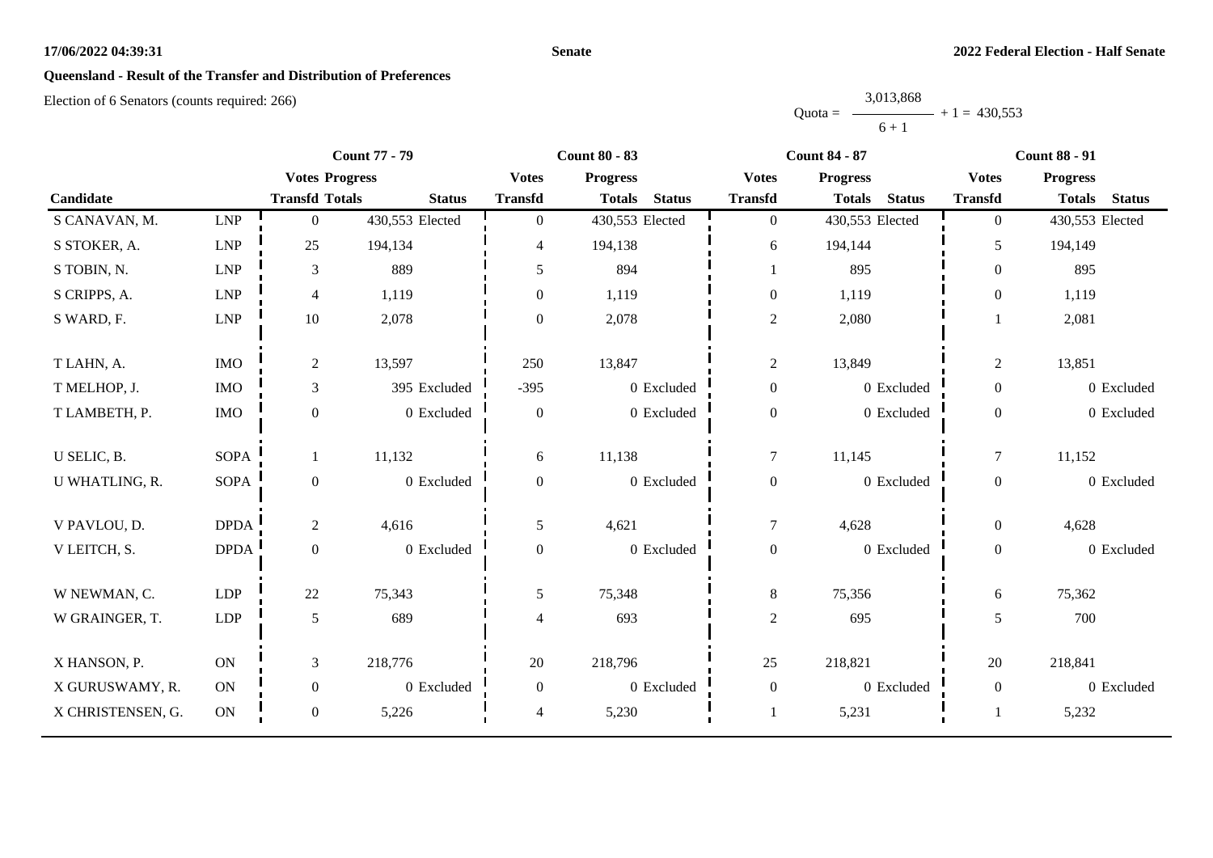**17/06/2022 04:39:31**

**Senate**

**2022 Federal Election - Half Senate**

**Queensland - Result of the Transfer and Distribution of Preferences**

Election of 6 Senators (counts required: 266)

$$\text{Quota} = \frac{3,013,868}{6 + 1} + 1 = 430,553$$

| Candidate | | Count 77 - 79 | | | Count 80 - 83 | | | Count 84 - 87 | | | Count 88 - 91 | | |
|---|---|---|---|---|---|---|---|---|---|---|---|---|---|
| | | Votes Transfd | Progress Totals | Status | Votes Transfd | Progress Totals | Status | Votes Transfd | Progress Totals | Status | Votes Transfd | Progress Totals | Status |
| S CANAVAN, M. | LNP | 0 | 430,553 | Elected | 0 | 430,553 | Elected | 0 | 430,553 | Elected | 0 | 430,553 | Elected |
| S STOKER, A. | LNP | 25 | 194,134 | | 4 | 194,138 | | 6 | 194,144 | | 5 | 194,149 | |
| S TOBIN, N. | LNP | 3 | 889 | | 5 | 894 | | 1 | 895 | | 0 | 895 | |
| S CRIPPS, A. | LNP | 4 | 1,119 | | 0 | 1,119 | | 0 | 1,119 | | 0 | 1,119 | |
| S WARD, F. | LNP | 10 | 2,078 | | 0 | 2,078 | | 2 | 2,080 | | 1 | 2,081 | |
| T LAHN, A. | IMO | 2 | 13,597 | | 250 | 13,847 | | 2 | 13,849 | | 2 | 13,851 | |
| T MELHOP, J. | IMO | 3 | 395 | Excluded | -395 | 0 | Excluded | 0 | 0 | Excluded | 0 | 0 | Excluded |
| T LAMBETH, P. | IMO | 0 | 0 | Excluded | 0 | 0 | Excluded | 0 | 0 | Excluded | 0 | 0 | Excluded |
| U SELIC, B. | SOPA | 1 | 11,132 | | 6 | 11,138 | | 7 | 11,145 | | 7 | 11,152 | |
| U WHATLING, R. | SOPA | 0 | 0 | Excluded | 0 | 0 | Excluded | 0 | 0 | Excluded | 0 | 0 | Excluded |
| V PAVLOU, D. | DPDA | 2 | 4,616 | | 5 | 4,621 | | 7 | 4,628 | | 0 | 4,628 | |
| V LEITCH, S. | DPDA | 0 | 0 | Excluded | 0 | 0 | Excluded | 0 | 0 | Excluded | 0 | 0 | Excluded |
| W NEWMAN, C. | LDP | 22 | 75,343 | | 5 | 75,348 | | 8 | 75,356 | | 6 | 75,362 | |
| W GRAINGER, T. | LDP | 5 | 689 | | 4 | 693 | | 2 | 695 | | 5 | 700 | |
| X HANSON, P. | ON | 3 | 218,776 | | 20 | 218,796 | | 25 | 218,821 | | 20 | 218,841 | |
| X GURUSWAMY, R. | ON | 0 | 0 | Excluded | 0 | 0 | Excluded | 0 | 0 | Excluded | 0 | 0 | Excluded |
| X CHRISTENSEN, G. | ON | 0 | 5,226 | | 4 | 5,230 | | 1 | 5,231 | | 1 | 5,232 | |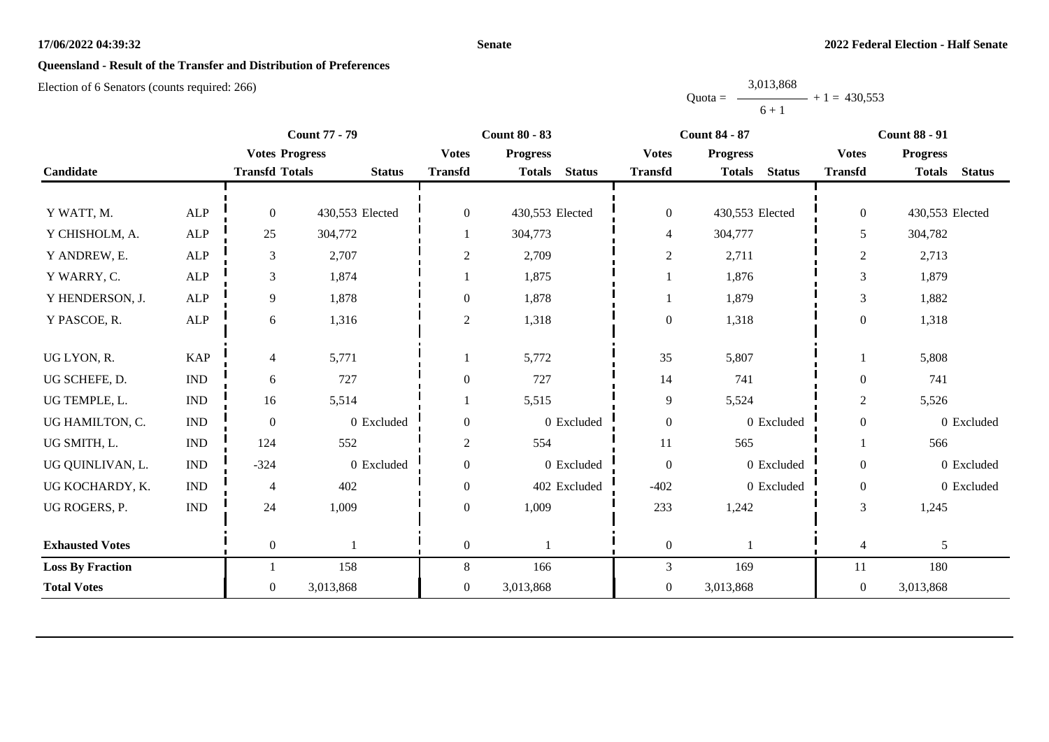**17/06/2022 04:39:32** **Senate** **2022 Federal Election - Half Senate**

## Queensland - Result of the Transfer and Distribution of Preferences

Election of 6 Senators (counts required: 266)

$$\text{Quota} = \frac{3{,}013{,}868}{6+1} + 1 = 430{,}553$$

| Candidate | | Count 77 - 79 Votes Transfd | Count 77 - 79 Progress Totals | Count 77 - 79 Status | Count 80 - 83 Votes Transfd | Count 80 - 83 Progress Totals | Count 80 - 83 Status | Count 84 - 87 Votes Transfd | Count 84 - 87 Progress Totals | Count 84 - 87 Status | Count 88 - 91 Votes Transfd | Count 88 - 91 Progress Totals | Count 88 - 91 Status |
|---|---|---|---|---|---|---|---|---|---|---|---|---|---|
| Y WATT, M. | ALP | 0 | 430,553 | Elected | 0 | 430,553 | Elected | 0 | 430,553 | Elected | 0 | 430,553 | Elected |
| Y CHISHOLM, A. | ALP | 25 | 304,772 | | 1 | 304,773 | | 4 | 304,777 | | 5 | 304,782 | |
| Y ANDREW, E. | ALP | 3 | 2,707 | | 2 | 2,709 | | 2 | 2,711 | | 2 | 2,713 | |
| Y WARRY, C. | ALP | 3 | 1,874 | | 1 | 1,875 | | 1 | 1,876 | | 3 | 1,879 | |
| Y HENDERSON, J. | ALP | 9 | 1,878 | | 0 | 1,878 | | 1 | 1,879 | | 3 | 1,882 | |
| Y PASCOE, R. | ALP | 6 | 1,316 | | 2 | 1,318 | | 0 | 1,318 | | 0 | 1,318 | |
| UG LYON, R. | KAP | 4 | 5,771 | | 1 | 5,772 | | 35 | 5,807 | | 1 | 5,808 | |
| UG SCHEFE, D. | IND | 6 | 727 | | 0 | 727 | | 14 | 741 | | 0 | 741 | |
| UG TEMPLE, L. | IND | 16 | 5,514 | | 1 | 5,515 | | 9 | 5,524 | | 2 | 5,526 | |
| UG HAMILTON, C. | IND | 0 | 0 | Excluded | 0 | 0 | Excluded | 0 | 0 | Excluded | 0 | 0 | Excluded |
| UG SMITH, L. | IND | 124 | 552 | | 2 | 554 | | 11 | 565 | | 1 | 566 | |
| UG QUINLIVAN, L. | IND | -324 | 0 | Excluded | 0 | 0 | Excluded | 0 | 0 | Excluded | 0 | 0 | Excluded |
| UG KOCHARDY, K. | IND | 4 | 402 | | 0 | 402 | Excluded | -402 | 0 | Excluded | 0 | 0 | Excluded |
| UG ROGERS, P. | IND | 24 | 1,009 | | 0 | 1,009 | | 233 | 1,242 | | 3 | 1,245 | |
| **Exhausted Votes** | | 0 | 1 | | 0 | 1 | | 0 | 1 | | 4 | 5 | |
| **Loss By Fraction** | | 1 | 158 | | 8 | 166 | | 3 | 169 | | 11 | 180 | |
| **Total Votes** | | 0 | 3,013,868 | | 0 | 3,013,868 | | 0 | 3,013,868 | | 0 | 3,013,868 | |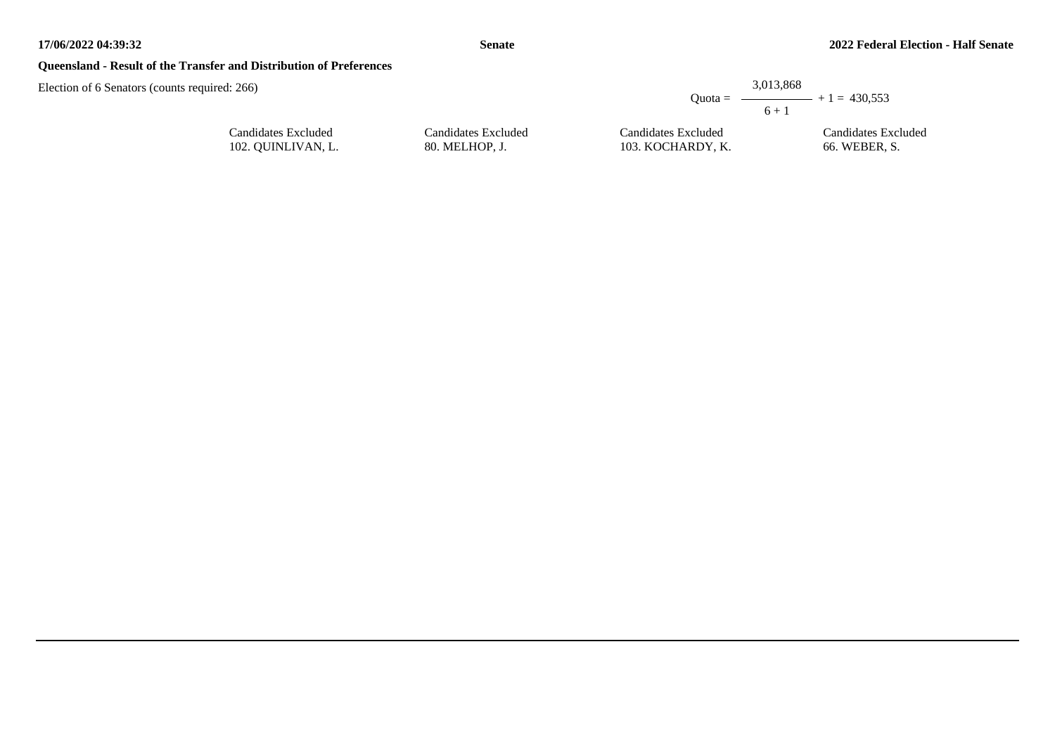**Queensland - Result of the Transfer and Distribution of Preferences**

Election of 6 Senators (counts required: 266)

$$\text{Quota} = \frac{3{,}013{,}868}{6 + 1} + 1 = 430{,}553$$

| Candidates Excluded | Candidates Excluded | Candidates Excluded | Candidates Excluded |
|---|---|---|---|
| 102. QUINLIVAN, L. | 80. MELHOP, J. | 103. KOCHARDY, K. | 66. WEBER, S. |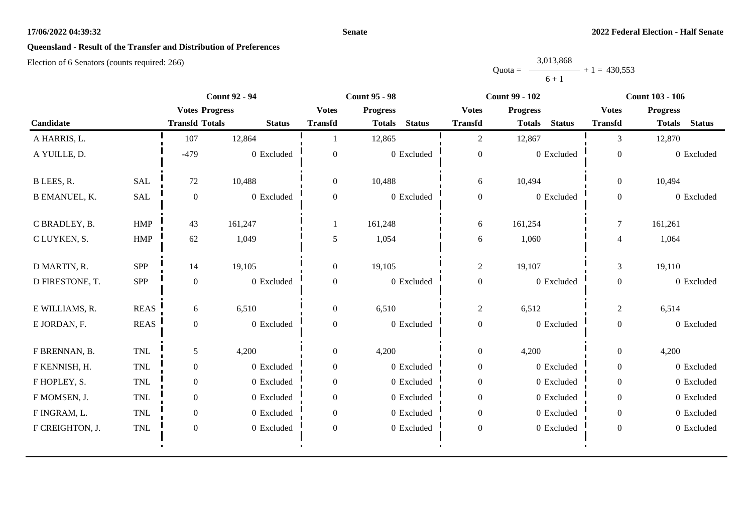**Queensland - Result of the Transfer and Distribution of Preferences**

Election of 6 Senators (counts required: 266)

$$\text{Quota} = \frac{3{,}013{,}868}{6 + 1} + 1 = 430{,}553$$

| Candidate | | Count 92 - 94 | | | Count 95 - 98 | | | Count 99 - 102 | | | Count 103 - 106 | | |
|---|---|---|---|---|---|---|---|---|---|---|---|---|---|
| | | Votes Transfd | Progress Totals | Status | Votes Transfd | Progress Totals | Status | Votes Transfd | Progress Totals | Status | Votes Transfd | Progress Totals | Status |
| A HARRIS, L. | | 107 | 12,864 | | 1 | 12,865 | | 2 | 12,867 | | 3 | 12,870 | |
| A YUILLE, D. | | -479 | 0 | Excluded | 0 | 0 | Excluded | 0 | 0 | Excluded | 0 | 0 | Excluded |
| B LEES, R. | SAL | 72 | 10,488 | | 0 | 10,488 | | 6 | 10,494 | | 0 | 10,494 | |
| B EMANUEL, K. | SAL | 0 | 0 | Excluded | 0 | 0 | Excluded | 0 | 0 | Excluded | 0 | 0 | Excluded |
| C BRADLEY, B. | HMP | 43 | 161,247 | | 1 | 161,248 | | 6 | 161,254 | | 7 | 161,261 | |
| C LUYKEN, S. | HMP | 62 | 1,049 | | 5 | 1,054 | | 6 | 1,060 | | 4 | 1,064 | |
| D MARTIN, R. | SPP | 14 | 19,105 | | 0 | 19,105 | | 2 | 19,107 | | 3 | 19,110 | |
| D FIRESTONE, T. | SPP | 0 | 0 | Excluded | 0 | 0 | Excluded | 0 | 0 | Excluded | 0 | 0 | Excluded |
| E WILLIAMS, R. | REAS | 6 | 6,510 | | 0 | 6,510 | | 2 | 6,512 | | 2 | 6,514 | |
| E JORDAN, F. | REAS | 0 | 0 | Excluded | 0 | 0 | Excluded | 0 | 0 | Excluded | 0 | 0 | Excluded |
| F BRENNAN, B. | TNL | 5 | 4,200 | | 0 | 4,200 | | 0 | 4,200 | | 0 | 4,200 | |
| F KENNISH, H. | TNL | 0 | 0 | Excluded | 0 | 0 | Excluded | 0 | 0 | Excluded | 0 | 0 | Excluded |
| F HOPLEY, S. | TNL | 0 | 0 | Excluded | 0 | 0 | Excluded | 0 | 0 | Excluded | 0 | 0 | Excluded |
| F MOMSEN, J. | TNL | 0 | 0 | Excluded | 0 | 0 | Excluded | 0 | 0 | Excluded | 0 | 0 | Excluded |
| F INGRAM, L. | TNL | 0 | 0 | Excluded | 0 | 0 | Excluded | 0 | 0 | Excluded | 0 | 0 | Excluded |
| F CREIGHTON, J. | TNL | 0 | 0 | Excluded | 0 | 0 | Excluded | 0 | 0 | Excluded | 0 | 0 | Excluded |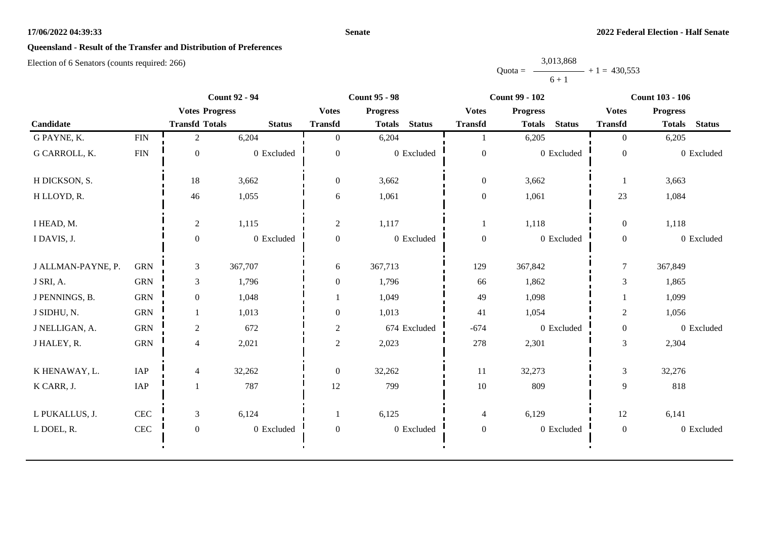# Queensland - Result of the Transfer and Distribution of Preferences

Election of 6 Senators (counts required: 266)

$$\text{Quota} = \frac{3{,}013{,}868}{6 + 1} + 1 = 430{,}553$$

| Candidate | | Count 92 - 94 | | | Count 95 - 98 | | | Count 99 - 102 | | | Count 103 - 106 | | |
|---|---|---|---|---|---|---|---|---|---|---|---|---|---|
| | | Votes Transfd | Progress Totals | Status | Votes Transfd | Progress Totals | Status | Votes Transfd | Progress Totals | Status | Votes Transfd | Progress Totals | Status |
| G PAYNE, K. | FIN | 2 | 6,204 | | 0 | 6,204 | | 1 | 6,205 | | 0 | 6,205 | |
| G CARROLL, K. | FIN | 0 | 0 | Excluded | 0 | 0 | Excluded | 0 | 0 | Excluded | 0 | 0 | Excluded |
| H DICKSON, S. | | 18 | 3,662 | | 0 | 3,662 | | 0 | 3,662 | | 1 | 3,663 | |
| H LLOYD, R. | | 46 | 1,055 | | 6 | 1,061 | | 0 | 1,061 | | 23 | 1,084 | |
| I HEAD, M. | | 2 | 1,115 | | 2 | 1,117 | | 1 | 1,118 | | 0 | 1,118 | |
| I DAVIS, J. | | 0 | 0 | Excluded | 0 | 0 | Excluded | 0 | 0 | Excluded | 0 | 0 | Excluded |
| J ALLMAN-PAYNE, P. | GRN | 3 | 367,707 | | 6 | 367,713 | | 129 | 367,842 | | 7 | 367,849 | |
| J SRI, A. | GRN | 3 | 1,796 | | 0 | 1,796 | | 66 | 1,862 | | 3 | 1,865 | |
| J PENNINGS, B. | GRN | 0 | 1,048 | | 1 | 1,049 | | 49 | 1,098 | | 1 | 1,099 | |
| J SIDHU, N. | GRN | 1 | 1,013 | | 0 | 1,013 | | 41 | 1,054 | | 2 | 1,056 | |
| J NELLIGAN, A. | GRN | 2 | 672 | | 2 | 674 | Excluded | -674 | 0 | Excluded | 0 | 0 | Excluded |
| J HALEY, R. | GRN | 4 | 2,021 | | 2 | 2,023 | | 278 | 2,301 | | 3 | 2,304 | |
| K HENAWAY, L. | IAP | 4 | 32,262 | | 0 | 32,262 | | 11 | 32,273 | | 3 | 32,276 | |
| K CARR, J. | IAP | 1 | 787 | | 12 | 799 | | 10 | 809 | | 9 | 818 | |
| L PUKALLUS, J. | CEC | 3 | 6,124 | | 1 | 6,125 | | 4 | 6,129 | | 12 | 6,141 | |
| L DOEL, R. | CEC | 0 | 0 | Excluded | 0 | 0 | Excluded | 0 | 0 | Excluded | 0 | 0 | Excluded |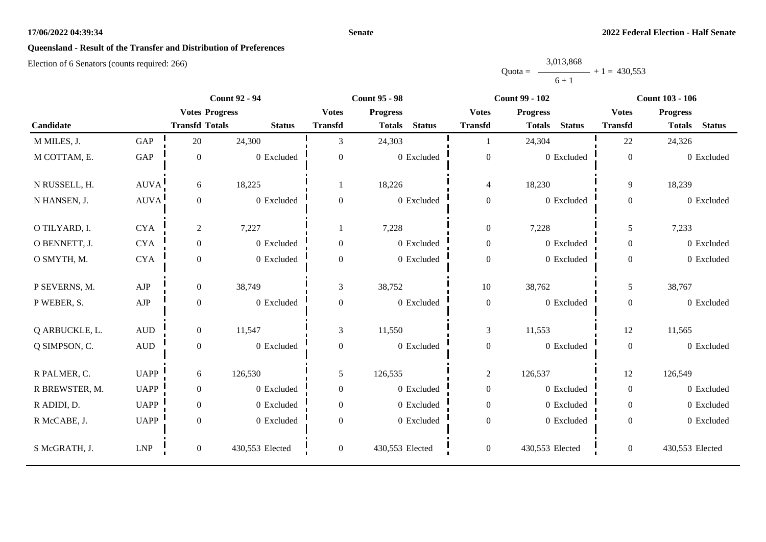**Queensland - Result of the Transfer and Distribution of Preferences**

Election of 6 Senators (counts required: 266)

$$\text{Quota} = \frac{3{,}013{,}868}{6 + 1} + 1 = 430{,}553$$

| Candidate | | Count 92 - 94 | | | Count 95 - 98 | | | Count 99 - 102 | | | Count 103 - 106 | | |
|---|---|---|---|---|---|---|---|---|---|---|---|---|---|
| | | Votes Transfd | Progress Totals | Status | Votes Transfd | Progress Totals | Status | Votes Transfd | Progress Totals | Status | Votes Transfd | Progress Totals | Status |
| M MILES, J. | GAP | 20 | 24,300 | | 3 | 24,303 | | 1 | 24,304 | | 22 | 24,326 | |
| M COTTAM, E. | GAP | 0 | 0 | Excluded | 0 | 0 | Excluded | 0 | 0 | Excluded | 0 | 0 | Excluded |
| N RUSSELL, H. | AUVA | 6 | 18,225 | | 1 | 18,226 | | 4 | 18,230 | | 9 | 18,239 | |
| N HANSEN, J. | AUVA | 0 | 0 | Excluded | 0 | 0 | Excluded | 0 | 0 | Excluded | 0 | 0 | Excluded |
| O TILYARD, I. | CYA | 2 | 7,227 | | 1 | 7,228 | | 0 | 7,228 | | 5 | 7,233 | |
| O BENNETT, J. | CYA | 0 | 0 | Excluded | 0 | 0 | Excluded | 0 | 0 | Excluded | 0 | 0 | Excluded |
| O SMYTH, M. | CYA | 0 | 0 | Excluded | 0 | 0 | Excluded | 0 | 0 | Excluded | 0 | 0 | Excluded |
| P SEVERNS, M. | AJP | 0 | 38,749 | | 3 | 38,752 | | 10 | 38,762 | | 5 | 38,767 | |
| P WEBER, S. | AJP | 0 | 0 | Excluded | 0 | 0 | Excluded | 0 | 0 | Excluded | 0 | 0 | Excluded |
| Q ARBUCKLE, L. | AUD | 0 | 11,547 | | 3 | 11,550 | | 3 | 11,553 | | 12 | 11,565 | |
| Q SIMPSON, C. | AUD | 0 | 0 | Excluded | 0 | 0 | Excluded | 0 | 0 | Excluded | 0 | 0 | Excluded |
| R PALMER, C. | UAPP | 6 | 126,530 | | 5 | 126,535 | | 2 | 126,537 | | 12 | 126,549 | |
| R BREWSTER, M. | UAPP | 0 | 0 | Excluded | 0 | 0 | Excluded | 0 | 0 | Excluded | 0 | 0 | Excluded |
| R ADIDI, D. | UAPP | 0 | 0 | Excluded | 0 | 0 | Excluded | 0 | 0 | Excluded | 0 | 0 | Excluded |
| R McCABE, J. | UAPP | 0 | 0 | Excluded | 0 | 0 | Excluded | 0 | 0 | Excluded | 0 | 0 | Excluded |
| S McGRATH, J. | LNP | 0 | 430,553 | Elected | 0 | 430,553 | Elected | 0 | 430,553 | Elected | 0 | 430,553 | Elected |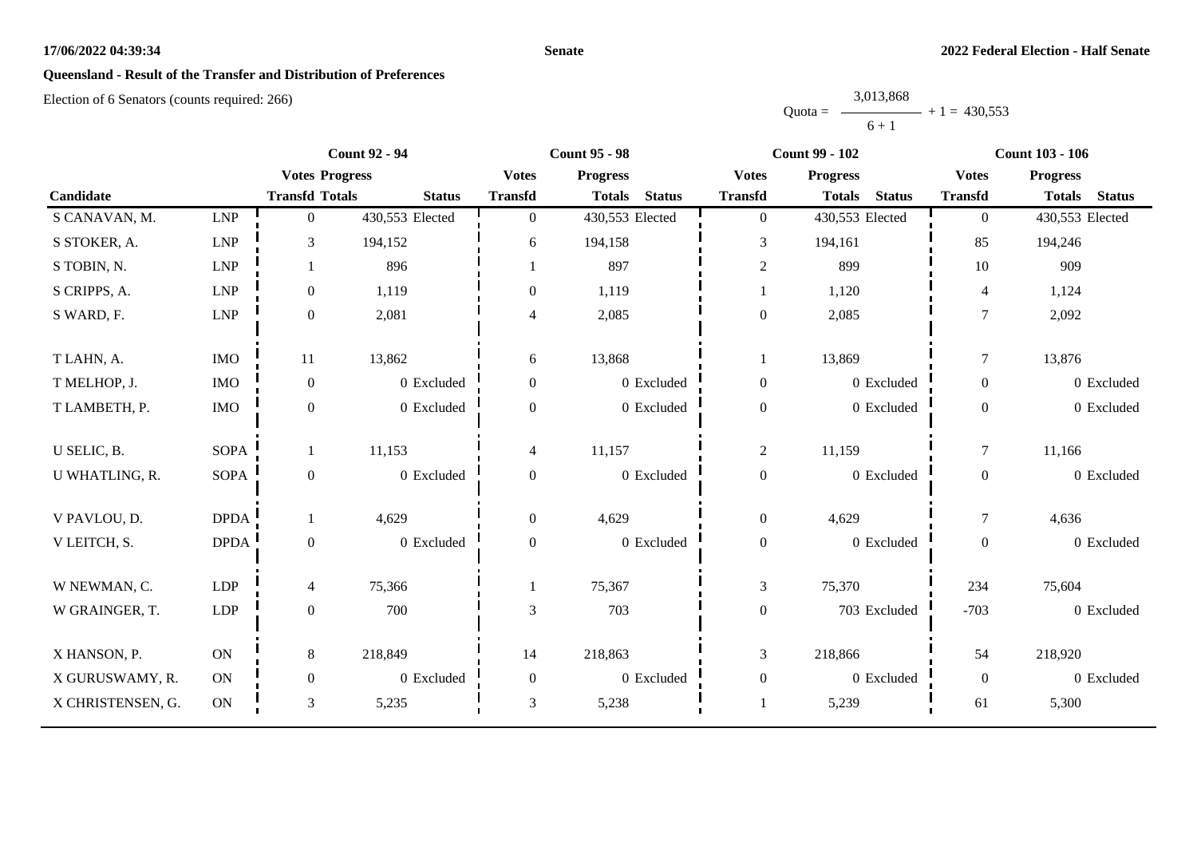**Senate**

**2022 Federal Election - Half Senate**

## Queensland - Result of the Transfer and Distribution of Preferences

Election of 6 Senators (counts required: 266)

$$\text{Quota} = \frac{3,013,868}{6 + 1} + 1 = 430,553$$

| Candidate | | Count 92 - 94 | | | Count 95 - 98 | | | Count 99 - 102 | | | Count 103 - 106 | | |
|---|---|---|---|---|---|---|---|---|---|---|---|---|---|
| | | Votes Transfd | Progress Totals | Status | Votes Transfd | Progress Totals | Status | Votes Transfd | Progress Totals | Status | Votes Transfd | Progress Totals | Status |
| S CANAVAN, M. | LNP | 0 | 430,553 | Elected | 0 | 430,553 | Elected | 0 | 430,553 | Elected | 0 | 430,553 | Elected |
| S STOKER, A. | LNP | 3 | 194,152 | | 6 | 194,158 | | 3 | 194,161 | | 85 | 194,246 | |
| S TOBIN, N. | LNP | 1 | 896 | | 1 | 897 | | 2 | 899 | | 10 | 909 | |
| S CRIPPS, A. | LNP | 0 | 1,119 | | 0 | 1,119 | | 1 | 1,120 | | 4 | 1,124 | |
| S WARD, F. | LNP | 0 | 2,081 | | 4 | 2,085 | | 0 | 2,085 | | 7 | 2,092 | |
| T LAHN, A. | IMO | 11 | 13,862 | | 6 | 13,868 | | 1 | 13,869 | | 7 | 13,876 | |
| T MELHOP, J. | IMO | 0 | 0 | Excluded | 0 | 0 | Excluded | 0 | 0 | Excluded | 0 | 0 | Excluded |
| T LAMBETH, P. | IMO | 0 | 0 | Excluded | 0 | 0 | Excluded | 0 | 0 | Excluded | 0 | 0 | Excluded |
| U SELIC, B. | SOPA | 1 | 11,153 | | 4 | 11,157 | | 2 | 11,159 | | 7 | 11,166 | |
| U WHATLING, R. | SOPA | 0 | 0 | Excluded | 0 | 0 | Excluded | 0 | 0 | Excluded | 0 | 0 | Excluded |
| V PAVLOU, D. | DPDA | 1 | 4,629 | | 0 | 4,629 | | 0 | 4,629 | | 7 | 4,636 | |
| V LEITCH, S. | DPDA | 0 | 0 | Excluded | 0 | 0 | Excluded | 0 | 0 | Excluded | 0 | 0 | Excluded |
| W NEWMAN, C. | LDP | 4 | 75,366 | | 1 | 75,367 | | 3 | 75,370 | | 234 | 75,604 | |
| W GRAINGER, T. | LDP | 0 | 700 | | 3 | 703 | | 0 | 703 | Excluded | -703 | 0 | Excluded |
| X HANSON, P. | ON | 8 | 218,849 | | 14 | 218,863 | | 3 | 218,866 | | 54 | 218,920 | |
| X GURUSWAMY, R. | ON | 0 | 0 | Excluded | 0 | 0 | Excluded | 0 | 0 | Excluded | 0 | 0 | Excluded |
| X CHRISTENSEN, G. | ON | 3 | 5,235 | | 3 | 5,238 | | 1 | 5,239 | | 61 | 5,300 | |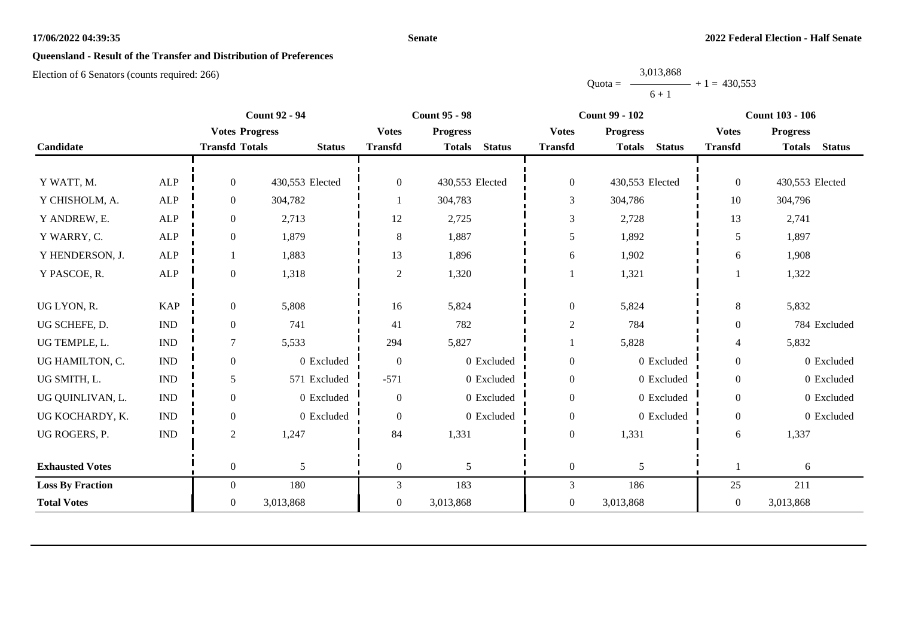**Senate**

**2022 Federal Election - Half Senate**

**Queensland - Result of the Transfer and Distribution of Preferences**

Election of 6 Senators (counts required: 266)

$$\text{Quota} = \frac{3{,}013{,}868}{6 + 1} + 1 = 430{,}553$$

| Candidate | | Count 92 - 94 | | | Count 95 - 98 | | | Count 99 - 102 | | | Count 103 - 106 | | |
|---|---|---|---|---|---|---|---|---|---|---|---|---|---|
| | | Votes Transfd | Progress Totals | Status | Votes Transfd | Progress Totals | Status | Votes Transfd | Progress Totals | Status | Votes Transfd | Progress Totals | Status |
| Y WATT, M. | ALP | 0 | 430,553 | Elected | 0 | 430,553 | Elected | 0 | 430,553 | Elected | 0 | 430,553 | Elected |
| Y CHISHOLM, A. | ALP | 0 | 304,782 | | 1 | 304,783 | | 3 | 304,786 | | 10 | 304,796 | |
| Y ANDREW, E. | ALP | 0 | 2,713 | | 12 | 2,725 | | 3 | 2,728 | | 13 | 2,741 | |
| Y WARRY, C. | ALP | 0 | 1,879 | | 8 | 1,887 | | 5 | 1,892 | | 5 | 1,897 | |
| Y HENDERSON, J. | ALP | 1 | 1,883 | | 13 | 1,896 | | 6 | 1,902 | | 6 | 1,908 | |
| Y PASCOE, R. | ALP | 0 | 1,318 | | 2 | 1,320 | | 1 | 1,321 | | 1 | 1,322 | |
| UG LYON, R. | KAP | 0 | 5,808 | | 16 | 5,824 | | 0 | 5,824 | | 8 | 5,832 | |
| UG SCHEFE, D. | IND | 0 | 741 | | 41 | 782 | | 2 | 784 | | 0 | 784 | Excluded |
| UG TEMPLE, L. | IND | 7 | 5,533 | | 294 | 5,827 | | 1 | 5,828 | | 4 | 5,832 | |
| UG HAMILTON, C. | IND | 0 | 0 | Excluded | 0 | 0 | Excluded | 0 | 0 | Excluded | 0 | 0 | Excluded |
| UG SMITH, L. | IND | 5 | 571 | Excluded | -571 | 0 | Excluded | 0 | 0 | Excluded | 0 | 0 | Excluded |
| UG QUINLIVAN, L. | IND | 0 | 0 | Excluded | 0 | 0 | Excluded | 0 | 0 | Excluded | 0 | 0 | Excluded |
| UG KOCHARDY, K. | IND | 0 | 0 | Excluded | 0 | 0 | Excluded | 0 | 0 | Excluded | 0 | 0 | Excluded |
| UG ROGERS, P. | IND | 2 | 1,247 | | 84 | 1,331 | | 0 | 1,331 | | 6 | 1,337 | |
| **Exhausted Votes** | | 0 | 5 | | 0 | 5 | | 0 | 5 | | 1 | 6 | |
| **Loss By Fraction** | | 0 | 180 | | 3 | 183 | | 3 | 186 | | 25 | 211 | |
| **Total Votes** | | 0 | 3,013,868 | | 0 | 3,013,868 | | 0 | 3,013,868 | | 0 | 3,013,868 | |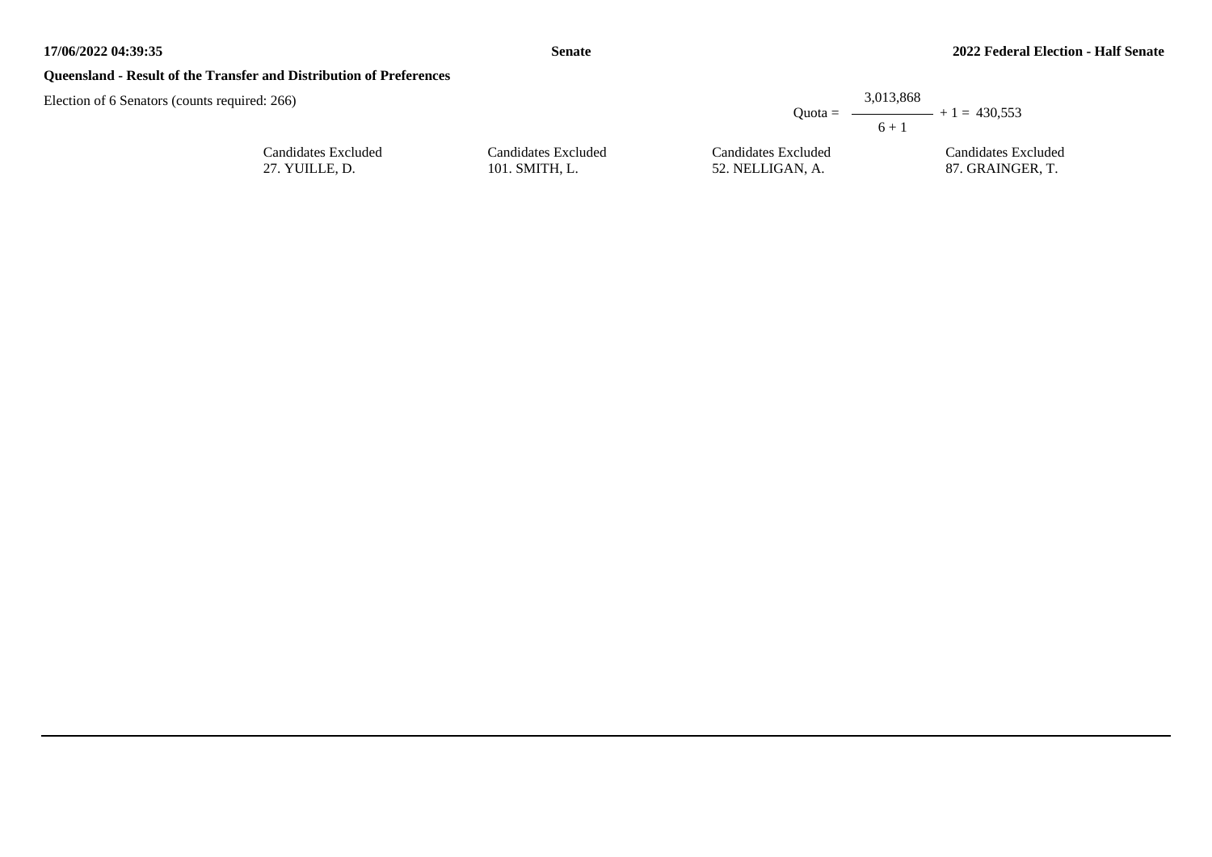**Queensland - Result of the Transfer and Distribution of Preferences**

Election of 6 Senators (counts required: 266)

$$\text{Quota} = \frac{3,013,868}{6 + 1} + 1 = 430,553$$

| Candidates Excluded | Candidates Excluded | Candidates Excluded | Candidates Excluded |
| --- | --- | --- | --- |
| 27. YUILLE, D. | 101. SMITH, L. | 52. NELLIGAN, A. | 87. GRAINGER, T. |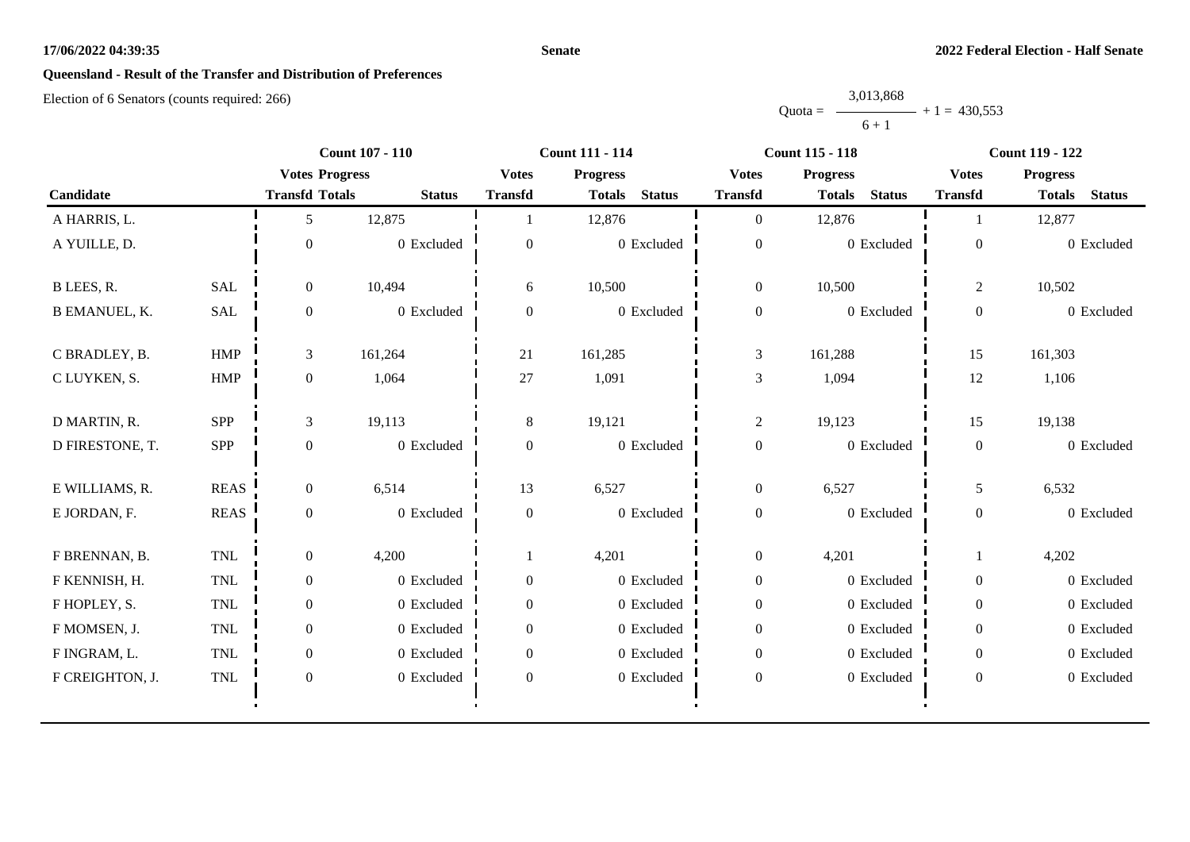**Senate** — **2022 Federal Election - Half Senate**

## Queensland - Result of the Transfer and Distribution of Preferences

Election of 6 Senators (counts required: 266)

Quota = 3,013,868 / (6 + 1) + 1 = 430,553

| Candidate | | Count 107 - 110 Votes Transfd | Progress Totals | Status | Count 111 - 114 Votes Transfd | Progress Totals | Status | Count 115 - 118 Votes Transfd | Progress Totals | Status | Count 119 - 122 Votes Transfd | Progress Totals | Status |
|---|---|---|---|---|---|---|---|---|---|---|---|---|---|
| A HARRIS, L. | | 5 | 12,875 | | 1 | 12,876 | | 0 | 12,876 | | 1 | 12,877 | |
| A YUILLE, D. | | 0 | 0 | Excluded | 0 | 0 | Excluded | 0 | 0 | Excluded | 0 | 0 | Excluded |
| B LEES, R. | SAL | 0 | 10,494 | | 6 | 10,500 | | 0 | 10,500 | | 2 | 10,502 | |
| B EMANUEL, K. | SAL | 0 | 0 | Excluded | 0 | 0 | Excluded | 0 | 0 | Excluded | 0 | 0 | Excluded |
| C BRADLEY, B. | HMP | 3 | 161,264 | | 21 | 161,285 | | 3 | 161,288 | | 15 | 161,303 | |
| C LUYKEN, S. | HMP | 0 | 1,064 | | 27 | 1,091 | | 3 | 1,094 | | 12 | 1,106 | |
| D MARTIN, R. | SPP | 3 | 19,113 | | 8 | 19,121 | | 2 | 19,123 | | 15 | 19,138 | |
| D FIRESTONE, T. | SPP | 0 | 0 | Excluded | 0 | 0 | Excluded | 0 | 0 | Excluded | 0 | 0 | Excluded |
| E WILLIAMS, R. | REAS | 0 | 6,514 | | 13 | 6,527 | | 0 | 6,527 | | 5 | 6,532 | |
| E JORDAN, F. | REAS | 0 | 0 | Excluded | 0 | 0 | Excluded | 0 | 0 | Excluded | 0 | 0 | Excluded |
| F BRENNAN, B. | TNL | 0 | 4,200 | | 1 | 4,201 | | 0 | 4,201 | | 1 | 4,202 | |
| F KENNISH, H. | TNL | 0 | 0 | Excluded | 0 | 0 | Excluded | 0 | 0 | Excluded | 0 | 0 | Excluded |
| F HOPLEY, S. | TNL | 0 | 0 | Excluded | 0 | 0 | Excluded | 0 | 0 | Excluded | 0 | 0 | Excluded |
| F MOMSEN, J. | TNL | 0 | 0 | Excluded | 0 | 0 | Excluded | 0 | 0 | Excluded | 0 | 0 | Excluded |
| F INGRAM, L. | TNL | 0 | 0 | Excluded | 0 | 0 | Excluded | 0 | 0 | Excluded | 0 | 0 | Excluded |
| F CREIGHTON, J. | TNL | 0 | 0 | Excluded | 0 | 0 | Excluded | 0 | 0 | Excluded | 0 | 0 | Excluded |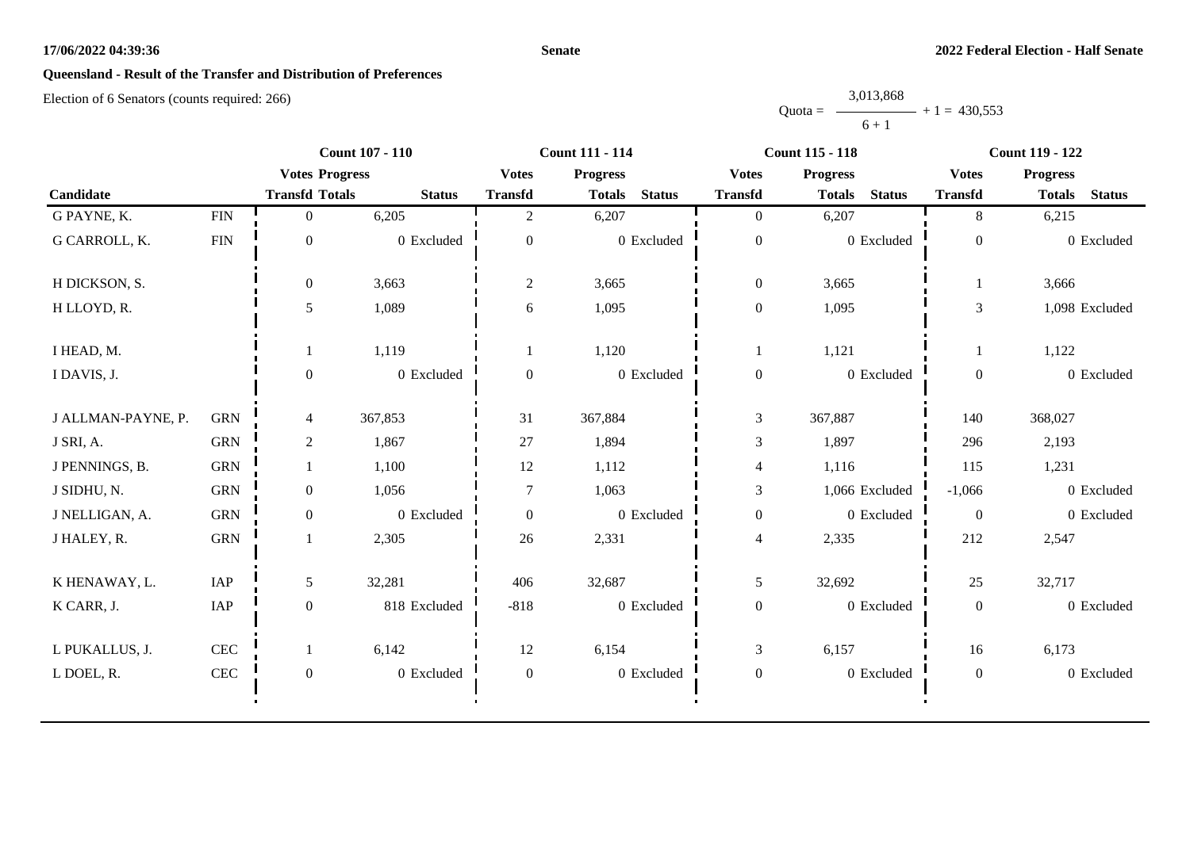17/06/2022 04:39:36 | Senate | 2022 Federal Election - Half Senate

## Queensland - Result of the Transfer and Distribution of Preferences

Election of 6 Senators (counts required: 266)

$$\text{Quota} = \frac{3{,}013{,}868}{6+1} + 1 = 430{,}553$$

| Candidate | | Count 107 - 110 | | | Count 111 - 114 | | | Count 115 - 118 | | | Count 119 - 122 | | |
|---|---|---|---|---|---|---|---|---|---|---|---|---|---|
| | | Votes Transfd | Progress Totals | Status | Votes Transfd | Progress Totals | Status | Votes Transfd | Progress Totals | Status | Votes Transfd | Progress Totals | Status |
| G PAYNE, K. | FIN | 0 | 6,205 | | 2 | 6,207 | | 0 | 6,207 | | 8 | 6,215 | |
| G CARROLL, K. | FIN | 0 | 0 | Excluded | 0 | 0 | Excluded | 0 | 0 | Excluded | 0 | 0 | Excluded |
| H DICKSON, S. | | 0 | 3,663 | | 2 | 3,665 | | 0 | 3,665 | | 1 | 3,666 | |
| H LLOYD, R. | | 5 | 1,089 | | 6 | 1,095 | | 0 | 1,095 | | 3 | 1,098 | Excluded |
| I HEAD, M. | | 1 | 1,119 | | 1 | 1,120 | | 1 | 1,121 | | 1 | 1,122 | |
| I DAVIS, J. | | 0 | 0 | Excluded | 0 | 0 | Excluded | 0 | 0 | Excluded | 0 | 0 | Excluded |
| J ALLMAN-PAYNE, P. | GRN | 4 | 367,853 | | 31 | 367,884 | | 3 | 367,887 | | 140 | 368,027 | |
| J SRI, A. | GRN | 2 | 1,867 | | 27 | 1,894 | | 3 | 1,897 | | 296 | 2,193 | |
| J PENNINGS, B. | GRN | 1 | 1,100 | | 12 | 1,112 | | 4 | 1,116 | | 115 | 1,231 | |
| J SIDHU, N. | GRN | 0 | 1,056 | | 7 | 1,063 | | 3 | 1,066 | Excluded | -1,066 | 0 | Excluded |
| J NELLIGAN, A. | GRN | 0 | 0 | Excluded | 0 | 0 | Excluded | 0 | 0 | Excluded | 0 | 0 | Excluded |
| J HALEY, R. | GRN | 1 | 2,305 | | 26 | 2,331 | | 4 | 2,335 | | 212 | 2,547 | |
| K HENAWAY, L. | IAP | 5 | 32,281 | | 406 | 32,687 | | 5 | 32,692 | | 25 | 32,717 | |
| K CARR, J. | IAP | 0 | 818 | Excluded | -818 | 0 | Excluded | 0 | 0 | Excluded | 0 | 0 | Excluded |
| L PUKALLUS, J. | CEC | 1 | 6,142 | | 12 | 6,154 | | 3 | 6,157 | | 16 | 6,173 | |
| L DOEL, R. | CEC | 0 | 0 | Excluded | 0 | 0 | Excluded | 0 | 0 | Excluded | 0 | 0 | Excluded |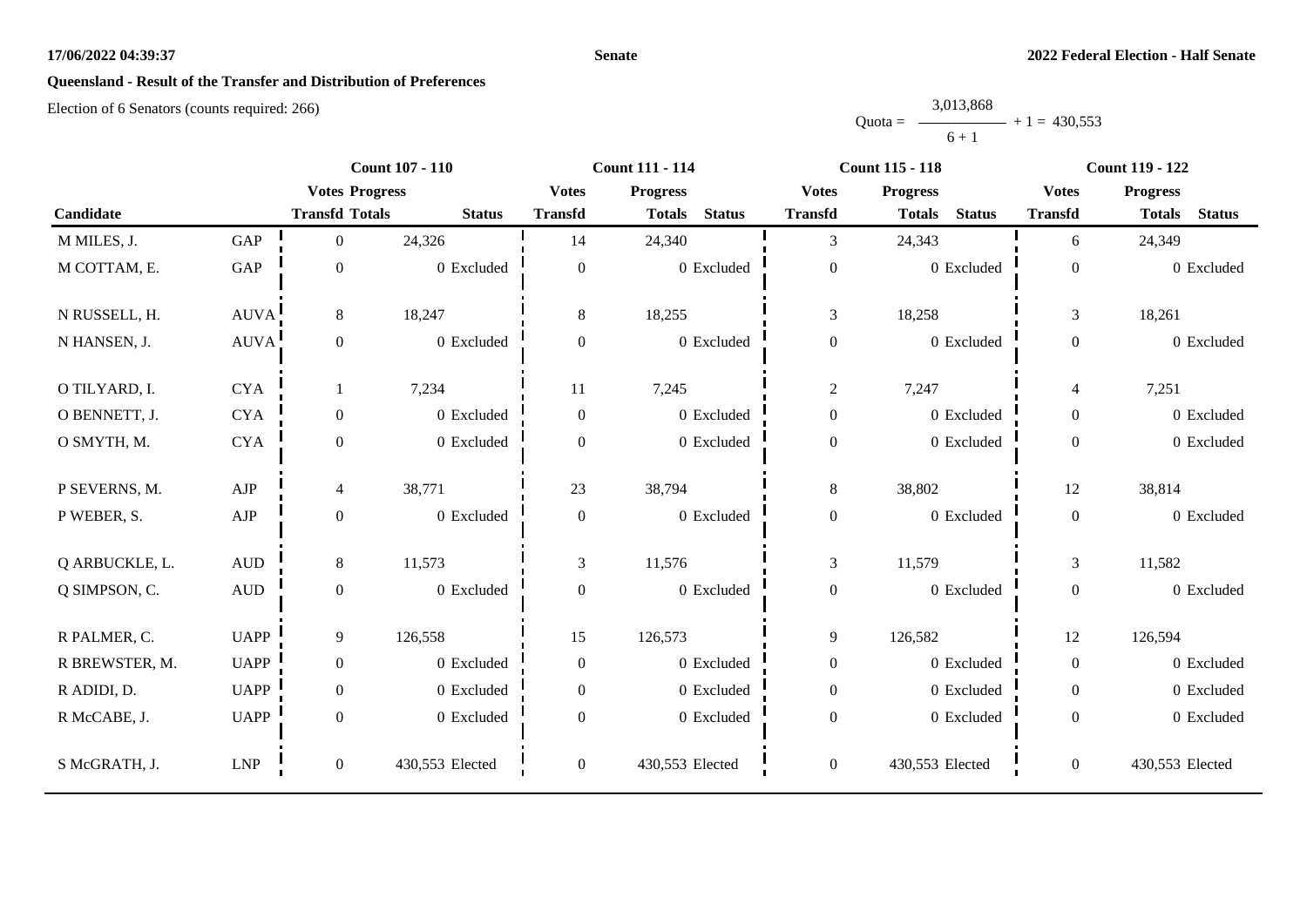**Senate**

**2022 Federal Election - Half Senate**

## Queensland - Result of the Transfer and Distribution of Preferences

Election of 6 Senators (counts required: 266)

$$\text{Quota} = \frac{3,013,868}{6 + 1} + 1 = 430,553$$

| Candidate | | Count 107 - 110 | | | Count 111 - 114 | | | Count 115 - 118 | | | Count 119 - 122 | | |
|---|---|---|---|---|---|---|---|---|---|---|---|---|---|
| | | Votes Transfd | Progress Totals | Status | Votes Transfd | Progress Totals | Status | Votes Transfd | Progress Totals | Status | Votes Transfd | Progress Totals | Status |
| M MILES, J. | GAP | 0 | 24,326 | | 14 | 24,340 | | 3 | 24,343 | | 6 | 24,349 | |
| M COTTAM, E. | GAP | 0 | 0 | Excluded | 0 | 0 | Excluded | 0 | 0 | Excluded | 0 | 0 | Excluded |
| N RUSSELL, H. | AUVA | 8 | 18,247 | | 8 | 18,255 | | 3 | 18,258 | | 3 | 18,261 | |
| N HANSEN, J. | AUVA | 0 | 0 | Excluded | 0 | 0 | Excluded | 0 | 0 | Excluded | 0 | 0 | Excluded |
| O TILYARD, I. | CYA | 1 | 7,234 | | 11 | 7,245 | | 2 | 7,247 | | 4 | 7,251 | |
| O BENNETT, J. | CYA | 0 | 0 | Excluded | 0 | 0 | Excluded | 0 | 0 | Excluded | 0 | 0 | Excluded |
| O SMYTH, M. | CYA | 0 | 0 | Excluded | 0 | 0 | Excluded | 0 | 0 | Excluded | 0 | 0 | Excluded |
| P SEVERNS, M. | AJP | 4 | 38,771 | | 23 | 38,794 | | 8 | 38,802 | | 12 | 38,814 | |
| P WEBER, S. | AJP | 0 | 0 | Excluded | 0 | 0 | Excluded | 0 | 0 | Excluded | 0 | 0 | Excluded |
| Q ARBUCKLE, L. | AUD | 8 | 11,573 | | 3 | 11,576 | | 3 | 11,579 | | 3 | 11,582 | |
| Q SIMPSON, C. | AUD | 0 | 0 | Excluded | 0 | 0 | Excluded | 0 | 0 | Excluded | 0 | 0 | Excluded |
| R PALMER, C. | UAPP | 9 | 126,558 | | 15 | 126,573 | | 9 | 126,582 | | 12 | 126,594 | |
| R BREWSTER, M. | UAPP | 0 | 0 | Excluded | 0 | 0 | Excluded | 0 | 0 | Excluded | 0 | 0 | Excluded |
| R ADIDI, D. | UAPP | 0 | 0 | Excluded | 0 | 0 | Excluded | 0 | 0 | Excluded | 0 | 0 | Excluded |
| R McCABE, J. | UAPP | 0 | 0 | Excluded | 0 | 0 | Excluded | 0 | 0 | Excluded | 0 | 0 | Excluded |
| S McGRATH, J. | LNP | 0 | 430,553 | Elected | 0 | 430,553 | Elected | 0 | 430,553 | Elected | 0 | 430,553 | Elected |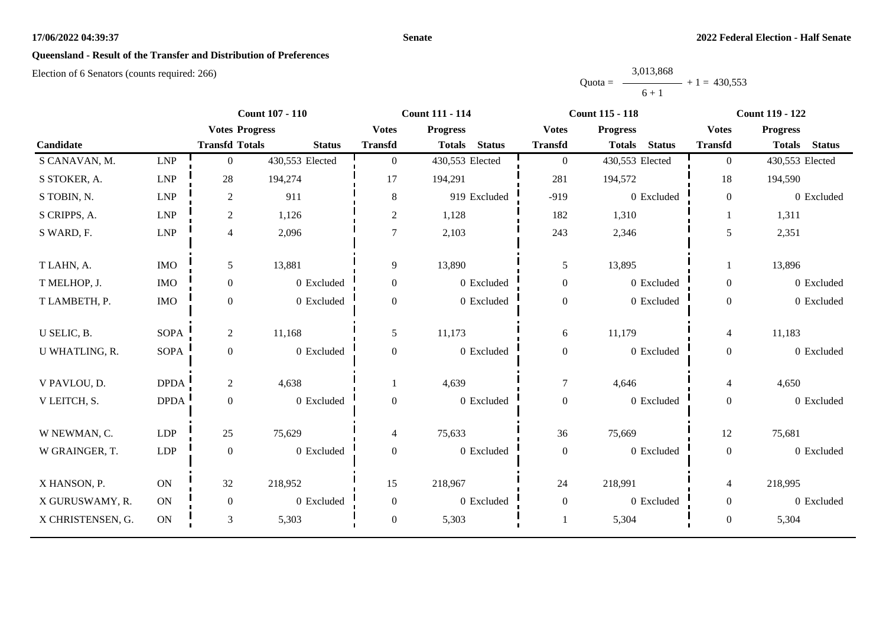## Queensland - Result of the Transfer and Distribution of Preferences

Election of 6 Senators (counts required: 266)

Quota = 3,013,868 / (6 + 1) + 1 = 430,553

| | | Count 107 - 110 | | | Count 111 - 114 | | | Count 115 - 118 | | | Count 119 - 122 | | |
|---|---|---|---|---|---|---|---|---|---|---|---|---|---|
| | | Votes | Progress | | Votes | Progress | | Votes | Progress | | Votes | Progress | |
| Candidate | | Transfd | Totals | Status | Transfd | Totals | Status | Transfd | Totals | Status | Transfd | Totals | Status |
| S CANAVAN, M. | LNP | 0 | 430,553 | Elected | 0 | 430,553 | Elected | 0 | 430,553 | Elected | 0 | 430,553 | Elected |
| S STOKER, A. | LNP | 28 | 194,274 | | 17 | 194,291 | | 281 | 194,572 | | 18 | 194,590 | |
| S TOBIN, N. | LNP | 2 | 911 | | 8 | 919 | Excluded | -919 | 0 | Excluded | 0 | 0 | Excluded |
| S CRIPPS, A. | LNP | 2 | 1,126 | | 2 | 1,128 | | 182 | 1,310 | | 1 | 1,311 | |
| S WARD, F. | LNP | 4 | 2,096 | | 7 | 2,103 | | 243 | 2,346 | | 5 | 2,351 | |
| T LAHN, A. | IMO | 5 | 13,881 | | 9 | 13,890 | | 5 | 13,895 | | 1 | 13,896 | |
| T MELHOP, J. | IMO | 0 | 0 | Excluded | 0 | 0 | Excluded | 0 | 0 | Excluded | 0 | 0 | Excluded |
| T LAMBETH, P. | IMO | 0 | 0 | Excluded | 0 | 0 | Excluded | 0 | 0 | Excluded | 0 | 0 | Excluded |
| U SELIC, B. | SOPA | 2 | 11,168 | | 5 | 11,173 | | 6 | 11,179 | | 4 | 11,183 | |
| U WHATLING, R. | SOPA | 0 | 0 | Excluded | 0 | 0 | Excluded | 0 | 0 | Excluded | 0 | 0 | Excluded |
| V PAVLOU, D. | DPDA | 2 | 4,638 | | 1 | 4,639 | | 7 | 4,646 | | 4 | 4,650 | |
| V LEITCH, S. | DPDA | 0 | 0 | Excluded | 0 | 0 | Excluded | 0 | 0 | Excluded | 0 | 0 | Excluded |
| W NEWMAN, C. | LDP | 25 | 75,629 | | 4 | 75,633 | | 36 | 75,669 | | 12 | 75,681 | |
| W GRAINGER, T. | LDP | 0 | 0 | Excluded | 0 | 0 | Excluded | 0 | 0 | Excluded | 0 | 0 | Excluded |
| X HANSON, P. | ON | 32 | 218,952 | | 15 | 218,967 | | 24 | 218,991 | | 4 | 218,995 | |
| X GURUSWAMY, R. | ON | 0 | 0 | Excluded | 0 | 0 | Excluded | 0 | 0 | Excluded | 0 | 0 | Excluded |
| X CHRISTENSEN, G. | ON | 3 | 5,303 | | 0 | 5,303 | | 1 | 5,304 | | 0 | 5,304 | |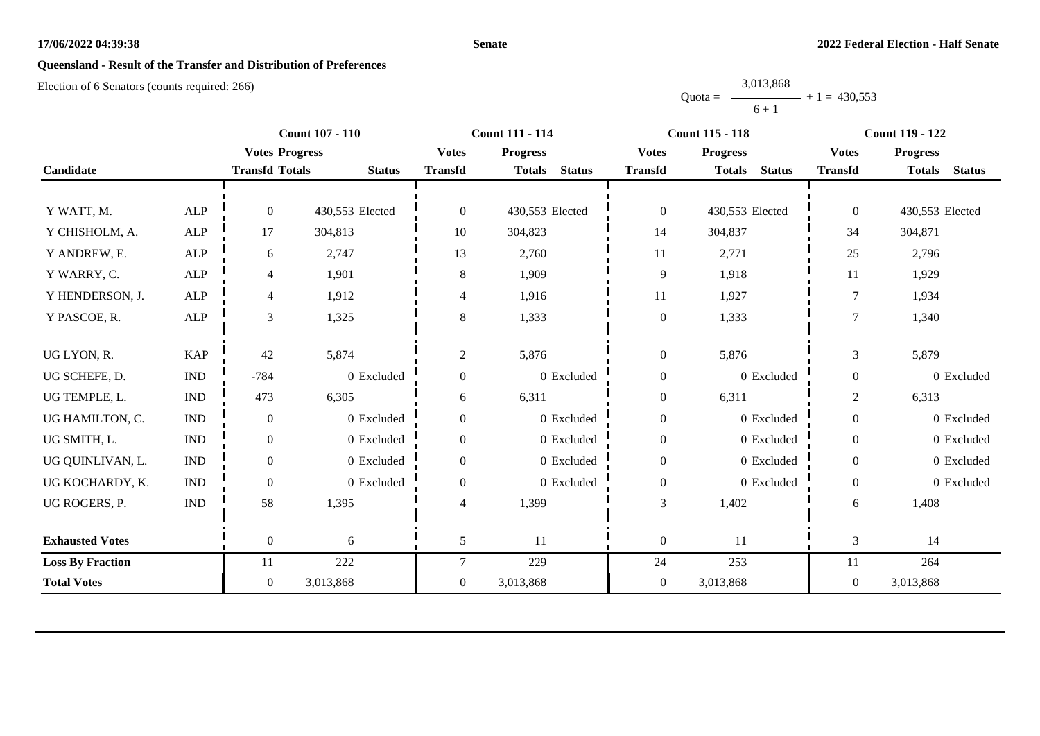**Queensland - Result of the Transfer and Distribution of Preferences**

Election of 6 Senators (counts required: 266)

$$\text{Quota} = \frac{3,013,868}{6+1} + 1 = 430,553$$

| Candidate | | Count 107 - 110 Votes Transfd | Progress Totals | Status | Count 111 - 114 Votes Transfd | Progress Totals | Status | Count 115 - 118 Votes Transfd | Progress Totals | Status | Count 119 - 122 Votes Transfd | Progress Totals | Status |
|---|---|---|---|---|---|---|---|---|---|---|---|---|---|
| Y WATT, M. | ALP | 0 | 430,553 | Elected | 0 | 430,553 | Elected | 0 | 430,553 | Elected | 0 | 430,553 | Elected |
| Y CHISHOLM, A. | ALP | 17 | 304,813 | | 10 | 304,823 | | 14 | 304,837 | | 34 | 304,871 | |
| Y ANDREW, E. | ALP | 6 | 2,747 | | 13 | 2,760 | | 11 | 2,771 | | 25 | 2,796 | |
| Y WARRY, C. | ALP | 4 | 1,901 | | 8 | 1,909 | | 9 | 1,918 | | 11 | 1,929 | |
| Y HENDERSON, J. | ALP | 4 | 1,912 | | 4 | 1,916 | | 11 | 1,927 | | 7 | 1,934 | |
| Y PASCOE, R. | ALP | 3 | 1,325 | | 8 | 1,333 | | 0 | 1,333 | | 7 | 1,340 | |
| UG LYON, R. | KAP | 42 | 5,874 | | 2 | 5,876 | | 0 | 5,876 | | 3 | 5,879 | |
| UG SCHEFE, D. | IND | -784 | 0 | Excluded | 0 | 0 | Excluded | 0 | 0 | Excluded | 0 | 0 | Excluded |
| UG TEMPLE, L. | IND | 473 | 6,305 | | 6 | 6,311 | | 0 | 6,311 | | 2 | 6,313 | |
| UG HAMILTON, C. | IND | 0 | 0 | Excluded | 0 | 0 | Excluded | 0 | 0 | Excluded | 0 | 0 | Excluded |
| UG SMITH, L. | IND | 0 | 0 | Excluded | 0 | 0 | Excluded | 0 | 0 | Excluded | 0 | 0 | Excluded |
| UG QUINLIVAN, L. | IND | 0 | 0 | Excluded | 0 | 0 | Excluded | 0 | 0 | Excluded | 0 | 0 | Excluded |
| UG KOCHARDY, K. | IND | 0 | 0 | Excluded | 0 | 0 | Excluded | 0 | 0 | Excluded | 0 | 0 | Excluded |
| UG ROGERS, P. | IND | 58 | 1,395 | | 4 | 1,399 | | 3 | 1,402 | | 6 | 1,408 | |
| **Exhausted Votes** | | 0 | 6 | | 5 | 11 | | 0 | 11 | | 3 | 14 | |
| **Loss By Fraction** | | 11 | 222 | | 7 | 229 | | 24 | 253 | | 11 | 264 | |
| **Total Votes** | | 0 | 3,013,868 | | 0 | 3,013,868 | | 0 | 3,013,868 | | 0 | 3,013,868 | |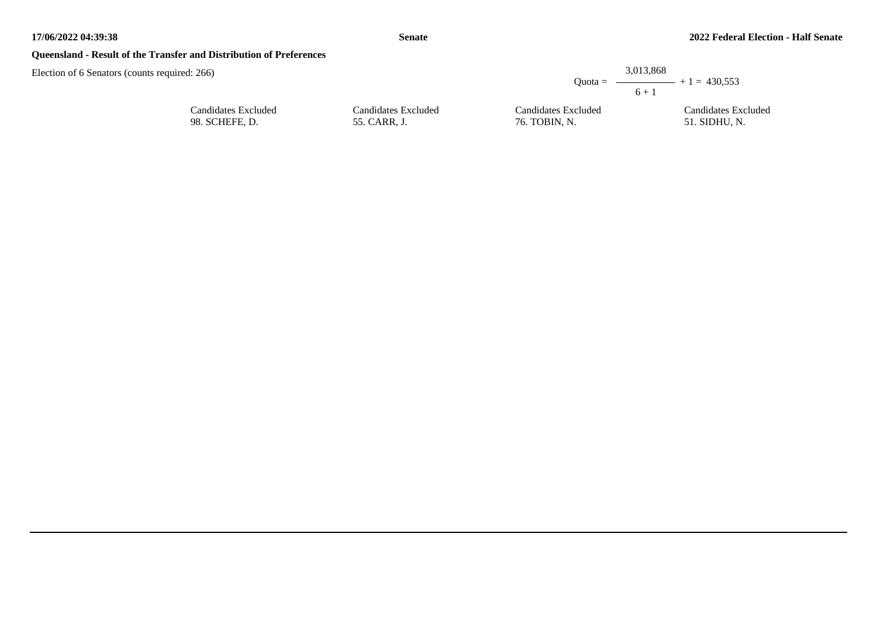**Queensland - Result of the Transfer and Distribution of Preferences**

Election of 6 Senators (counts required: 266)

$$\text{Quota} = \frac{3{,}013{,}868}{6 + 1} + 1 = 430{,}553$$

| Candidates Excluded | Candidates Excluded | Candidates Excluded | Candidates Excluded |
|---|---|---|---|
| 98. SCHEFE, D. | 55. CARR, J. | 76. TOBIN, N. | 51. SIDHU, N. |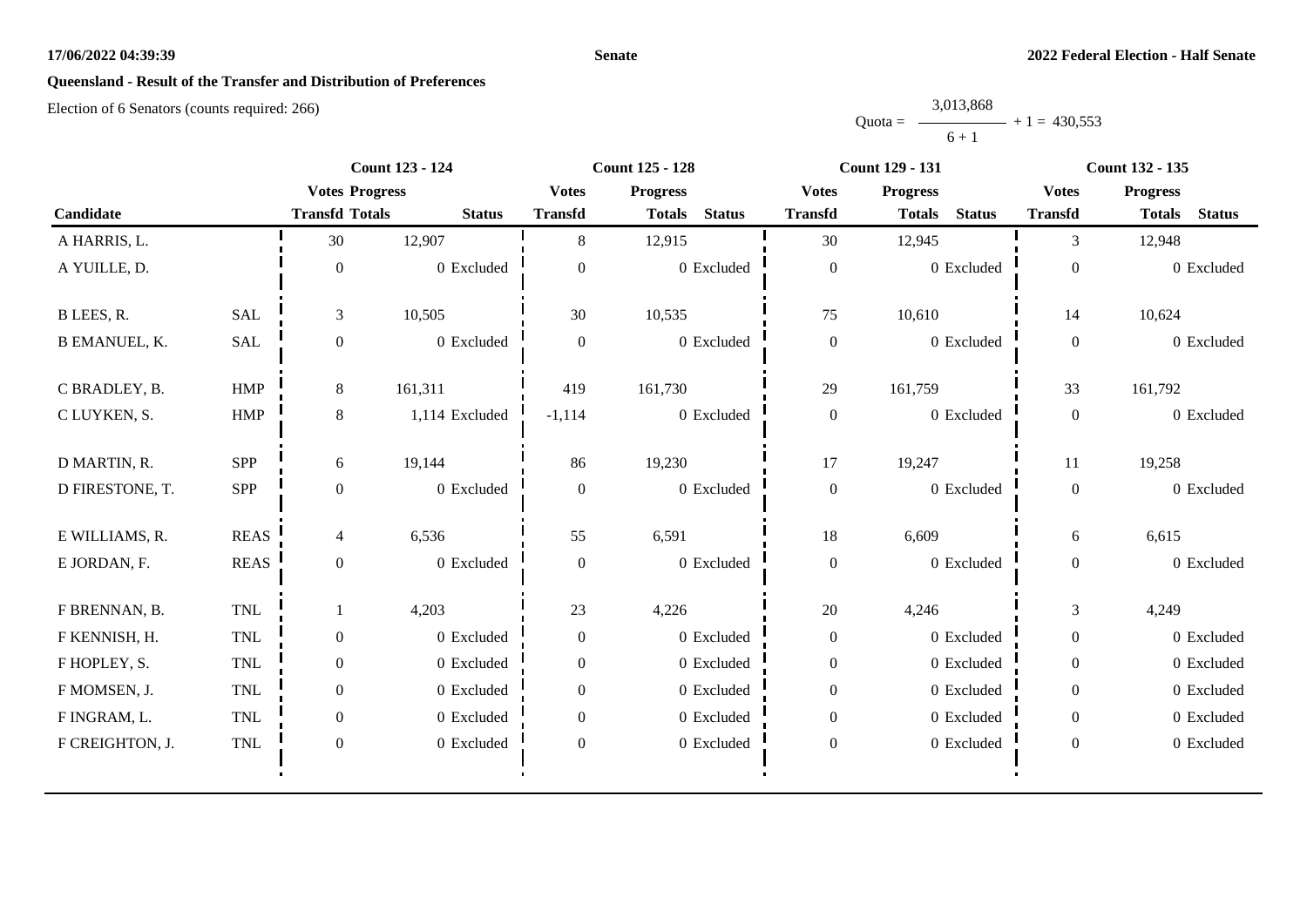## Queensland - Result of the Transfer and Distribution of Preferences

Election of 6 Senators (counts required: 266)

$$\text{Quota} = \frac{3{,}013{,}868}{6 + 1} + 1 = 430{,}553$$

| Candidate | | Count 123 - 124 | | | Count 125 - 128 | | | Count 129 - 131 | | | Count 132 - 135 | | |
|---|---|---|---|---|---|---|---|---|---|---|---|---|---|
| | | Votes Transfd | Progress Totals | Status | Votes Transfd | Progress Totals | Status | Votes Transfd | Progress Totals | Status | Votes Transfd | Progress Totals | Status |
| A HARRIS, L. | | 30 | 12,907 | | 8 | 12,915 | | 30 | 12,945 | | 3 | 12,948 | |
| A YUILLE, D. | | 0 | 0 | Excluded | 0 | 0 | Excluded | 0 | 0 | Excluded | 0 | 0 | Excluded |
| B LEES, R. | SAL | 3 | 10,505 | | 30 | 10,535 | | 75 | 10,610 | | 14 | 10,624 | |
| B EMANUEL, K. | SAL | 0 | 0 | Excluded | 0 | 0 | Excluded | 0 | 0 | Excluded | 0 | 0 | Excluded |
| C BRADLEY, B. | HMP | 8 | 161,311 | | 419 | 161,730 | | 29 | 161,759 | | 33 | 161,792 | |
| C LUYKEN, S. | HMP | 8 | 1,114 | Excluded | -1,114 | 0 | Excluded | 0 | 0 | Excluded | 0 | 0 | Excluded |
| D MARTIN, R. | SPP | 6 | 19,144 | | 86 | 19,230 | | 17 | 19,247 | | 11 | 19,258 | |
| D FIRESTONE, T. | SPP | 0 | 0 | Excluded | 0 | 0 | Excluded | 0 | 0 | Excluded | 0 | 0 | Excluded |
| E WILLIAMS, R. | REAS | 4 | 6,536 | | 55 | 6,591 | | 18 | 6,609 | | 6 | 6,615 | |
| E JORDAN, F. | REAS | 0 | 0 | Excluded | 0 | 0 | Excluded | 0 | 0 | Excluded | 0 | 0 | Excluded |
| F BRENNAN, B. | TNL | 1 | 4,203 | | 23 | 4,226 | | 20 | 4,246 | | 3 | 4,249 | |
| F KENNISH, H. | TNL | 0 | 0 | Excluded | 0 | 0 | Excluded | 0 | 0 | Excluded | 0 | 0 | Excluded |
| F HOPLEY, S. | TNL | 0 | 0 | Excluded | 0 | 0 | Excluded | 0 | 0 | Excluded | 0 | 0 | Excluded |
| F MOMSEN, J. | TNL | 0 | 0 | Excluded | 0 | 0 | Excluded | 0 | 0 | Excluded | 0 | 0 | Excluded |
| F INGRAM, L. | TNL | 0 | 0 | Excluded | 0 | 0 | Excluded | 0 | 0 | Excluded | 0 | 0 | Excluded |
| F CREIGHTON, J. | TNL | 0 | 0 | Excluded | 0 | 0 | Excluded | 0 | 0 | Excluded | 0 | 0 | Excluded |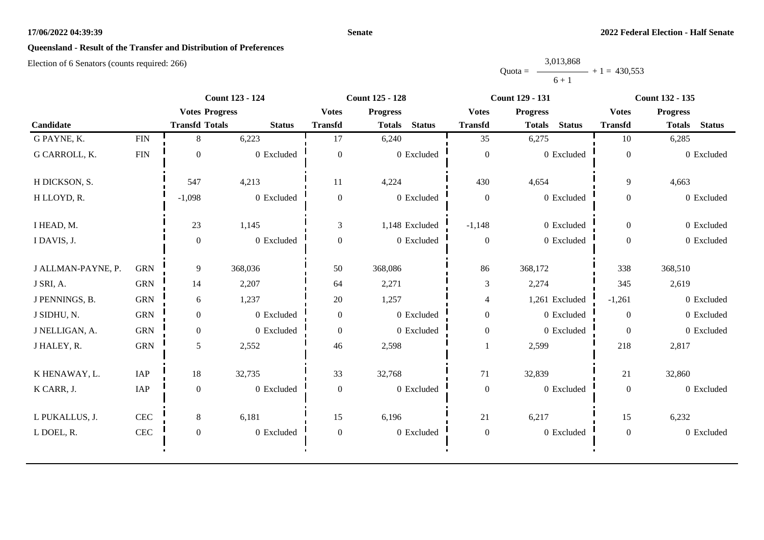## Queensland - Result of the Transfer and Distribution of Preferences

Election of 6 Senators (counts required: 266)

$$\text{Quota} = \frac{3{,}013{,}868}{6 + 1} + 1 = 430{,}553$$

| Candidate | | Count 123 - 124 | | | Count 125 - 128 | | | Count 129 - 131 | | | Count 132 - 135 | | |
|---|---|---|---|---|---|---|---|---|---|---|---|---|---|
| | | Votes Transfd | Progress Totals | Status | Votes Transfd | Progress Totals | Status | Votes Transfd | Progress Totals | Status | Votes Transfd | Progress Totals | Status |
| G PAYNE, K. | FIN | 8 | 6,223 | | 17 | 6,240 | | 35 | 6,275 | | 10 | 6,285 | |
| G CARROLL, K. | FIN | 0 | 0 | Excluded | 0 | 0 | Excluded | 0 | 0 | Excluded | 0 | 0 | Excluded |
| H DICKSON, S. | | 547 | 4,213 | | 11 | 4,224 | | 430 | 4,654 | | 9 | 4,663 | |
| H LLOYD, R. | | -1,098 | 0 | Excluded | 0 | 0 | Excluded | 0 | 0 | Excluded | 0 | 0 | Excluded |
| I HEAD, M. | | 23 | 1,145 | | 3 | 1,148 | Excluded | -1,148 | 0 | Excluded | 0 | 0 | Excluded |
| I DAVIS, J. | | 0 | 0 | Excluded | 0 | 0 | Excluded | 0 | 0 | Excluded | 0 | 0 | Excluded |
| J ALLMAN-PAYNE, P. | GRN | 9 | 368,036 | | 50 | 368,086 | | 86 | 368,172 | | 338 | 368,510 | |
| J SRI, A. | GRN | 14 | 2,207 | | 64 | 2,271 | | 3 | 2,274 | | 345 | 2,619 | |
| J PENNINGS, B. | GRN | 6 | 1,237 | | 20 | 1,257 | | 4 | 1,261 | Excluded | -1,261 | 0 | Excluded |
| J SIDHU, N. | GRN | 0 | 0 | Excluded | 0 | 0 | Excluded | 0 | 0 | Excluded | 0 | 0 | Excluded |
| J NELLIGAN, A. | GRN | 0 | 0 | Excluded | 0 | 0 | Excluded | 0 | 0 | Excluded | 0 | 0 | Excluded |
| J HALEY, R. | GRN | 5 | 2,552 | | 46 | 2,598 | | 1 | 2,599 | | 218 | 2,817 | |
| K HENAWAY, L. | IAP | 18 | 32,735 | | 33 | 32,768 | | 71 | 32,839 | | 21 | 32,860 | |
| K CARR, J. | IAP | 0 | 0 | Excluded | 0 | 0 | Excluded | 0 | 0 | Excluded | 0 | 0 | Excluded |
| L PUKALLUS, J. | CEC | 8 | 6,181 | | 15 | 6,196 | | 21 | 6,217 | | 15 | 6,232 | |
| L DOEL, R. | CEC | 0 | 0 | Excluded | 0 | 0 | Excluded | 0 | 0 | Excluded | 0 | 0 | Excluded |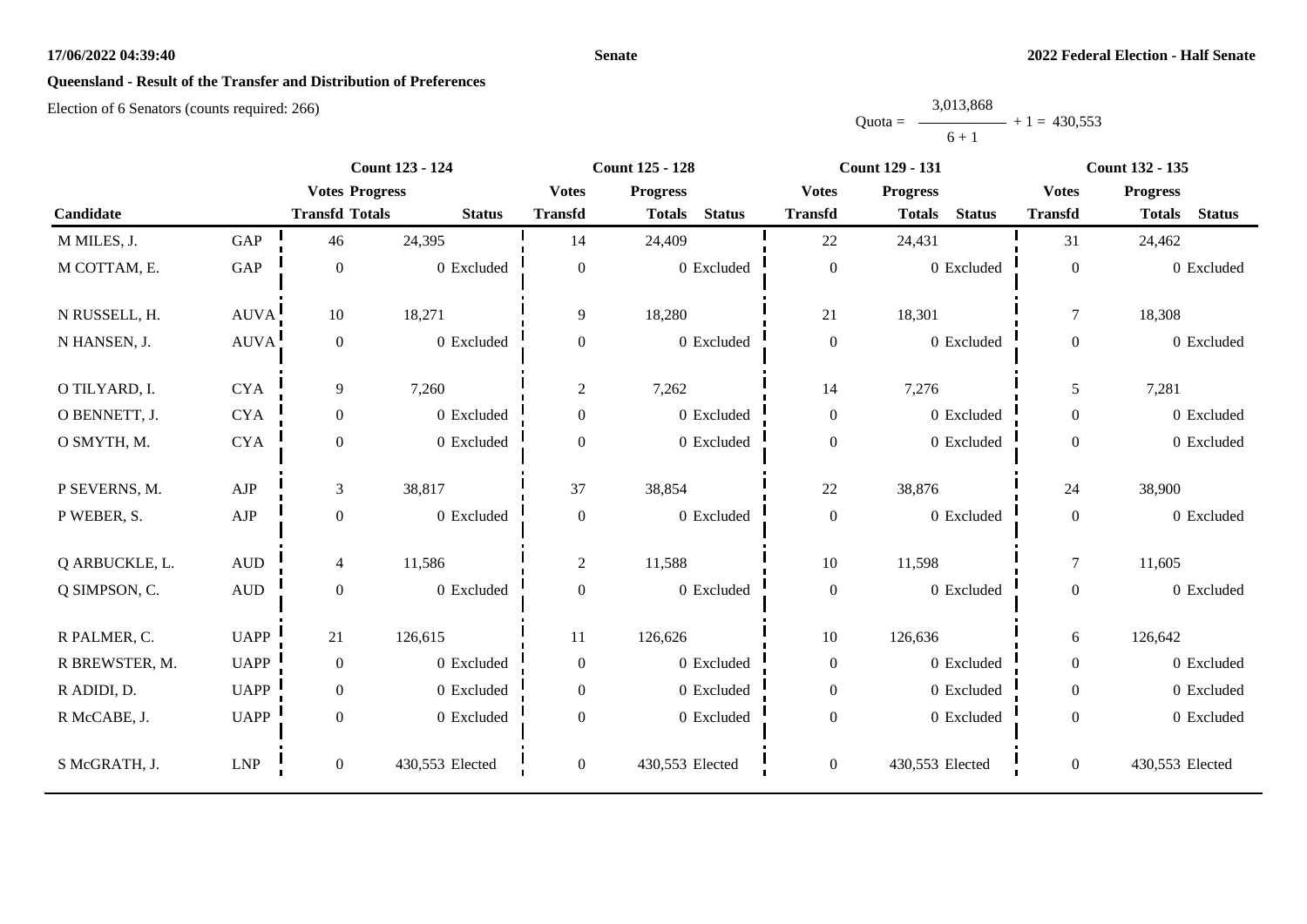**Senate**

**2022 Federal Election - Half Senate**

## Queensland - Result of the Transfer and Distribution of Preferences

Election of 6 Senators (counts required: 266)

$$\text{Quota} = \frac{3,013,868}{6 + 1} + 1 = 430,553$$

| Candidate | | Count 123 - 124 | | | Count 125 - 128 | | | Count 129 - 131 | | | Count 132 - 135 | | |
|---|---|---|---|---|---|---|---|---|---|---|---|---|---|
| | | Votes Transfd | Progress Totals | Status | Votes Transfd | Progress Totals | Status | Votes Transfd | Progress Totals | Status | Votes Transfd | Progress Totals | Status |
| M MILES, J. | GAP | 46 | 24,395 | | 14 | 24,409 | | 22 | 24,431 | | 31 | 24,462 | |
| M COTTAM, E. | GAP | 0 | 0 | Excluded | 0 | 0 | Excluded | 0 | 0 | Excluded | 0 | 0 | Excluded |
| N RUSSELL, H. | AUVA | 10 | 18,271 | | 9 | 18,280 | | 21 | 18,301 | | 7 | 18,308 | |
| N HANSEN, J. | AUVA | 0 | 0 | Excluded | 0 | 0 | Excluded | 0 | 0 | Excluded | 0 | 0 | Excluded |
| O TILYARD, I. | CYA | 9 | 7,260 | | 2 | 7,262 | | 14 | 7,276 | | 5 | 7,281 | |
| O BENNETT, J. | CYA | 0 | 0 | Excluded | 0 | 0 | Excluded | 0 | 0 | Excluded | 0 | 0 | Excluded |
| O SMYTH, M. | CYA | 0 | 0 | Excluded | 0 | 0 | Excluded | 0 | 0 | Excluded | 0 | 0 | Excluded |
| P SEVERNS, M. | AJP | 3 | 38,817 | | 37 | 38,854 | | 22 | 38,876 | | 24 | 38,900 | |
| P WEBER, S. | AJP | 0 | 0 | Excluded | 0 | 0 | Excluded | 0 | 0 | Excluded | 0 | 0 | Excluded |
| Q ARBUCKLE, L. | AUD | 4 | 11,586 | | 2 | 11,588 | | 10 | 11,598 | | 7 | 11,605 | |
| Q SIMPSON, C. | AUD | 0 | 0 | Excluded | 0 | 0 | Excluded | 0 | 0 | Excluded | 0 | 0 | Excluded |
| R PALMER, C. | UAPP | 21 | 126,615 | | 11 | 126,626 | | 10 | 126,636 | | 6 | 126,642 | |
| R BREWSTER, M. | UAPP | 0 | 0 | Excluded | 0 | 0 | Excluded | 0 | 0 | Excluded | 0 | 0 | Excluded |
| R ADIDI, D. | UAPP | 0 | 0 | Excluded | 0 | 0 | Excluded | 0 | 0 | Excluded | 0 | 0 | Excluded |
| R McCABE, J. | UAPP | 0 | 0 | Excluded | 0 | 0 | Excluded | 0 | 0 | Excluded | 0 | 0 | Excluded |
| S McGRATH, J. | LNP | 0 | 430,553 | Elected | 0 | 430,553 | Elected | 0 | 430,553 | Elected | 0 | 430,553 | Elected |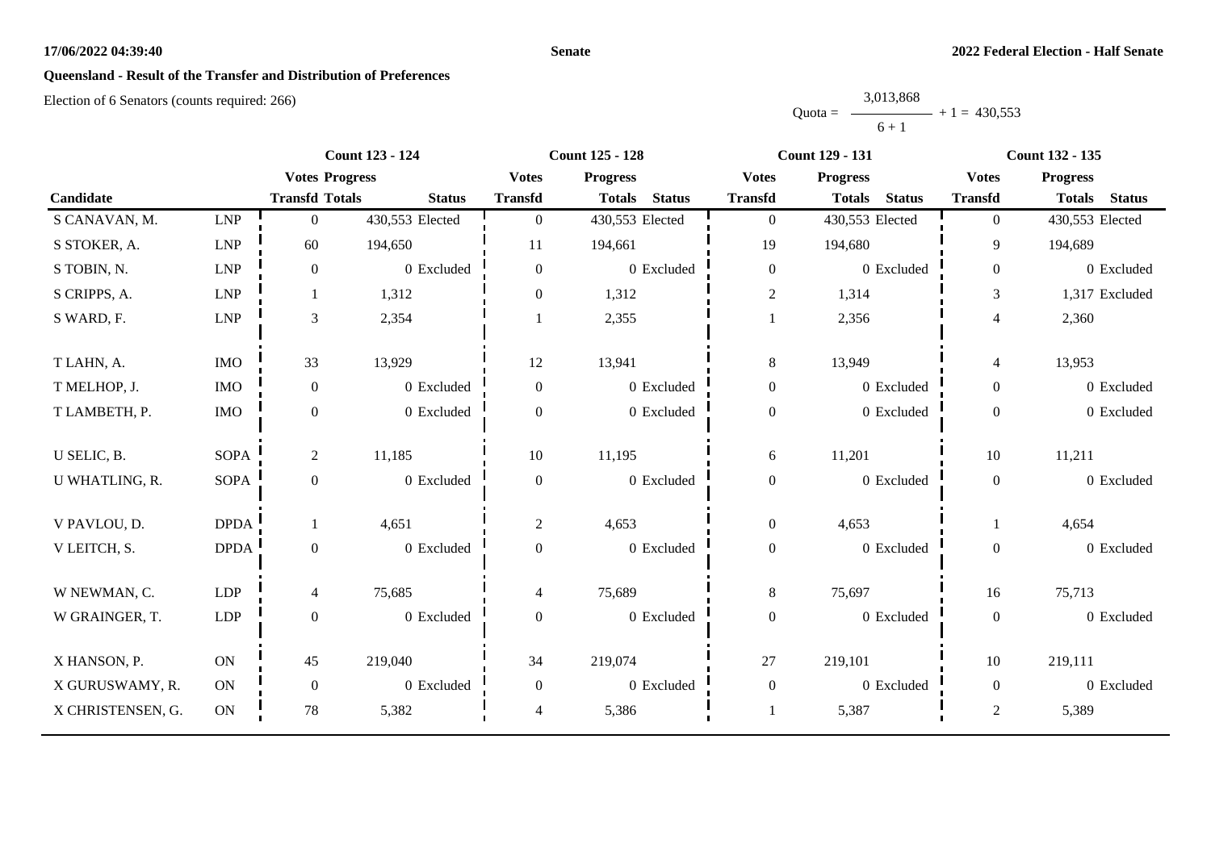**17/06/2022 04:39:40** **Senate** **2022 Federal Election - Half Senate**

## Queensland - Result of the Transfer and Distribution of Preferences

Election of 6 Senators (counts required: 266)

$$\text{Quota} = \frac{3{,}013{,}868}{6 + 1} + 1 = 430{,}553$$

| Candidate | | Count 123 - 124 | | | Count 125 - 128 | | | Count 129 - 131 | | | Count 132 - 135 | | |
|---|---|---|---|---|---|---|---|---|---|---|---|---|---|
| | | Votes Transfd | Progress Totals | Status | Votes Transfd | Progress Totals | Status | Votes Transfd | Progress Totals | Status | Votes Transfd | Progress Totals | Status |
| S CANAVAN, M. | LNP | 0 | 430,553 | Elected | 0 | 430,553 | Elected | 0 | 430,553 | Elected | 0 | 430,553 | Elected |
| S STOKER, A. | LNP | 60 | 194,650 | | 11 | 194,661 | | 19 | 194,680 | | 9 | 194,689 | |
| S TOBIN, N. | LNP | 0 | 0 | Excluded | 0 | 0 | Excluded | 0 | 0 | Excluded | 0 | 0 | Excluded |
| S CRIPPS, A. | LNP | 1 | 1,312 | | 0 | 1,312 | | 2 | 1,314 | | 3 | 1,317 | Excluded |
| S WARD, F. | LNP | 3 | 2,354 | | 1 | 2,355 | | 1 | 2,356 | | 4 | 2,360 | |
| T LAHN, A. | IMO | 33 | 13,929 | | 12 | 13,941 | | 8 | 13,949 | | 4 | 13,953 | |
| T MELHOP, J. | IMO | 0 | 0 | Excluded | 0 | 0 | Excluded | 0 | 0 | Excluded | 0 | 0 | Excluded |
| T LAMBETH, P. | IMO | 0 | 0 | Excluded | 0 | 0 | Excluded | 0 | 0 | Excluded | 0 | 0 | Excluded |
| U SELIC, B. | SOPA | 2 | 11,185 | | 10 | 11,195 | | 6 | 11,201 | | 10 | 11,211 | |
| U WHATLING, R. | SOPA | 0 | 0 | Excluded | 0 | 0 | Excluded | 0 | 0 | Excluded | 0 | 0 | Excluded |
| V PAVLOU, D. | DPDA | 1 | 4,651 | | 2 | 4,653 | | 0 | 4,653 | | 1 | 4,654 | |
| V LEITCH, S. | DPDA | 0 | 0 | Excluded | 0 | 0 | Excluded | 0 | 0 | Excluded | 0 | 0 | Excluded |
| W NEWMAN, C. | LDP | 4 | 75,685 | | 4 | 75,689 | | 8 | 75,697 | | 16 | 75,713 | |
| W GRAINGER, T. | LDP | 0 | 0 | Excluded | 0 | 0 | Excluded | 0 | 0 | Excluded | 0 | 0 | Excluded |
| X HANSON, P. | ON | 45 | 219,040 | | 34 | 219,074 | | 27 | 219,101 | | 10 | 219,111 | |
| X GURUSWAMY, R. | ON | 0 | 0 | Excluded | 0 | 0 | Excluded | 0 | 0 | Excluded | 0 | 0 | Excluded |
| X CHRISTENSEN, G. | ON | 78 | 5,382 | | 4 | 5,386 | | 1 | 5,387 | | 2 | 5,389 | |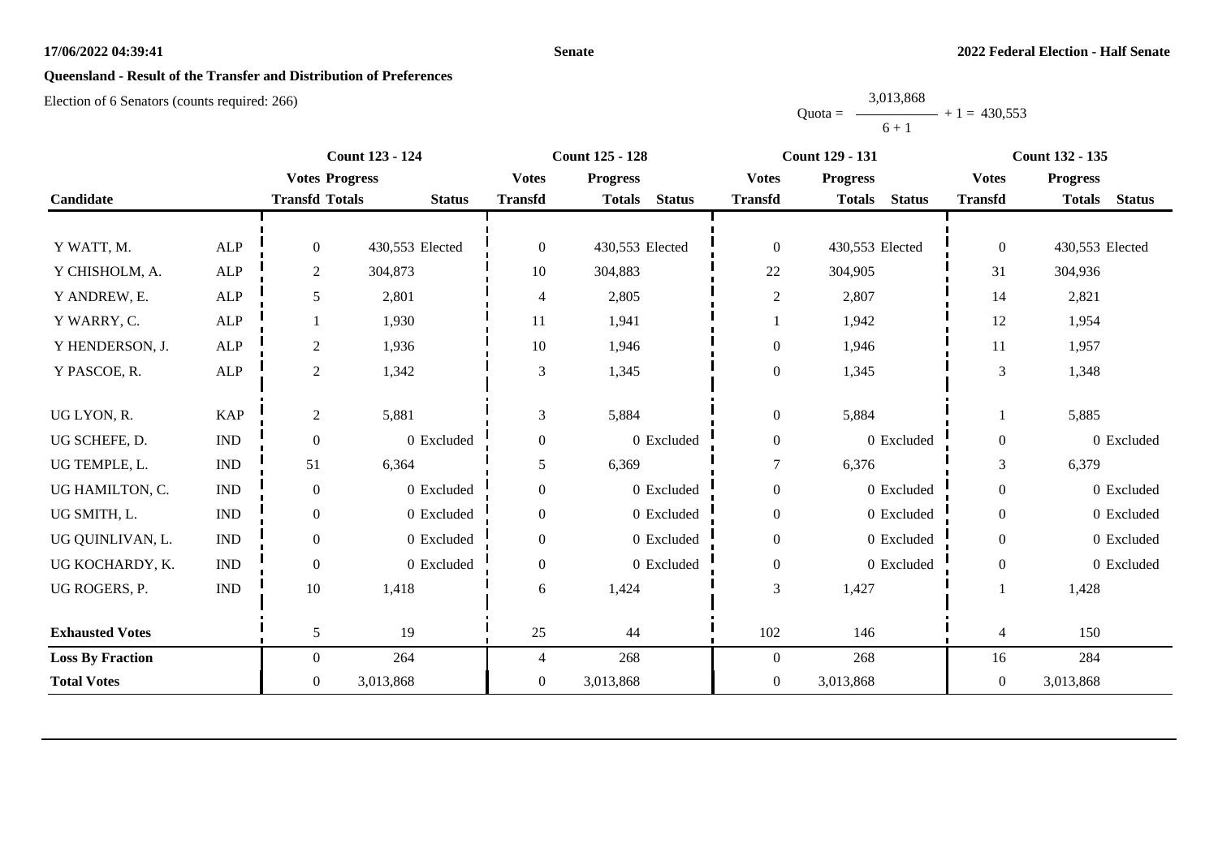**Queensland - Result of the Transfer and Distribution of Preferences**

Election of 6 Senators (counts required: 266)

$$\text{Quota} = \frac{3,013,868}{6 + 1} + 1 = 430,553$$

| Candidate | | Count 123 - 124 | | | Count 125 - 128 | | | Count 129 - 131 | | | Count 132 - 135 | | |
|---|---|---|---|---|---|---|---|---|---|---|---|---|---|
| | | Votes Transfd | Progress Totals | Status | Votes Transfd | Progress Totals | Status | Votes Transfd | Progress Totals | Status | Votes Transfd | Progress Totals | Status |
| Y WATT, M. | ALP | 0 | 430,553 | Elected | 0 | 430,553 | Elected | 0 | 430,553 | Elected | 0 | 430,553 | Elected |
| Y CHISHOLM, A. | ALP | 2 | 304,873 | | 10 | 304,883 | | 22 | 304,905 | | 31 | 304,936 | |
| Y ANDREW, E. | ALP | 5 | 2,801 | | 4 | 2,805 | | 2 | 2,807 | | 14 | 2,821 | |
| Y WARRY, C. | ALP | 1 | 1,930 | | 11 | 1,941 | | 1 | 1,942 | | 12 | 1,954 | |
| Y HENDERSON, J. | ALP | 2 | 1,936 | | 10 | 1,946 | | 0 | 1,946 | | 11 | 1,957 | |
| Y PASCOE, R. | ALP | 2 | 1,342 | | 3 | 1,345 | | 0 | 1,345 | | 3 | 1,348 | |
| UG LYON, R. | KAP | 2 | 5,881 | | 3 | 5,884 | | 0 | 5,884 | | 1 | 5,885 | |
| UG SCHEFE, D. | IND | 0 | 0 | Excluded | 0 | 0 | Excluded | 0 | 0 | Excluded | 0 | 0 | Excluded |
| UG TEMPLE, L. | IND | 51 | 6,364 | | 5 | 6,369 | | 7 | 6,376 | | 3 | 6,379 | |
| UG HAMILTON, C. | IND | 0 | 0 | Excluded | 0 | 0 | Excluded | 0 | 0 | Excluded | 0 | 0 | Excluded |
| UG SMITH, L. | IND | 0 | 0 | Excluded | 0 | 0 | Excluded | 0 | 0 | Excluded | 0 | 0 | Excluded |
| UG QUINLIVAN, L. | IND | 0 | 0 | Excluded | 0 | 0 | Excluded | 0 | 0 | Excluded | 0 | 0 | Excluded |
| UG KOCHARDY, K. | IND | 0 | 0 | Excluded | 0 | 0 | Excluded | 0 | 0 | Excluded | 0 | 0 | Excluded |
| UG ROGERS, P. | IND | 10 | 1,418 | | 6 | 1,424 | | 3 | 1,427 | | 1 | 1,428 | |
| **Exhausted Votes** | | 5 | 19 | | 25 | 44 | | 102 | 146 | | 4 | 150 | |
| **Loss By Fraction** | | 0 | 264 | | 4 | 268 | | 0 | 268 | | 16 | 284 | |
| **Total Votes** | | 0 | 3,013,868 | | 0 | 3,013,868 | | 0 | 3,013,868 | | 0 | 3,013,868 | |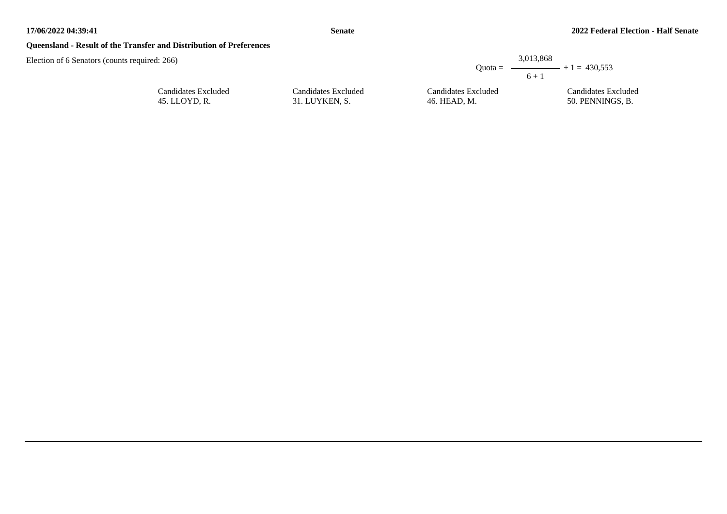**Queensland - Result of the Transfer and Distribution of Preferences**

Election of 6 Senators (counts required: 266)

$$\text{Quota} = \frac{3{,}013{,}868}{6 + 1} + 1 = 430{,}553$$

| Candidates Excluded | Candidates Excluded | Candidates Excluded | Candidates Excluded |
|---|---|---|---|
| 45. LLOYD, R. | 31. LUYKEN, S. | 46. HEAD, M. | 50. PENNINGS, B. |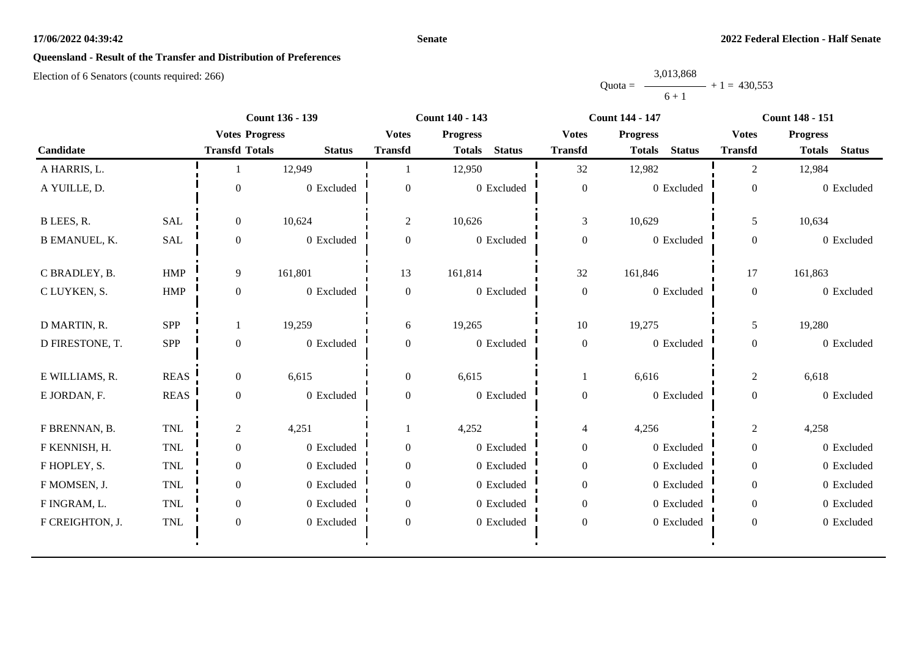**17/06/2022 04:39:42** **Senate** **2022 Federal Election - Half Senate**

## Queensland - Result of the Transfer and Distribution of Preferences

Election of 6 Senators (counts required: 266)

$$\text{Quota} = \frac{3{,}013{,}868}{6 + 1} + 1 = 430{,}553$$

| Candidate | | Count 136 - 139 | | | Count 140 - 143 | | | Count 144 - 147 | | | Count 148 - 151 | | |
|---|---|---|---|---|---|---|---|---|---|---|---|---|---|
| | | Votes Transfd | Progress Totals | Status | Votes Transfd | Progress Totals | Status | Votes Transfd | Progress Totals | Status | Votes Transfd | Progress Totals | Status |
| A HARRIS, L. | | 1 | 12,949 | | 1 | 12,950 | | 32 | 12,982 | | 2 | 12,984 | |
| A YUILLE, D. | | 0 | 0 | Excluded | 0 | 0 | Excluded | 0 | 0 | Excluded | 0 | 0 | Excluded |
| B LEES, R. | SAL | 0 | 10,624 | | 2 | 10,626 | | 3 | 10,629 | | 5 | 10,634 | |
| B EMANUEL, K. | SAL | 0 | 0 | Excluded | 0 | 0 | Excluded | 0 | 0 | Excluded | 0 | 0 | Excluded |
| C BRADLEY, B. | HMP | 9 | 161,801 | | 13 | 161,814 | | 32 | 161,846 | | 17 | 161,863 | |
| C LUYKEN, S. | HMP | 0 | 0 | Excluded | 0 | 0 | Excluded | 0 | 0 | Excluded | 0 | 0 | Excluded |
| D MARTIN, R. | SPP | 1 | 19,259 | | 6 | 19,265 | | 10 | 19,275 | | 5 | 19,280 | |
| D FIRESTONE, T. | SPP | 0 | 0 | Excluded | 0 | 0 | Excluded | 0 | 0 | Excluded | 0 | 0 | Excluded |
| E WILLIAMS, R. | REAS | 0 | 6,615 | | 0 | 6,615 | | 1 | 6,616 | | 2 | 6,618 | |
| E JORDAN, F. | REAS | 0 | 0 | Excluded | 0 | 0 | Excluded | 0 | 0 | Excluded | 0 | 0 | Excluded |
| F BRENNAN, B. | TNL | 2 | 4,251 | | 1 | 4,252 | | 4 | 4,256 | | 2 | 4,258 | |
| F KENNISH, H. | TNL | 0 | 0 | Excluded | 0 | 0 | Excluded | 0 | 0 | Excluded | 0 | 0 | Excluded |
| F HOPLEY, S. | TNL | 0 | 0 | Excluded | 0 | 0 | Excluded | 0 | 0 | Excluded | 0 | 0 | Excluded |
| F MOMSEN, J. | TNL | 0 | 0 | Excluded | 0 | 0 | Excluded | 0 | 0 | Excluded | 0 | 0 | Excluded |
| F INGRAM, L. | TNL | 0 | 0 | Excluded | 0 | 0 | Excluded | 0 | 0 | Excluded | 0 | 0 | Excluded |
| F CREIGHTON, J. | TNL | 0 | 0 | Excluded | 0 | 0 | Excluded | 0 | 0 | Excluded | 0 | 0 | Excluded |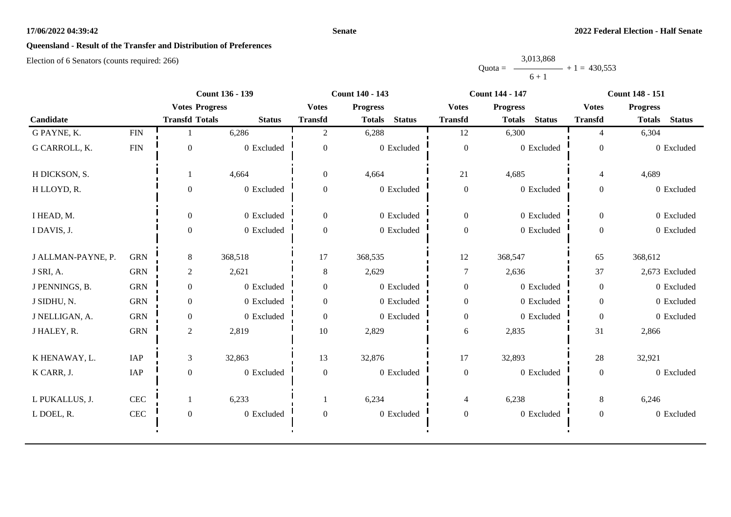**Senate**

**2022 Federal Election - Half Senate**

## Queensland - Result of the Transfer and Distribution of Preferences

Election of 6 Senators (counts required: 266)

$$\text{Quota} = \frac{3,013,868}{6 + 1} + 1 = 430,553$$

| Candidate | | Count 136 - 139 | | | Count 140 - 143 | | | Count 144 - 147 | | | Count 148 - 151 | | |
|---|---|---|---|---|---|---|---|---|---|---|---|---|---|
| | | Votes Transfd | Progress Totals | Status | Votes Transfd | Progress Totals | Status | Votes Transfd | Progress Totals | Status | Votes Transfd | Progress Totals | Status |
| G PAYNE, K. | FIN | 1 | 6,286 | | 2 | 6,288 | | 12 | 6,300 | | 4 | 6,304 | |
| G CARROLL, K. | FIN | 0 | 0 | Excluded | 0 | 0 | Excluded | 0 | 0 | Excluded | 0 | 0 | Excluded |
| H DICKSON, S. | | 1 | 4,664 | | 0 | 4,664 | | 21 | 4,685 | | 4 | 4,689 | |
| H LLOYD, R. | | 0 | 0 | Excluded | 0 | 0 | Excluded | 0 | 0 | Excluded | 0 | 0 | Excluded |
| I HEAD, M. | | 0 | 0 | Excluded | 0 | 0 | Excluded | 0 | 0 | Excluded | 0 | 0 | Excluded |
| I DAVIS, J. | | 0 | 0 | Excluded | 0 | 0 | Excluded | 0 | 0 | Excluded | 0 | 0 | Excluded |
| J ALLMAN-PAYNE, P. | GRN | 8 | 368,518 | | 17 | 368,535 | | 12 | 368,547 | | 65 | 368,612 | |
| J SRI, A. | GRN | 2 | 2,621 | | 8 | 2,629 | | 7 | 2,636 | | 37 | 2,673 | Excluded |
| J PENNINGS, B. | GRN | 0 | 0 | Excluded | 0 | 0 | Excluded | 0 | 0 | Excluded | 0 | 0 | Excluded |
| J SIDHU, N. | GRN | 0 | 0 | Excluded | 0 | 0 | Excluded | 0 | 0 | Excluded | 0 | 0 | Excluded |
| J NELLIGAN, A. | GRN | 0 | 0 | Excluded | 0 | 0 | Excluded | 0 | 0 | Excluded | 0 | 0 | Excluded |
| J HALEY, R. | GRN | 2 | 2,819 | | 10 | 2,829 | | 6 | 2,835 | | 31 | 2,866 | |
| K HENAWAY, L. | IAP | 3 | 32,863 | | 13 | 32,876 | | 17 | 32,893 | | 28 | 32,921 | |
| K CARR, J. | IAP | 0 | 0 | Excluded | 0 | 0 | Excluded | 0 | 0 | Excluded | 0 | 0 | Excluded |
| L PUKALLUS, J. | CEC | 1 | 6,233 | | 1 | 6,234 | | 4 | 6,238 | | 8 | 6,246 | |
| L DOEL, R. | CEC | 0 | 0 | Excluded | 0 | 0 | Excluded | 0 | 0 | Excluded | 0 | 0 | Excluded |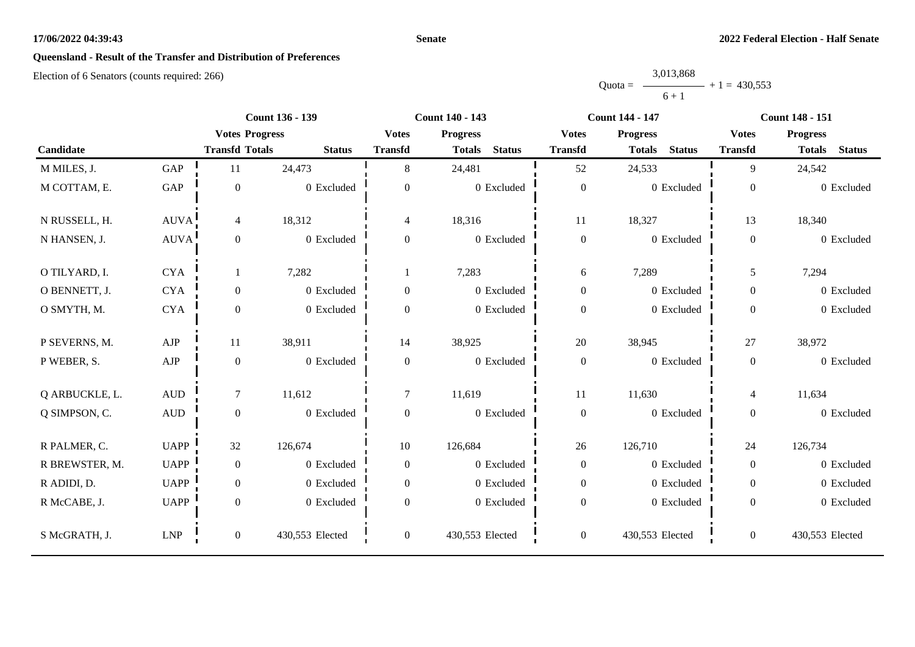**Queensland - Result of the Transfer and Distribution of Preferences**

Election of 6 Senators (counts required: 266)

$$\text{Quota} = \frac{3{,}013{,}868}{6 + 1} + 1 = 430{,}553$$

| Candidate | | Count 136 - 139 | | | Count 140 - 143 | | | Count 144 - 147 | | | Count 148 - 151 | | |
|---|---|---|---|---|---|---|---|---|---|---|---|---|---|
| | | Votes Transfd | Progress Totals | Status | Votes Transfd | Progress Totals | Status | Votes Transfd | Progress Totals | Status | Votes Transfd | Progress Totals | Status |
| M MILES, J. | GAP | 11 | 24,473 | | 8 | 24,481 | | 52 | 24,533 | | 9 | 24,542 | |
| M COTTAM, E. | GAP | 0 | 0 | Excluded | 0 | 0 | Excluded | 0 | 0 | Excluded | 0 | 0 | Excluded |
| N RUSSELL, H. | AUVA | 4 | 18,312 | | 4 | 18,316 | | 11 | 18,327 | | 13 | 18,340 | |
| N HANSEN, J. | AUVA | 0 | 0 | Excluded | 0 | 0 | Excluded | 0 | 0 | Excluded | 0 | 0 | Excluded |
| O TILYARD, I. | CYA | 1 | 7,282 | | 1 | 7,283 | | 6 | 7,289 | | 5 | 7,294 | |
| O BENNETT, J. | CYA | 0 | 0 | Excluded | 0 | 0 | Excluded | 0 | 0 | Excluded | 0 | 0 | Excluded |
| O SMYTH, M. | CYA | 0 | 0 | Excluded | 0 | 0 | Excluded | 0 | 0 | Excluded | 0 | 0 | Excluded |
| P SEVERNS, M. | AJP | 11 | 38,911 | | 14 | 38,925 | | 20 | 38,945 | | 27 | 38,972 | |
| P WEBER, S. | AJP | 0 | 0 | Excluded | 0 | 0 | Excluded | 0 | 0 | Excluded | 0 | 0 | Excluded |
| Q ARBUCKLE, L. | AUD | 7 | 11,612 | | 7 | 11,619 | | 11 | 11,630 | | 4 | 11,634 | |
| Q SIMPSON, C. | AUD | 0 | 0 | Excluded | 0 | 0 | Excluded | 0 | 0 | Excluded | 0 | 0 | Excluded |
| R PALMER, C. | UAPP | 32 | 126,674 | | 10 | 126,684 | | 26 | 126,710 | | 24 | 126,734 | |
| R BREWSTER, M. | UAPP | 0 | 0 | Excluded | 0 | 0 | Excluded | 0 | 0 | Excluded | 0 | 0 | Excluded |
| R ADIDI, D. | UAPP | 0 | 0 | Excluded | 0 | 0 | Excluded | 0 | 0 | Excluded | 0 | 0 | Excluded |
| R McCABE, J. | UAPP | 0 | 0 | Excluded | 0 | 0 | Excluded | 0 | 0 | Excluded | 0 | 0 | Excluded |
| S McGRATH, J. | LNP | 0 | 430,553 | Elected | 0 | 430,553 | Elected | 0 | 430,553 | Elected | 0 | 430,553 | Elected |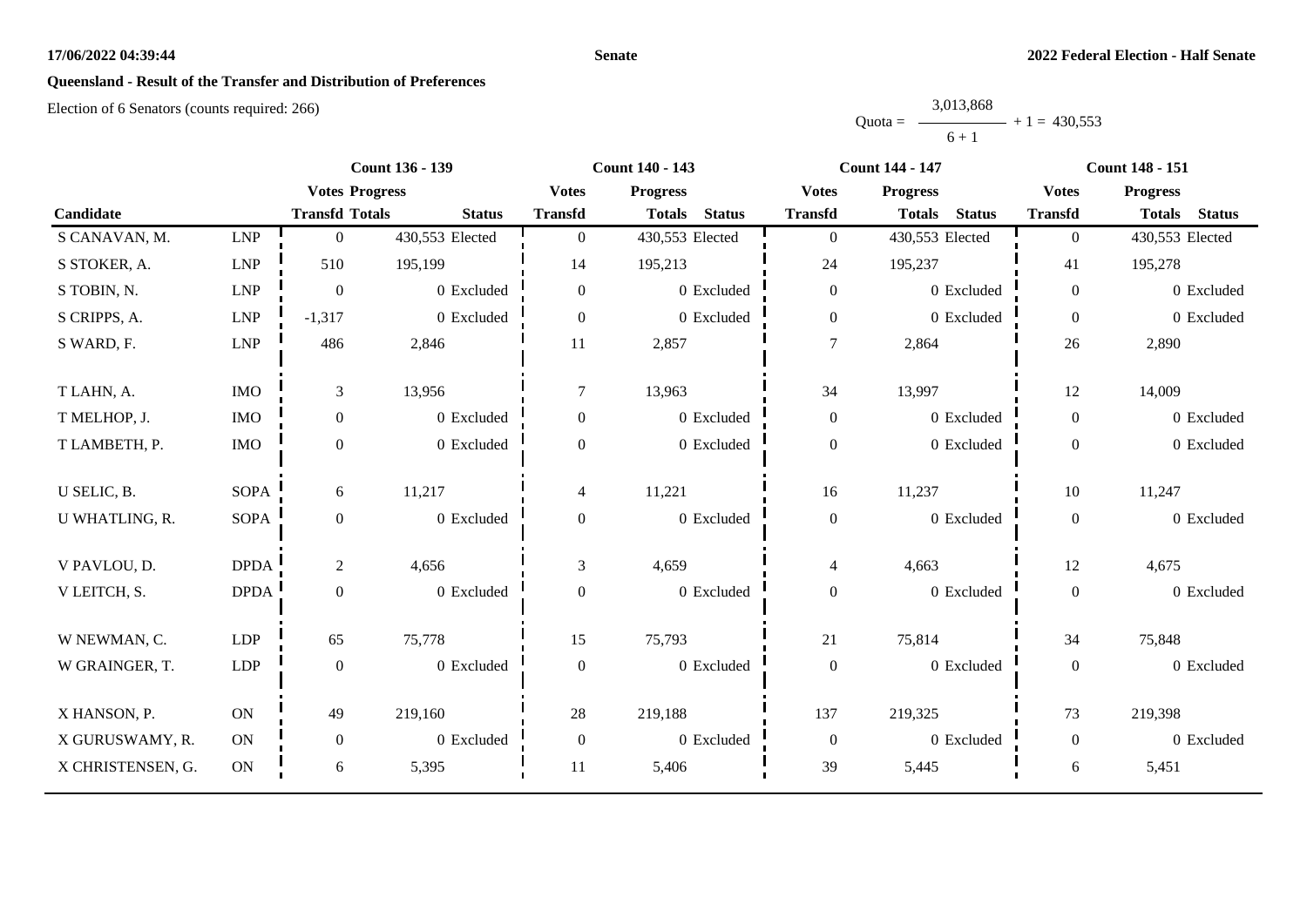**17/06/2022 04:39:44** **Senate** **2022 Federal Election - Half Senate**

## Queensland - Result of the Transfer and Distribution of Preferences

Election of 6 Senators (counts required: 266)

$$\text{Quota} = \frac{3{,}013{,}868}{6 + 1} + 1 = 430{,}553$$

| | | Count 136 - 139 | | | Count 140 - 143 | | | Count 144 - 147 | | | Count 148 - 151 | | |
|---|---|---|---|---|---|---|---|---|---|---|---|---|---|
| | | Votes | Progress | | Votes | Progress | | Votes | Progress | | Votes | Progress | |
| Candidate | | Transfd | Totals | Status | Transfd | Totals | Status | Transfd | Totals | Status | Transfd | Totals | Status |
| S CANAVAN, M. | LNP | 0 | 430,553 | Elected | 0 | 430,553 | Elected | 0 | 430,553 | Elected | 0 | 430,553 | Elected |
| S STOKER, A. | LNP | 510 | 195,199 | | 14 | 195,213 | | 24 | 195,237 | | 41 | 195,278 | |
| S TOBIN, N. | LNP | 0 | 0 | Excluded | 0 | 0 | Excluded | 0 | 0 | Excluded | 0 | 0 | Excluded |
| S CRIPPS, A. | LNP | -1,317 | 0 | Excluded | 0 | 0 | Excluded | 0 | 0 | Excluded | 0 | 0 | Excluded |
| S WARD, F. | LNP | 486 | 2,846 | | 11 | 2,857 | | 7 | 2,864 | | 26 | 2,890 | |
| T LAHN, A. | IMO | 3 | 13,956 | | 7 | 13,963 | | 34 | 13,997 | | 12 | 14,009 | |
| T MELHOP, J. | IMO | 0 | 0 | Excluded | 0 | 0 | Excluded | 0 | 0 | Excluded | 0 | 0 | Excluded |
| T LAMBETH, P. | IMO | 0 | 0 | Excluded | 0 | 0 | Excluded | 0 | 0 | Excluded | 0 | 0 | Excluded |
| U SELIC, B. | SOPA | 6 | 11,217 | | 4 | 11,221 | | 16 | 11,237 | | 10 | 11,247 | |
| U WHATLING, R. | SOPA | 0 | 0 | Excluded | 0 | 0 | Excluded | 0 | 0 | Excluded | 0 | 0 | Excluded |
| V PAVLOU, D. | DPDA | 2 | 4,656 | | 3 | 4,659 | | 4 | 4,663 | | 12 | 4,675 | |
| V LEITCH, S. | DPDA | 0 | 0 | Excluded | 0 | 0 | Excluded | 0 | 0 | Excluded | 0 | 0 | Excluded |
| W NEWMAN, C. | LDP | 65 | 75,778 | | 15 | 75,793 | | 21 | 75,814 | | 34 | 75,848 | |
| W GRAINGER, T. | LDP | 0 | 0 | Excluded | 0 | 0 | Excluded | 0 | 0 | Excluded | 0 | 0 | Excluded |
| X HANSON, P. | ON | 49 | 219,160 | | 28 | 219,188 | | 137 | 219,325 | | 73 | 219,398 | |
| X GURUSWAMY, R. | ON | 0 | 0 | Excluded | 0 | 0 | Excluded | 0 | 0 | Excluded | 0 | 0 | Excluded |
| X CHRISTENSEN, G. | ON | 6 | 5,395 | | 11 | 5,406 | | 39 | 5,445 | | 6 | 5,451 | |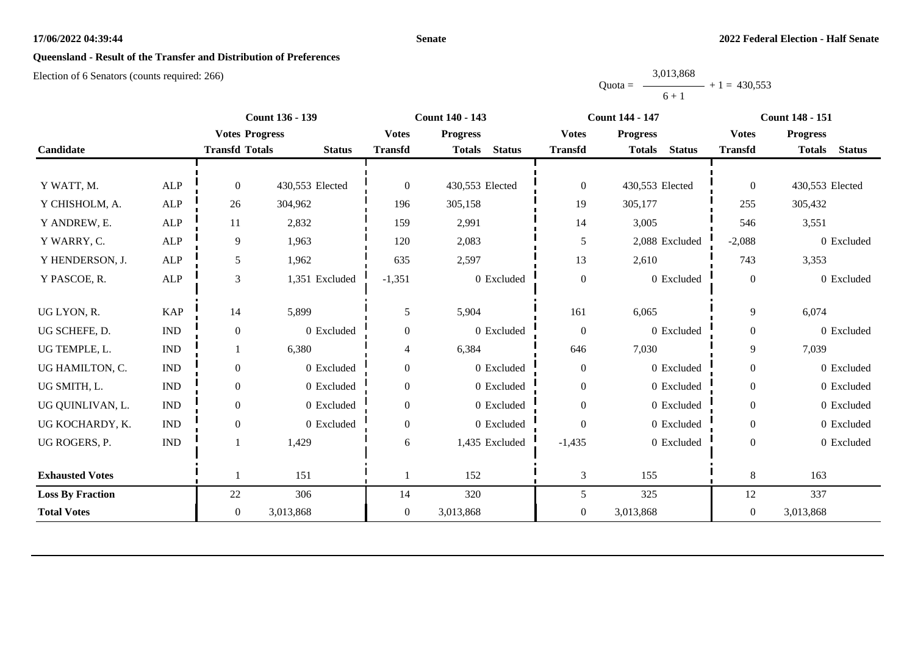**Senate**

**2022 Federal Election - Half Senate**

## Queensland - Result of the Transfer and Distribution of Preferences

Election of 6 Senators (counts required: 266)

$$\text{Quota} = \frac{3,013,868}{6 + 1} + 1 = 430,553$$

| Candidate | | Count 136 - 139 | | | Count 140 - 143 | | | Count 144 - 147 | | | Count 148 - 151 | | |
|---|---|---|---|---|---|---|---|---|---|---|---|---|---|
| | | Votes Transfd | Progress Totals | Status | Votes Transfd | Progress Totals | Status | Votes Transfd | Progress Totals | Status | Votes Transfd | Progress Totals | Status |
| Y WATT, M. | ALP | 0 | 430,553 | Elected | 0 | 430,553 | Elected | 0 | 430,553 | Elected | 0 | 430,553 | Elected |
| Y CHISHOLM, A. | ALP | 26 | 304,962 | | 196 | 305,158 | | 19 | 305,177 | | 255 | 305,432 | |
| Y ANDREW, E. | ALP | 11 | 2,832 | | 159 | 2,991 | | 14 | 3,005 | | 546 | 3,551 | |
| Y WARRY, C. | ALP | 9 | 1,963 | | 120 | 2,083 | | 5 | 2,088 | Excluded | -2,088 | 0 | Excluded |
| Y HENDERSON, J. | ALP | 5 | 1,962 | | 635 | 2,597 | | 13 | 2,610 | | 743 | 3,353 | |
| Y PASCOE, R. | ALP | 3 | 1,351 | Excluded | -1,351 | 0 | Excluded | 0 | 0 | Excluded | 0 | 0 | Excluded |
| UG LYON, R. | KAP | 14 | 5,899 | | 5 | 5,904 | | 161 | 6,065 | | 9 | 6,074 | |
| UG SCHEFE, D. | IND | 0 | 0 | Excluded | 0 | 0 | Excluded | 0 | 0 | Excluded | 0 | 0 | Excluded |
| UG TEMPLE, L. | IND | 1 | 6,380 | | 4 | 6,384 | | 646 | 7,030 | | 9 | 7,039 | |
| UG HAMILTON, C. | IND | 0 | 0 | Excluded | 0 | 0 | Excluded | 0 | 0 | Excluded | 0 | 0 | Excluded |
| UG SMITH, L. | IND | 0 | 0 | Excluded | 0 | 0 | Excluded | 0 | 0 | Excluded | 0 | 0 | Excluded |
| UG QUINLIVAN, L. | IND | 0 | 0 | Excluded | 0 | 0 | Excluded | 0 | 0 | Excluded | 0 | 0 | Excluded |
| UG KOCHARDY, K. | IND | 0 | 0 | Excluded | 0 | 0 | Excluded | 0 | 0 | Excluded | 0 | 0 | Excluded |
| UG ROGERS, P. | IND | 1 | 1,429 | | 6 | 1,435 | Excluded | -1,435 | 0 | Excluded | 0 | 0 | Excluded |
| **Exhausted Votes** | | 1 | 151 | | 1 | 152 | | 3 | 155 | | 8 | 163 | |
| **Loss By Fraction** | | 22 | 306 | | 14 | 320 | | 5 | 325 | | 12 | 337 | |
| **Total Votes** | | 0 | 3,013,868 | | 0 | 3,013,868 | | 0 | 3,013,868 | | 0 | 3,013,868 | |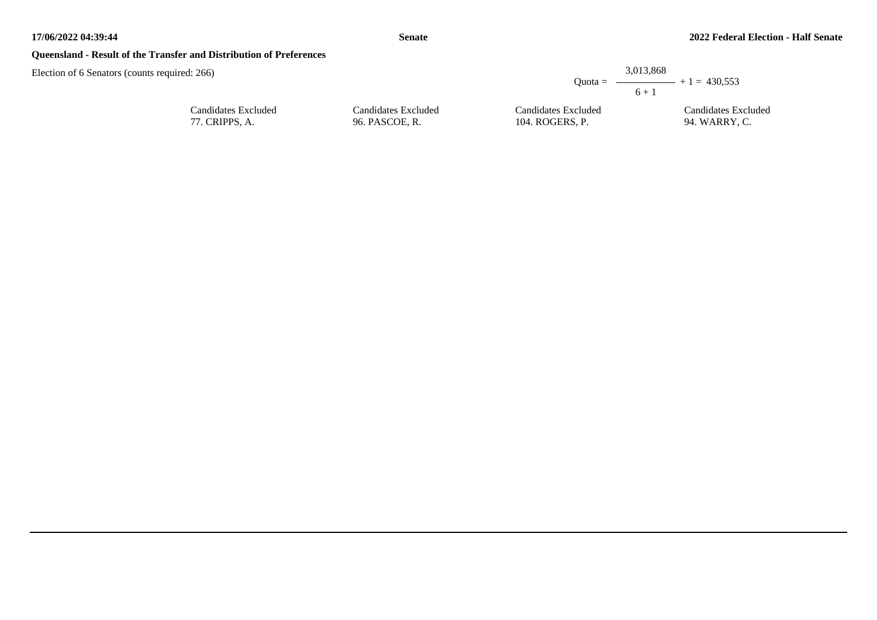**Queensland - Result of the Transfer and Distribution of Preferences**

Election of 6 Senators (counts required: 266)

$$\text{Quota} = \frac{3{,}013{,}868}{6 + 1} + 1 = 430{,}553$$

| Candidates Excluded | Candidates Excluded | Candidates Excluded | Candidates Excluded |
|---|---|---|---|
| 77. CRIPPS, A. | 96. PASCOE, R. | 104. ROGERS, P. | 94. WARRY, C. |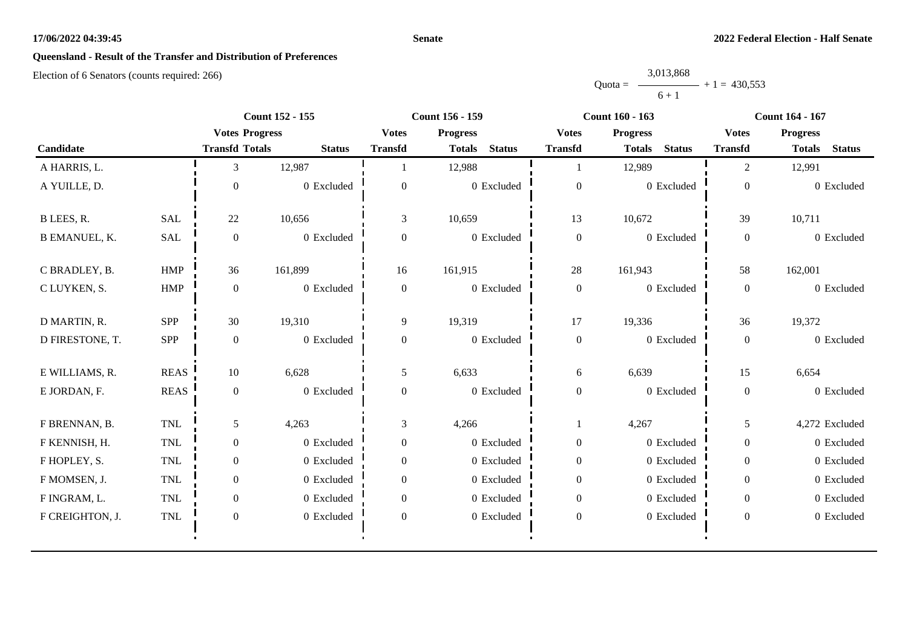**Queensland - Result of the Transfer and Distribution of Preferences**

Election of 6 Senators (counts required: 266)

$$\text{Quota} = \frac{3{,}013{,}868}{6 + 1} + 1 = 430{,}553$$

| Candidate | | Count 152 - 155 | | | Count 156 - 159 | | | Count 160 - 163 | | | Count 164 - 167 | | |
|---|---|---|---|---|---|---|---|---|---|---|---|---|---|
| | | Votes Transfd | Progress Totals | Status | Votes Transfd | Progress Totals | Status | Votes Transfd | Progress Totals | Status | Votes Transfd | Progress Totals | Status |
| A HARRIS, L. | | 3 | 12,987 | | 1 | 12,988 | | 1 | 12,989 | | 2 | 12,991 | |
| A YUILLE, D. | | 0 | 0 | Excluded | 0 | 0 | Excluded | 0 | 0 | Excluded | 0 | 0 | Excluded |
| B LEES, R. | SAL | 22 | 10,656 | | 3 | 10,659 | | 13 | 10,672 | | 39 | 10,711 | |
| B EMANUEL, K. | SAL | 0 | 0 | Excluded | 0 | 0 | Excluded | 0 | 0 | Excluded | 0 | 0 | Excluded |
| C BRADLEY, B. | HMP | 36 | 161,899 | | 16 | 161,915 | | 28 | 161,943 | | 58 | 162,001 | |
| C LUYKEN, S. | HMP | 0 | 0 | Excluded | 0 | 0 | Excluded | 0 | 0 | Excluded | 0 | 0 | Excluded |
| D MARTIN, R. | SPP | 30 | 19,310 | | 9 | 19,319 | | 17 | 19,336 | | 36 | 19,372 | |
| D FIRESTONE, T. | SPP | 0 | 0 | Excluded | 0 | 0 | Excluded | 0 | 0 | Excluded | 0 | 0 | Excluded |
| E WILLIAMS, R. | REAS | 10 | 6,628 | | 5 | 6,633 | | 6 | 6,639 | | 15 | 6,654 | |
| E JORDAN, F. | REAS | 0 | 0 | Excluded | 0 | 0 | Excluded | 0 | 0 | Excluded | 0 | 0 | Excluded |
| F BRENNAN, B. | TNL | 5 | 4,263 | | 3 | 4,266 | | 1 | 4,267 | | 5 | 4,272 | Excluded |
| F KENNISH, H. | TNL | 0 | 0 | Excluded | 0 | 0 | Excluded | 0 | 0 | Excluded | 0 | 0 | Excluded |
| F HOPLEY, S. | TNL | 0 | 0 | Excluded | 0 | 0 | Excluded | 0 | 0 | Excluded | 0 | 0 | Excluded |
| F MOMSEN, J. | TNL | 0 | 0 | Excluded | 0 | 0 | Excluded | 0 | 0 | Excluded | 0 | 0 | Excluded |
| F INGRAM, L. | TNL | 0 | 0 | Excluded | 0 | 0 | Excluded | 0 | 0 | Excluded | 0 | 0 | Excluded |
| F CREIGHTON, J. | TNL | 0 | 0 | Excluded | 0 | 0 | Excluded | 0 | 0 | Excluded | 0 | 0 | Excluded |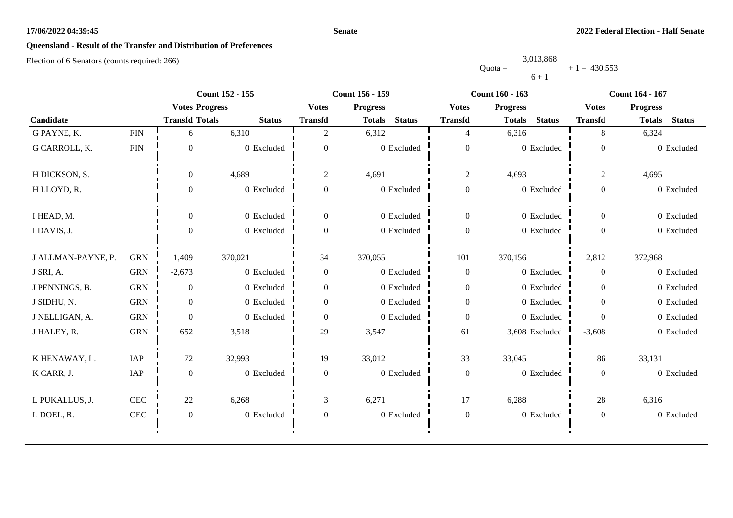**Senate**

**2022 Federal Election - Half Senate**

## Queensland - Result of the Transfer and Distribution of Preferences

Election of 6 Senators (counts required: 266)

$$\text{Quota} = \frac{3{,}013{,}868}{6 + 1} + 1 = 430{,}553$$

| Candidate | | Count 152 - 155 | | | Count 156 - 159 | | | Count 160 - 163 | | | Count 164 - 167 | | |
|---|---|---|---|---|---|---|---|---|---|---|---|---|---|
| | | Votes Transfd | Progress Totals | Status | Votes Transfd | Progress Totals | Status | Votes Transfd | Progress Totals | Status | Votes Transfd | Progress Totals | Status |
| G PAYNE, K. | FIN | 6 | 6,310 | | 2 | 6,312 | | 4 | 6,316 | | 8 | 6,324 | |
| G CARROLL, K. | FIN | 0 | 0 | Excluded | 0 | 0 | Excluded | 0 | 0 | Excluded | 0 | 0 | Excluded |
| H DICKSON, S. | | 0 | 4,689 | | 2 | 4,691 | | 2 | 4,693 | | 2 | 4,695 | |
| H LLOYD, R. | | 0 | 0 | Excluded | 0 | 0 | Excluded | 0 | 0 | Excluded | 0 | 0 | Excluded |
| I HEAD, M. | | 0 | 0 | Excluded | 0 | 0 | Excluded | 0 | 0 | Excluded | 0 | 0 | Excluded |
| I DAVIS, J. | | 0 | 0 | Excluded | 0 | 0 | Excluded | 0 | 0 | Excluded | 0 | 0 | Excluded |
| J ALLMAN-PAYNE, P. | GRN | 1,409 | 370,021 | | 34 | 370,055 | | 101 | 370,156 | | 2,812 | 372,968 | |
| J SRI, A. | GRN | -2,673 | 0 | Excluded | 0 | 0 | Excluded | 0 | 0 | Excluded | 0 | 0 | Excluded |
| J PENNINGS, B. | GRN | 0 | 0 | Excluded | 0 | 0 | Excluded | 0 | 0 | Excluded | 0 | 0 | Excluded |
| J SIDHU, N. | GRN | 0 | 0 | Excluded | 0 | 0 | Excluded | 0 | 0 | Excluded | 0 | 0 | Excluded |
| J NELLIGAN, A. | GRN | 0 | 0 | Excluded | 0 | 0 | Excluded | 0 | 0 | Excluded | 0 | 0 | Excluded |
| J HALEY, R. | GRN | 652 | 3,518 | | 29 | 3,547 | | 61 | 3,608 | Excluded | -3,608 | 0 | Excluded |
| K HENAWAY, L. | IAP | 72 | 32,993 | | 19 | 33,012 | | 33 | 33,045 | | 86 | 33,131 | |
| K CARR, J. | IAP | 0 | 0 | Excluded | 0 | 0 | Excluded | 0 | 0 | Excluded | 0 | 0 | Excluded |
| L PUKALLUS, J. | CEC | 22 | 6,268 | | 3 | 6,271 | | 17 | 6,288 | | 28 | 6,316 | |
| L DOEL, R. | CEC | 0 | 0 | Excluded | 0 | 0 | Excluded | 0 | 0 | Excluded | 0 | 0 | Excluded |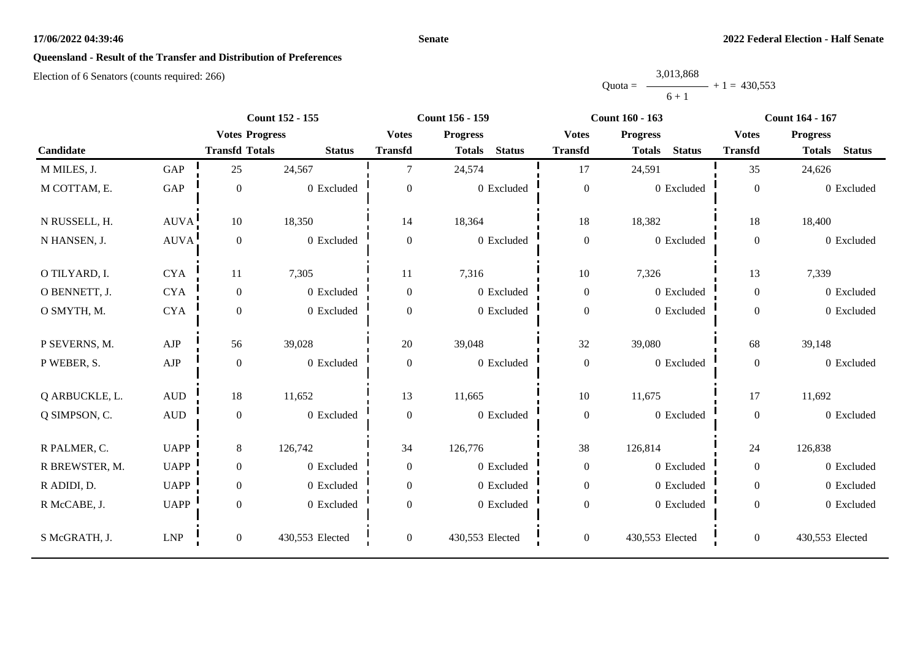**Queensland - Result of the Transfer and Distribution of Preferences**

Election of 6 Senators (counts required: 266)

$$\text{Quota} = \frac{3{,}013{,}868}{6 + 1} + 1 = 430{,}553$$

| Candidate | | Count 152 - 155 | | | Count 156 - 159 | | | Count 160 - 163 | | | Count 164 - 167 | | |
|---|---|---|---|---|---|---|---|---|---|---|---|---|---|
| | | Votes Transfd | Progress Totals | Status | Votes Transfd | Progress Totals | Status | Votes Transfd | Progress Totals | Status | Votes Transfd | Progress Totals | Status |
| M MILES, J. | GAP | 25 | 24,567 | | 7 | 24,574 | | 17 | 24,591 | | 35 | 24,626 | |
| M COTTAM, E. | GAP | 0 | 0 | Excluded | 0 | 0 | Excluded | 0 | 0 | Excluded | 0 | 0 | Excluded |
| N RUSSELL, H. | AUVA | 10 | 18,350 | | 14 | 18,364 | | 18 | 18,382 | | 18 | 18,400 | |
| N HANSEN, J. | AUVA | 0 | 0 | Excluded | 0 | 0 | Excluded | 0 | 0 | Excluded | 0 | 0 | Excluded |
| O TILYARD, I. | CYA | 11 | 7,305 | | 11 | 7,316 | | 10 | 7,326 | | 13 | 7,339 | |
| O BENNETT, J. | CYA | 0 | 0 | Excluded | 0 | 0 | Excluded | 0 | 0 | Excluded | 0 | 0 | Excluded |
| O SMYTH, M. | CYA | 0 | 0 | Excluded | 0 | 0 | Excluded | 0 | 0 | Excluded | 0 | 0 | Excluded |
| P SEVERNS, M. | AJP | 56 | 39,028 | | 20 | 39,048 | | 32 | 39,080 | | 68 | 39,148 | |
| P WEBER, S. | AJP | 0 | 0 | Excluded | 0 | 0 | Excluded | 0 | 0 | Excluded | 0 | 0 | Excluded |
| Q ARBUCKLE, L. | AUD | 18 | 11,652 | | 13 | 11,665 | | 10 | 11,675 | | 17 | 11,692 | |
| Q SIMPSON, C. | AUD | 0 | 0 | Excluded | 0 | 0 | Excluded | 0 | 0 | Excluded | 0 | 0 | Excluded |
| R PALMER, C. | UAPP | 8 | 126,742 | | 34 | 126,776 | | 38 | 126,814 | | 24 | 126,838 | |
| R BREWSTER, M. | UAPP | 0 | 0 | Excluded | 0 | 0 | Excluded | 0 | 0 | Excluded | 0 | 0 | Excluded |
| R ADIDI, D. | UAPP | 0 | 0 | Excluded | 0 | 0 | Excluded | 0 | 0 | Excluded | 0 | 0 | Excluded |
| R McCABE, J. | UAPP | 0 | 0 | Excluded | 0 | 0 | Excluded | 0 | 0 | Excluded | 0 | 0 | Excluded |
| S McGRATH, J. | LNP | 0 | 430,553 | Elected | 0 | 430,553 | Elected | 0 | 430,553 | Elected | 0 | 430,553 | Elected |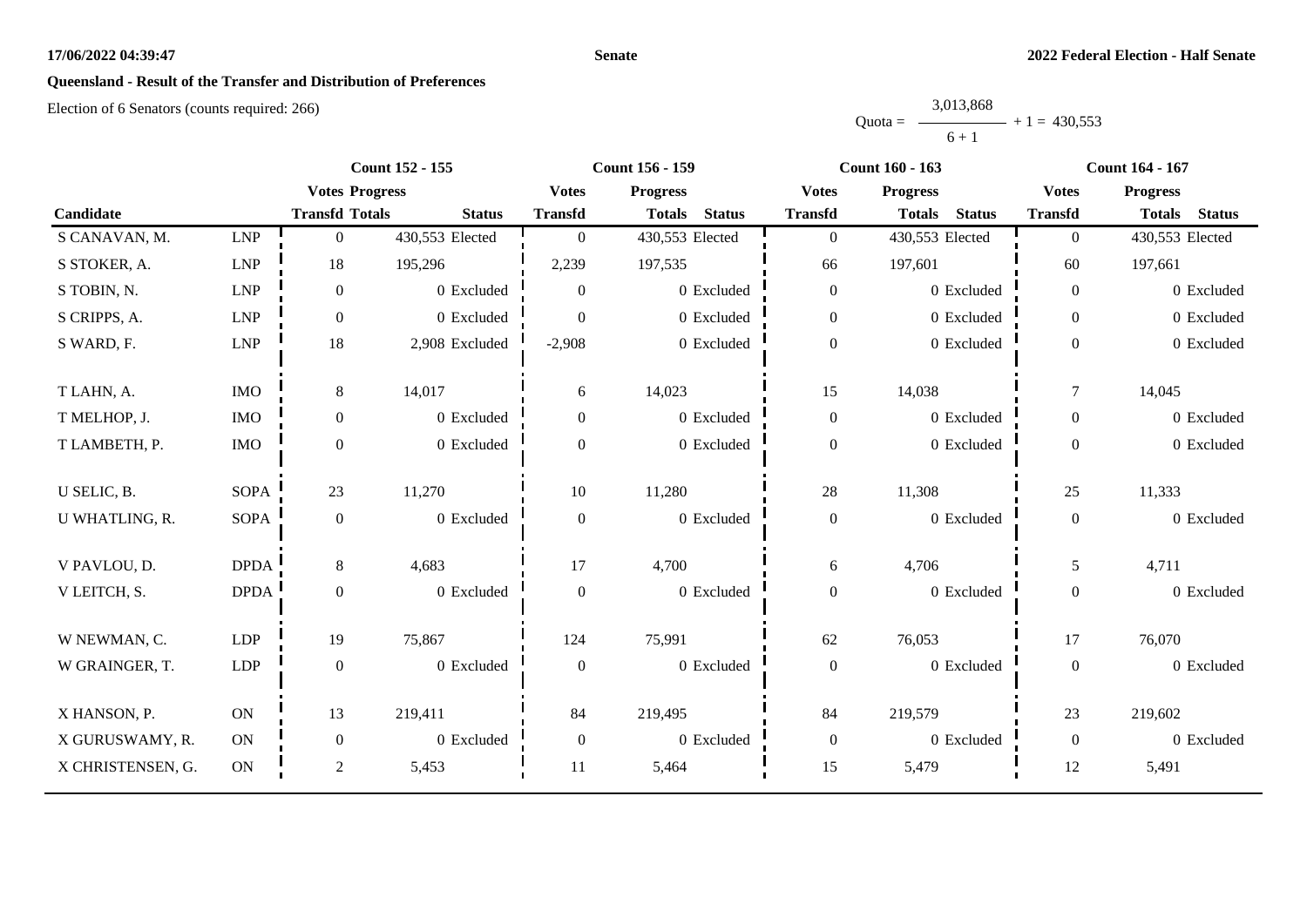**17/06/2022 04:39:47** **Senate** **2022 Federal Election - Half Senate**

## Queensland - Result of the Transfer and Distribution of Preferences

Election of 6 Senators (counts required: 266)

$$\text{Quota} = \frac{3{,}013{,}868}{6 + 1} + 1 = 430{,}553$$

| | | Count 152 - 155 | | | Count 156 - 159 | | | Count 160 - 163 | | | Count 164 - 167 | | |
|---|---|---|---|---|---|---|---|---|---|---|---|---|---|
| | | Votes | Progress | | Votes | Progress | | Votes | Progress | | Votes | Progress | |
| Candidate | | Transfd | Totals | Status | Transfd | Totals | Status | Transfd | Totals | Status | Transfd | Totals | Status |
| S CANAVAN, M. | LNP | 0 | 430,553 | Elected | 0 | 430,553 | Elected | 0 | 430,553 | Elected | 0 | 430,553 | Elected |
| S STOKER, A. | LNP | 18 | 195,296 | | 2,239 | 197,535 | | 66 | 197,601 | | 60 | 197,661 | |
| S TOBIN, N. | LNP | 0 | 0 | Excluded | 0 | 0 | Excluded | 0 | 0 | Excluded | 0 | 0 | Excluded |
| S CRIPPS, A. | LNP | 0 | 0 | Excluded | 0 | 0 | Excluded | 0 | 0 | Excluded | 0 | 0 | Excluded |
| S WARD, F. | LNP | 18 | 2,908 | Excluded | -2,908 | 0 | Excluded | 0 | 0 | Excluded | 0 | 0 | Excluded |
| T LAHN, A. | IMO | 8 | 14,017 | | 6 | 14,023 | | 15 | 14,038 | | 7 | 14,045 | |
| T MELHOP, J. | IMO | 0 | 0 | Excluded | 0 | 0 | Excluded | 0 | 0 | Excluded | 0 | 0 | Excluded |
| T LAMBETH, P. | IMO | 0 | 0 | Excluded | 0 | 0 | Excluded | 0 | 0 | Excluded | 0 | 0 | Excluded |
| U SELIC, B. | SOPA | 23 | 11,270 | | 10 | 11,280 | | 28 | 11,308 | | 25 | 11,333 | |
| U WHATLING, R. | SOPA | 0 | 0 | Excluded | 0 | 0 | Excluded | 0 | 0 | Excluded | 0 | 0 | Excluded |
| V PAVLOU, D. | DPDA | 8 | 4,683 | | 17 | 4,700 | | 6 | 4,706 | | 5 | 4,711 | |
| V LEITCH, S. | DPDA | 0 | 0 | Excluded | 0 | 0 | Excluded | 0 | 0 | Excluded | 0 | 0 | Excluded |
| W NEWMAN, C. | LDP | 19 | 75,867 | | 124 | 75,991 | | 62 | 76,053 | | 17 | 76,070 | |
| W GRAINGER, T. | LDP | 0 | 0 | Excluded | 0 | 0 | Excluded | 0 | 0 | Excluded | 0 | 0 | Excluded |
| X HANSON, P. | ON | 13 | 219,411 | | 84 | 219,495 | | 84 | 219,579 | | 23 | 219,602 | |
| X GURUSWAMY, R. | ON | 0 | 0 | Excluded | 0 | 0 | Excluded | 0 | 0 | Excluded | 0 | 0 | Excluded |
| X CHRISTENSEN, G. | ON | 2 | 5,453 | | 11 | 5,464 | | 15 | 5,479 | | 12 | 5,491 | |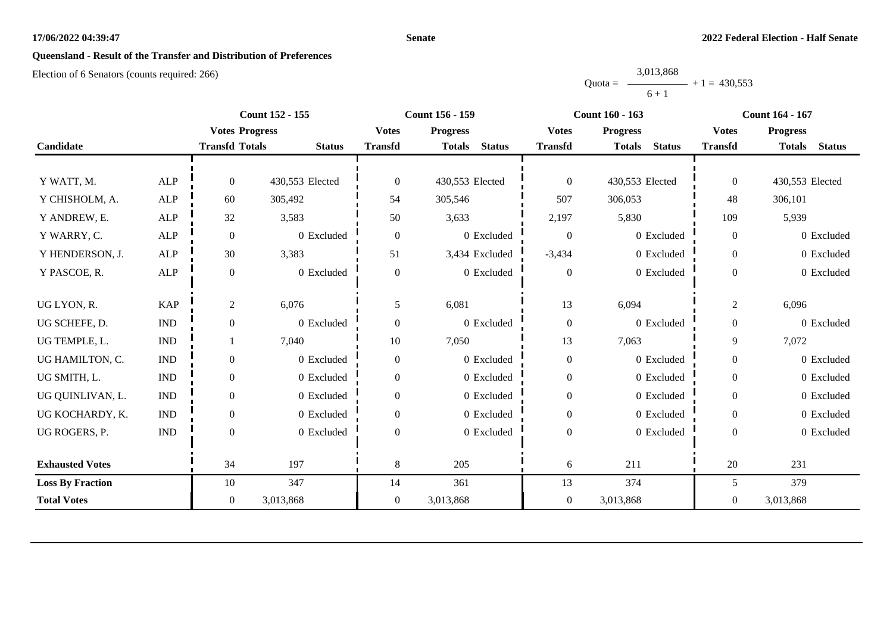**17/06/2022 04:39:47** **Senate** **2022 Federal Election - Half Senate**

## Queensland - Result of the Transfer and Distribution of Preferences

Election of 6 Senators (counts required: 266)

$$\text{Quota} = \frac{3{,}013{,}868}{6 + 1} + 1 = 430{,}553$$

| Candidate | | Count 152 - 155 | | | Count 156 - 159 | | | Count 160 - 163 | | | Count 164 - 167 | | |
|---|---|---|---|---|---|---|---|---|---|---|---|---|---|
| | | Votes Transfd | Progress Totals | Status | Votes Transfd | Progress Totals | Status | Votes Transfd | Progress Totals | Status | Votes Transfd | Progress Totals | Status |
| Y WATT, M. | ALP | 0 | 430,553 | Elected | 0 | 430,553 | Elected | 0 | 430,553 | Elected | 0 | 430,553 | Elected |
| Y CHISHOLM, A. | ALP | 60 | 305,492 | | 54 | 305,546 | | 507 | 306,053 | | 48 | 306,101 | |
| Y ANDREW, E. | ALP | 32 | 3,583 | | 50 | 3,633 | | 2,197 | 5,830 | | 109 | 5,939 | |
| Y WARRY, C. | ALP | 0 | 0 | Excluded | 0 | 0 | Excluded | 0 | 0 | Excluded | 0 | 0 | Excluded |
| Y HENDERSON, J. | ALP | 30 | 3,383 | | 51 | 3,434 | Excluded | -3,434 | 0 | Excluded | 0 | 0 | Excluded |
| Y PASCOE, R. | ALP | 0 | 0 | Excluded | 0 | 0 | Excluded | 0 | 0 | Excluded | 0 | 0 | Excluded |
| UG LYON, R. | KAP | 2 | 6,076 | | 5 | 6,081 | | 13 | 6,094 | | 2 | 6,096 | |
| UG SCHEFE, D. | IND | 0 | 0 | Excluded | 0 | 0 | Excluded | 0 | 0 | Excluded | 0 | 0 | Excluded |
| UG TEMPLE, L. | IND | 1 | 7,040 | | 10 | 7,050 | | 13 | 7,063 | | 9 | 7,072 | |
| UG HAMILTON, C. | IND | 0 | 0 | Excluded | 0 | 0 | Excluded | 0 | 0 | Excluded | 0 | 0 | Excluded |
| UG SMITH, L. | IND | 0 | 0 | Excluded | 0 | 0 | Excluded | 0 | 0 | Excluded | 0 | 0 | Excluded |
| UG QUINLIVAN, L. | IND | 0 | 0 | Excluded | 0 | 0 | Excluded | 0 | 0 | Excluded | 0 | 0 | Excluded |
| UG KOCHARDY, K. | IND | 0 | 0 | Excluded | 0 | 0 | Excluded | 0 | 0 | Excluded | 0 | 0 | Excluded |
| UG ROGERS, P. | IND | 0 | 0 | Excluded | 0 | 0 | Excluded | 0 | 0 | Excluded | 0 | 0 | Excluded |
| **Exhausted Votes** | | 34 | 197 | | 8 | 205 | | 6 | 211 | | 20 | 231 | |
| **Loss By Fraction** | | 10 | 347 | | 14 | 361 | | 13 | 374 | | 5 | 379 | |
| **Total Votes** | | 0 | 3,013,868 | | 0 | 3,013,868 | | 0 | 3,013,868 | | 0 | 3,013,868 | |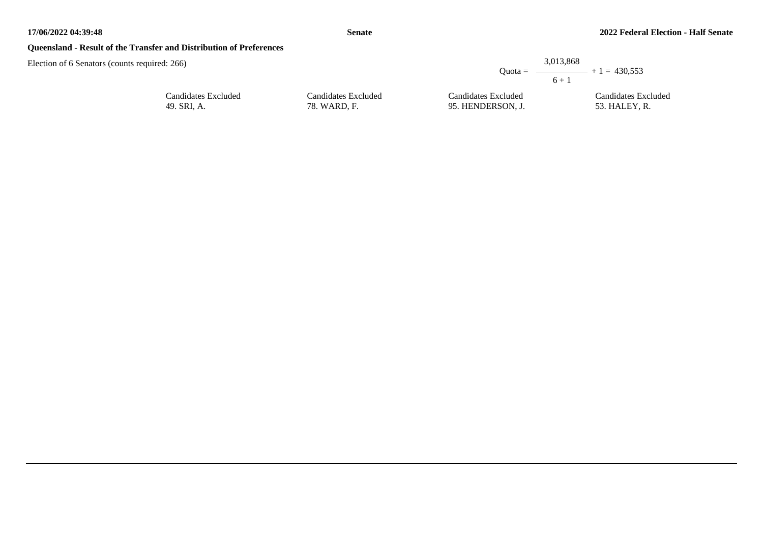## Queensland - Result of the Transfer and Distribution of Preferences

Election of 6 Senators (counts required: 266)

$$\text{Quota} = \frac{3{,}013{,}868}{6 + 1} + 1 = 430{,}553$$

| Candidates Excluded | Candidates Excluded | Candidates Excluded | Candidates Excluded |
|---|---|---|---|
| 49. SRI, A. | 78. WARD, F. | 95. HENDERSON, J. | 53. HALEY, R. |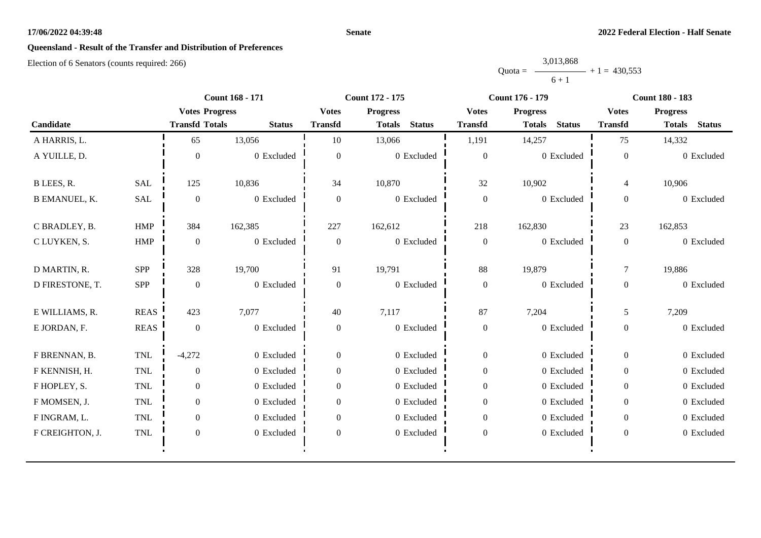**17/06/2022 04:39:48** **Senate** **2022 Federal Election - Half Senate**

## Queensland - Result of the Transfer and Distribution of Preferences

Election of 6 Senators (counts required: 266)

$$\text{Quota} = \frac{3,013,868}{6 + 1} + 1 = 430,553$$

| Candidate | | Count 168 - 171 | | | Count 172 - 175 | | | Count 176 - 179 | | | Count 180 - 183 | | |
|---|---|---|---|---|---|---|---|---|---|---|---|---|---|
| | | Votes Transfd | Progress Totals | Status | Votes Transfd | Progress Totals | Status | Votes Transfd | Progress Totals | Status | Votes Transfd | Progress Totals | Status |
| A HARRIS, L. | | 65 | 13,056 | | 10 | 13,066 | | 1,191 | 14,257 | | 75 | 14,332 | |
| A YUILLE, D. | | 0 | 0 | Excluded | 0 | 0 | Excluded | 0 | 0 | Excluded | 0 | 0 | Excluded |
| B LEES, R. | SAL | 125 | 10,836 | | 34 | 10,870 | | 32 | 10,902 | | 4 | 10,906 | |
| B EMANUEL, K. | SAL | 0 | 0 | Excluded | 0 | 0 | Excluded | 0 | 0 | Excluded | 0 | 0 | Excluded |
| C BRADLEY, B. | HMP | 384 | 162,385 | | 227 | 162,612 | | 218 | 162,830 | | 23 | 162,853 | |
| C LUYKEN, S. | HMP | 0 | 0 | Excluded | 0 | 0 | Excluded | 0 | 0 | Excluded | 0 | 0 | Excluded |
| D MARTIN, R. | SPP | 328 | 19,700 | | 91 | 19,791 | | 88 | 19,879 | | 7 | 19,886 | |
| D FIRESTONE, T. | SPP | 0 | 0 | Excluded | 0 | 0 | Excluded | 0 | 0 | Excluded | 0 | 0 | Excluded |
| E WILLIAMS, R. | REAS | 423 | 7,077 | | 40 | 7,117 | | 87 | 7,204 | | 5 | 7,209 | |
| E JORDAN, F. | REAS | 0 | 0 | Excluded | 0 | 0 | Excluded | 0 | 0 | Excluded | 0 | 0 | Excluded |
| F BRENNAN, B. | TNL | -4,272 | 0 | Excluded | 0 | 0 | Excluded | 0 | 0 | Excluded | 0 | 0 | Excluded |
| F KENNISH, H. | TNL | 0 | 0 | Excluded | 0 | 0 | Excluded | 0 | 0 | Excluded | 0 | 0 | Excluded |
| F HOPLEY, S. | TNL | 0 | 0 | Excluded | 0 | 0 | Excluded | 0 | 0 | Excluded | 0 | 0 | Excluded |
| F MOMSEN, J. | TNL | 0 | 0 | Excluded | 0 | 0 | Excluded | 0 | 0 | Excluded | 0 | 0 | Excluded |
| F INGRAM, L. | TNL | 0 | 0 | Excluded | 0 | 0 | Excluded | 0 | 0 | Excluded | 0 | 0 | Excluded |
| F CREIGHTON, J. | TNL | 0 | 0 | Excluded | 0 | 0 | Excluded | 0 | 0 | Excluded | 0 | 0 | Excluded |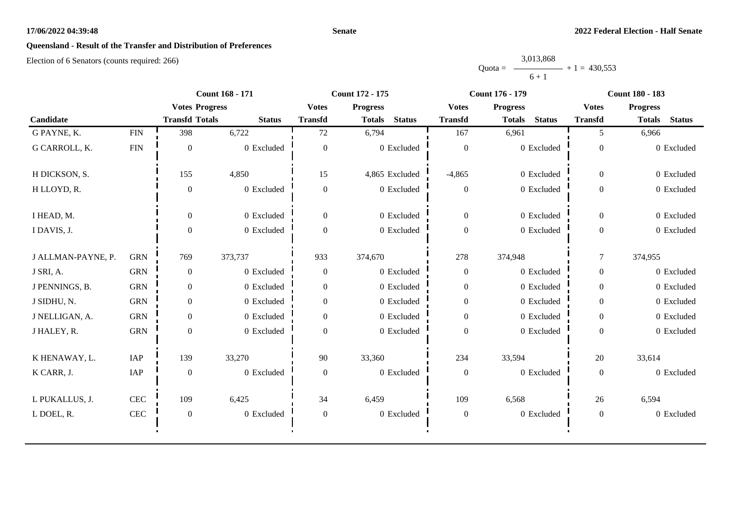**Queensland - Result of the Transfer and Distribution of Preferences**

Election of 6 Senators (counts required: 266)

Quota = 3,013,868 / (6 + 1) + 1 = 430,553

| Candidate | | Count 168 - 171 | | | Count 172 - 175 | | | Count 176 - 179 | | | Count 180 - 183 | | |
|---|---|---|---|---|---|---|---|---|---|---|---|---|---|
| | | Votes Transfd | Progress Totals | Status | Votes Transfd | Progress Totals | Status | Votes Transfd | Progress Totals | Status | Votes Transfd | Progress Totals | Status |
| G PAYNE, K. | FIN | 398 | 6,722 | | 72 | 6,794 | | 167 | 6,961 | | 5 | 6,966 | |
| G CARROLL, K. | FIN | 0 | 0 | Excluded | 0 | 0 | Excluded | 0 | 0 | Excluded | 0 | 0 | Excluded |
| H DICKSON, S. | | 155 | 4,850 | | 15 | 4,865 | Excluded | -4,865 | 0 | Excluded | 0 | 0 | Excluded |
| H LLOYD, R. | | 0 | 0 | Excluded | 0 | 0 | Excluded | 0 | 0 | Excluded | 0 | 0 | Excluded |
| I HEAD, M. | | 0 | 0 | Excluded | 0 | 0 | Excluded | 0 | 0 | Excluded | 0 | 0 | Excluded |
| I DAVIS, J. | | 0 | 0 | Excluded | 0 | 0 | Excluded | 0 | 0 | Excluded | 0 | 0 | Excluded |
| J ALLMAN-PAYNE, P. | GRN | 769 | 373,737 | | 933 | 374,670 | | 278 | 374,948 | | 7 | 374,955 | |
| J SRI, A. | GRN | 0 | 0 | Excluded | 0 | 0 | Excluded | 0 | 0 | Excluded | 0 | 0 | Excluded |
| J PENNINGS, B. | GRN | 0 | 0 | Excluded | 0 | 0 | Excluded | 0 | 0 | Excluded | 0 | 0 | Excluded |
| J SIDHU, N. | GRN | 0 | 0 | Excluded | 0 | 0 | Excluded | 0 | 0 | Excluded | 0 | 0 | Excluded |
| J NELLIGAN, A. | GRN | 0 | 0 | Excluded | 0 | 0 | Excluded | 0 | 0 | Excluded | 0 | 0 | Excluded |
| J HALEY, R. | GRN | 0 | 0 | Excluded | 0 | 0 | Excluded | 0 | 0 | Excluded | 0 | 0 | Excluded |
| K HENAWAY, L. | IAP | 139 | 33,270 | | 90 | 33,360 | | 234 | 33,594 | | 20 | 33,614 | |
| K CARR, J. | IAP | 0 | 0 | Excluded | 0 | 0 | Excluded | 0 | 0 | Excluded | 0 | 0 | Excluded |
| L PUKALLUS, J. | CEC | 109 | 6,425 | | 34 | 6,459 | | 109 | 6,568 | | 26 | 6,594 | |
| L DOEL, R. | CEC | 0 | 0 | Excluded | 0 | 0 | Excluded | 0 | 0 | Excluded | 0 | 0 | Excluded |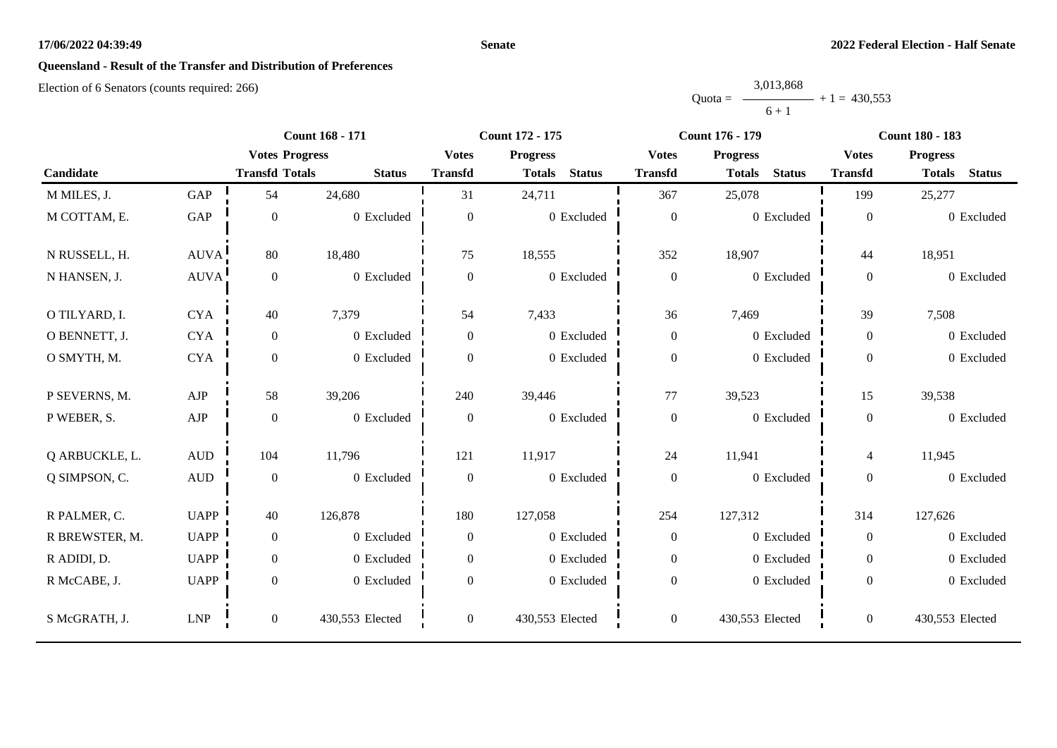## Queensland - Result of the Transfer and Distribution of Preferences

Election of 6 Senators (counts required: 266)

$$\text{Quota} = \frac{3,013,868}{6 + 1} + 1 = 430,553$$

| | | Count 168 - 171 | | | Count 172 - 175 | | | Count 176 - 179 | | | Count 180 - 183 | | |
|---|---|---|---|---|---|---|---|---|---|---|---|---|---|
| | | Votes | Progress | | Votes | Progress | | Votes | Progress | | Votes | Progress | |
| Candidate | | Transfd | Totals | Status | Transfd | Totals | Status | Transfd | Totals | Status | Transfd | Totals | Status |
| M MILES, J. | GAP | 54 | 24,680 | | 31 | 24,711 | | 367 | 25,078 | | 199 | 25,277 | |
| M COTTAM, E. | GAP | 0 | 0 | Excluded | 0 | 0 | Excluded | 0 | 0 | Excluded | 0 | 0 | Excluded |
| N RUSSELL, H. | AUVA | 80 | 18,480 | | 75 | 18,555 | | 352 | 18,907 | | 44 | 18,951 | |
| N HANSEN, J. | AUVA | 0 | 0 | Excluded | 0 | 0 | Excluded | 0 | 0 | Excluded | 0 | 0 | Excluded |
| O TILYARD, I. | CYA | 40 | 7,379 | | 54 | 7,433 | | 36 | 7,469 | | 39 | 7,508 | |
| O BENNETT, J. | CYA | 0 | 0 | Excluded | 0 | 0 | Excluded | 0 | 0 | Excluded | 0 | 0 | Excluded |
| O SMYTH, M. | CYA | 0 | 0 | Excluded | 0 | 0 | Excluded | 0 | 0 | Excluded | 0 | 0 | Excluded |
| P SEVERNS, M. | AJP | 58 | 39,206 | | 240 | 39,446 | | 77 | 39,523 | | 15 | 39,538 | |
| P WEBER, S. | AJP | 0 | 0 | Excluded | 0 | 0 | Excluded | 0 | 0 | Excluded | 0 | 0 | Excluded |
| Q ARBUCKLE, L. | AUD | 104 | 11,796 | | 121 | 11,917 | | 24 | 11,941 | | 4 | 11,945 | |
| Q SIMPSON, C. | AUD | 0 | 0 | Excluded | 0 | 0 | Excluded | 0 | 0 | Excluded | 0 | 0 | Excluded |
| R PALMER, C. | UAPP | 40 | 126,878 | | 180 | 127,058 | | 254 | 127,312 | | 314 | 127,626 | |
| R BREWSTER, M. | UAPP | 0 | 0 | Excluded | 0 | 0 | Excluded | 0 | 0 | Excluded | 0 | 0 | Excluded |
| R ADIDI, D. | UAPP | 0 | 0 | Excluded | 0 | 0 | Excluded | 0 | 0 | Excluded | 0 | 0 | Excluded |
| R McCABE, J. | UAPP | 0 | 0 | Excluded | 0 | 0 | Excluded | 0 | 0 | Excluded | 0 | 0 | Excluded |
| S McGRATH, J. | LNP | 0 | 430,553 | Elected | 0 | 430,553 | Elected | 0 | 430,553 | Elected | 0 | 430,553 | Elected |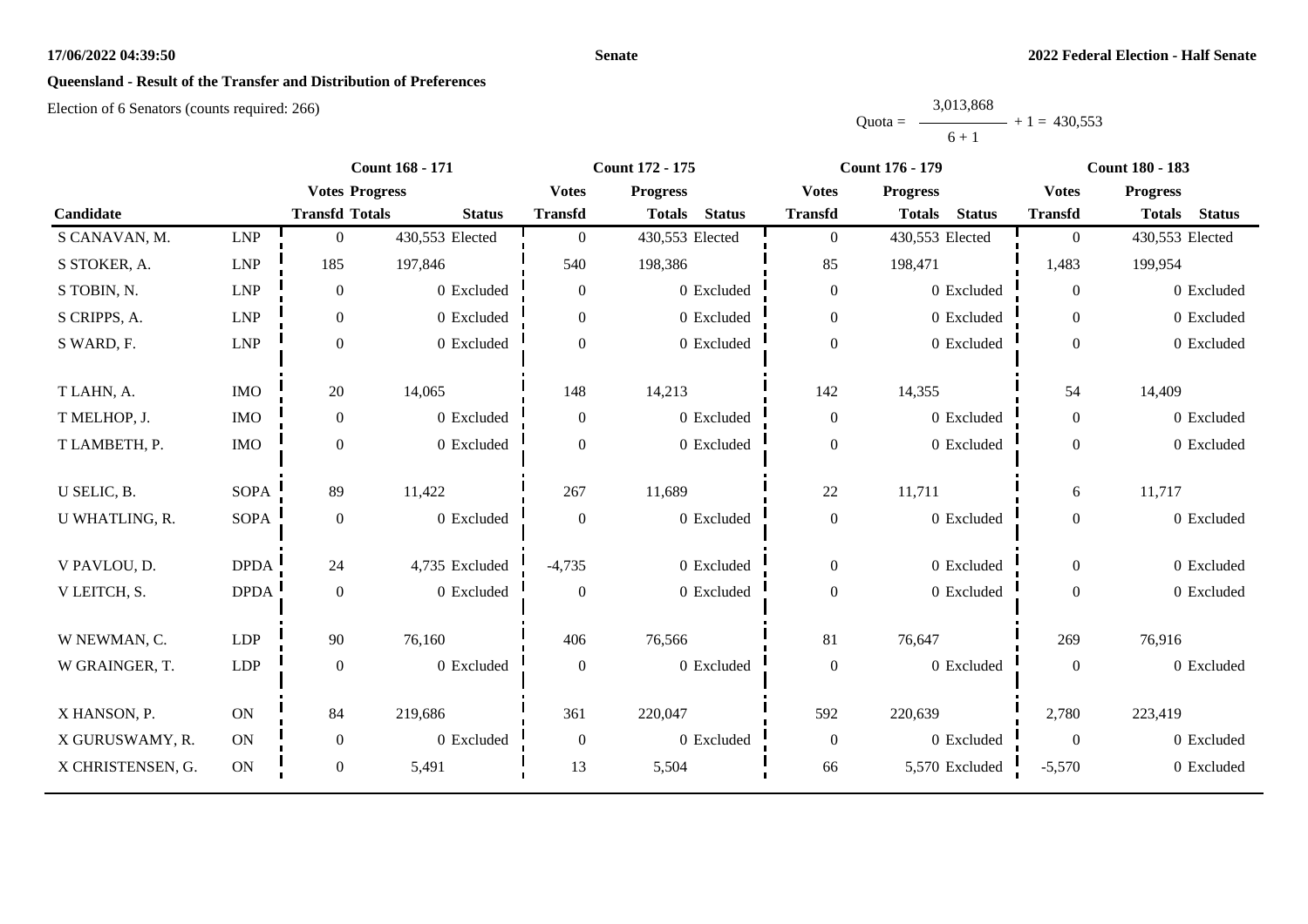**Queensland - Result of the Transfer and Distribution of Preferences**

Election of 6 Senators (counts required: 266)

$$\text{Quota} = \frac{3{,}013{,}868}{6 + 1} + 1 = 430{,}553$$

| Candidate | | Count 168 - 171 | | | Count 172 - 175 | | | Count 176 - 179 | | | Count 180 - 183 | | |
|---|---|---|---|---|---|---|---|---|---|---|---|---|---|
| | | Votes Transfd | Progress Totals | Status | Votes Transfd | Progress Totals | Status | Votes Transfd | Progress Totals | Status | Votes Transfd | Progress Totals | Status |
| S CANAVAN, M. | LNP | 0 | 430,553 | Elected | 0 | 430,553 | Elected | 0 | 430,553 | Elected | 0 | 430,553 | Elected |
| S STOKER, A. | LNP | 185 | 197,846 | | 540 | 198,386 | | 85 | 198,471 | | 1,483 | 199,954 | |
| S TOBIN, N. | LNP | 0 | 0 | Excluded | 0 | 0 | Excluded | 0 | 0 | Excluded | 0 | 0 | Excluded |
| S CRIPPS, A. | LNP | 0 | 0 | Excluded | 0 | 0 | Excluded | 0 | 0 | Excluded | 0 | 0 | Excluded |
| S WARD, F. | LNP | 0 | 0 | Excluded | 0 | 0 | Excluded | 0 | 0 | Excluded | 0 | 0 | Excluded |
| T LAHN, A. | IMO | 20 | 14,065 | | 148 | 14,213 | | 142 | 14,355 | | 54 | 14,409 | |
| T MELHOP, J. | IMO | 0 | 0 | Excluded | 0 | 0 | Excluded | 0 | 0 | Excluded | 0 | 0 | Excluded |
| T LAMBETH, P. | IMO | 0 | 0 | Excluded | 0 | 0 | Excluded | 0 | 0 | Excluded | 0 | 0 | Excluded |
| U SELIC, B. | SOPA | 89 | 11,422 | | 267 | 11,689 | | 22 | 11,711 | | 6 | 11,717 | |
| U WHATLING, R. | SOPA | 0 | 0 | Excluded | 0 | 0 | Excluded | 0 | 0 | Excluded | 0 | 0 | Excluded |
| V PAVLOU, D. | DPDA | 24 | 4,735 | Excluded | -4,735 | 0 | Excluded | 0 | 0 | Excluded | 0 | 0 | Excluded |
| V LEITCH, S. | DPDA | 0 | 0 | Excluded | 0 | 0 | Excluded | 0 | 0 | Excluded | 0 | 0 | Excluded |
| W NEWMAN, C. | LDP | 90 | 76,160 | | 406 | 76,566 | | 81 | 76,647 | | 269 | 76,916 | |
| W GRAINGER, T. | LDP | 0 | 0 | Excluded | 0 | 0 | Excluded | 0 | 0 | Excluded | 0 | 0 | Excluded |
| X HANSON, P. | ON | 84 | 219,686 | | 361 | 220,047 | | 592 | 220,639 | | 2,780 | 223,419 | |
| X GURUSWAMY, R. | ON | 0 | 0 | Excluded | 0 | 0 | Excluded | 0 | 0 | Excluded | 0 | 0 | Excluded |
| X CHRISTENSEN, G. | ON | 0 | 5,491 | | 13 | 5,504 | | 66 | 5,570 | Excluded | -5,570 | 0 | Excluded |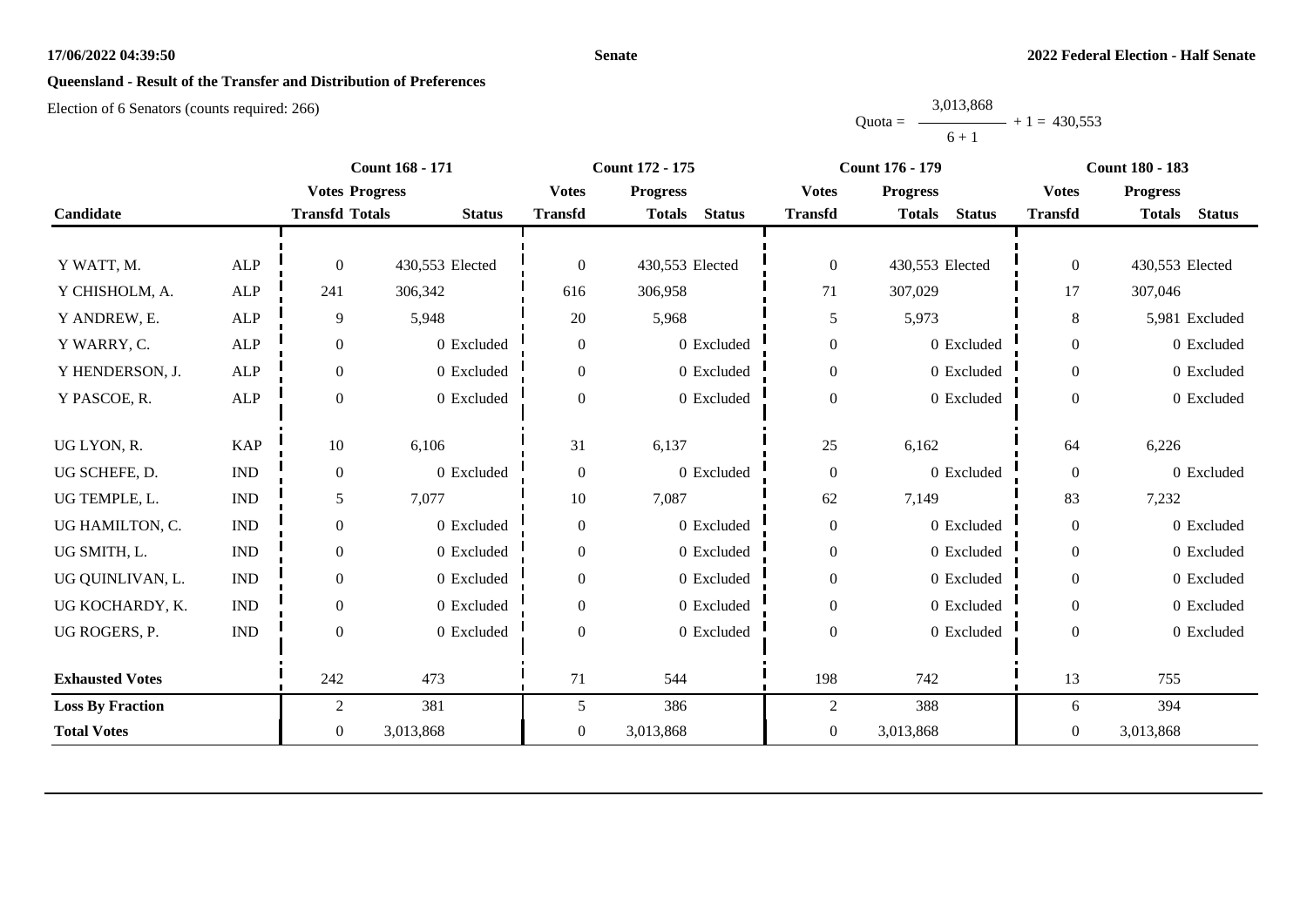**Queensland - Result of the Transfer and Distribution of Preferences**

Election of 6 Senators (counts required: 266)

$$\text{Quota} = \frac{3{,}013{,}868}{6 + 1} + 1 = 430{,}553$$

| Candidate | | Count 168 - 171 | | | Count 172 - 175 | | | Count 176 - 179 | | | Count 180 - 183 | | |
|---|---|---|---|---|---|---|---|---|---|---|---|---|---|
| | | Votes Transfd | Progress Totals | Status | Votes Transfd | Progress Totals | Status | Votes Transfd | Progress Totals | Status | Votes Transfd | Progress Totals | Status |
| Y WATT, M. | ALP | 0 | 430,553 | Elected | 0 | 430,553 | Elected | 0 | 430,553 | Elected | 0 | 430,553 | Elected |
| Y CHISHOLM, A. | ALP | 241 | 306,342 | | 616 | 306,958 | | 71 | 307,029 | | 17 | 307,046 | |
| Y ANDREW, E. | ALP | 9 | 5,948 | | 20 | 5,968 | | 5 | 5,973 | | 8 | 5,981 | Excluded |
| Y WARRY, C. | ALP | 0 | 0 | Excluded | 0 | 0 | Excluded | 0 | 0 | Excluded | 0 | 0 | Excluded |
| Y HENDERSON, J. | ALP | 0 | 0 | Excluded | 0 | 0 | Excluded | 0 | 0 | Excluded | 0 | 0 | Excluded |
| Y PASCOE, R. | ALP | 0 | 0 | Excluded | 0 | 0 | Excluded | 0 | 0 | Excluded | 0 | 0 | Excluded |
| UG LYON, R. | KAP | 10 | 6,106 | | 31 | 6,137 | | 25 | 6,162 | | 64 | 6,226 | |
| UG SCHEFE, D. | IND | 0 | 0 | Excluded | 0 | 0 | Excluded | 0 | 0 | Excluded | 0 | 0 | Excluded |
| UG TEMPLE, L. | IND | 5 | 7,077 | | 10 | 7,087 | | 62 | 7,149 | | 83 | 7,232 | |
| UG HAMILTON, C. | IND | 0 | 0 | Excluded | 0 | 0 | Excluded | 0 | 0 | Excluded | 0 | 0 | Excluded |
| UG SMITH, L. | IND | 0 | 0 | Excluded | 0 | 0 | Excluded | 0 | 0 | Excluded | 0 | 0 | Excluded |
| UG QUINLIVAN, L. | IND | 0 | 0 | Excluded | 0 | 0 | Excluded | 0 | 0 | Excluded | 0 | 0 | Excluded |
| UG KOCHARDY, K. | IND | 0 | 0 | Excluded | 0 | 0 | Excluded | 0 | 0 | Excluded | 0 | 0 | Excluded |
| UG ROGERS, P. | IND | 0 | 0 | Excluded | 0 | 0 | Excluded | 0 | 0 | Excluded | 0 | 0 | Excluded |
| **Exhausted Votes** | | 242 | 473 | | 71 | 544 | | 198 | 742 | | 13 | 755 | |
| **Loss By Fraction** | | 2 | 381 | | 5 | 386 | | 2 | 388 | | 6 | 394 | |
| **Total Votes** | | 0 | 3,013,868 | | 0 | 3,013,868 | | 0 | 3,013,868 | | 0 | 3,013,868 | |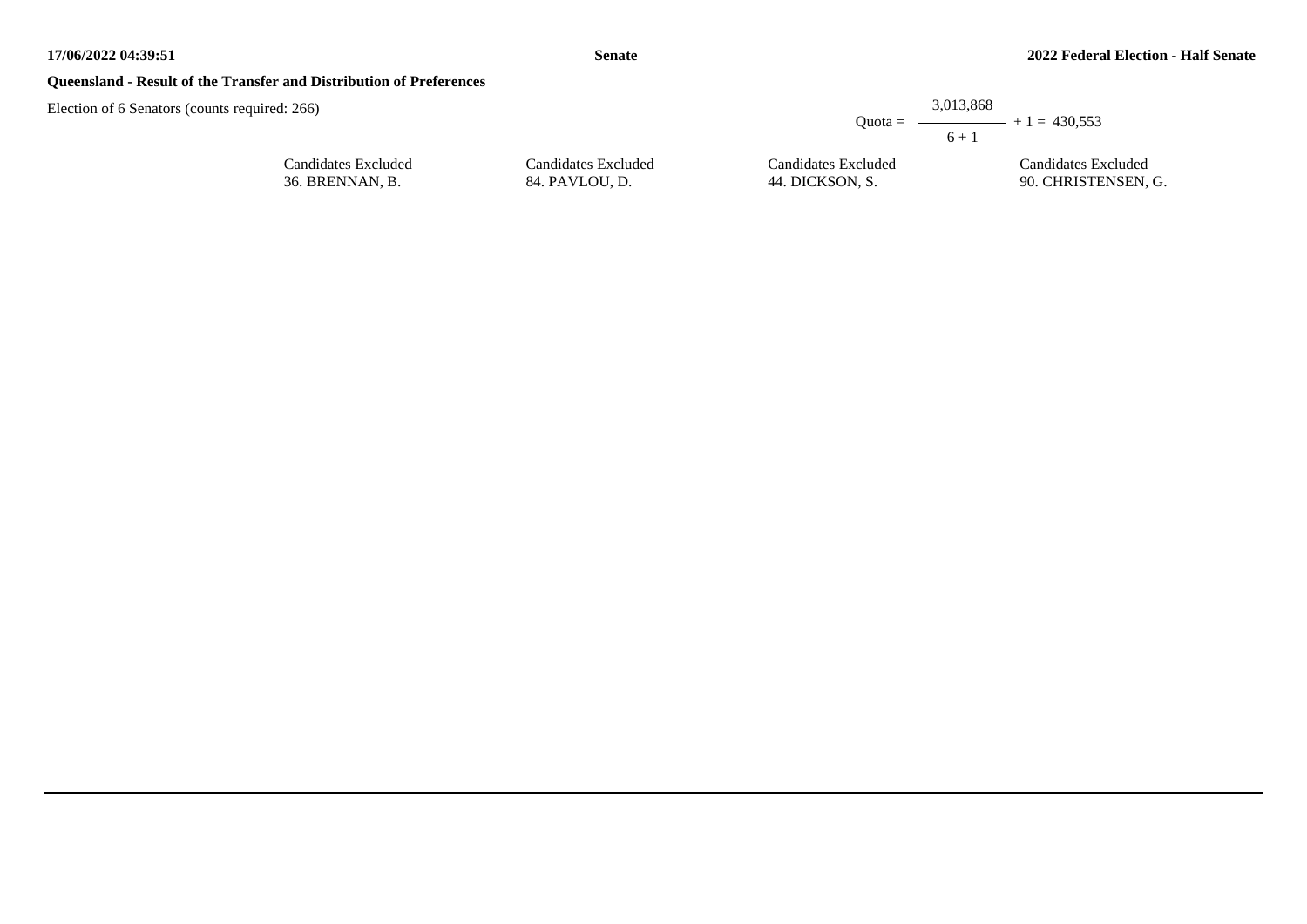**Queensland - Result of the Transfer and Distribution of Preferences**

Election of 6 Senators (counts required: 266)

$$\text{Quota} = \frac{3{,}013{,}868}{6 + 1} + 1 = 430{,}553$$

| Candidates Excluded | Candidates Excluded | Candidates Excluded | Candidates Excluded |
|---|---|---|---|
| 36. BRENNAN, B. | 84. PAVLOU, D. | 44. DICKSON, S. | 90. CHRISTENSEN, G. |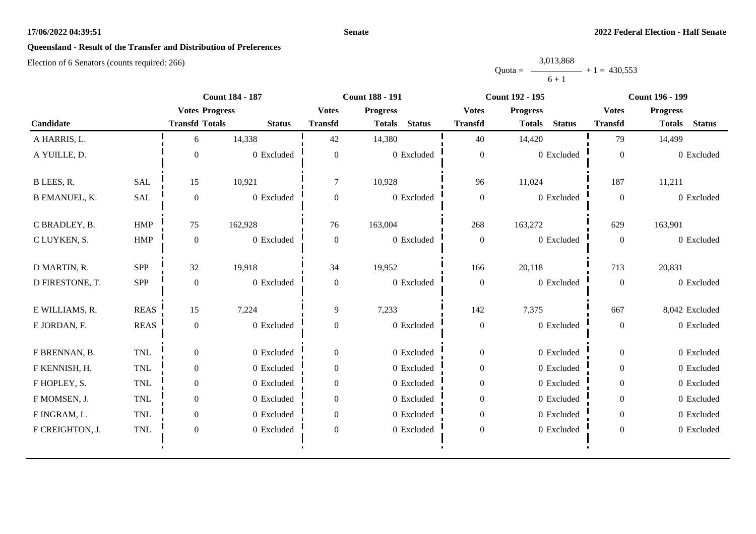**17/06/2022 04:39:51** **Senate** **2022 Federal Election - Half Senate**

## Queensland - Result of the Transfer and Distribution of Preferences

Election of 6 Senators (counts required: 266)

$$\text{Quota} = \frac{3{,}013{,}868}{6 + 1} + 1 = 430{,}553$$

| Candidate | | Count 184 - 187 | | | Count 188 - 191 | | | Count 192 - 195 | | | Count 196 - 199 | | |
|---|---|---|---|---|---|---|---|---|---|---|---|---|---|
| | | Votes Transfd | Progress Totals | Status | Votes Transfd | Progress Totals | Status | Votes Transfd | Progress Totals | Status | Votes Transfd | Progress Totals | Status |
| A HARRIS, L. | | 6 | 14,338 | | 42 | 14,380 | | 40 | 14,420 | | 79 | 14,499 | |
| A YUILLE, D. | | 0 | 0 | Excluded | 0 | 0 | Excluded | 0 | 0 | Excluded | 0 | 0 | Excluded |
| B LEES, R. | SAL | 15 | 10,921 | | 7 | 10,928 | | 96 | 11,024 | | 187 | 11,211 | |
| B EMANUEL, K. | SAL | 0 | 0 | Excluded | 0 | 0 | Excluded | 0 | 0 | Excluded | 0 | 0 | Excluded |
| C BRADLEY, B. | HMP | 75 | 162,928 | | 76 | 163,004 | | 268 | 163,272 | | 629 | 163,901 | |
| C LUYKEN, S. | HMP | 0 | 0 | Excluded | 0 | 0 | Excluded | 0 | 0 | Excluded | 0 | 0 | Excluded |
| D MARTIN, R. | SPP | 32 | 19,918 | | 34 | 19,952 | | 166 | 20,118 | | 713 | 20,831 | |
| D FIRESTONE, T. | SPP | 0 | 0 | Excluded | 0 | 0 | Excluded | 0 | 0 | Excluded | 0 | 0 | Excluded |
| E WILLIAMS, R. | REAS | 15 | 7,224 | | 9 | 7,233 | | 142 | 7,375 | | 667 | 8,042 | Excluded |
| E JORDAN, F. | REAS | 0 | 0 | Excluded | 0 | 0 | Excluded | 0 | 0 | Excluded | 0 | 0 | Excluded |
| F BRENNAN, B. | TNL | 0 | 0 | Excluded | 0 | 0 | Excluded | 0 | 0 | Excluded | 0 | 0 | Excluded |
| F KENNISH, H. | TNL | 0 | 0 | Excluded | 0 | 0 | Excluded | 0 | 0 | Excluded | 0 | 0 | Excluded |
| F HOPLEY, S. | TNL | 0 | 0 | Excluded | 0 | 0 | Excluded | 0 | 0 | Excluded | 0 | 0 | Excluded |
| F MOMSEN, J. | TNL | 0 | 0 | Excluded | 0 | 0 | Excluded | 0 | 0 | Excluded | 0 | 0 | Excluded |
| F INGRAM, L. | TNL | 0 | 0 | Excluded | 0 | 0 | Excluded | 0 | 0 | Excluded | 0 | 0 | Excluded |
| F CREIGHTON, J. | TNL | 0 | 0 | Excluded | 0 | 0 | Excluded | 0 | 0 | Excluded | 0 | 0 | Excluded |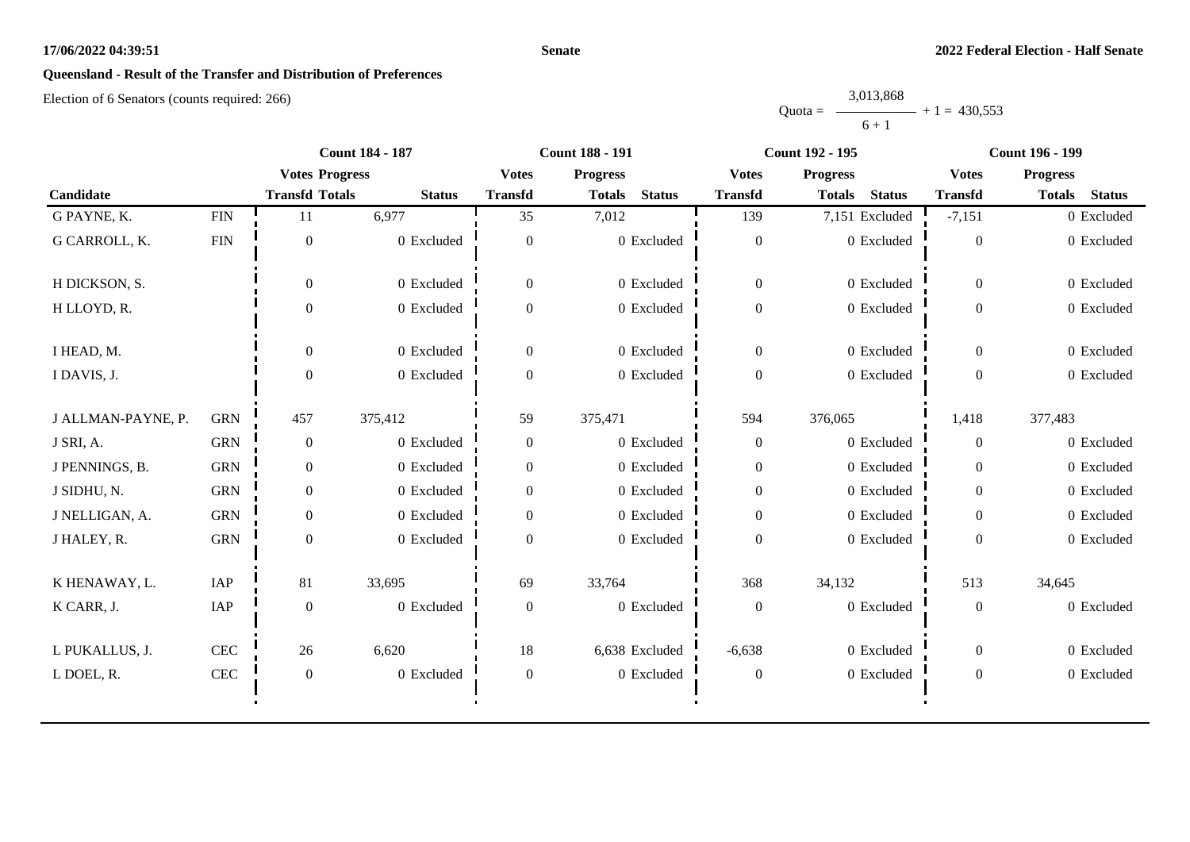**Senate**

**2022 Federal Election - Half Senate**

## Queensland - Result of the Transfer and Distribution of Preferences

Election of 6 Senators (counts required: 266)

$$\text{Quota} = \frac{3{,}013{,}868}{6 + 1} + 1 = 430{,}553$$

| Candidate | | Count 184 - 187 | | | Count 188 - 191 | | | Count 192 - 195 | | | Count 196 - 199 | | |
|---|---|---|---|---|---|---|---|---|---|---|---|---|---|
| | | Votes Transfd | Progress Totals | Status | Votes Transfd | Progress Totals | Status | Votes Transfd | Progress Totals | Status | Votes Transfd | Progress Totals | Status |
| G PAYNE, K. | FIN | 11 | 6,977 | | 35 | 7,012 | | 139 | 7,151 | Excluded | -7,151 | 0 | Excluded |
| G CARROLL, K. | FIN | 0 | 0 | Excluded | 0 | 0 | Excluded | 0 | 0 | Excluded | 0 | 0 | Excluded |
| H DICKSON, S. | | 0 | 0 | Excluded | 0 | 0 | Excluded | 0 | 0 | Excluded | 0 | 0 | Excluded |
| H LLOYD, R. | | 0 | 0 | Excluded | 0 | 0 | Excluded | 0 | 0 | Excluded | 0 | 0 | Excluded |
| I HEAD, M. | | 0 | 0 | Excluded | 0 | 0 | Excluded | 0 | 0 | Excluded | 0 | 0 | Excluded |
| I DAVIS, J. | | 0 | 0 | Excluded | 0 | 0 | Excluded | 0 | 0 | Excluded | 0 | 0 | Excluded |
| J ALLMAN-PAYNE, P. | GRN | 457 | 375,412 | | 59 | 375,471 | | 594 | 376,065 | | 1,418 | 377,483 | |
| J SRI, A. | GRN | 0 | 0 | Excluded | 0 | 0 | Excluded | 0 | 0 | Excluded | 0 | 0 | Excluded |
| J PENNINGS, B. | GRN | 0 | 0 | Excluded | 0 | 0 | Excluded | 0 | 0 | Excluded | 0 | 0 | Excluded |
| J SIDHU, N. | GRN | 0 | 0 | Excluded | 0 | 0 | Excluded | 0 | 0 | Excluded | 0 | 0 | Excluded |
| J NELLIGAN, A. | GRN | 0 | 0 | Excluded | 0 | 0 | Excluded | 0 | 0 | Excluded | 0 | 0 | Excluded |
| J HALEY, R. | GRN | 0 | 0 | Excluded | 0 | 0 | Excluded | 0 | 0 | Excluded | 0 | 0 | Excluded |
| K HENAWAY, L. | IAP | 81 | 33,695 | | 69 | 33,764 | | 368 | 34,132 | | 513 | 34,645 | |
| K CARR, J. | IAP | 0 | 0 | Excluded | 0 | 0 | Excluded | 0 | 0 | Excluded | 0 | 0 | Excluded |
| L PUKALLUS, J. | CEC | 26 | 6,620 | | 18 | 6,638 | Excluded | -6,638 | 0 | Excluded | 0 | 0 | Excluded |
| L DOEL, R. | CEC | 0 | 0 | Excluded | 0 | 0 | Excluded | 0 | 0 | Excluded | 0 | 0 | Excluded |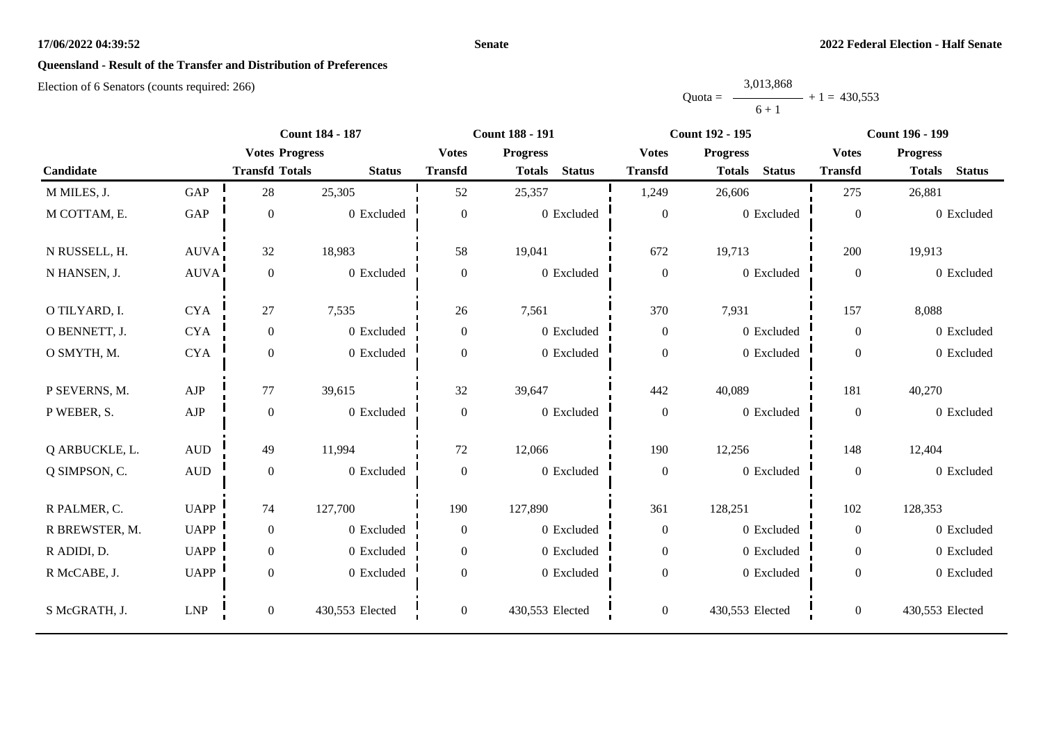**17/06/2022 04:39:52** **Senate** **2022 Federal Election - Half Senate**

## Queensland - Result of the Transfer and Distribution of Preferences

Election of 6 Senators (counts required: 266)

$$\text{Quota} = \frac{3,013,868}{6 + 1} + 1 = 430,553$$

| Candidate | | Count 184 - 187 | | | Count 188 - 191 | | | Count 192 - 195 | | | Count 196 - 199 | | |
|---|---|---|---|---|---|---|---|---|---|---|---|---|---|
| | | Votes Transfd | Progress Totals | Status | Votes Transfd | Progress Totals | Status | Votes Transfd | Progress Totals | Status | Votes Transfd | Progress Totals | Status |
| M MILES, J. | GAP | 28 | 25,305 | | 52 | 25,357 | | 1,249 | 26,606 | | 275 | 26,881 | |
| M COTTAM, E. | GAP | 0 | 0 | Excluded | 0 | 0 | Excluded | 0 | 0 | Excluded | 0 | 0 | Excluded |
| N RUSSELL, H. | AUVA | 32 | 18,983 | | 58 | 19,041 | | 672 | 19,713 | | 200 | 19,913 | |
| N HANSEN, J. | AUVA | 0 | 0 | Excluded | 0 | 0 | Excluded | 0 | 0 | Excluded | 0 | 0 | Excluded |
| O TILYARD, I. | CYA | 27 | 7,535 | | 26 | 7,561 | | 370 | 7,931 | | 157 | 8,088 | |
| O BENNETT, J. | CYA | 0 | 0 | Excluded | 0 | 0 | Excluded | 0 | 0 | Excluded | 0 | 0 | Excluded |
| O SMYTH, M. | CYA | 0 | 0 | Excluded | 0 | 0 | Excluded | 0 | 0 | Excluded | 0 | 0 | Excluded |
| P SEVERNS, M. | AJP | 77 | 39,615 | | 32 | 39,647 | | 442 | 40,089 | | 181 | 40,270 | |
| P WEBER, S. | AJP | 0 | 0 | Excluded | 0 | 0 | Excluded | 0 | 0 | Excluded | 0 | 0 | Excluded |
| Q ARBUCKLE, L. | AUD | 49 | 11,994 | | 72 | 12,066 | | 190 | 12,256 | | 148 | 12,404 | |
| Q SIMPSON, C. | AUD | 0 | 0 | Excluded | 0 | 0 | Excluded | 0 | 0 | Excluded | 0 | 0 | Excluded |
| R PALMER, C. | UAPP | 74 | 127,700 | | 190 | 127,890 | | 361 | 128,251 | | 102 | 128,353 | |
| R BREWSTER, M. | UAPP | 0 | 0 | Excluded | 0 | 0 | Excluded | 0 | 0 | Excluded | 0 | 0 | Excluded |
| R ADIDI, D. | UAPP | 0 | 0 | Excluded | 0 | 0 | Excluded | 0 | 0 | Excluded | 0 | 0 | Excluded |
| R McCABE, J. | UAPP | 0 | 0 | Excluded | 0 | 0 | Excluded | 0 | 0 | Excluded | 0 | 0 | Excluded |
| S McGRATH, J. | LNP | 0 | 430,553 | Elected | 0 | 430,553 | Elected | 0 | 430,553 | Elected | 0 | 430,553 | Elected |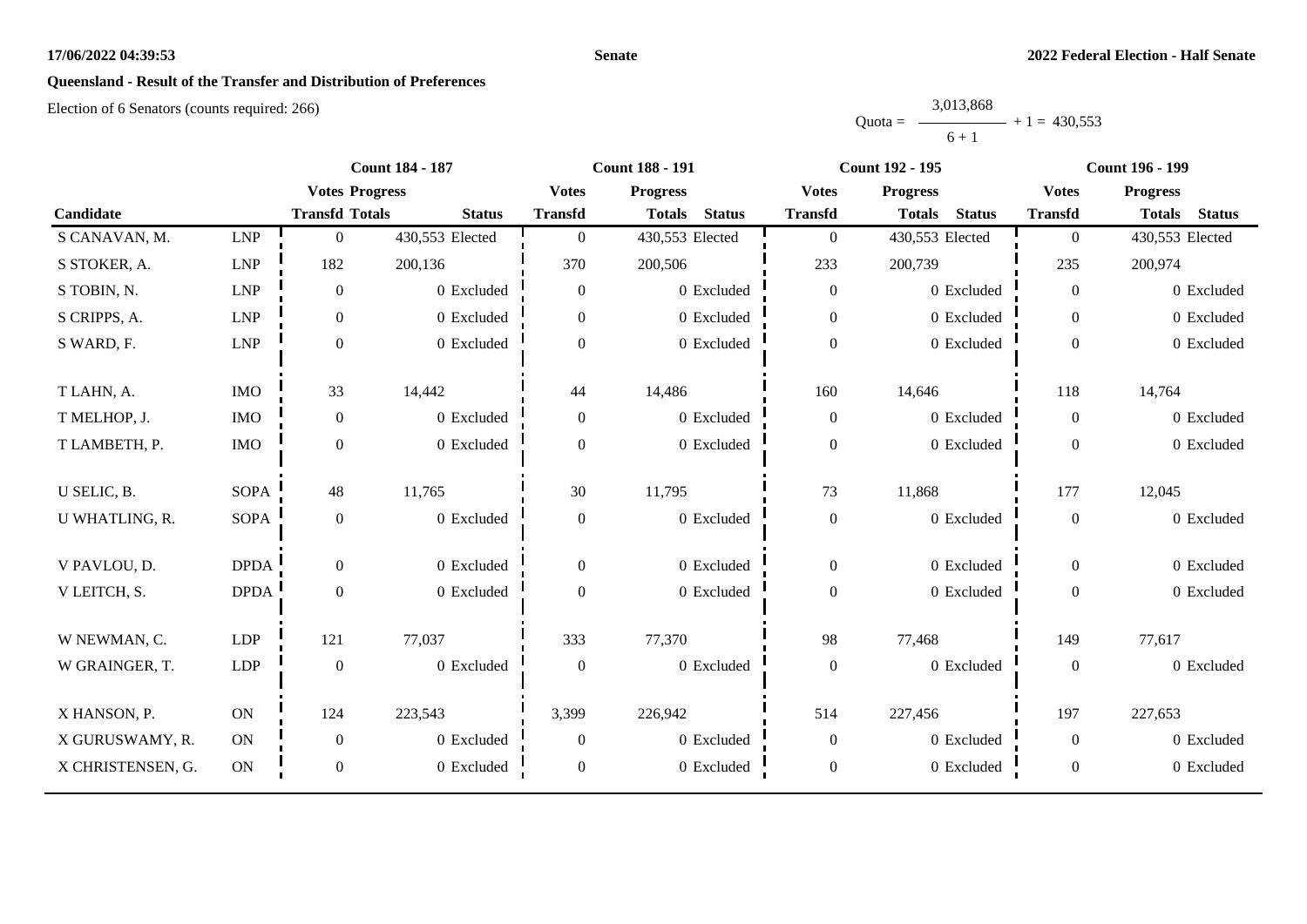**Senate**

**2022 Federal Election - Half Senate**

## Queensland - Result of the Transfer and Distribution of Preferences

Election of 6 Senators (counts required: 266)

$$Quota = \frac{3,013,868}{6 + 1} + 1 = 430,553$$

| | | Count 184 - 187 | | | Count 188 - 191 | | | Count 192 - 195 | | | Count 196 - 199 | | |
|---|---|---|---|---|---|---|---|---|---|---|---|---|---|
| | | Votes | Progress | | Votes | Progress | | Votes | Progress | | Votes | Progress | |
| Candidate | | Transfd | Totals | Status | Transfd | Totals | Status | Transfd | Totals | Status | Transfd | Totals | Status |
| S CANAVAN, M. | LNP | 0 | 430,553 | Elected | 0 | 430,553 | Elected | 0 | 430,553 | Elected | 0 | 430,553 | Elected |
| S STOKER, A. | LNP | 182 | 200,136 | | 370 | 200,506 | | 233 | 200,739 | | 235 | 200,974 | |
| S TOBIN, N. | LNP | 0 | 0 | Excluded | 0 | 0 | Excluded | 0 | 0 | Excluded | 0 | 0 | Excluded |
| S CRIPPS, A. | LNP | 0 | 0 | Excluded | 0 | 0 | Excluded | 0 | 0 | Excluded | 0 | 0 | Excluded |
| S WARD, F. | LNP | 0 | 0 | Excluded | 0 | 0 | Excluded | 0 | 0 | Excluded | 0 | 0 | Excluded |
| T LAHN, A. | IMO | 33 | 14,442 | | 44 | 14,486 | | 160 | 14,646 | | 118 | 14,764 | |
| T MELHOP, J. | IMO | 0 | 0 | Excluded | 0 | 0 | Excluded | 0 | 0 | Excluded | 0 | 0 | Excluded |
| T LAMBETH, P. | IMO | 0 | 0 | Excluded | 0 | 0 | Excluded | 0 | 0 | Excluded | 0 | 0 | Excluded |
| U SELIC, B. | SOPA | 48 | 11,765 | | 30 | 11,795 | | 73 | 11,868 | | 177 | 12,045 | |
| U WHATLING, R. | SOPA | 0 | 0 | Excluded | 0 | 0 | Excluded | 0 | 0 | Excluded | 0 | 0 | Excluded |
| V PAVLOU, D. | DPDA | 0 | 0 | Excluded | 0 | 0 | Excluded | 0 | 0 | Excluded | 0 | 0 | Excluded |
| V LEITCH, S. | DPDA | 0 | 0 | Excluded | 0 | 0 | Excluded | 0 | 0 | Excluded | 0 | 0 | Excluded |
| W NEWMAN, C. | LDP | 121 | 77,037 | | 333 | 77,370 | | 98 | 77,468 | | 149 | 77,617 | |
| W GRAINGER, T. | LDP | 0 | 0 | Excluded | 0 | 0 | Excluded | 0 | 0 | Excluded | 0 | 0 | Excluded |
| X HANSON, P. | ON | 124 | 223,543 | | 3,399 | 226,942 | | 514 | 227,456 | | 197 | 227,653 | |
| X GURUSWAMY, R. | ON | 0 | 0 | Excluded | 0 | 0 | Excluded | 0 | 0 | Excluded | 0 | 0 | Excluded |
| X CHRISTENSEN, G. | ON | 0 | 0 | Excluded | 0 | 0 | Excluded | 0 | 0 | Excluded | 0 | 0 | Excluded |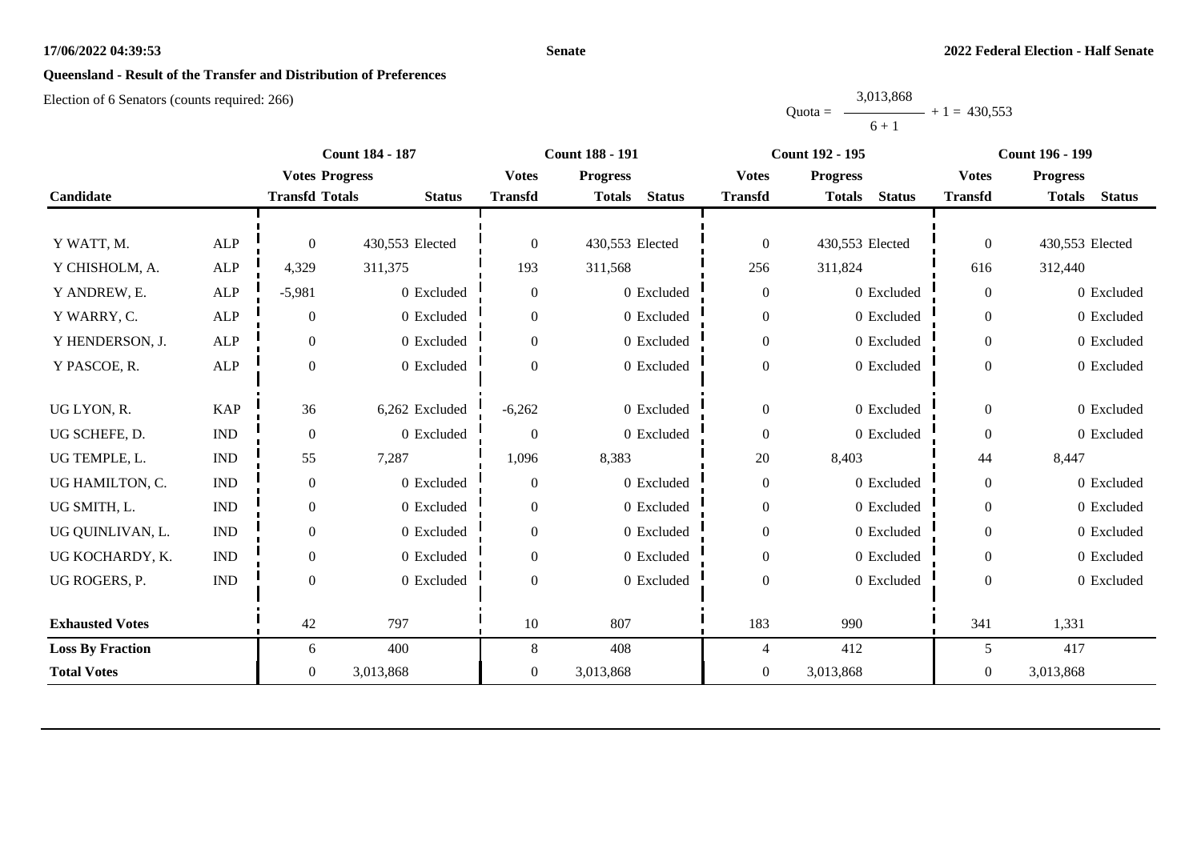**17/06/2022 04:39:53** **Senate** **2022 Federal Election - Half Senate**

## Queensland - Result of the Transfer and Distribution of Preferences

Election of 6 Senators (counts required: 266)

$$\text{Quota} = \frac{3{,}013{,}868}{6 + 1} + 1 = 430{,}553$$

| Candidate | | Count 184 - 187 | | | Count 188 - 191 | | | Count 192 - 195 | | | Count 196 - 199 | | |
|---|---|---|---|---|---|---|---|---|---|---|---|---|---|
| | | Votes Transfd | Progress Totals | Status | Votes Transfd | Progress Totals | Status | Votes Transfd | Progress Totals | Status | Votes Transfd | Progress Totals | Status |
| Y WATT, M. | ALP | 0 | 430,553 | Elected | 0 | 430,553 | Elected | 0 | 430,553 | Elected | 0 | 430,553 | Elected |
| Y CHISHOLM, A. | ALP | 4,329 | 311,375 | | 193 | 311,568 | | 256 | 311,824 | | 616 | 312,440 | |
| Y ANDREW, E. | ALP | -5,981 | 0 | Excluded | 0 | 0 | Excluded | 0 | 0 | Excluded | 0 | 0 | Excluded |
| Y WARRY, C. | ALP | 0 | 0 | Excluded | 0 | 0 | Excluded | 0 | 0 | Excluded | 0 | 0 | Excluded |
| Y HENDERSON, J. | ALP | 0 | 0 | Excluded | 0 | 0 | Excluded | 0 | 0 | Excluded | 0 | 0 | Excluded |
| Y PASCOE, R. | ALP | 0 | 0 | Excluded | 0 | 0 | Excluded | 0 | 0 | Excluded | 0 | 0 | Excluded |
| UG LYON, R. | KAP | 36 | 6,262 | Excluded | -6,262 | 0 | Excluded | 0 | 0 | Excluded | 0 | 0 | Excluded |
| UG SCHEFE, D. | IND | 0 | 0 | Excluded | 0 | 0 | Excluded | 0 | 0 | Excluded | 0 | 0 | Excluded |
| UG TEMPLE, L. | IND | 55 | 7,287 | | 1,096 | 8,383 | | 20 | 8,403 | | 44 | 8,447 | |
| UG HAMILTON, C. | IND | 0 | 0 | Excluded | 0 | 0 | Excluded | 0 | 0 | Excluded | 0 | 0 | Excluded |
| UG SMITH, L. | IND | 0 | 0 | Excluded | 0 | 0 | Excluded | 0 | 0 | Excluded | 0 | 0 | Excluded |
| UG QUINLIVAN, L. | IND | 0 | 0 | Excluded | 0 | 0 | Excluded | 0 | 0 | Excluded | 0 | 0 | Excluded |
| UG KOCHARDY, K. | IND | 0 | 0 | Excluded | 0 | 0 | Excluded | 0 | 0 | Excluded | 0 | 0 | Excluded |
| UG ROGERS, P. | IND | 0 | 0 | Excluded | 0 | 0 | Excluded | 0 | 0 | Excluded | 0 | 0 | Excluded |
| **Exhausted Votes** | | 42 | 797 | | 10 | 807 | | 183 | 990 | | 341 | 1,331 | |
| **Loss By Fraction** | | 6 | 400 | | 8 | 408 | | 4 | 412 | | 5 | 417 | |
| **Total Votes** | | 0 | 3,013,868 | | 0 | 3,013,868 | | 0 | 3,013,868 | | 0 | 3,013,868 | |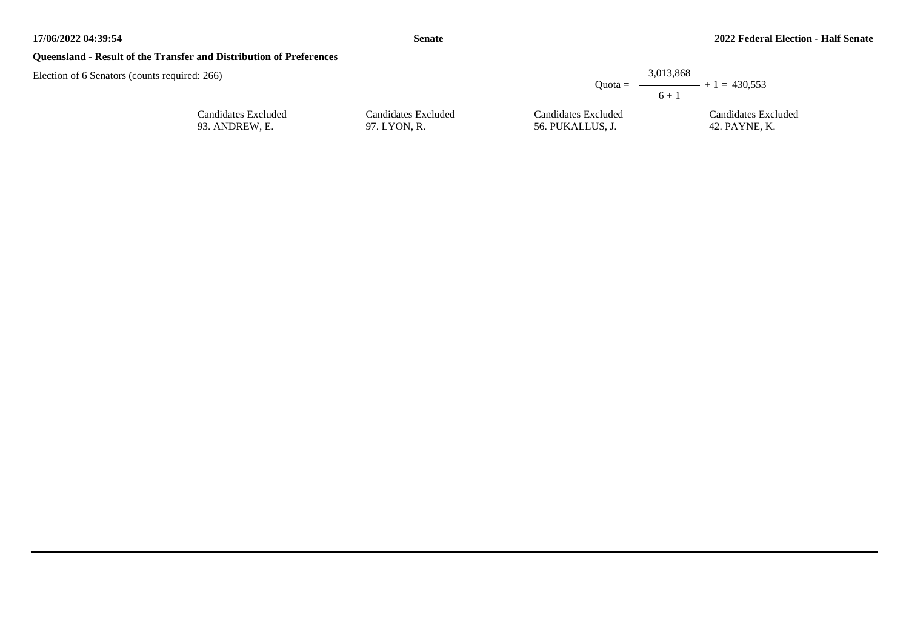**Queensland - Result of the Transfer and Distribution of Preferences**

Election of 6 Senators (counts required: 266)

$$\text{Quota} = \frac{3,013,868}{6 + 1} + 1 = 430,553$$

| Candidates Excluded | Candidates Excluded | Candidates Excluded | Candidates Excluded |
|---|---|---|---|
| 93. ANDREW, E. | 97. LYON, R. | 56. PUKALLUS, J. | 42. PAYNE, K. |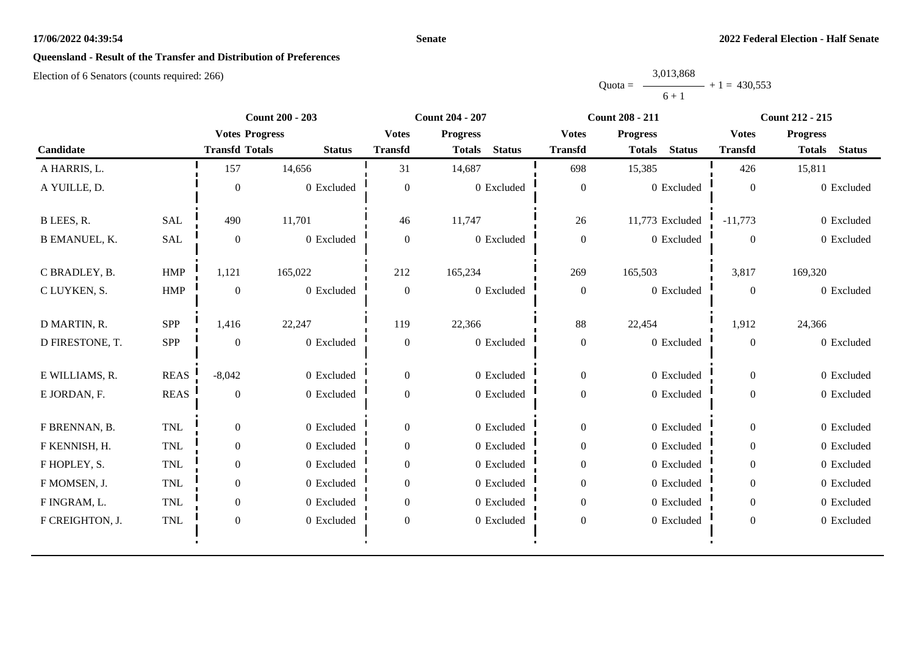# Queensland - Result of the Transfer and Distribution of Preferences

Election of 6 Senators (counts required: 266)

Quota = 3,013,868 / (6 + 1) + 1 = 430,553

| Candidate | | Count 200 - 203 | | | Count 204 - 207 | | | Count 208 - 211 | | | Count 212 - 215 | | |
|---|---|---|---|---|---|---|---|---|---|---|---|---|---|
| | | Votes Transfd | Progress Totals | Status | Votes Transfd | Progress Totals | Status | Votes Transfd | Progress Totals | Status | Votes Transfd | Progress Totals | Status |
| A HARRIS, L. | | 157 | 14,656 | | 31 | 14,687 | | 698 | 15,385 | | 426 | 15,811 | |
| A YUILLE, D. | | 0 | 0 | Excluded | 0 | 0 | Excluded | 0 | 0 | Excluded | 0 | 0 | Excluded |
| B LEES, R. | SAL | 490 | 11,701 | | 46 | 11,747 | | 26 | 11,773 | Excluded | -11,773 | 0 | Excluded |
| B EMANUEL, K. | SAL | 0 | 0 | Excluded | 0 | 0 | Excluded | 0 | 0 | Excluded | 0 | 0 | Excluded |
| C BRADLEY, B. | HMP | 1,121 | 165,022 | | 212 | 165,234 | | 269 | 165,503 | | 3,817 | 169,320 | |
| C LUYKEN, S. | HMP | 0 | 0 | Excluded | 0 | 0 | Excluded | 0 | 0 | Excluded | 0 | 0 | Excluded |
| D MARTIN, R. | SPP | 1,416 | 22,247 | | 119 | 22,366 | | 88 | 22,454 | | 1,912 | 24,366 | |
| D FIRESTONE, T. | SPP | 0 | 0 | Excluded | 0 | 0 | Excluded | 0 | 0 | Excluded | 0 | 0 | Excluded |
| E WILLIAMS, R. | REAS | -8,042 | 0 | Excluded | 0 | 0 | Excluded | 0 | 0 | Excluded | 0 | 0 | Excluded |
| E JORDAN, F. | REAS | 0 | 0 | Excluded | 0 | 0 | Excluded | 0 | 0 | Excluded | 0 | 0 | Excluded |
| F BRENNAN, B. | TNL | 0 | 0 | Excluded | 0 | 0 | Excluded | 0 | 0 | Excluded | 0 | 0 | Excluded |
| F KENNISH, H. | TNL | 0 | 0 | Excluded | 0 | 0 | Excluded | 0 | 0 | Excluded | 0 | 0 | Excluded |
| F HOPLEY, S. | TNL | 0 | 0 | Excluded | 0 | 0 | Excluded | 0 | 0 | Excluded | 0 | 0 | Excluded |
| F MOMSEN, J. | TNL | 0 | 0 | Excluded | 0 | 0 | Excluded | 0 | 0 | Excluded | 0 | 0 | Excluded |
| F INGRAM, L. | TNL | 0 | 0 | Excluded | 0 | 0 | Excluded | 0 | 0 | Excluded | 0 | 0 | Excluded |
| F CREIGHTON, J. | TNL | 0 | 0 | Excluded | 0 | 0 | Excluded | 0 | 0 | Excluded | 0 | 0 | Excluded |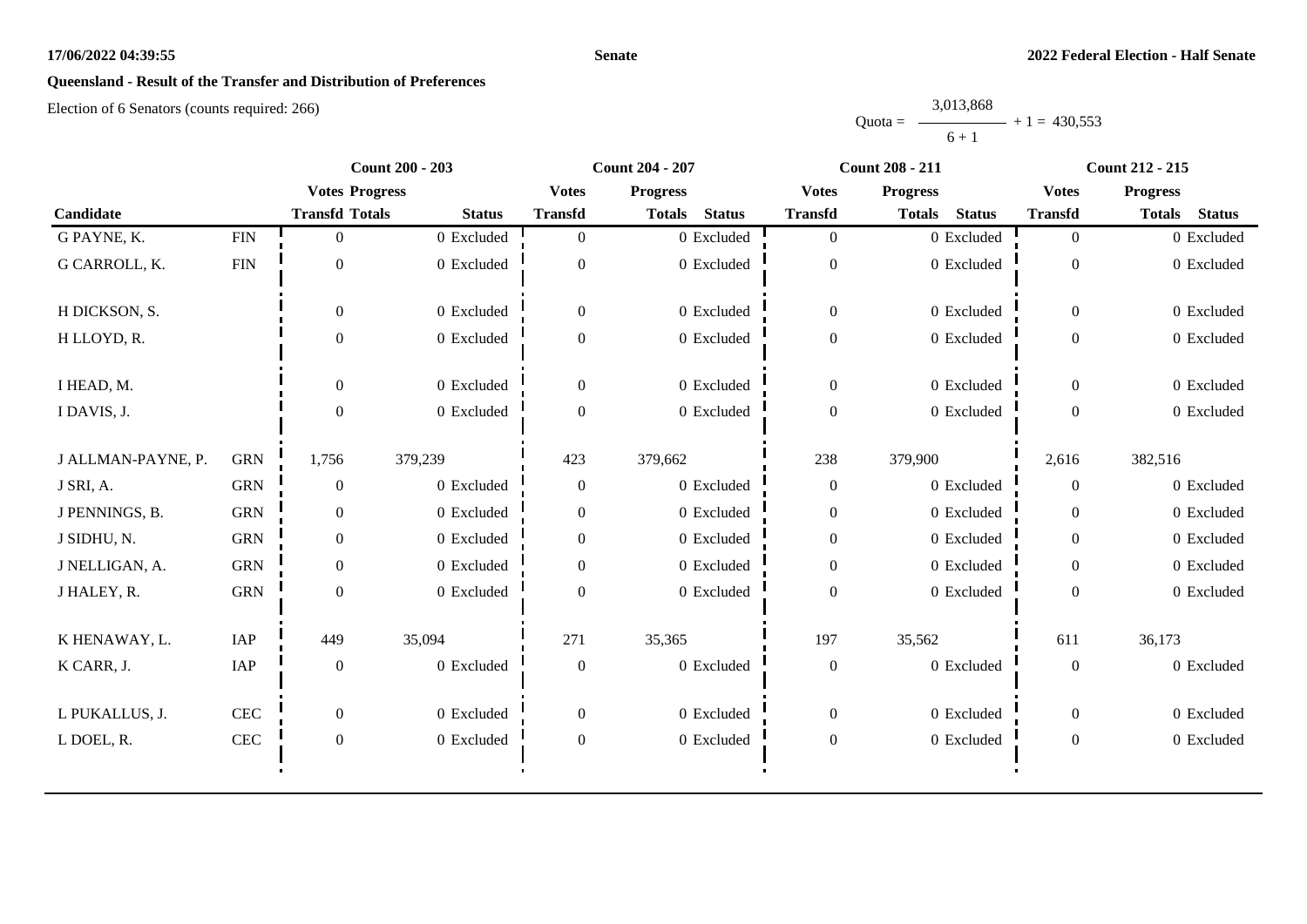**Senate**

**2022 Federal Election - Half Senate**

## Queensland - Result of the Transfer and Distribution of Preferences

Election of 6 Senators (counts required: 266)

$$\text{Quota} = \frac{3,013,868}{6 + 1} + 1 = 430,553$$

| Candidate | | Count 200 - 203 | | | Count 204 - 207 | | | Count 208 - 211 | | | Count 212 - 215 | | |
|---|---|---|---|---|---|---|---|---|---|---|---|---|---|
| | | Votes Transfd | Progress Totals | Status | Votes Transfd | Progress Totals | Status | Votes Transfd | Progress Totals | Status | Votes Transfd | Progress Totals | Status |
| G PAYNE, K. | FIN | 0 | 0 | Excluded | 0 | 0 | Excluded | 0 | 0 | Excluded | 0 | 0 | Excluded |
| G CARROLL, K. | FIN | 0 | 0 | Excluded | 0 | 0 | Excluded | 0 | 0 | Excluded | 0 | 0 | Excluded |
| H DICKSON, S. | | 0 | 0 | Excluded | 0 | 0 | Excluded | 0 | 0 | Excluded | 0 | 0 | Excluded |
| H LLOYD, R. | | 0 | 0 | Excluded | 0 | 0 | Excluded | 0 | 0 | Excluded | 0 | 0 | Excluded |
| I HEAD, M. | | 0 | 0 | Excluded | 0 | 0 | Excluded | 0 | 0 | Excluded | 0 | 0 | Excluded |
| I DAVIS, J. | | 0 | 0 | Excluded | 0 | 0 | Excluded | 0 | 0 | Excluded | 0 | 0 | Excluded |
| J ALLMAN-PAYNE, P. | GRN | 1,756 | 379,239 | | 423 | 379,662 | | 238 | 379,900 | | 2,616 | 382,516 | |
| J SRI, A. | GRN | 0 | 0 | Excluded | 0 | 0 | Excluded | 0 | 0 | Excluded | 0 | 0 | Excluded |
| J PENNINGS, B. | GRN | 0 | 0 | Excluded | 0 | 0 | Excluded | 0 | 0 | Excluded | 0 | 0 | Excluded |
| J SIDHU, N. | GRN | 0 | 0 | Excluded | 0 | 0 | Excluded | 0 | 0 | Excluded | 0 | 0 | Excluded |
| J NELLIGAN, A. | GRN | 0 | 0 | Excluded | 0 | 0 | Excluded | 0 | 0 | Excluded | 0 | 0 | Excluded |
| J HALEY, R. | GRN | 0 | 0 | Excluded | 0 | 0 | Excluded | 0 | 0 | Excluded | 0 | 0 | Excluded |
| K HENAWAY, L. | IAP | 449 | 35,094 | | 271 | 35,365 | | 197 | 35,562 | | 611 | 36,173 | |
| K CARR, J. | IAP | 0 | 0 | Excluded | 0 | 0 | Excluded | 0 | 0 | Excluded | 0 | 0 | Excluded |
| L PUKALLUS, J. | CEC | 0 | 0 | Excluded | 0 | 0 | Excluded | 0 | 0 | Excluded | 0 | 0 | Excluded |
| L DOEL, R. | CEC | 0 | 0 | Excluded | 0 | 0 | Excluded | 0 | 0 | Excluded | 0 | 0 | Excluded |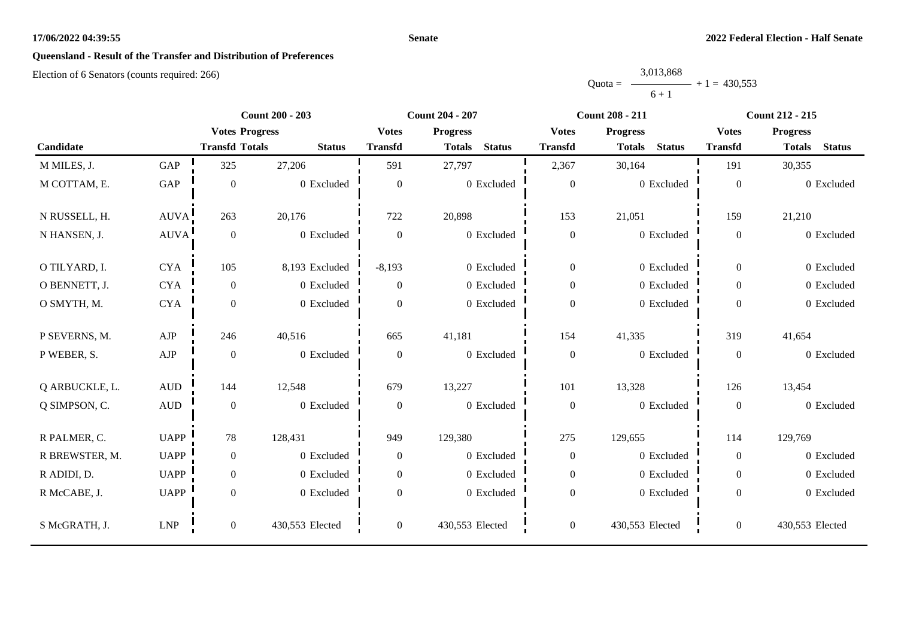## Queensland - Result of the Transfer and Distribution of Preferences

Election of 6 Senators (counts required: 266)

$$\text{Quota} = \frac{3{,}013{,}868}{6 + 1} + 1 = 430{,}553$$

| Candidate | | Count 200 - 203 | | | Count 204 - 207 | | | Count 208 - 211 | | | Count 212 - 215 | | |
|---|---|---|---|---|---|---|---|---|---|---|---|---|---|
| | | Votes Transfd | Progress Totals | Status | Votes Transfd | Progress Totals | Status | Votes Transfd | Progress Totals | Status | Votes Transfd | Progress Totals | Status |
| M MILES, J. | GAP | 325 | 27,206 | | 591 | 27,797 | | 2,367 | 30,164 | | 191 | 30,355 | |
| M COTTAM, E. | GAP | 0 | 0 | Excluded | 0 | 0 | Excluded | 0 | 0 | Excluded | 0 | 0 | Excluded |
| N RUSSELL, H. | AUVA | 263 | 20,176 | | 722 | 20,898 | | 153 | 21,051 | | 159 | 21,210 | |
| N HANSEN, J. | AUVA | 0 | 0 | Excluded | 0 | 0 | Excluded | 0 | 0 | Excluded | 0 | 0 | Excluded |
| O TILYARD, I. | CYA | 105 | 8,193 | Excluded | -8,193 | 0 | Excluded | 0 | 0 | Excluded | 0 | 0 | Excluded |
| O BENNETT, J. | CYA | 0 | 0 | Excluded | 0 | 0 | Excluded | 0 | 0 | Excluded | 0 | 0 | Excluded |
| O SMYTH, M. | CYA | 0 | 0 | Excluded | 0 | 0 | Excluded | 0 | 0 | Excluded | 0 | 0 | Excluded |
| P SEVERNS, M. | AJP | 246 | 40,516 | | 665 | 41,181 | | 154 | 41,335 | | 319 | 41,654 | |
| P WEBER, S. | AJP | 0 | 0 | Excluded | 0 | 0 | Excluded | 0 | 0 | Excluded | 0 | 0 | Excluded |
| Q ARBUCKLE, L. | AUD | 144 | 12,548 | | 679 | 13,227 | | 101 | 13,328 | | 126 | 13,454 | |
| Q SIMPSON, C. | AUD | 0 | 0 | Excluded | 0 | 0 | Excluded | 0 | 0 | Excluded | 0 | 0 | Excluded |
| R PALMER, C. | UAPP | 78 | 128,431 | | 949 | 129,380 | | 275 | 129,655 | | 114 | 129,769 | |
| R BREWSTER, M. | UAPP | 0 | 0 | Excluded | 0 | 0 | Excluded | 0 | 0 | Excluded | 0 | 0 | Excluded |
| R ADIDI, D. | UAPP | 0 | 0 | Excluded | 0 | 0 | Excluded | 0 | 0 | Excluded | 0 | 0 | Excluded |
| R McCABE, J. | UAPP | 0 | 0 | Excluded | 0 | 0 | Excluded | 0 | 0 | Excluded | 0 | 0 | Excluded |
| S McGRATH, J. | LNP | 0 | 430,553 | Elected | 0 | 430,553 | Elected | 0 | 430,553 | Elected | 0 | 430,553 | Elected |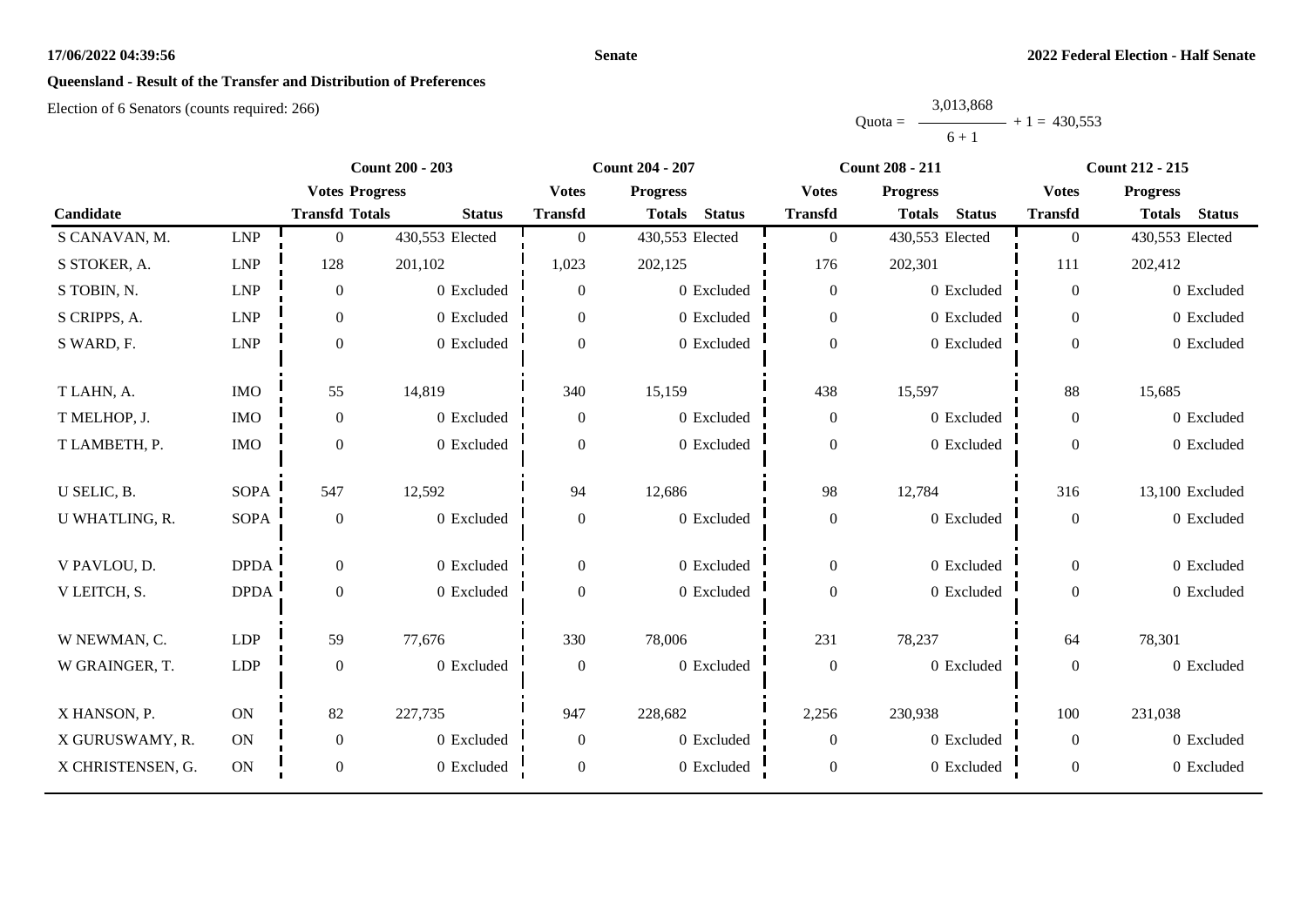## Queensland - Result of the Transfer and Distribution of Preferences

Election of 6 Senators (counts required: 266)

$$\text{Quota} = \frac{3{,}013{,}868}{6 + 1} + 1 = 430{,}553$$

| Candidate | | Count 200 - 203 | | | Count 204 - 207 | | | Count 208 - 211 | | | Count 212 - 215 | | |
|---|---|---|---|---|---|---|---|---|---|---|---|---|---|
| | | Votes Transfd | Progress Totals | Status | Votes Transfd | Progress Totals | Status | Votes Transfd | Progress Totals | Status | Votes Transfd | Progress Totals | Status |
| S CANAVAN, M. | LNP | 0 | 430,553 | Elected | 0 | 430,553 | Elected | 0 | 430,553 | Elected | 0 | 430,553 | Elected |
| S STOKER, A. | LNP | 128 | 201,102 | | 1,023 | 202,125 | | 176 | 202,301 | | 111 | 202,412 | |
| S TOBIN, N. | LNP | 0 | 0 | Excluded | 0 | 0 | Excluded | 0 | 0 | Excluded | 0 | 0 | Excluded |
| S CRIPPS, A. | LNP | 0 | 0 | Excluded | 0 | 0 | Excluded | 0 | 0 | Excluded | 0 | 0 | Excluded |
| S WARD, F. | LNP | 0 | 0 | Excluded | 0 | 0 | Excluded | 0 | 0 | Excluded | 0 | 0 | Excluded |
| T LAHN, A. | IMO | 55 | 14,819 | | 340 | 15,159 | | 438 | 15,597 | | 88 | 15,685 | |
| T MELHOP, J. | IMO | 0 | 0 | Excluded | 0 | 0 | Excluded | 0 | 0 | Excluded | 0 | 0 | Excluded |
| T LAMBETH, P. | IMO | 0 | 0 | Excluded | 0 | 0 | Excluded | 0 | 0 | Excluded | 0 | 0 | Excluded |
| U SELIC, B. | SOPA | 547 | 12,592 | | 94 | 12,686 | | 98 | 12,784 | | 316 | 13,100 | Excluded |
| U WHATLING, R. | SOPA | 0 | 0 | Excluded | 0 | 0 | Excluded | 0 | 0 | Excluded | 0 | 0 | Excluded |
| V PAVLOU, D. | DPDA | 0 | 0 | Excluded | 0 | 0 | Excluded | 0 | 0 | Excluded | 0 | 0 | Excluded |
| V LEITCH, S. | DPDA | 0 | 0 | Excluded | 0 | 0 | Excluded | 0 | 0 | Excluded | 0 | 0 | Excluded |
| W NEWMAN, C. | LDP | 59 | 77,676 | | 330 | 78,006 | | 231 | 78,237 | | 64 | 78,301 | |
| W GRAINGER, T. | LDP | 0 | 0 | Excluded | 0 | 0 | Excluded | 0 | 0 | Excluded | 0 | 0 | Excluded |
| X HANSON, P. | ON | 82 | 227,735 | | 947 | 228,682 | | 2,256 | 230,938 | | 100 | 231,038 | |
| X GURUSWAMY, R. | ON | 0 | 0 | Excluded | 0 | 0 | Excluded | 0 | 0 | Excluded | 0 | 0 | Excluded |
| X CHRISTENSEN, G. | ON | 0 | 0 | Excluded | 0 | 0 | Excluded | 0 | 0 | Excluded | 0 | 0 | Excluded |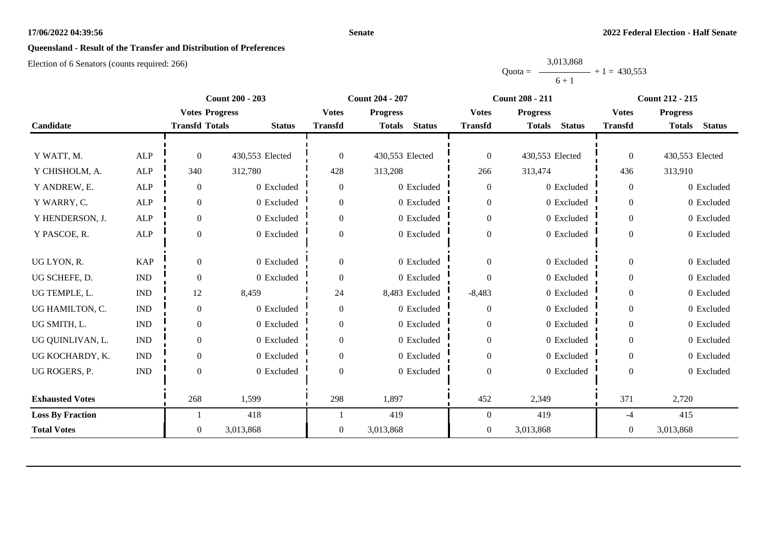**Senate** — **2022 Federal Election - Half Senate**

17/06/2022 04:39:56

## Queensland - Result of the Transfer and Distribution of Preferences

Election of 6 Senators (counts required: 266)

$$\text{Quota} = \frac{3{,}013{,}868}{6 + 1} + 1 = 430{,}553$$

| Candidate | | Count 200 - 203 | | | Count 204 - 207 | | | Count 208 - 211 | | | Count 212 - 215 | | |
|---|---|---|---|---|---|---|---|---|---|---|---|---|---|
| | | Votes Transfd | Progress Totals | Status | Votes Transfd | Progress Totals | Status | Votes Transfd | Progress Totals | Status | Votes Transfd | Progress Totals | Status |
| Y WATT, M. | ALP | 0 | 430,553 | Elected | 0 | 430,553 | Elected | 0 | 430,553 | Elected | 0 | 430,553 | Elected |
| Y CHISHOLM, A. | ALP | 340 | 312,780 | | 428 | 313,208 | | 266 | 313,474 | | 436 | 313,910 | |
| Y ANDREW, E. | ALP | 0 | 0 | Excluded | 0 | 0 | Excluded | 0 | 0 | Excluded | 0 | 0 | Excluded |
| Y WARRY, C. | ALP | 0 | 0 | Excluded | 0 | 0 | Excluded | 0 | 0 | Excluded | 0 | 0 | Excluded |
| Y HENDERSON, J. | ALP | 0 | 0 | Excluded | 0 | 0 | Excluded | 0 | 0 | Excluded | 0 | 0 | Excluded |
| Y PASCOE, R. | ALP | 0 | 0 | Excluded | 0 | 0 | Excluded | 0 | 0 | Excluded | 0 | 0 | Excluded |
| UG LYON, R. | KAP | 0 | 0 | Excluded | 0 | 0 | Excluded | 0 | 0 | Excluded | 0 | 0 | Excluded |
| UG SCHEFE, D. | IND | 0 | 0 | Excluded | 0 | 0 | Excluded | 0 | 0 | Excluded | 0 | 0 | Excluded |
| UG TEMPLE, L. | IND | 12 | 8,459 | | 24 | 8,483 | Excluded | -8,483 | 0 | Excluded | 0 | 0 | Excluded |
| UG HAMILTON, C. | IND | 0 | 0 | Excluded | 0 | 0 | Excluded | 0 | 0 | Excluded | 0 | 0 | Excluded |
| UG SMITH, L. | IND | 0 | 0 | Excluded | 0 | 0 | Excluded | 0 | 0 | Excluded | 0 | 0 | Excluded |
| UG QUINLIVAN, L. | IND | 0 | 0 | Excluded | 0 | 0 | Excluded | 0 | 0 | Excluded | 0 | 0 | Excluded |
| UG KOCHARDY, K. | IND | 0 | 0 | Excluded | 0 | 0 | Excluded | 0 | 0 | Excluded | 0 | 0 | Excluded |
| UG ROGERS, P. | IND | 0 | 0 | Excluded | 0 | 0 | Excluded | 0 | 0 | Excluded | 0 | 0 | Excluded |
| **Exhausted Votes** | | 268 | 1,599 | | 298 | 1,897 | | 452 | 2,349 | | 371 | 2,720 | |
| **Loss By Fraction** | | 1 | 418 | | 1 | 419 | | 0 | 419 | | -4 | 415 | |
| **Total Votes** | | 0 | 3,013,868 | | 0 | 3,013,868 | | 0 | 3,013,868 | | 0 | 3,013,868 | |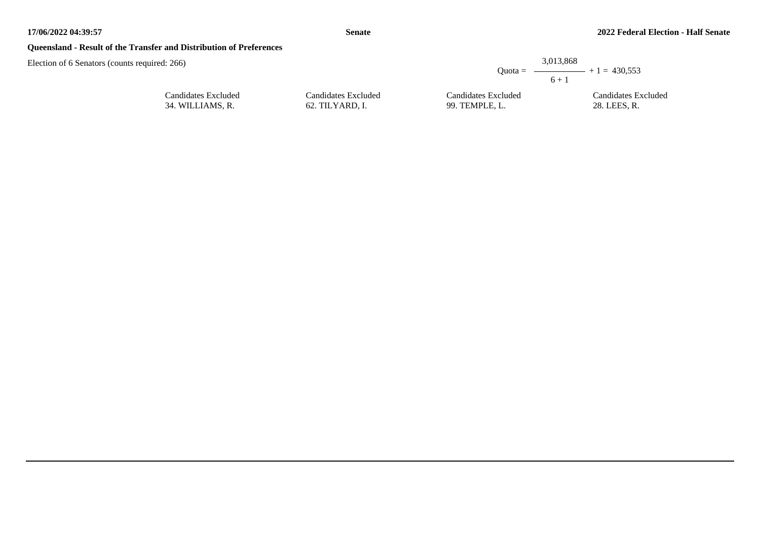**Queensland - Result of the Transfer and Distribution of Preferences**

Election of 6 Senators (counts required: 266)

$$\text{Quota} = \frac{3{,}013{,}868}{6 + 1} + 1 = 430{,}553$$

| Candidates Excluded | Candidates Excluded | Candidates Excluded | Candidates Excluded |
|---|---|---|---|
| 34. WILLIAMS, R. | 62. TILYARD, I. | 99. TEMPLE, L. | 28. LEES, R. |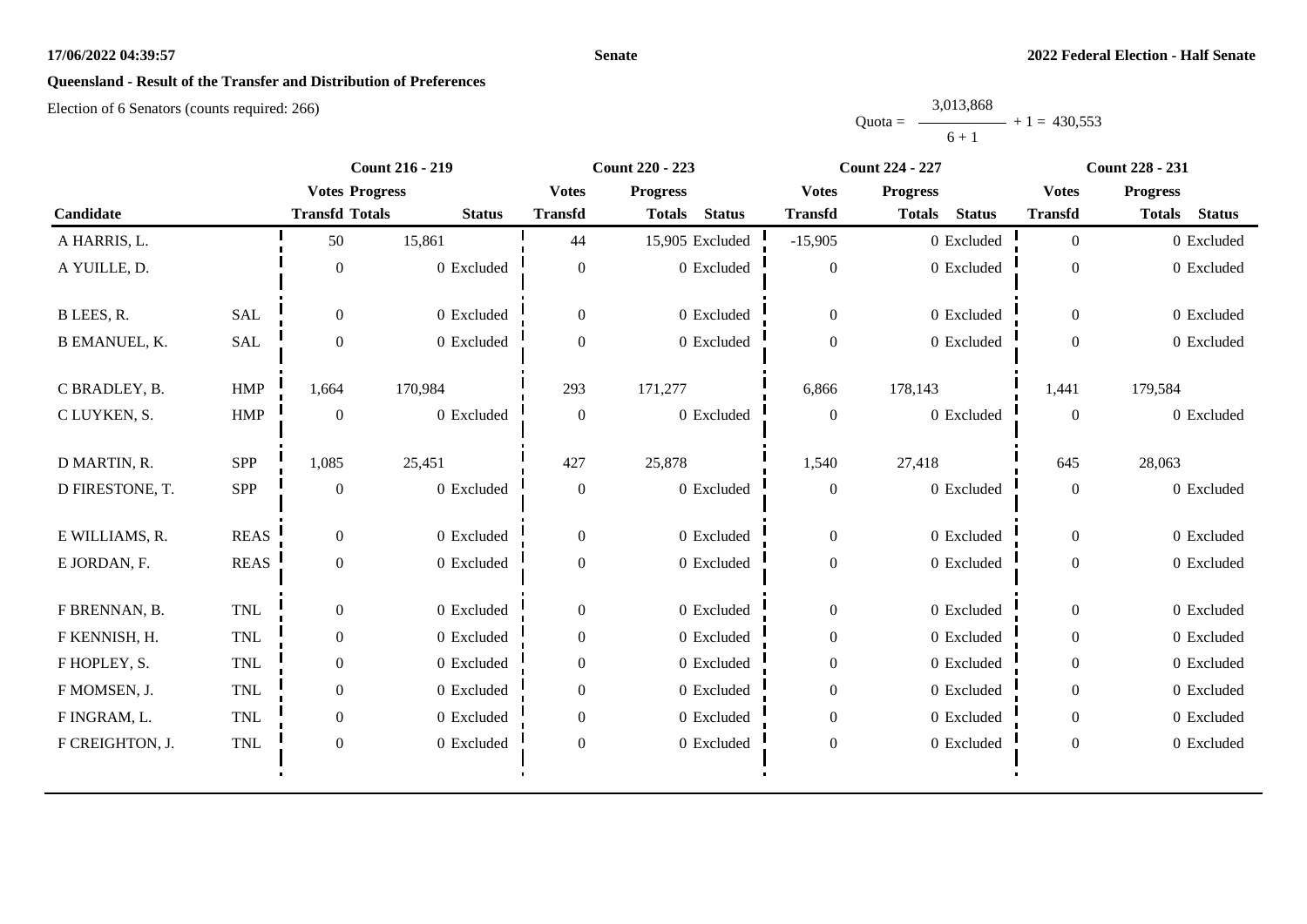# Queensland - Result of the Transfer and Distribution of Preferences

Election of 6 Senators (counts required: 266)

$$\text{Quota} = \frac{3{,}013{,}868}{6 + 1} + 1 = 430{,}553$$

| | | Count 216 - 219 | | | Count 220 - 223 | | | Count 224 - 227 | | | Count 228 - 231 | | |
|---|---|---|---|---|---|---|---|---|---|---|---|---|---|
| | | Votes | Progress | | Votes | Progress | | Votes | Progress | | Votes | Progress | |
| Candidate | | Transfd | Totals | Status | Transfd | Totals | Status | Transfd | Totals | Status | Transfd | Totals | Status |
| A HARRIS, L. | | 50 | 15,861 | | 44 | 15,905 | Excluded | -15,905 | 0 | Excluded | 0 | 0 | Excluded |
| A YUILLE, D. | | 0 | 0 | Excluded | 0 | 0 | Excluded | 0 | 0 | Excluded | 0 | 0 | Excluded |
| B LEES, R. | SAL | 0 | 0 | Excluded | 0 | 0 | Excluded | 0 | 0 | Excluded | 0 | 0 | Excluded |
| B EMANUEL, K. | SAL | 0 | 0 | Excluded | 0 | 0 | Excluded | 0 | 0 | Excluded | 0 | 0 | Excluded |
| C BRADLEY, B. | HMP | 1,664 | 170,984 | | 293 | 171,277 | | 6,866 | 178,143 | | 1,441 | 179,584 | |
| C LUYKEN, S. | HMP | 0 | 0 | Excluded | 0 | 0 | Excluded | 0 | 0 | Excluded | 0 | 0 | Excluded |
| D MARTIN, R. | SPP | 1,085 | 25,451 | | 427 | 25,878 | | 1,540 | 27,418 | | 645 | 28,063 | |
| D FIRESTONE, T. | SPP | 0 | 0 | Excluded | 0 | 0 | Excluded | 0 | 0 | Excluded | 0 | 0 | Excluded |
| E WILLIAMS, R. | REAS | 0 | 0 | Excluded | 0 | 0 | Excluded | 0 | 0 | Excluded | 0 | 0 | Excluded |
| E JORDAN, F. | REAS | 0 | 0 | Excluded | 0 | 0 | Excluded | 0 | 0 | Excluded | 0 | 0 | Excluded |
| F BRENNAN, B. | TNL | 0 | 0 | Excluded | 0 | 0 | Excluded | 0 | 0 | Excluded | 0 | 0 | Excluded |
| F KENNISH, H. | TNL | 0 | 0 | Excluded | 0 | 0 | Excluded | 0 | 0 | Excluded | 0 | 0 | Excluded |
| F HOPLEY, S. | TNL | 0 | 0 | Excluded | 0 | 0 | Excluded | 0 | 0 | Excluded | 0 | 0 | Excluded |
| F MOMSEN, J. | TNL | 0 | 0 | Excluded | 0 | 0 | Excluded | 0 | 0 | Excluded | 0 | 0 | Excluded |
| F INGRAM, L. | TNL | 0 | 0 | Excluded | 0 | 0 | Excluded | 0 | 0 | Excluded | 0 | 0 | Excluded |
| F CREIGHTON, J. | TNL | 0 | 0 | Excluded | 0 | 0 | Excluded | 0 | 0 | Excluded | 0 | 0 | Excluded |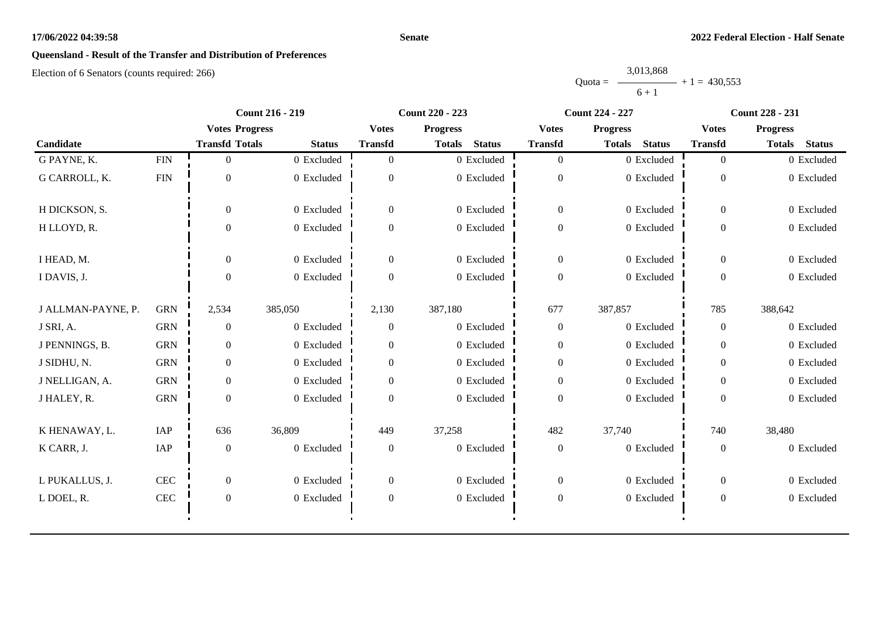## Queensland - Result of the Transfer and Distribution of Preferences

Election of 6 Senators (counts required: 266)

Quota = $\frac{3,013,868}{6 + 1} + 1 = 430,553$

| Candidate | | Count 216 - 219 | | | Count 220 - 223 | | | Count 224 - 227 | | | Count 228 - 231 | | |
|---|---|---|---|---|---|---|---|---|---|---|---|---|---|
| | | Votes Transfd | Progress Totals | Status | Votes Transfd | Progress Totals | Status | Votes Transfd | Progress Totals | Status | Votes Transfd | Progress Totals | Status |
| G PAYNE, K. | FIN | 0 | 0 | Excluded | 0 | 0 | Excluded | 0 | 0 | Excluded | 0 | 0 | Excluded |
| G CARROLL, K. | FIN | 0 | 0 | Excluded | 0 | 0 | Excluded | 0 | 0 | Excluded | 0 | 0 | Excluded |
| H DICKSON, S. | | 0 | 0 | Excluded | 0 | 0 | Excluded | 0 | 0 | Excluded | 0 | 0 | Excluded |
| H LLOYD, R. | | 0 | 0 | Excluded | 0 | 0 | Excluded | 0 | 0 | Excluded | 0 | 0 | Excluded |
| I HEAD, M. | | 0 | 0 | Excluded | 0 | 0 | Excluded | 0 | 0 | Excluded | 0 | 0 | Excluded |
| I DAVIS, J. | | 0 | 0 | Excluded | 0 | 0 | Excluded | 0 | 0 | Excluded | 0 | 0 | Excluded |
| J ALLMAN-PAYNE, P. | GRN | 2,534 | 385,050 | | 2,130 | 387,180 | | 677 | 387,857 | | 785 | 388,642 | |
| J SRI, A. | GRN | 0 | 0 | Excluded | 0 | 0 | Excluded | 0 | 0 | Excluded | 0 | 0 | Excluded |
| J PENNINGS, B. | GRN | 0 | 0 | Excluded | 0 | 0 | Excluded | 0 | 0 | Excluded | 0 | 0 | Excluded |
| J SIDHU, N. | GRN | 0 | 0 | Excluded | 0 | 0 | Excluded | 0 | 0 | Excluded | 0 | 0 | Excluded |
| J NELLIGAN, A. | GRN | 0 | 0 | Excluded | 0 | 0 | Excluded | 0 | 0 | Excluded | 0 | 0 | Excluded |
| J HALEY, R. | GRN | 0 | 0 | Excluded | 0 | 0 | Excluded | 0 | 0 | Excluded | 0 | 0 | Excluded |
| K HENAWAY, L. | IAP | 636 | 36,809 | | 449 | 37,258 | | 482 | 37,740 | | 740 | 38,480 | |
| K CARR, J. | IAP | 0 | 0 | Excluded | 0 | 0 | Excluded | 0 | 0 | Excluded | 0 | 0 | Excluded |
| L PUKALLUS, J. | CEC | 0 | 0 | Excluded | 0 | 0 | Excluded | 0 | 0 | Excluded | 0 | 0 | Excluded |
| L DOEL, R. | CEC | 0 | 0 | Excluded | 0 | 0 | Excluded | 0 | 0 | Excluded | 0 | 0 | Excluded |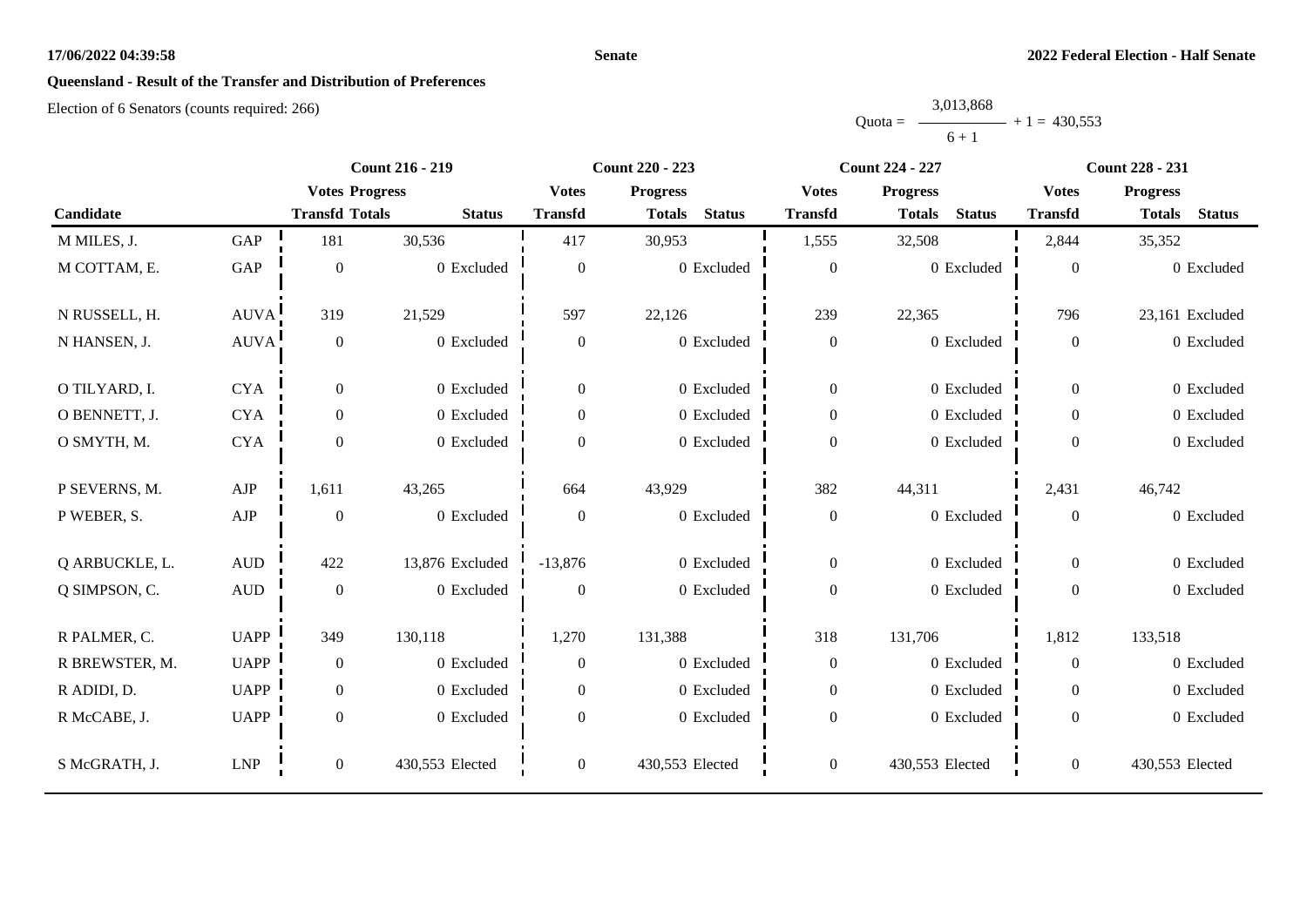## Queensland - Result of the Transfer and Distribution of Preferences

Election of 6 Senators (counts required: 266)

$$\text{Quota} = \frac{3,013,868}{6 + 1} + 1 = 430,553$$

| Candidate | | Count 216 - 219 | | | Count 220 - 223 | | | Count 224 - 227 | | | Count 228 - 231 | | |
|---|---|---|---|---|---|---|---|---|---|---|---|---|---|
| | | Votes Transfd | Progress Totals | Status | Votes Transfd | Progress Totals | Status | Votes Transfd | Progress Totals | Status | Votes Transfd | Progress Totals | Status |
| M MILES, J. | GAP | 181 | 30,536 | | 417 | 30,953 | | 1,555 | 32,508 | | 2,844 | 35,352 | |
| M COTTAM, E. | GAP | 0 | 0 | Excluded | 0 | 0 | Excluded | 0 | 0 | Excluded | 0 | 0 | Excluded |
| N RUSSELL, H. | AUVA | 319 | 21,529 | | 597 | 22,126 | | 239 | 22,365 | | 796 | 23,161 | Excluded |
| N HANSEN, J. | AUVA | 0 | 0 | Excluded | 0 | 0 | Excluded | 0 | 0 | Excluded | 0 | 0 | Excluded |
| O TILYARD, I. | CYA | 0 | 0 | Excluded | 0 | 0 | Excluded | 0 | 0 | Excluded | 0 | 0 | Excluded |
| O BENNETT, J. | CYA | 0 | 0 | Excluded | 0 | 0 | Excluded | 0 | 0 | Excluded | 0 | 0 | Excluded |
| O SMYTH, M. | CYA | 0 | 0 | Excluded | 0 | 0 | Excluded | 0 | 0 | Excluded | 0 | 0 | Excluded |
| P SEVERNS, M. | AJP | 1,611 | 43,265 | | 664 | 43,929 | | 382 | 44,311 | | 2,431 | 46,742 | |
| P WEBER, S. | AJP | 0 | 0 | Excluded | 0 | 0 | Excluded | 0 | 0 | Excluded | 0 | 0 | Excluded |
| Q ARBUCKLE, L. | AUD | 422 | 13,876 | Excluded | -13,876 | 0 | Excluded | 0 | 0 | Excluded | 0 | 0 | Excluded |
| Q SIMPSON, C. | AUD | 0 | 0 | Excluded | 0 | 0 | Excluded | 0 | 0 | Excluded | 0 | 0 | Excluded |
| R PALMER, C. | UAPP | 349 | 130,118 | | 1,270 | 131,388 | | 318 | 131,706 | | 1,812 | 133,518 | |
| R BREWSTER, M. | UAPP | 0 | 0 | Excluded | 0 | 0 | Excluded | 0 | 0 | Excluded | 0 | 0 | Excluded |
| R ADIDI, D. | UAPP | 0 | 0 | Excluded | 0 | 0 | Excluded | 0 | 0 | Excluded | 0 | 0 | Excluded |
| R McCABE, J. | UAPP | 0 | 0 | Excluded | 0 | 0 | Excluded | 0 | 0 | Excluded | 0 | 0 | Excluded |
| S McGRATH, J. | LNP | 0 | 430,553 | Elected | 0 | 430,553 | Elected | 0 | 430,553 | Elected | 0 | 430,553 | Elected |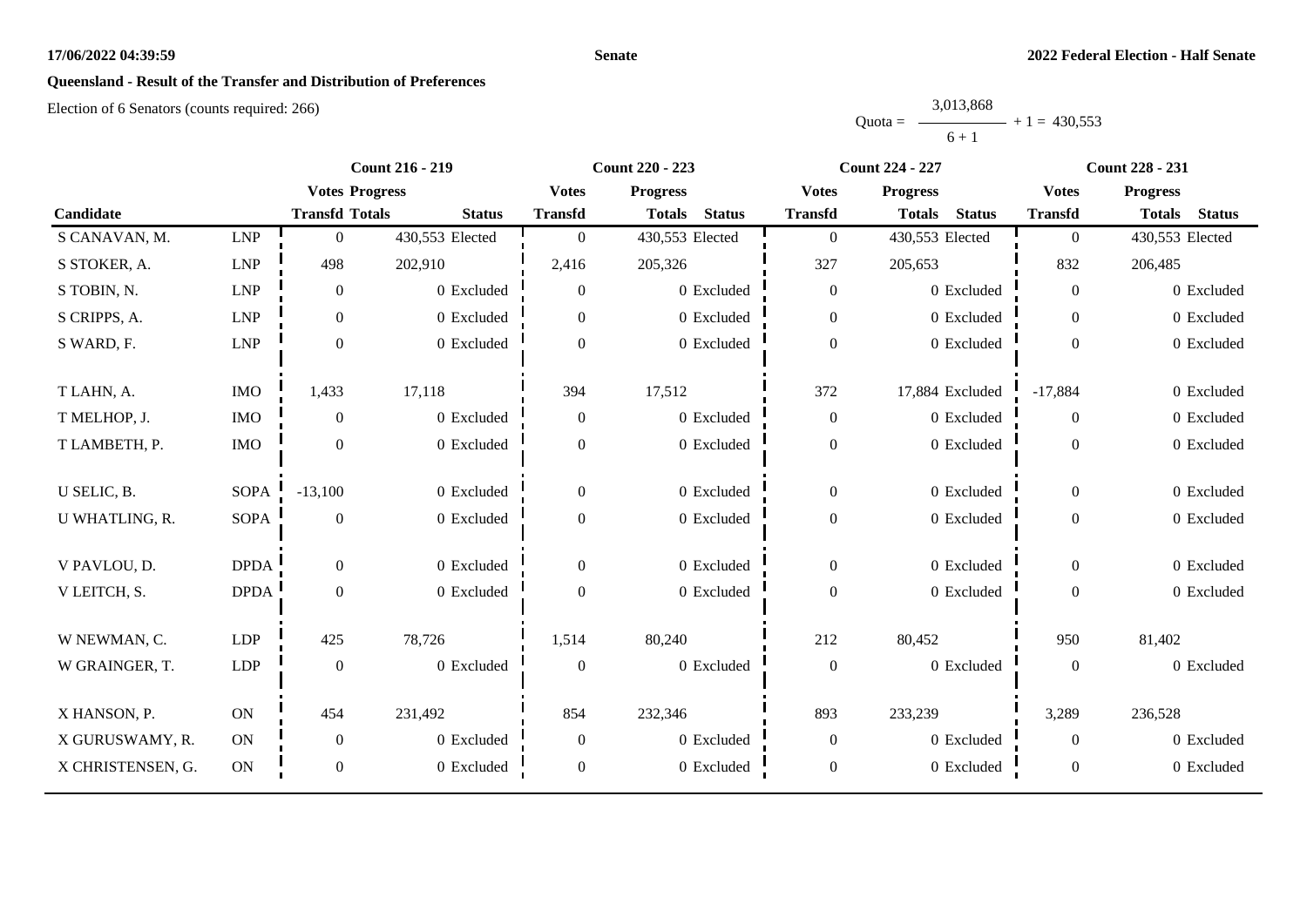17/06/2022 04:39:59 **Senate** **2022 Federal Election - Half Senate**

## Queensland - Result of the Transfer and Distribution of Preferences

Election of 6 Senators (counts required: 266)

$$\text{Quota} = \frac{3{,}013{,}868}{6 + 1} + 1 = 430{,}553$$

| Candidate | | Count 216 - 219 | | | Count 220 - 223 | | | Count 224 - 227 | | | Count 228 - 231 | | |
|---|---|---|---|---|---|---|---|---|---|---|---|---|---|
| | | Votes Transfd | Progress Totals | Status | Votes Transfd | Progress Totals | Status | Votes Transfd | Progress Totals | Status | Votes Transfd | Progress Totals | Status |
| S CANAVAN, M. | LNP | 0 | 430,553 | Elected | 0 | 430,553 | Elected | 0 | 430,553 | Elected | 0 | 430,553 | Elected |
| S STOKER, A. | LNP | 498 | 202,910 | | 2,416 | 205,326 | | 327 | 205,653 | | 832 | 206,485 | |
| S TOBIN, N. | LNP | 0 | 0 | Excluded | 0 | 0 | Excluded | 0 | 0 | Excluded | 0 | 0 | Excluded |
| S CRIPPS, A. | LNP | 0 | 0 | Excluded | 0 | 0 | Excluded | 0 | 0 | Excluded | 0 | 0 | Excluded |
| S WARD, F. | LNP | 0 | 0 | Excluded | 0 | 0 | Excluded | 0 | 0 | Excluded | 0 | 0 | Excluded |
| T LAHN, A. | IMO | 1,433 | 17,118 | | 394 | 17,512 | | 372 | 17,884 | Excluded | -17,884 | 0 | Excluded |
| T MELHOP, J. | IMO | 0 | 0 | Excluded | 0 | 0 | Excluded | 0 | 0 | Excluded | 0 | 0 | Excluded |
| T LAMBETH, P. | IMO | 0 | 0 | Excluded | 0 | 0 | Excluded | 0 | 0 | Excluded | 0 | 0 | Excluded |
| U SELIC, B. | SOPA | -13,100 | 0 | Excluded | 0 | 0 | Excluded | 0 | 0 | Excluded | 0 | 0 | Excluded |
| U WHATLING, R. | SOPA | 0 | 0 | Excluded | 0 | 0 | Excluded | 0 | 0 | Excluded | 0 | 0 | Excluded |
| V PAVLOU, D. | DPDA | 0 | 0 | Excluded | 0 | 0 | Excluded | 0 | 0 | Excluded | 0 | 0 | Excluded |
| V LEITCH, S. | DPDA | 0 | 0 | Excluded | 0 | 0 | Excluded | 0 | 0 | Excluded | 0 | 0 | Excluded |
| W NEWMAN, C. | LDP | 425 | 78,726 | | 1,514 | 80,240 | | 212 | 80,452 | | 950 | 81,402 | |
| W GRAINGER, T. | LDP | 0 | 0 | Excluded | 0 | 0 | Excluded | 0 | 0 | Excluded | 0 | 0 | Excluded |
| X HANSON, P. | ON | 454 | 231,492 | | 854 | 232,346 | | 893 | 233,239 | | 3,289 | 236,528 | |
| X GURUSWAMY, R. | ON | 0 | 0 | Excluded | 0 | 0 | Excluded | 0 | 0 | Excluded | 0 | 0 | Excluded |
| X CHRISTENSEN, G. | ON | 0 | 0 | Excluded | 0 | 0 | Excluded | 0 | 0 | Excluded | 0 | 0 | Excluded |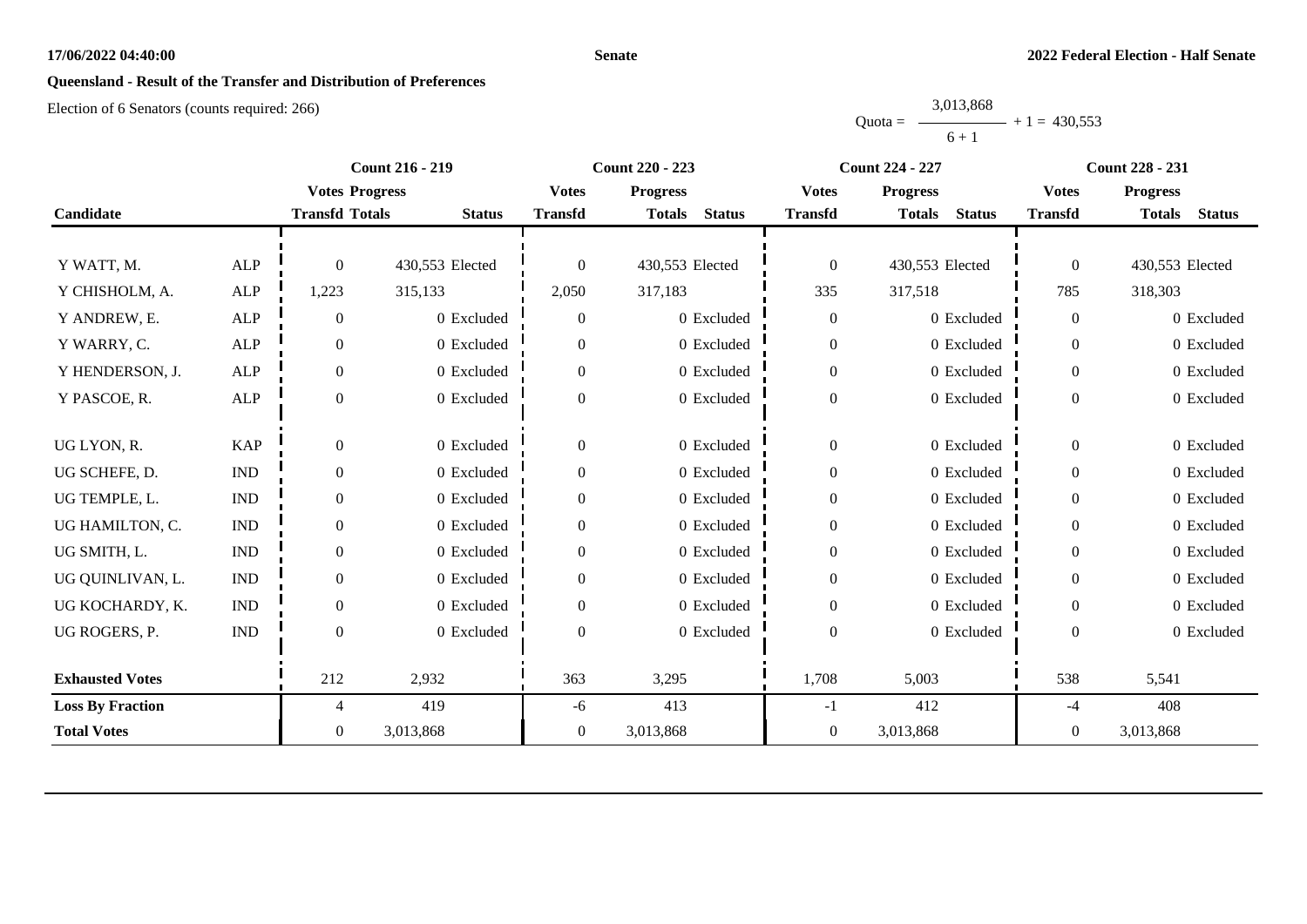## Queensland - Result of the Transfer and Distribution of Preferences

Election of 6 Senators (counts required: 266)

$$\text{Quota} = \frac{3{,}013{,}868}{6+1} + 1 = 430{,}553$$

| Candidate | | Count 216 - 219 | | | Count 220 - 223 | | | Count 224 - 227 | | | Count 228 - 231 | | |
|---|---|---|---|---|---|---|---|---|---|---|---|---|---|
| | | Votes Transfd | Progress Totals | Status | Votes Transfd | Progress Totals | Status | Votes Transfd | Progress Totals | Status | Votes Transfd | Progress Totals | Status |
| Y WATT, M. | ALP | 0 | 430,553 | Elected | 0 | 430,553 | Elected | 0 | 430,553 | Elected | 0 | 430,553 | Elected |
| Y CHISHOLM, A. | ALP | 1,223 | 315,133 | | 2,050 | 317,183 | | 335 | 317,518 | | 785 | 318,303 | |
| Y ANDREW, E. | ALP | 0 | 0 | Excluded | 0 | 0 | Excluded | 0 | 0 | Excluded | 0 | 0 | Excluded |
| Y WARRY, C. | ALP | 0 | 0 | Excluded | 0 | 0 | Excluded | 0 | 0 | Excluded | 0 | 0 | Excluded |
| Y HENDERSON, J. | ALP | 0 | 0 | Excluded | 0 | 0 | Excluded | 0 | 0 | Excluded | 0 | 0 | Excluded |
| Y PASCOE, R. | ALP | 0 | 0 | Excluded | 0 | 0 | Excluded | 0 | 0 | Excluded | 0 | 0 | Excluded |
| UG LYON, R. | KAP | 0 | 0 | Excluded | 0 | 0 | Excluded | 0 | 0 | Excluded | 0 | 0 | Excluded |
| UG SCHEFE, D. | IND | 0 | 0 | Excluded | 0 | 0 | Excluded | 0 | 0 | Excluded | 0 | 0 | Excluded |
| UG TEMPLE, L. | IND | 0 | 0 | Excluded | 0 | 0 | Excluded | 0 | 0 | Excluded | 0 | 0 | Excluded |
| UG HAMILTON, C. | IND | 0 | 0 | Excluded | 0 | 0 | Excluded | 0 | 0 | Excluded | 0 | 0 | Excluded |
| UG SMITH, L. | IND | 0 | 0 | Excluded | 0 | 0 | Excluded | 0 | 0 | Excluded | 0 | 0 | Excluded |
| UG QUINLIVAN, L. | IND | 0 | 0 | Excluded | 0 | 0 | Excluded | 0 | 0 | Excluded | 0 | 0 | Excluded |
| UG KOCHARDY, K. | IND | 0 | 0 | Excluded | 0 | 0 | Excluded | 0 | 0 | Excluded | 0 | 0 | Excluded |
| UG ROGERS, P. | IND | 0 | 0 | Excluded | 0 | 0 | Excluded | 0 | 0 | Excluded | 0 | 0 | Excluded |
| **Exhausted Votes** | | 212 | 2,932 | | 363 | 3,295 | | 1,708 | 5,003 | | 538 | 5,541 | |
| **Loss By Fraction** | | 4 | 419 | | -6 | 413 | | -1 | 412 | | -4 | 408 | |
| **Total Votes** | | 0 | 3,013,868 | | 0 | 3,013,868 | | 0 | 3,013,868 | | 0 | 3,013,868 | |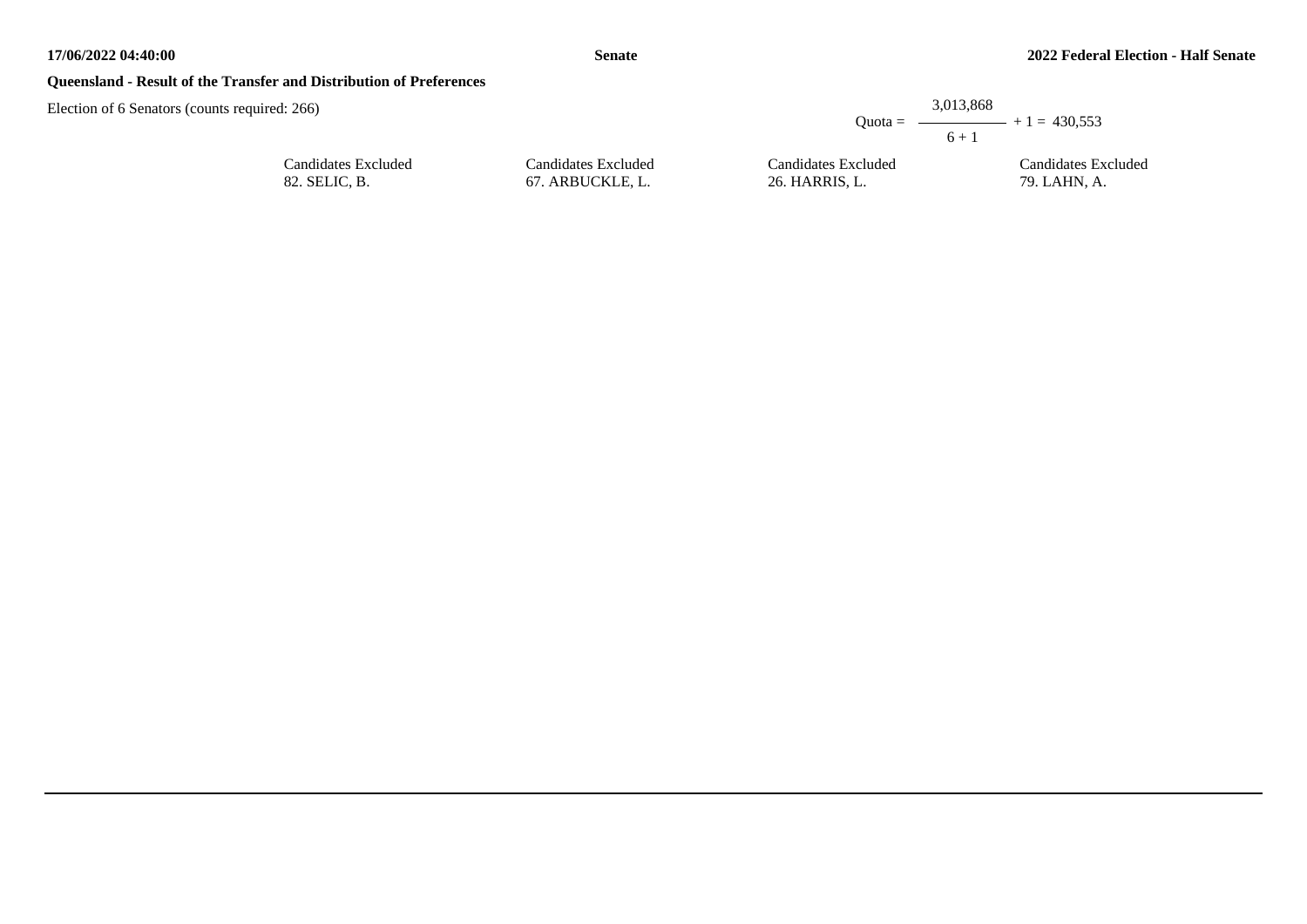**Queensland - Result of the Transfer and Distribution of Preferences**

Election of 6 Senators (counts required: 266)

$$\text{Quota} = \frac{3{,}013{,}868}{6 + 1} + 1 = 430{,}553$$

| Candidates Excluded | Candidates Excluded | Candidates Excluded | Candidates Excluded |
|---|---|---|---|
| 82. SELIC, B. | 67. ARBUCKLE, L. | 26. HARRIS, L. | 79. LAHN, A. |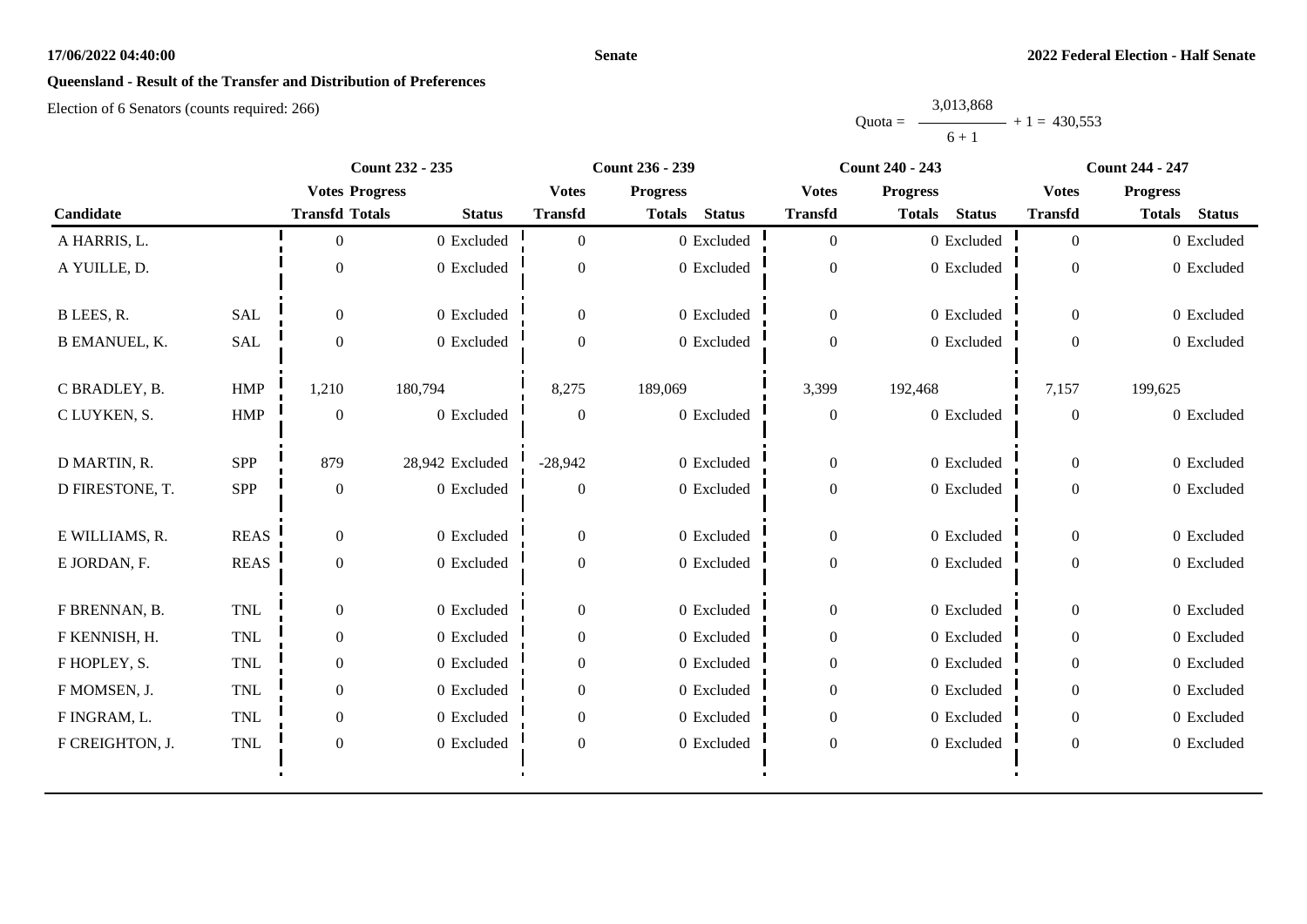**17/06/2022 04:40:00** **Senate** **2022 Federal Election - Half Senate**

## Queensland - Result of the Transfer and Distribution of Preferences

Election of 6 Senators (counts required: 266)

$$\text{Quota} = \frac{3{,}013{,}868}{6+1} + 1 = 430{,}553$$

| Candidate | | Count 232 - 235 | | | Count 236 - 239 | | | Count 240 - 243 | | | Count 244 - 247 | | |
|---|---|---|---|---|---|---|---|---|---|---|---|---|---|
| | | Votes Transfd | Progress Totals | Status | Votes Transfd | Progress Totals | Status | Votes Transfd | Progress Totals | Status | Votes Transfd | Progress Totals | Status |
| A HARRIS, L. | | 0 | 0 | Excluded | 0 | 0 | Excluded | 0 | 0 | Excluded | 0 | 0 | Excluded |
| A YUILLE, D. | | 0 | 0 | Excluded | 0 | 0 | Excluded | 0 | 0 | Excluded | 0 | 0 | Excluded |
| B LEES, R. | SAL | 0 | 0 | Excluded | 0 | 0 | Excluded | 0 | 0 | Excluded | 0 | 0 | Excluded |
| B EMANUEL, K. | SAL | 0 | 0 | Excluded | 0 | 0 | Excluded | 0 | 0 | Excluded | 0 | 0 | Excluded |
| C BRADLEY, B. | HMP | 1,210 | 180,794 | | 8,275 | 189,069 | | 3,399 | 192,468 | | 7,157 | 199,625 | |
| C LUYKEN, S. | HMP | 0 | 0 | Excluded | 0 | 0 | Excluded | 0 | 0 | Excluded | 0 | 0 | Excluded |
| D MARTIN, R. | SPP | 879 | 28,942 | Excluded | -28,942 | 0 | Excluded | 0 | 0 | Excluded | 0 | 0 | Excluded |
| D FIRESTONE, T. | SPP | 0 | 0 | Excluded | 0 | 0 | Excluded | 0 | 0 | Excluded | 0 | 0 | Excluded |
| E WILLIAMS, R. | REAS | 0 | 0 | Excluded | 0 | 0 | Excluded | 0 | 0 | Excluded | 0 | 0 | Excluded |
| E JORDAN, F. | REAS | 0 | 0 | Excluded | 0 | 0 | Excluded | 0 | 0 | Excluded | 0 | 0 | Excluded |
| F BRENNAN, B. | TNL | 0 | 0 | Excluded | 0 | 0 | Excluded | 0 | 0 | Excluded | 0 | 0 | Excluded |
| F KENNISH, H. | TNL | 0 | 0 | Excluded | 0 | 0 | Excluded | 0 | 0 | Excluded | 0 | 0 | Excluded |
| F HOPLEY, S. | TNL | 0 | 0 | Excluded | 0 | 0 | Excluded | 0 | 0 | Excluded | 0 | 0 | Excluded |
| F MOMSEN, J. | TNL | 0 | 0 | Excluded | 0 | 0 | Excluded | 0 | 0 | Excluded | 0 | 0 | Excluded |
| F INGRAM, L. | TNL | 0 | 0 | Excluded | 0 | 0 | Excluded | 0 | 0 | Excluded | 0 | 0 | Excluded |
| F CREIGHTON, J. | TNL | 0 | 0 | Excluded | 0 | 0 | Excluded | 0 | 0 | Excluded | 0 | 0 | Excluded |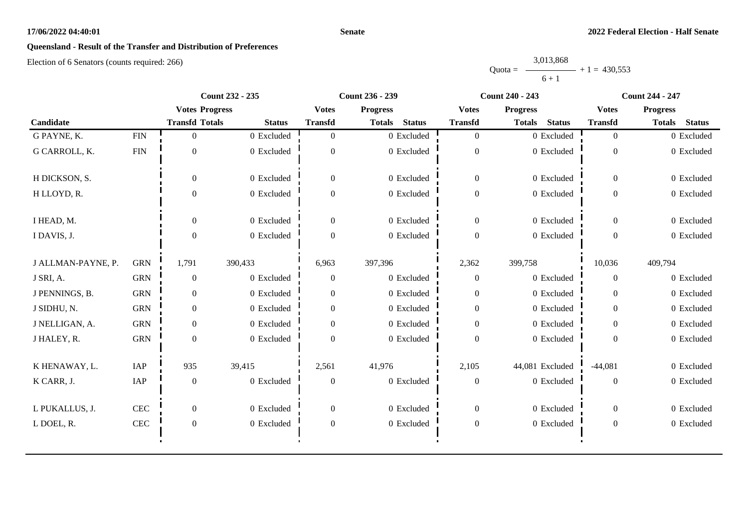17/06/2022 04:40:01

Senate

2022 Federal Election - Half Senate

## Queensland - Result of the Transfer and Distribution of Preferences

Election of 6 Senators (counts required: 266)

$$\text{Quota} = \frac{3{,}013{,}868}{6 + 1} + 1 = 430{,}553$$

| Candidate | | Count 232 - 235 | | | Count 236 - 239 | | | Count 240 - 243 | | | Count 244 - 247 | | |
|---|---|---|---|---|---|---|---|---|---|---|---|---|---|
| | | Votes Transfd | Progress Totals | Status | Votes Transfd | Progress Totals | Status | Votes Transfd | Progress Totals | Status | Votes Transfd | Progress Totals | Status |
| G PAYNE, K. | FIN | 0 | 0 | Excluded | 0 | 0 | Excluded | 0 | 0 | Excluded | 0 | 0 | Excluded |
| G CARROLL, K. | FIN | 0 | 0 | Excluded | 0 | 0 | Excluded | 0 | 0 | Excluded | 0 | 0 | Excluded |
| H DICKSON, S. | | 0 | 0 | Excluded | 0 | 0 | Excluded | 0 | 0 | Excluded | 0 | 0 | Excluded |
| H LLOYD, R. | | 0 | 0 | Excluded | 0 | 0 | Excluded | 0 | 0 | Excluded | 0 | 0 | Excluded |
| I HEAD, M. | | 0 | 0 | Excluded | 0 | 0 | Excluded | 0 | 0 | Excluded | 0 | 0 | Excluded |
| I DAVIS, J. | | 0 | 0 | Excluded | 0 | 0 | Excluded | 0 | 0 | Excluded | 0 | 0 | Excluded |
| J ALLMAN-PAYNE, P. | GRN | 1,791 | 390,433 | | 6,963 | 397,396 | | 2,362 | 399,758 | | 10,036 | 409,794 | |
| J SRI, A. | GRN | 0 | 0 | Excluded | 0 | 0 | Excluded | 0 | 0 | Excluded | 0 | 0 | Excluded |
| J PENNINGS, B. | GRN | 0 | 0 | Excluded | 0 | 0 | Excluded | 0 | 0 | Excluded | 0 | 0 | Excluded |
| J SIDHU, N. | GRN | 0 | 0 | Excluded | 0 | 0 | Excluded | 0 | 0 | Excluded | 0 | 0 | Excluded |
| J NELLIGAN, A. | GRN | 0 | 0 | Excluded | 0 | 0 | Excluded | 0 | 0 | Excluded | 0 | 0 | Excluded |
| J HALEY, R. | GRN | 0 | 0 | Excluded | 0 | 0 | Excluded | 0 | 0 | Excluded | 0 | 0 | Excluded |
| K HENAWAY, L. | IAP | 935 | 39,415 | | 2,561 | 41,976 | | 2,105 | 44,081 | Excluded | -44,081 | 0 | Excluded |
| K CARR, J. | IAP | 0 | 0 | Excluded | 0 | 0 | Excluded | 0 | 0 | Excluded | 0 | 0 | Excluded |
| L PUKALLUS, J. | CEC | 0 | 0 | Excluded | 0 | 0 | Excluded | 0 | 0 | Excluded | 0 | 0 | Excluded |
| L DOEL, R. | CEC | 0 | 0 | Excluded | 0 | 0 | Excluded | 0 | 0 | Excluded | 0 | 0 | Excluded |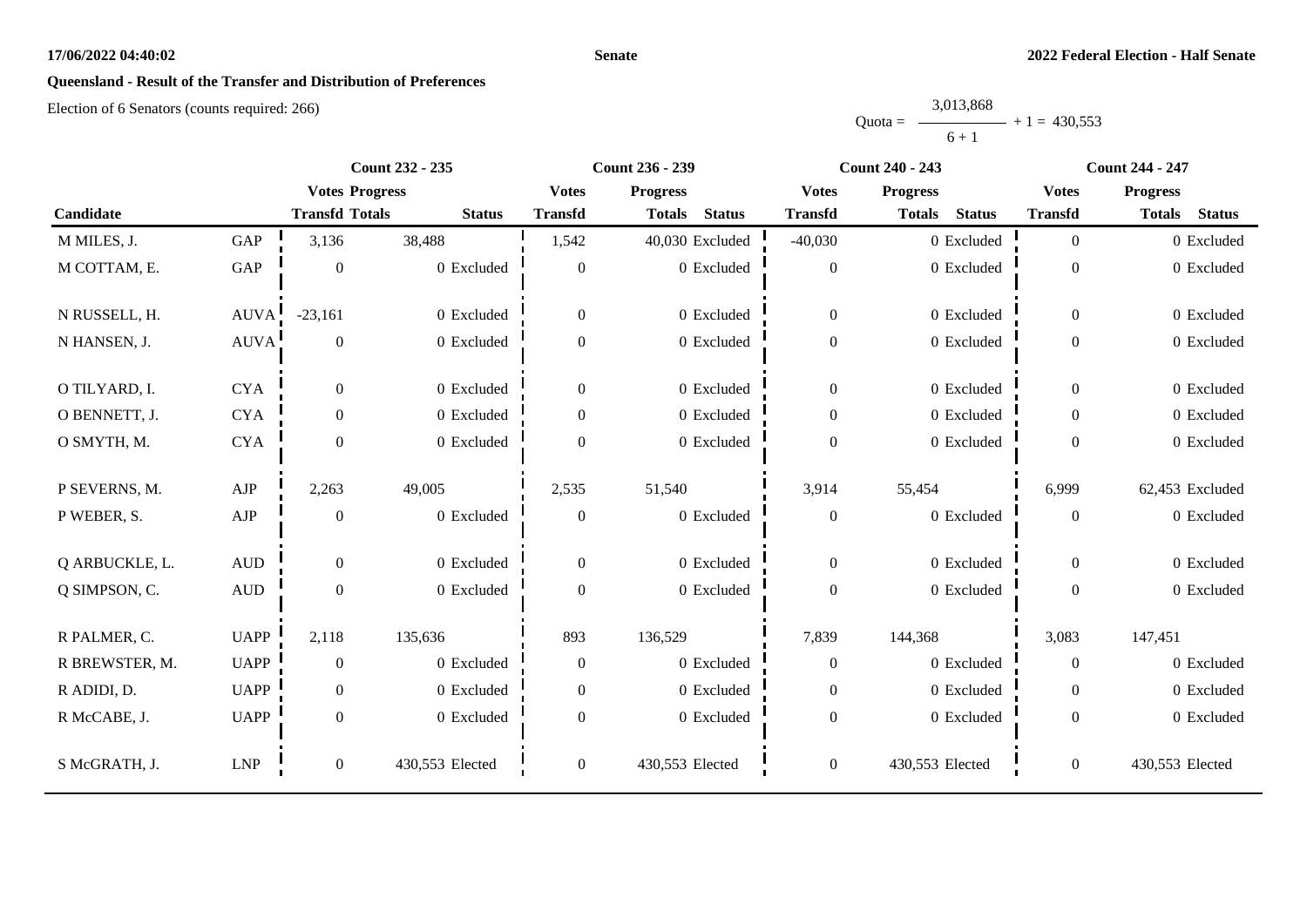**17/06/2022 04:40:02** **Senate** **2022 Federal Election - Half Senate**

## Queensland - Result of the Transfer and Distribution of Preferences

Election of 6 Senators (counts required: 266)

$$\text{Quota} = \frac{3{,}013{,}868}{6 + 1} + 1 = 430{,}553$$

| Candidate | | Count 232 - 235 | | | Count 236 - 239 | | | Count 240 - 243 | | | Count 244 - 247 | | |
|---|---|---|---|---|---|---|---|---|---|---|---|---|---|
| | | Votes Transfd | Progress Totals | Status | Votes Transfd | Progress Totals | Status | Votes Transfd | Progress Totals | Status | Votes Transfd | Progress Totals | Status |
| M MILES, J. | GAP | 3,136 | 38,488 | | 1,542 | 40,030 | Excluded | -40,030 | 0 | Excluded | 0 | 0 | Excluded |
| M COTTAM, E. | GAP | 0 | 0 | Excluded | 0 | 0 | Excluded | 0 | 0 | Excluded | 0 | 0 | Excluded |
| N RUSSELL, H. | AUVA | -23,161 | 0 | Excluded | 0 | 0 | Excluded | 0 | 0 | Excluded | 0 | 0 | Excluded |
| N HANSEN, J. | AUVA | 0 | 0 | Excluded | 0 | 0 | Excluded | 0 | 0 | Excluded | 0 | 0 | Excluded |
| O TILYARD, I. | CYA | 0 | 0 | Excluded | 0 | 0 | Excluded | 0 | 0 | Excluded | 0 | 0 | Excluded |
| O BENNETT, J. | CYA | 0 | 0 | Excluded | 0 | 0 | Excluded | 0 | 0 | Excluded | 0 | 0 | Excluded |
| O SMYTH, M. | CYA | 0 | 0 | Excluded | 0 | 0 | Excluded | 0 | 0 | Excluded | 0 | 0 | Excluded |
| P SEVERNS, M. | AJP | 2,263 | 49,005 | | 2,535 | 51,540 | | 3,914 | 55,454 | | 6,999 | 62,453 | Excluded |
| P WEBER, S. | AJP | 0 | 0 | Excluded | 0 | 0 | Excluded | 0 | 0 | Excluded | 0 | 0 | Excluded |
| Q ARBUCKLE, L. | AUD | 0 | 0 | Excluded | 0 | 0 | Excluded | 0 | 0 | Excluded | 0 | 0 | Excluded |
| Q SIMPSON, C. | AUD | 0 | 0 | Excluded | 0 | 0 | Excluded | 0 | 0 | Excluded | 0 | 0 | Excluded |
| R PALMER, C. | UAPP | 2,118 | 135,636 | | 893 | 136,529 | | 7,839 | 144,368 | | 3,083 | 147,451 | |
| R BREWSTER, M. | UAPP | 0 | 0 | Excluded | 0 | 0 | Excluded | 0 | 0 | Excluded | 0 | 0 | Excluded |
| R ADIDI, D. | UAPP | 0 | 0 | Excluded | 0 | 0 | Excluded | 0 | 0 | Excluded | 0 | 0 | Excluded |
| R McCABE, J. | UAPP | 0 | 0 | Excluded | 0 | 0 | Excluded | 0 | 0 | Excluded | 0 | 0 | Excluded |
| S McGRATH, J. | LNP | 0 | 430,553 | Elected | 0 | 430,553 | Elected | 0 | 430,553 | Elected | 0 | 430,553 | Elected |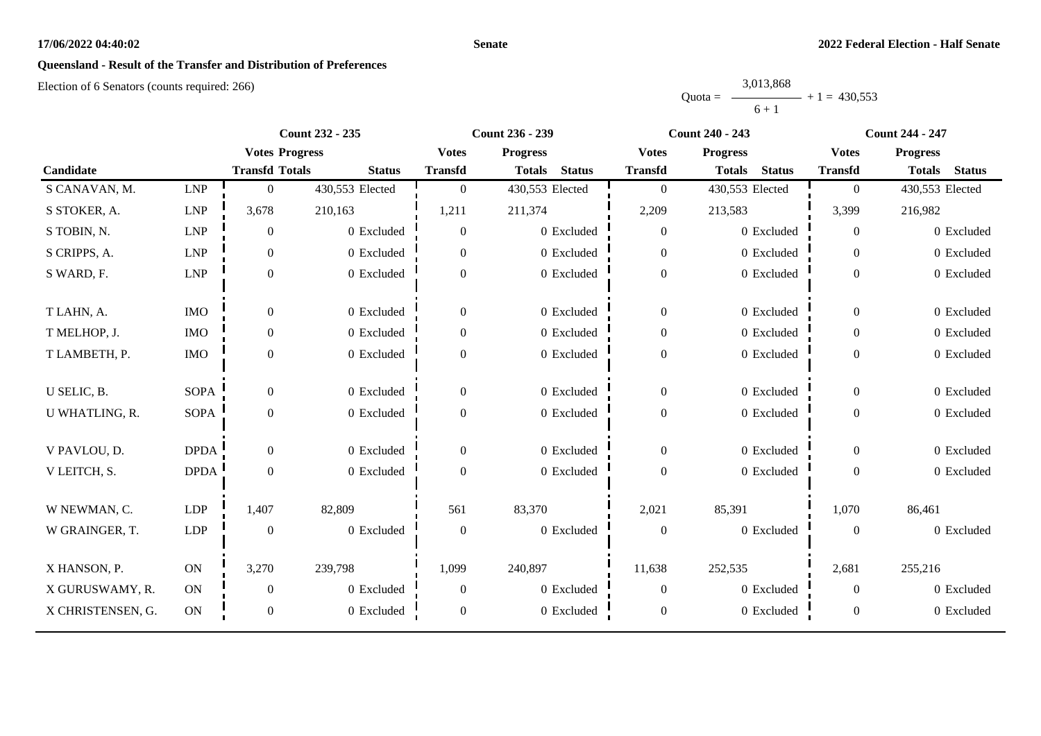**17/06/2022 04:40:02** **Senate** **2022 Federal Election - Half Senate**

## Queensland - Result of the Transfer and Distribution of Preferences

Election of 6 Senators (counts required: 266)

$$\text{Quota} = \frac{3,013,868}{6 + 1} + 1 = 430,553$$

| | | Count 232 - 235 | | | Count 236 - 239 | | | Count 240 - 243 | | | Count 244 - 247 | | |
|---|---|---|---|---|---|---|---|---|---|---|---|---|---|
| | | Votes | Progress | | Votes | Progress | | Votes | Progress | | Votes | Progress | |
| Candidate | | Transfd | Totals | Status | Transfd | Totals | Status | Transfd | Totals | Status | Transfd | Totals | Status |
| S CANAVAN, M. | LNP | 0 | 430,553 | Elected | 0 | 430,553 | Elected | 0 | 430,553 | Elected | 0 | 430,553 | Elected |
| S STOKER, A. | LNP | 3,678 | 210,163 | | 1,211 | 211,374 | | 2,209 | 213,583 | | 3,399 | 216,982 | |
| S TOBIN, N. | LNP | 0 | 0 | Excluded | 0 | 0 | Excluded | 0 | 0 | Excluded | 0 | 0 | Excluded |
| S CRIPPS, A. | LNP | 0 | 0 | Excluded | 0 | 0 | Excluded | 0 | 0 | Excluded | 0 | 0 | Excluded |
| S WARD, F. | LNP | 0 | 0 | Excluded | 0 | 0 | Excluded | 0 | 0 | Excluded | 0 | 0 | Excluded |
| T LAHN, A. | IMO | 0 | 0 | Excluded | 0 | 0 | Excluded | 0 | 0 | Excluded | 0 | 0 | Excluded |
| T MELHOP, J. | IMO | 0 | 0 | Excluded | 0 | 0 | Excluded | 0 | 0 | Excluded | 0 | 0 | Excluded |
| T LAMBETH, P. | IMO | 0 | 0 | Excluded | 0 | 0 | Excluded | 0 | 0 | Excluded | 0 | 0 | Excluded |
| U SELIC, B. | SOPA | 0 | 0 | Excluded | 0 | 0 | Excluded | 0 | 0 | Excluded | 0 | 0 | Excluded |
| U WHATLING, R. | SOPA | 0 | 0 | Excluded | 0 | 0 | Excluded | 0 | 0 | Excluded | 0 | 0 | Excluded |
| V PAVLOU, D. | DPDA | 0 | 0 | Excluded | 0 | 0 | Excluded | 0 | 0 | Excluded | 0 | 0 | Excluded |
| V LEITCH, S. | DPDA | 0 | 0 | Excluded | 0 | 0 | Excluded | 0 | 0 | Excluded | 0 | 0 | Excluded |
| W NEWMAN, C. | LDP | 1,407 | 82,809 | | 561 | 83,370 | | 2,021 | 85,391 | | 1,070 | 86,461 | |
| W GRAINGER, T. | LDP | 0 | 0 | Excluded | 0 | 0 | Excluded | 0 | 0 | Excluded | 0 | 0 | Excluded |
| X HANSON, P. | ON | 3,270 | 239,798 | | 1,099 | 240,897 | | 11,638 | 252,535 | | 2,681 | 255,216 | |
| X GURUSWAMY, R. | ON | 0 | 0 | Excluded | 0 | 0 | Excluded | 0 | 0 | Excluded | 0 | 0 | Excluded |
| X CHRISTENSEN, G. | ON | 0 | 0 | Excluded | 0 | 0 | Excluded | 0 | 0 | Excluded | 0 | 0 | Excluded |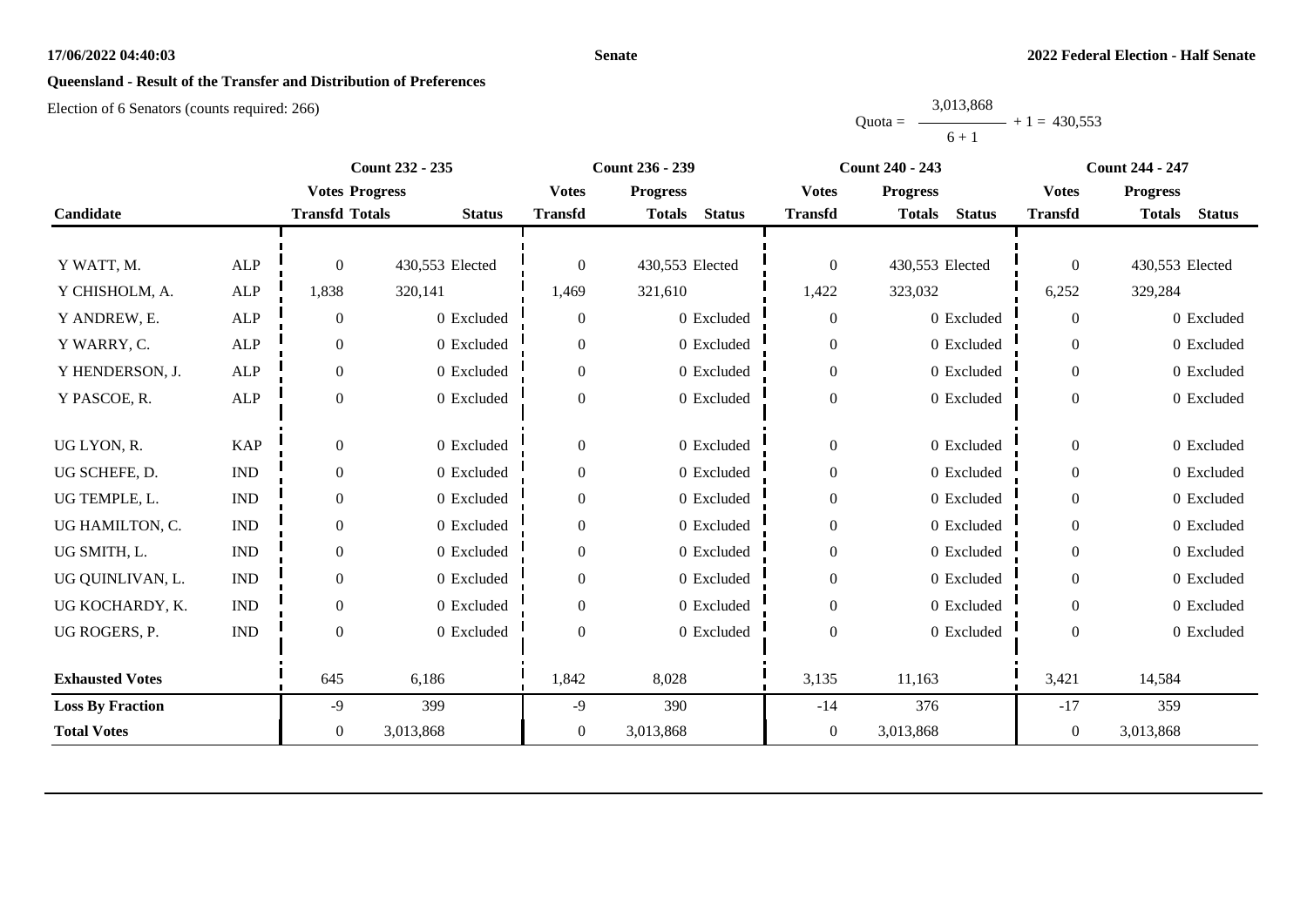**17/06/2022 04:40:03** **Senate** **2022 Federal Election - Half Senate**

## Queensland - Result of the Transfer and Distribution of Preferences

Election of 6 Senators (counts required: 266)

$$\text{Quota} = \frac{3{,}013{,}868}{6 + 1} + 1 = 430{,}553$$

| Candidate | | Count 232 - 235 | | | Count 236 - 239 | | | Count 240 - 243 | | | Count 244 - 247 | | |
|---|---|---|---|---|---|---|---|---|---|---|---|---|---|
| | | Votes Transfd | Progress Totals | Status | Votes Transfd | Progress Totals | Status | Votes Transfd | Progress Totals | Status | Votes Transfd | Progress Totals | Status |
| Y WATT, M. | ALP | 0 | 430,553 | Elected | 0 | 430,553 | Elected | 0 | 430,553 | Elected | 0 | 430,553 | Elected |
| Y CHISHOLM, A. | ALP | 1,838 | 320,141 | | 1,469 | 321,610 | | 1,422 | 323,032 | | 6,252 | 329,284 | |
| Y ANDREW, E. | ALP | 0 | 0 | Excluded | 0 | 0 | Excluded | 0 | 0 | Excluded | 0 | 0 | Excluded |
| Y WARRY, C. | ALP | 0 | 0 | Excluded | 0 | 0 | Excluded | 0 | 0 | Excluded | 0 | 0 | Excluded |
| Y HENDERSON, J. | ALP | 0 | 0 | Excluded | 0 | 0 | Excluded | 0 | 0 | Excluded | 0 | 0 | Excluded |
| Y PASCOE, R. | ALP | 0 | 0 | Excluded | 0 | 0 | Excluded | 0 | 0 | Excluded | 0 | 0 | Excluded |
| UG LYON, R. | KAP | 0 | 0 | Excluded | 0 | 0 | Excluded | 0 | 0 | Excluded | 0 | 0 | Excluded |
| UG SCHEFE, D. | IND | 0 | 0 | Excluded | 0 | 0 | Excluded | 0 | 0 | Excluded | 0 | 0 | Excluded |
| UG TEMPLE, L. | IND | 0 | 0 | Excluded | 0 | 0 | Excluded | 0 | 0 | Excluded | 0 | 0 | Excluded |
| UG HAMILTON, C. | IND | 0 | 0 | Excluded | 0 | 0 | Excluded | 0 | 0 | Excluded | 0 | 0 | Excluded |
| UG SMITH, L. | IND | 0 | 0 | Excluded | 0 | 0 | Excluded | 0 | 0 | Excluded | 0 | 0 | Excluded |
| UG QUINLIVAN, L. | IND | 0 | 0 | Excluded | 0 | 0 | Excluded | 0 | 0 | Excluded | 0 | 0 | Excluded |
| UG KOCHARDY, K. | IND | 0 | 0 | Excluded | 0 | 0 | Excluded | 0 | 0 | Excluded | 0 | 0 | Excluded |
| UG ROGERS, P. | IND | 0 | 0 | Excluded | 0 | 0 | Excluded | 0 | 0 | Excluded | 0 | 0 | Excluded |
| **Exhausted Votes** | | 645 | 6,186 | | 1,842 | 8,028 | | 3,135 | 11,163 | | 3,421 | 14,584 | |
| **Loss By Fraction** | | -9 | 399 | | -9 | 390 | | -14 | 376 | | -17 | 359 | |
| **Total Votes** | | 0 | 3,013,868 | | 0 | 3,013,868 | | 0 | 3,013,868 | | 0 | 3,013,868 | |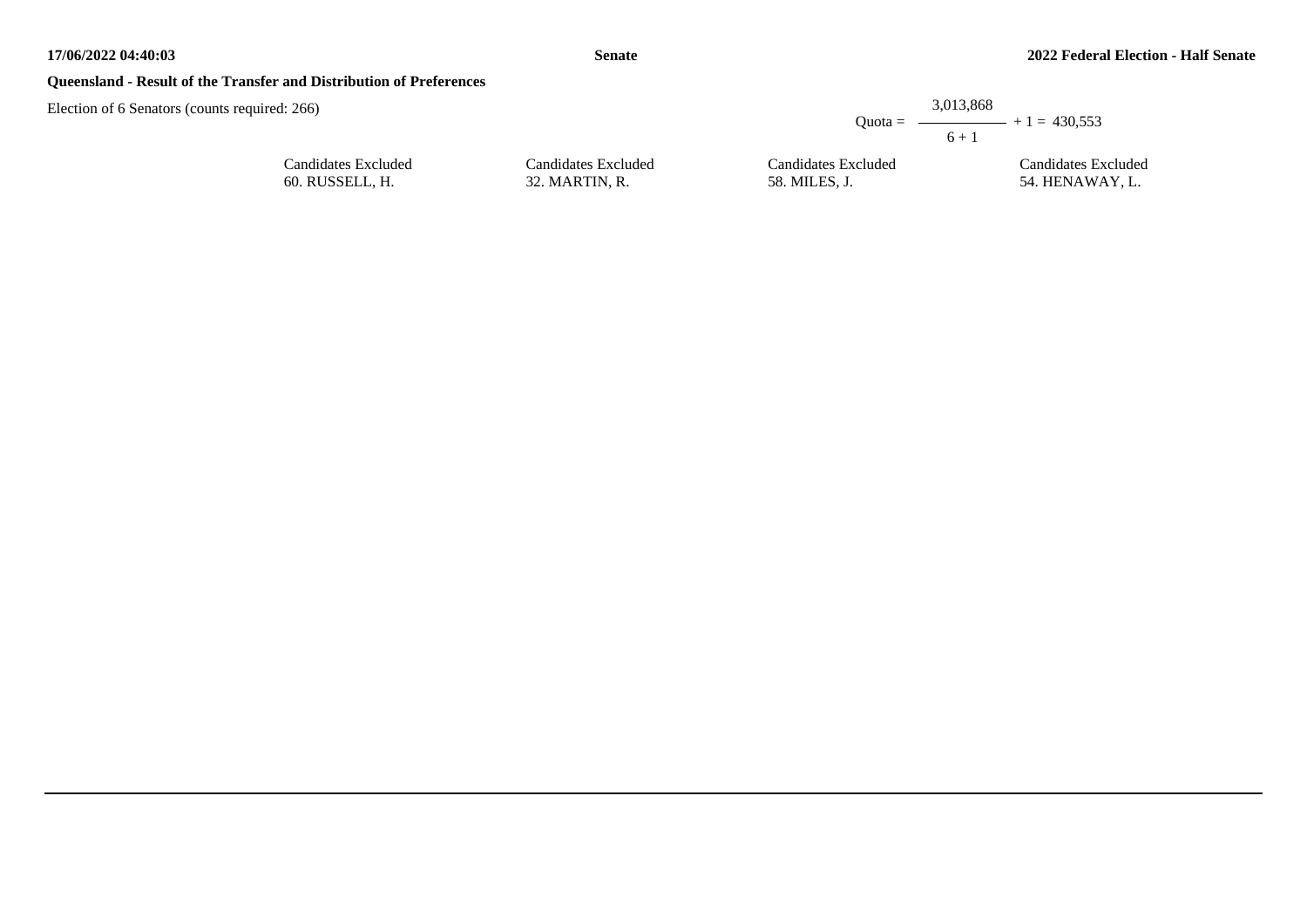## Queensland - Result of the Transfer and Distribution of Preferences

Election of 6 Senators (counts required: 266)

$$\text{Quota} = \frac{3{,}013{,}868}{6 + 1} + 1 = 430{,}553$$

| Candidates Excluded | Candidates Excluded | Candidates Excluded | Candidates Excluded |
| --- | --- | --- | --- |
| 60. RUSSELL, H. | 32. MARTIN, R. | 58. MILES, J. | 54. HENAWAY, L. |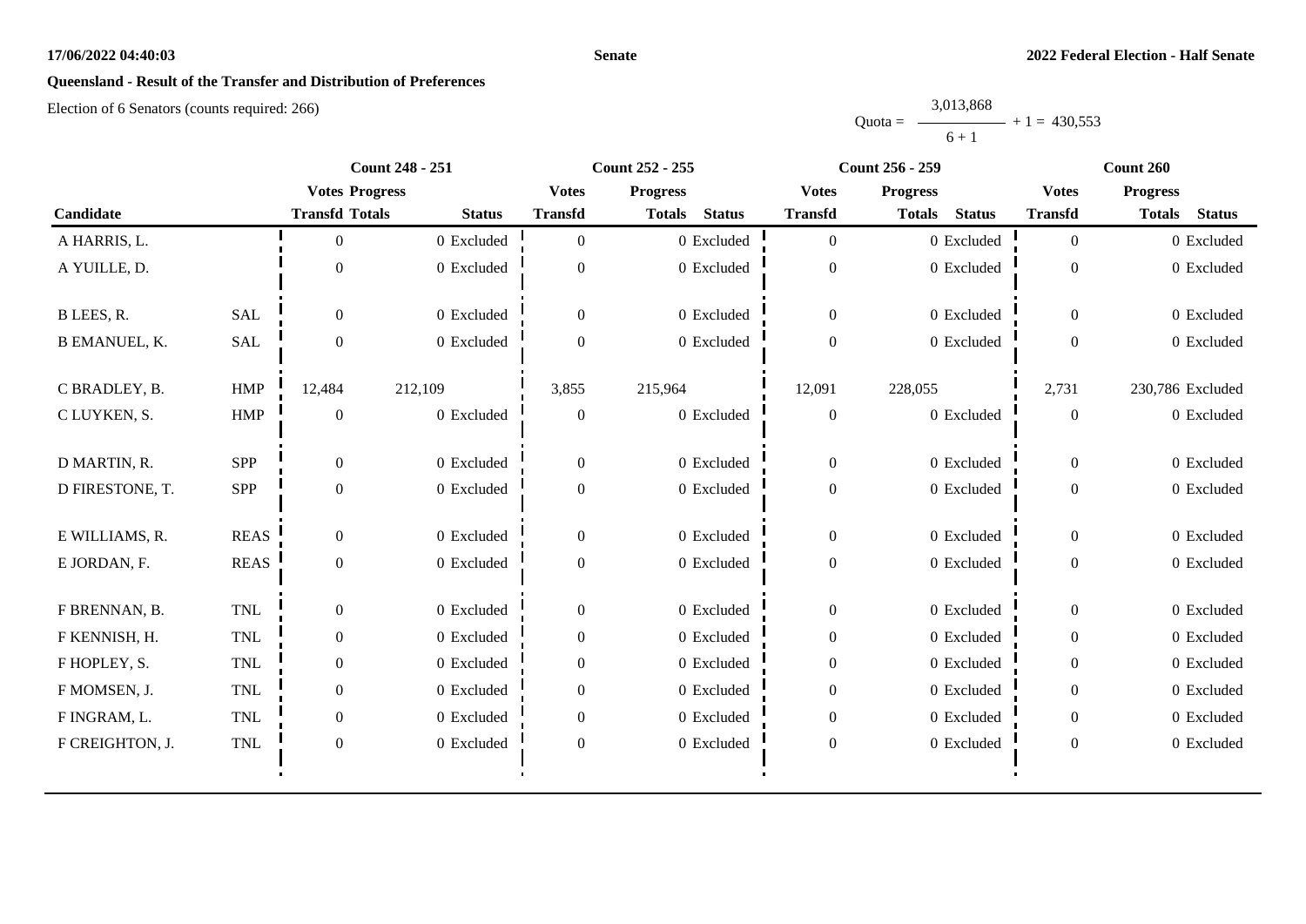**Queensland - Result of the Transfer and Distribution of Preferences**

Election of 6 Senators (counts required: 266)

$$\text{Quota} = \frac{3,013,868}{6+1} + 1 = 430,553$$

| Candidate | | Count 248 - 251 | | | Count 252 - 255 | | | Count 256 - 259 | | | Count 260 | | |
|---|---|---|---|---|---|---|---|---|---|---|---|---|---|
| | | Votes Transfd | Progress Totals | Status | Votes Transfd | Progress Totals | Status | Votes Transfd | Progress Totals | Status | Votes Transfd | Progress Totals | Status |
| A HARRIS, L. | | 0 | 0 | Excluded | 0 | 0 | Excluded | 0 | 0 | Excluded | 0 | 0 | Excluded |
| A YUILLE, D. | | 0 | 0 | Excluded | 0 | 0 | Excluded | 0 | 0 | Excluded | 0 | 0 | Excluded |
| B LEES, R. | SAL | 0 | 0 | Excluded | 0 | 0 | Excluded | 0 | 0 | Excluded | 0 | 0 | Excluded |
| B EMANUEL, K. | SAL | 0 | 0 | Excluded | 0 | 0 | Excluded | 0 | 0 | Excluded | 0 | 0 | Excluded |
| C BRADLEY, B. | HMP | 12,484 | 212,109 | | 3,855 | 215,964 | | 12,091 | 228,055 | | 2,731 | 230,786 | Excluded |
| C LUYKEN, S. | HMP | 0 | 0 | Excluded | 0 | 0 | Excluded | 0 | 0 | Excluded | 0 | 0 | Excluded |
| D MARTIN, R. | SPP | 0 | 0 | Excluded | 0 | 0 | Excluded | 0 | 0 | Excluded | 0 | 0 | Excluded |
| D FIRESTONE, T. | SPP | 0 | 0 | Excluded | 0 | 0 | Excluded | 0 | 0 | Excluded | 0 | 0 | Excluded |
| E WILLIAMS, R. | REAS | 0 | 0 | Excluded | 0 | 0 | Excluded | 0 | 0 | Excluded | 0 | 0 | Excluded |
| E JORDAN, F. | REAS | 0 | 0 | Excluded | 0 | 0 | Excluded | 0 | 0 | Excluded | 0 | 0 | Excluded |
| F BRENNAN, B. | TNL | 0 | 0 | Excluded | 0 | 0 | Excluded | 0 | 0 | Excluded | 0 | 0 | Excluded |
| F KENNISH, H. | TNL | 0 | 0 | Excluded | 0 | 0 | Excluded | 0 | 0 | Excluded | 0 | 0 | Excluded |
| F HOPLEY, S. | TNL | 0 | 0 | Excluded | 0 | 0 | Excluded | 0 | 0 | Excluded | 0 | 0 | Excluded |
| F MOMSEN, J. | TNL | 0 | 0 | Excluded | 0 | 0 | Excluded | 0 | 0 | Excluded | 0 | 0 | Excluded |
| F INGRAM, L. | TNL | 0 | 0 | Excluded | 0 | 0 | Excluded | 0 | 0 | Excluded | 0 | 0 | Excluded |
| F CREIGHTON, J. | TNL | 0 | 0 | Excluded | 0 | 0 | Excluded | 0 | 0 | Excluded | 0 | 0 | Excluded |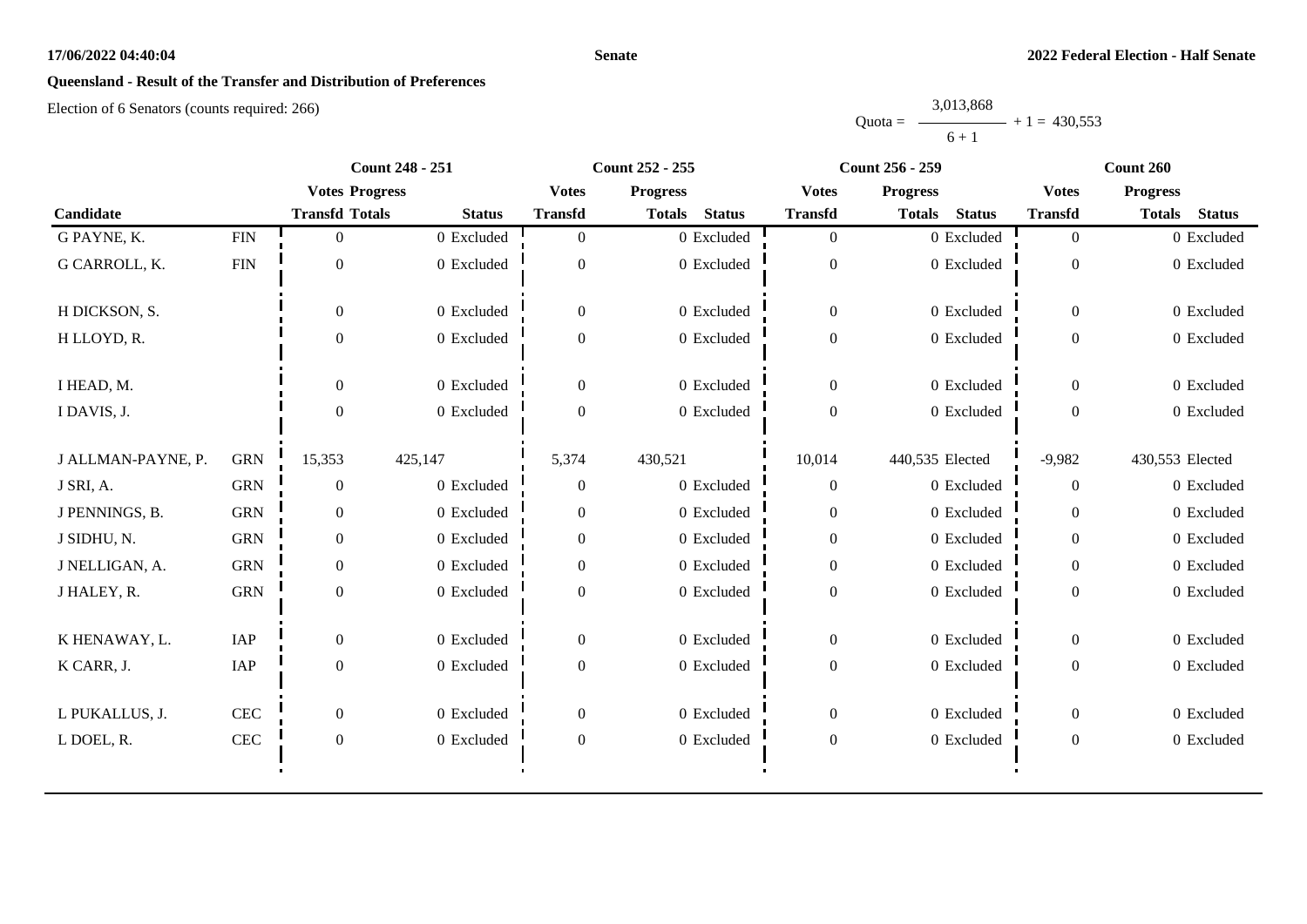**Senate** **2022 Federal Election - Half Senate**

## Queensland - Result of the Transfer and Distribution of Preferences

Election of 6 Senators (counts required: 266)

$$\text{Quota} = \frac{3{,}013{,}868}{6 + 1} + 1 = 430{,}553$$

| Candidate | | Count 248 - 251 | | | Count 252 - 255 | | | Count 256 - 259 | | | Count 260 | | |
|---|---|---|---|---|---|---|---|---|---|---|---|---|---|
| | | Votes Transfd | Progress Totals | Status | Votes Transfd | Progress Totals | Status | Votes Transfd | Progress Totals | Status | Votes Transfd | Progress Totals | Status |
| G PAYNE, K. | FIN | 0 | 0 | Excluded | 0 | 0 | Excluded | 0 | 0 | Excluded | 0 | 0 | Excluded |
| G CARROLL, K. | FIN | 0 | 0 | Excluded | 0 | 0 | Excluded | 0 | 0 | Excluded | 0 | 0 | Excluded |
| H DICKSON, S. | | 0 | 0 | Excluded | 0 | 0 | Excluded | 0 | 0 | Excluded | 0 | 0 | Excluded |
| H LLOYD, R. | | 0 | 0 | Excluded | 0 | 0 | Excluded | 0 | 0 | Excluded | 0 | 0 | Excluded |
| I HEAD, M. | | 0 | 0 | Excluded | 0 | 0 | Excluded | 0 | 0 | Excluded | 0 | 0 | Excluded |
| I DAVIS, J. | | 0 | 0 | Excluded | 0 | 0 | Excluded | 0 | 0 | Excluded | 0 | 0 | Excluded |
| J ALLMAN-PAYNE, P. | GRN | 15,353 | 425,147 | | 5,374 | 430,521 | | 10,014 | 440,535 | Elected | -9,982 | 430,553 | Elected |
| J SRI, A. | GRN | 0 | 0 | Excluded | 0 | 0 | Excluded | 0 | 0 | Excluded | 0 | 0 | Excluded |
| J PENNINGS, B. | GRN | 0 | 0 | Excluded | 0 | 0 | Excluded | 0 | 0 | Excluded | 0 | 0 | Excluded |
| J SIDHU, N. | GRN | 0 | 0 | Excluded | 0 | 0 | Excluded | 0 | 0 | Excluded | 0 | 0 | Excluded |
| J NELLIGAN, A. | GRN | 0 | 0 | Excluded | 0 | 0 | Excluded | 0 | 0 | Excluded | 0 | 0 | Excluded |
| J HALEY, R. | GRN | 0 | 0 | Excluded | 0 | 0 | Excluded | 0 | 0 | Excluded | 0 | 0 | Excluded |
| K HENAWAY, L. | IAP | 0 | 0 | Excluded | 0 | 0 | Excluded | 0 | 0 | Excluded | 0 | 0 | Excluded |
| K CARR, J. | IAP | 0 | 0 | Excluded | 0 | 0 | Excluded | 0 | 0 | Excluded | 0 | 0 | Excluded |
| L PUKALLUS, J. | CEC | 0 | 0 | Excluded | 0 | 0 | Excluded | 0 | 0 | Excluded | 0 | 0 | Excluded |
| L DOEL, R. | CEC | 0 | 0 | Excluded | 0 | 0 | Excluded | 0 | 0 | Excluded | 0 | 0 | Excluded |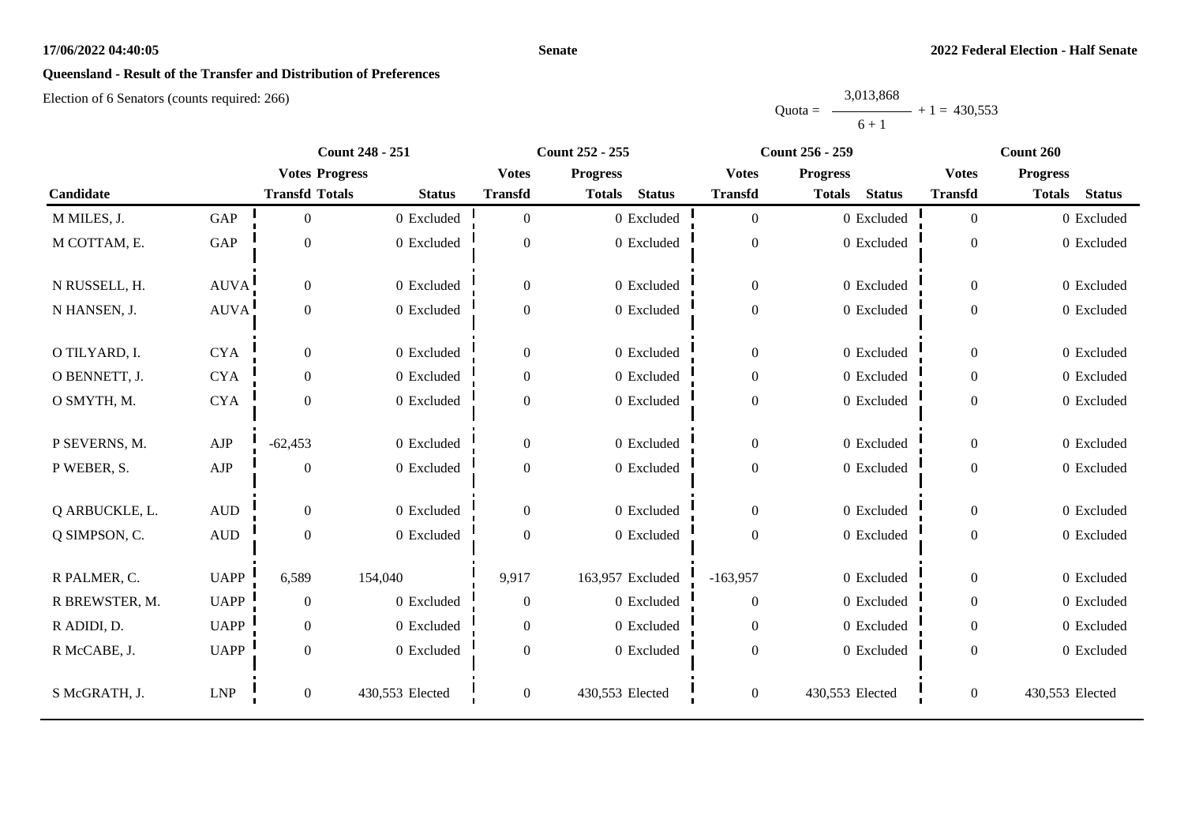**17/06/2022 04:40:05** **Senate** **2022 Federal Election - Half Senate**

## Queensland - Result of the Transfer and Distribution of Preferences

Election of 6 Senators (counts required: 266)

$$\text{Quota} = \frac{3{,}013{,}868}{6 + 1} + 1 = 430{,}553$$

| Candidate | | Count 248 - 251 | | | Count 252 - 255 | | | Count 256 - 259 | | | Count 260 | | |
|---|---|---|---|---|---|---|---|---|---|---|---|---|---|
| | | Votes Transfd | Progress Totals | Status | Votes Transfd | Progress Totals | Status | Votes Transfd | Progress Totals | Status | Votes Transfd | Progress Totals | Status |
| M MILES, J. | GAP | 0 | 0 | Excluded | 0 | 0 | Excluded | 0 | 0 | Excluded | 0 | 0 | Excluded |
| M COTTAM, E. | GAP | 0 | 0 | Excluded | 0 | 0 | Excluded | 0 | 0 | Excluded | 0 | 0 | Excluded |
| N RUSSELL, H. | AUVA | 0 | 0 | Excluded | 0 | 0 | Excluded | 0 | 0 | Excluded | 0 | 0 | Excluded |
| N HANSEN, J. | AUVA | 0 | 0 | Excluded | 0 | 0 | Excluded | 0 | 0 | Excluded | 0 | 0 | Excluded |
| O TILYARD, I. | CYA | 0 | 0 | Excluded | 0 | 0 | Excluded | 0 | 0 | Excluded | 0 | 0 | Excluded |
| O BENNETT, J. | CYA | 0 | 0 | Excluded | 0 | 0 | Excluded | 0 | 0 | Excluded | 0 | 0 | Excluded |
| O SMYTH, M. | CYA | 0 | 0 | Excluded | 0 | 0 | Excluded | 0 | 0 | Excluded | 0 | 0 | Excluded |
| P SEVERNS, M. | AJP | -62,453 | 0 | Excluded | 0 | 0 | Excluded | 0 | 0 | Excluded | 0 | 0 | Excluded |
| P WEBER, S. | AJP | 0 | 0 | Excluded | 0 | 0 | Excluded | 0 | 0 | Excluded | 0 | 0 | Excluded |
| Q ARBUCKLE, L. | AUD | 0 | 0 | Excluded | 0 | 0 | Excluded | 0 | 0 | Excluded | 0 | 0 | Excluded |
| Q SIMPSON, C. | AUD | 0 | 0 | Excluded | 0 | 0 | Excluded | 0 | 0 | Excluded | 0 | 0 | Excluded |
| R PALMER, C. | UAPP | 6,589 | 154,040 | | 9,917 | 163,957 | Excluded | -163,957 | 0 | Excluded | 0 | 0 | Excluded |
| R BREWSTER, M. | UAPP | 0 | 0 | Excluded | 0 | 0 | Excluded | 0 | 0 | Excluded | 0 | 0 | Excluded |
| R ADIDI, D. | UAPP | 0 | 0 | Excluded | 0 | 0 | Excluded | 0 | 0 | Excluded | 0 | 0 | Excluded |
| R McCABE, J. | UAPP | 0 | 0 | Excluded | 0 | 0 | Excluded | 0 | 0 | Excluded | 0 | 0 | Excluded |
| S McGRATH, J. | LNP | 0 | 430,553 | Elected | 0 | 430,553 | Elected | 0 | 430,553 | Elected | 0 | 430,553 | Elected |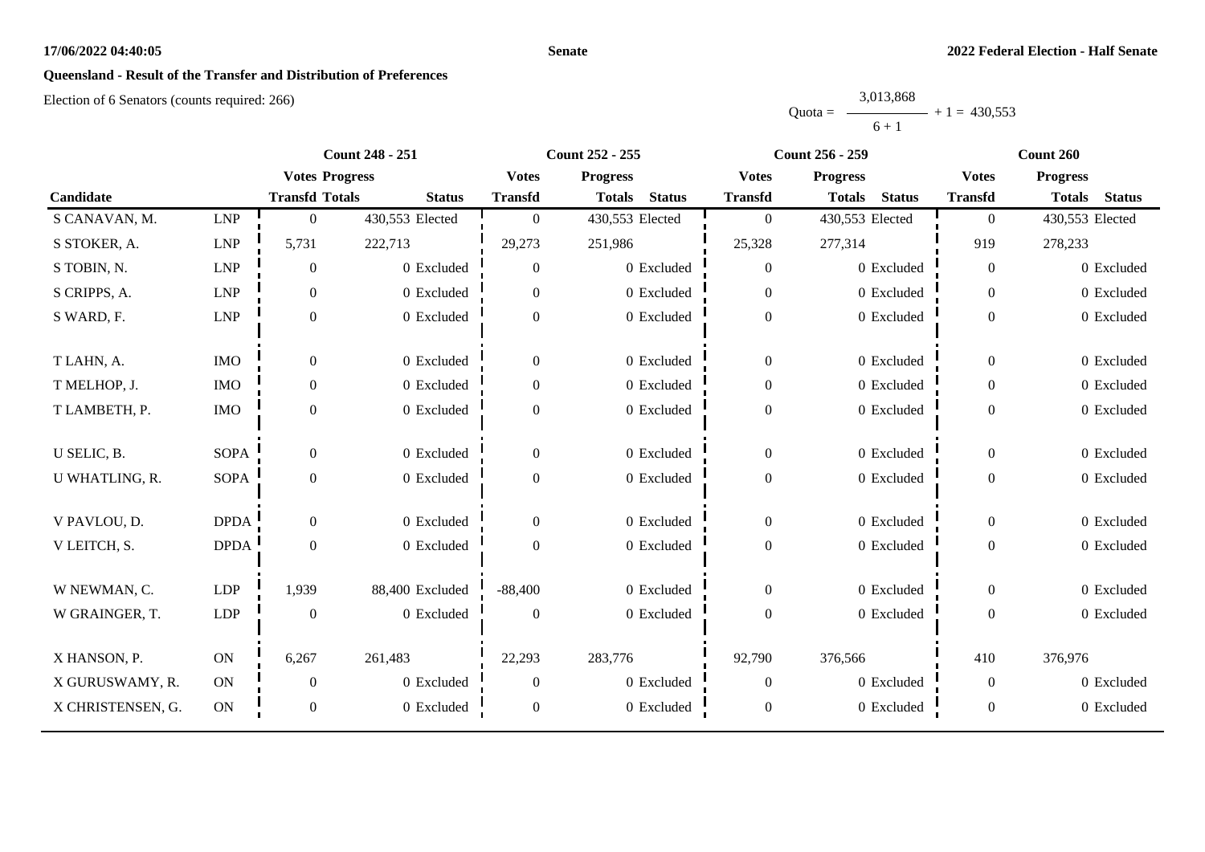**17/06/2022 04:40:05** **Senate** **2022 Federal Election - Half Senate**

## Queensland - Result of the Transfer and Distribution of Preferences

Election of 6 Senators (counts required: 266)

$$\text{Quota} = \frac{3{,}013{,}868}{6+1} + 1 = 430{,}553$$

| Candidate | | Count 248 - 251 | | | Count 252 - 255 | | | Count 256 - 259 | | | Count 260 | | |
|---|---|---|---|---|---|---|---|---|---|---|---|---|---|
| | | Votes Transfd | Progress Totals | Status | Votes Transfd | Progress Totals | Status | Votes Transfd | Progress Totals | Status | Votes Transfd | Progress Totals | Status |
| S CANAVAN, M. | LNP | 0 | 430,553 | Elected | 0 | 430,553 | Elected | 0 | 430,553 | Elected | 0 | 430,553 | Elected |
| S STOKER, A. | LNP | 5,731 | 222,713 | | 29,273 | 251,986 | | 25,328 | 277,314 | | 919 | 278,233 | |
| S TOBIN, N. | LNP | 0 | 0 | Excluded | 0 | 0 | Excluded | 0 | 0 | Excluded | 0 | 0 | Excluded |
| S CRIPPS, A. | LNP | 0 | 0 | Excluded | 0 | 0 | Excluded | 0 | 0 | Excluded | 0 | 0 | Excluded |
| S WARD, F. | LNP | 0 | 0 | Excluded | 0 | 0 | Excluded | 0 | 0 | Excluded | 0 | 0 | Excluded |
| T LAHN, A. | IMO | 0 | 0 | Excluded | 0 | 0 | Excluded | 0 | 0 | Excluded | 0 | 0 | Excluded |
| T MELHOP, J. | IMO | 0 | 0 | Excluded | 0 | 0 | Excluded | 0 | 0 | Excluded | 0 | 0 | Excluded |
| T LAMBETH, P. | IMO | 0 | 0 | Excluded | 0 | 0 | Excluded | 0 | 0 | Excluded | 0 | 0 | Excluded |
| U SELIC, B. | SOPA | 0 | 0 | Excluded | 0 | 0 | Excluded | 0 | 0 | Excluded | 0 | 0 | Excluded |
| U WHATLING, R. | SOPA | 0 | 0 | Excluded | 0 | 0 | Excluded | 0 | 0 | Excluded | 0 | 0 | Excluded |
| V PAVLOU, D. | DPDA | 0 | 0 | Excluded | 0 | 0 | Excluded | 0 | 0 | Excluded | 0 | 0 | Excluded |
| V LEITCH, S. | DPDA | 0 | 0 | Excluded | 0 | 0 | Excluded | 0 | 0 | Excluded | 0 | 0 | Excluded |
| W NEWMAN, C. | LDP | 1,939 | 88,400 | Excluded | -88,400 | 0 | Excluded | 0 | 0 | Excluded | 0 | 0 | Excluded |
| W GRAINGER, T. | LDP | 0 | 0 | Excluded | 0 | 0 | Excluded | 0 | 0 | Excluded | 0 | 0 | Excluded |
| X HANSON, P. | ON | 6,267 | 261,483 | | 22,293 | 283,776 | | 92,790 | 376,566 | | 410 | 376,976 | |
| X GURUSWAMY, R. | ON | 0 | 0 | Excluded | 0 | 0 | Excluded | 0 | 0 | Excluded | 0 | 0 | Excluded |
| X CHRISTENSEN, G. | ON | 0 | 0 | Excluded | 0 | 0 | Excluded | 0 | 0 | Excluded | 0 | 0 | Excluded |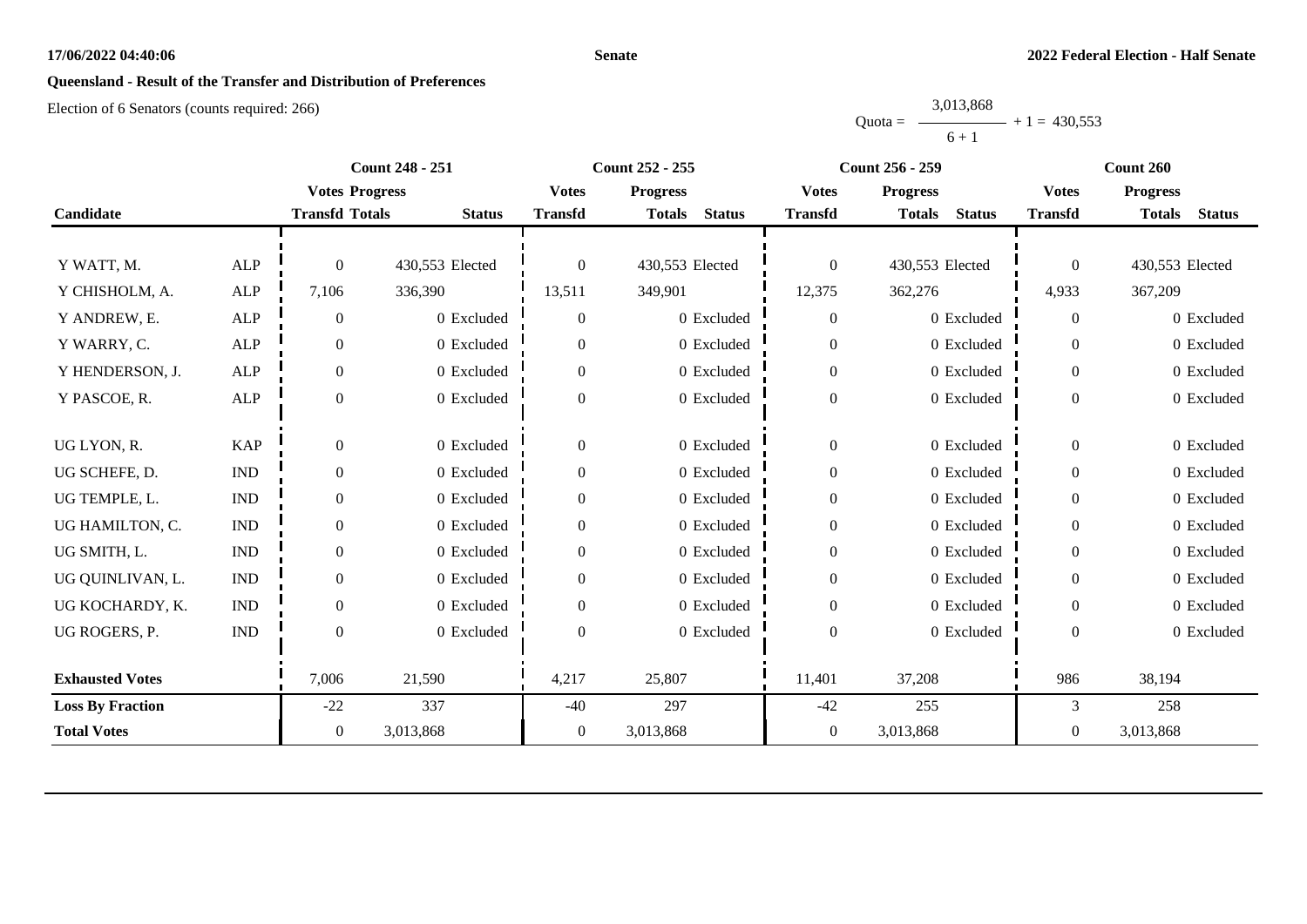**17/06/2022 04:40:06** **Senate** **2022 Federal Election - Half Senate**

## Queensland - Result of the Transfer and Distribution of Preferences

Election of 6 Senators (counts required: 266)

$$\text{Quota} = \frac{3{,}013{,}868}{6 + 1} + 1 = 430{,}553$$

| Candidate | | Count 248 - 251 | | | Count 252 - 255 | | | Count 256 - 259 | | | Count 260 | | |
|---|---|---|---|---|---|---|---|---|---|---|---|---|---|
| | | Votes Transfd | Progress Totals | Status | Votes Transfd | Progress Totals | Status | Votes Transfd | Progress Totals | Status | Votes Transfd | Progress Totals | Status |
| Y WATT, M. | ALP | 0 | 430,553 | Elected | 0 | 430,553 | Elected | 0 | 430,553 | Elected | 0 | 430,553 | Elected |
| Y CHISHOLM, A. | ALP | 7,106 | 336,390 | | 13,511 | 349,901 | | 12,375 | 362,276 | | 4,933 | 367,209 | |
| Y ANDREW, E. | ALP | 0 | 0 | Excluded | 0 | 0 | Excluded | 0 | 0 | Excluded | 0 | 0 | Excluded |
| Y WARRY, C. | ALP | 0 | 0 | Excluded | 0 | 0 | Excluded | 0 | 0 | Excluded | 0 | 0 | Excluded |
| Y HENDERSON, J. | ALP | 0 | 0 | Excluded | 0 | 0 | Excluded | 0 | 0 | Excluded | 0 | 0 | Excluded |
| Y PASCOE, R. | ALP | 0 | 0 | Excluded | 0 | 0 | Excluded | 0 | 0 | Excluded | 0 | 0 | Excluded |
| UG LYON, R. | KAP | 0 | 0 | Excluded | 0 | 0 | Excluded | 0 | 0 | Excluded | 0 | 0 | Excluded |
| UG SCHEFE, D. | IND | 0 | 0 | Excluded | 0 | 0 | Excluded | 0 | 0 | Excluded | 0 | 0 | Excluded |
| UG TEMPLE, L. | IND | 0 | 0 | Excluded | 0 | 0 | Excluded | 0 | 0 | Excluded | 0 | 0 | Excluded |
| UG HAMILTON, C. | IND | 0 | 0 | Excluded | 0 | 0 | Excluded | 0 | 0 | Excluded | 0 | 0 | Excluded |
| UG SMITH, L. | IND | 0 | 0 | Excluded | 0 | 0 | Excluded | 0 | 0 | Excluded | 0 | 0 | Excluded |
| UG QUINLIVAN, L. | IND | 0 | 0 | Excluded | 0 | 0 | Excluded | 0 | 0 | Excluded | 0 | 0 | Excluded |
| UG KOCHARDY, K. | IND | 0 | 0 | Excluded | 0 | 0 | Excluded | 0 | 0 | Excluded | 0 | 0 | Excluded |
| UG ROGERS, P. | IND | 0 | 0 | Excluded | 0 | 0 | Excluded | 0 | 0 | Excluded | 0 | 0 | Excluded |
| **Exhausted Votes** | | 7,006 | 21,590 | | 4,217 | 25,807 | | 11,401 | 37,208 | | 986 | 38,194 | |
| **Loss By Fraction** | | -22 | 337 | | -40 | 297 | | -42 | 255 | | 3 | 258 | |
| **Total Votes** | | 0 | 3,013,868 | | 0 | 3,013,868 | | 0 | 3,013,868 | | 0 | 3,013,868 | |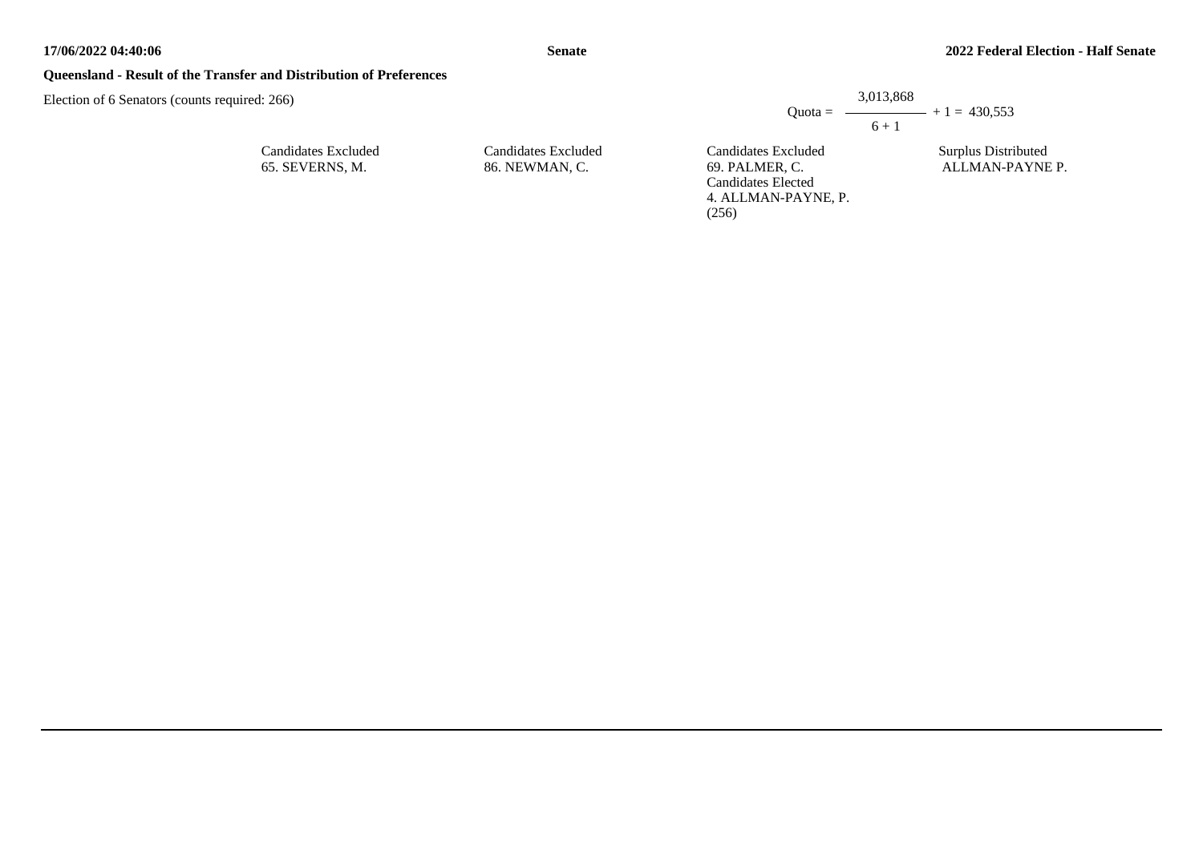**Queensland - Result of the Transfer and Distribution of Preferences**

Election of 6 Senators (counts required: 266)

$$\text{Quota} = \frac{3,013,868}{6 + 1} + 1 = 430,553$$

| Candidates Excluded | Candidates Excluded | Candidates Excluded | Surplus Distributed |
|---|---|---|---|
| 65. SEVERNS, M. | 86. NEWMAN, C. | 69. PALMER, C.<br>Candidates Elected<br>4. ALLMAN-PAYNE, P.<br>(256) | ALLMAN-PAYNE P. |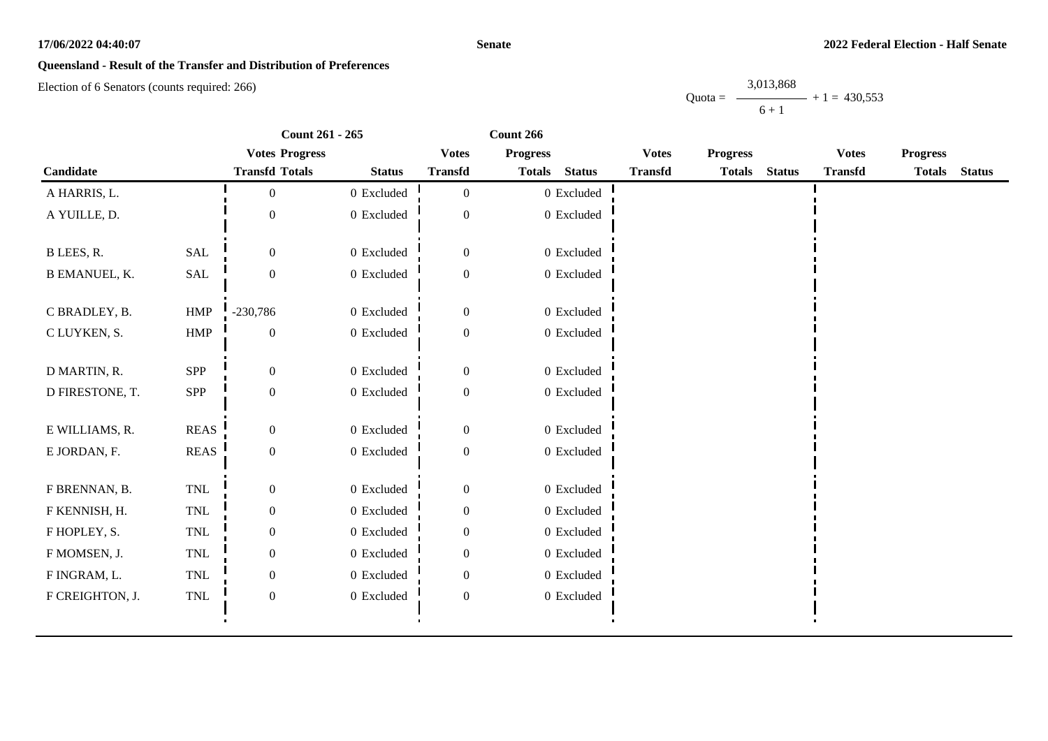## Queensland - Result of the Transfer and Distribution of Preferences

Election of 6 Senators (counts required: 266)

Quota = $\frac{3,013,868}{6 + 1} + 1 = 430,553$

| | | Count 261 - 265 | | | Count 266 | | | | | | | | |
|---|---|---|---|---|---|---|---|---|---|---|---|---|---|
| | | Votes | Progress | | Votes | Progress | | Votes | Progress | | Votes | Progress | |
| Candidate | | Transfd | Totals | Status | Transfd | Totals | Status | Transfd | Totals | Status | Transfd | Totals | Status |
| A HARRIS, L. | | 0 | 0 | Excluded | 0 | 0 | Excluded | | | | | | |
| A YUILLE, D. | | 0 | 0 | Excluded | 0 | 0 | Excluded | | | | | | |
| B LEES, R. | SAL | 0 | 0 | Excluded | 0 | 0 | Excluded | | | | | | |
| B EMANUEL, K. | SAL | 0 | 0 | Excluded | 0 | 0 | Excluded | | | | | | |
| C BRADLEY, B. | HMP | -230,786 | 0 | Excluded | 0 | 0 | Excluded | | | | | | |
| C LUYKEN, S. | HMP | 0 | 0 | Excluded | 0 | 0 | Excluded | | | | | | |
| D MARTIN, R. | SPP | 0 | 0 | Excluded | 0 | 0 | Excluded | | | | | | |
| D FIRESTONE, T. | SPP | 0 | 0 | Excluded | 0 | 0 | Excluded | | | | | | |
| E WILLIAMS, R. | REAS | 0 | 0 | Excluded | 0 | 0 | Excluded | | | | | | |
| E JORDAN, F. | REAS | 0 | 0 | Excluded | 0 | 0 | Excluded | | | | | | |
| F BRENNAN, B. | TNL | 0 | 0 | Excluded | 0 | 0 | Excluded | | | | | | |
| F KENNISH, H. | TNL | 0 | 0 | Excluded | 0 | 0 | Excluded | | | | | | |
| F HOPLEY, S. | TNL | 0 | 0 | Excluded | 0 | 0 | Excluded | | | | | | |
| F MOMSEN, J. | TNL | 0 | 0 | Excluded | 0 | 0 | Excluded | | | | | | |
| F INGRAM, L. | TNL | 0 | 0 | Excluded | 0 | 0 | Excluded | | | | | | |
| F CREIGHTON, J. | TNL | 0 | 0 | Excluded | 0 | 0 | Excluded | | | | | | |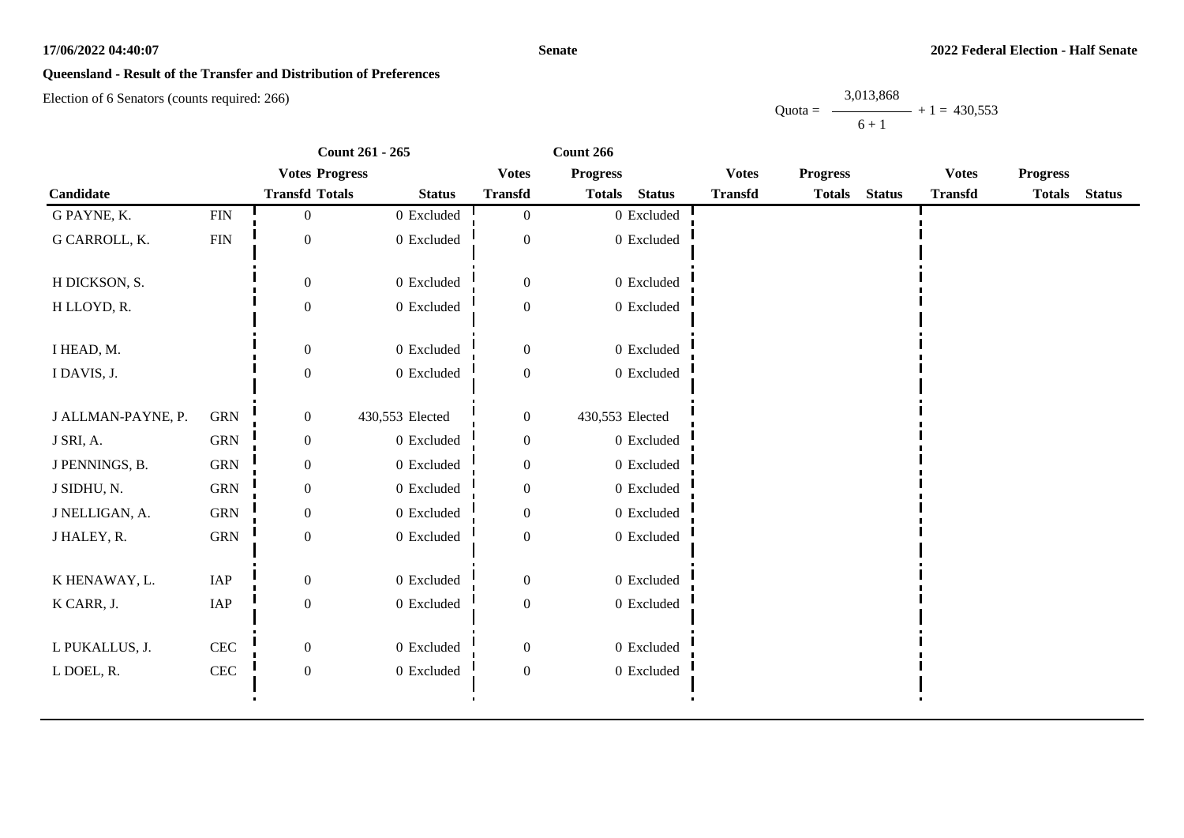**Queensland - Result of the Transfer and Distribution of Preferences**

Election of 6 Senators (counts required: 266)

$$\text{Quota} = \frac{3{,}013{,}868}{6 + 1} + 1 = 430{,}553$$

| | | Count 261 - 265 | | | Count 266 | | | | | | | | |
|---|---|---|---|---|---|---|---|---|---|---|---|---|---|
| | | Votes | Progress | | Votes | Progress | | Votes | Progress | | Votes | Progress | |
| Candidate | | Transfd | Totals | Status | Transfd | Totals | Status | Transfd | Totals | Status | Transfd | Totals | Status |
| G PAYNE, K. | FIN | 0 | 0 | Excluded | 0 | 0 | Excluded | | | | | | |
| G CARROLL, K. | FIN | 0 | 0 | Excluded | 0 | 0 | Excluded | | | | | | |
| H DICKSON, S. | | 0 | 0 | Excluded | 0 | 0 | Excluded | | | | | | |
| H LLOYD, R. | | 0 | 0 | Excluded | 0 | 0 | Excluded | | | | | | |
| I HEAD, M. | | 0 | 0 | Excluded | 0 | 0 | Excluded | | | | | | |
| I DAVIS, J. | | 0 | 0 | Excluded | 0 | 0 | Excluded | | | | | | |
| J ALLMAN-PAYNE, P. | GRN | 0 | 430,553 | Elected | 0 | 430,553 | Elected | | | | | | |
| J SRI, A. | GRN | 0 | 0 | Excluded | 0 | 0 | Excluded | | | | | | |
| J PENNINGS, B. | GRN | 0 | 0 | Excluded | 0 | 0 | Excluded | | | | | | |
| J SIDHU, N. | GRN | 0 | 0 | Excluded | 0 | 0 | Excluded | | | | | | |
| J NELLIGAN, A. | GRN | 0 | 0 | Excluded | 0 | 0 | Excluded | | | | | | |
| J HALEY, R. | GRN | 0 | 0 | Excluded | 0 | 0 | Excluded | | | | | | |
| K HENAWAY, L. | IAP | 0 | 0 | Excluded | 0 | 0 | Excluded | | | | | | |
| K CARR, J. | IAP | 0 | 0 | Excluded | 0 | 0 | Excluded | | | | | | |
| L PUKALLUS, J. | CEC | 0 | 0 | Excluded | 0 | 0 | Excluded | | | | | | |
| L DOEL, R. | CEC | 0 | 0 | Excluded | 0 | 0 | Excluded | | | | | | |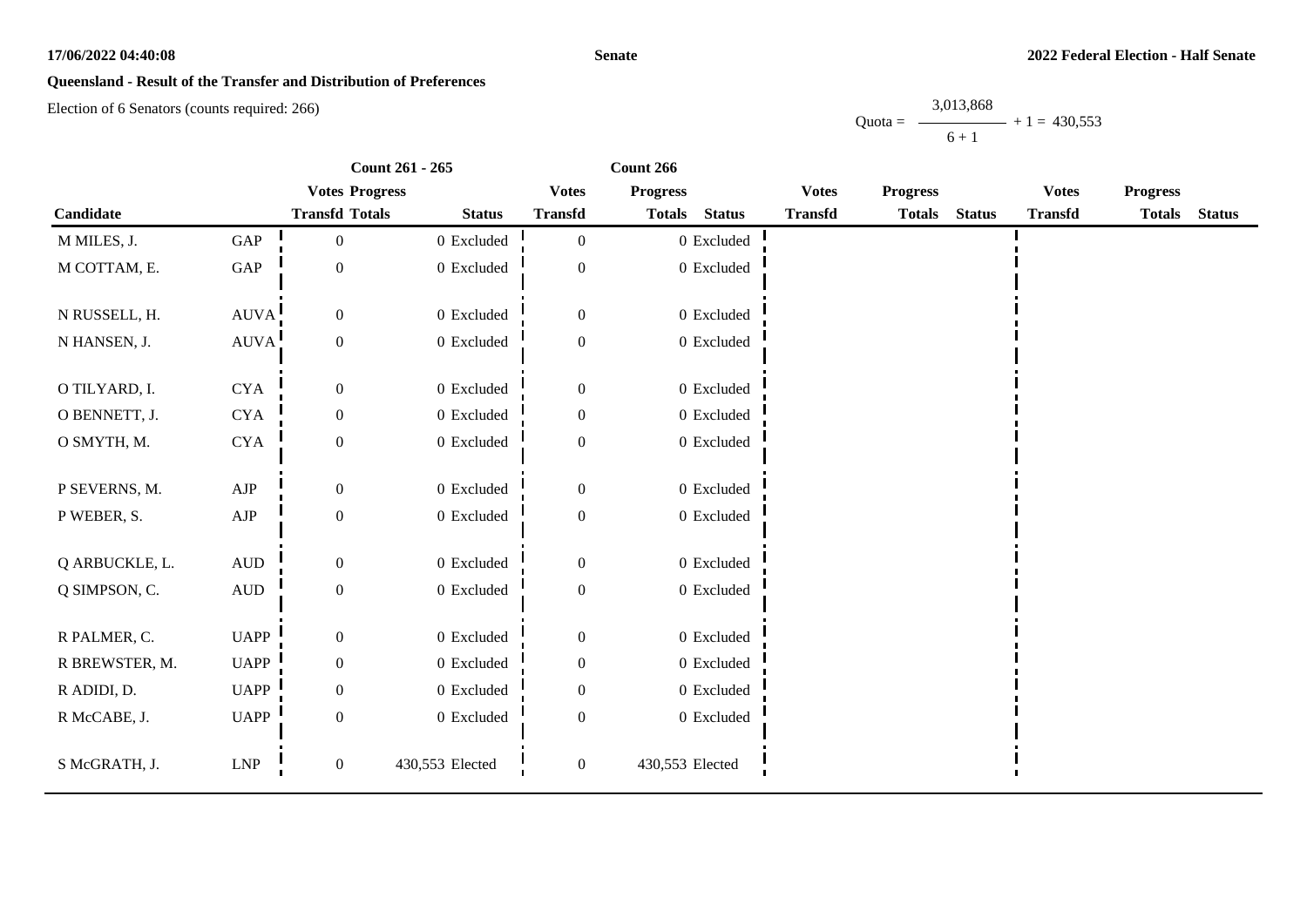**17/06/2022 04:40:08** **Senate** **2022 Federal Election - Half Senate**

**Queensland - Result of the Transfer and Distribution of Preferences**

Election of 6 Senators (counts required: 266)

$$\text{Quota} = \frac{3{,}013{,}868}{6 + 1} + 1 = 430{,}553$$

| | | Count 261 - 265 | | | Count 266 | | | | | | | | |
|---|---|---|---|---|---|---|---|---|---|---|---|---|---|
| | | Votes | Progress | | Votes | Progress | | Votes | Progress | | Votes | Progress | |
| Candidate | | Transfd | Totals | Status | Transfd | Totals | Status | Transfd | Totals | Status | Transfd | Totals | Status |
| M MILES, J. | GAP | 0 | 0 | Excluded | 0 | 0 | Excluded | | | | | | |
| M COTTAM, E. | GAP | 0 | 0 | Excluded | 0 | 0 | Excluded | | | | | | |
| N RUSSELL, H. | AUVA | 0 | 0 | Excluded | 0 | 0 | Excluded | | | | | | |
| N HANSEN, J. | AUVA | 0 | 0 | Excluded | 0 | 0 | Excluded | | | | | | |
| O TILYARD, I. | CYA | 0 | 0 | Excluded | 0 | 0 | Excluded | | | | | | |
| O BENNETT, J. | CYA | 0 | 0 | Excluded | 0 | 0 | Excluded | | | | | | |
| O SMYTH, M. | CYA | 0 | 0 | Excluded | 0 | 0 | Excluded | | | | | | |
| P SEVERNS, M. | AJP | 0 | 0 | Excluded | 0 | 0 | Excluded | | | | | | |
| P WEBER, S. | AJP | 0 | 0 | Excluded | 0 | 0 | Excluded | | | | | | |
| Q ARBUCKLE, L. | AUD | 0 | 0 | Excluded | 0 | 0 | Excluded | | | | | | |
| Q SIMPSON, C. | AUD | 0 | 0 | Excluded | 0 | 0 | Excluded | | | | | | |
| R PALMER, C. | UAPP | 0 | 0 | Excluded | 0 | 0 | Excluded | | | | | | |
| R BREWSTER, M. | UAPP | 0 | 0 | Excluded | 0 | 0 | Excluded | | | | | | |
| R ADIDI, D. | UAPP | 0 | 0 | Excluded | 0 | 0 | Excluded | | | | | | |
| R McCABE, J. | UAPP | 0 | 0 | Excluded | 0 | 0 | Excluded | | | | | | |
| S McGRATH, J. | LNP | 0 | 430,553 | Elected | 0 | 430,553 | Elected | | | | | | |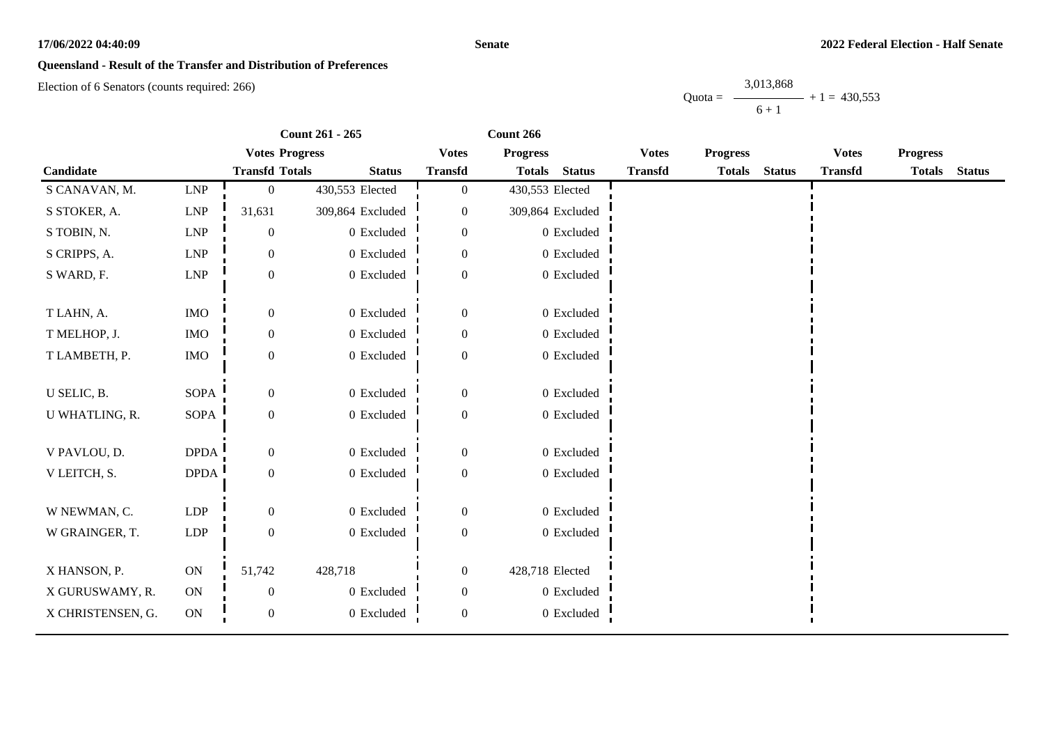**17/06/2022 04:40:09** **Senate** **2022 Federal Election - Half Senate**

## Queensland - Result of the Transfer and Distribution of Preferences

Election of 6 Senators (counts required: 266)

$$\text{Quota} = \frac{3{,}013{,}868}{6 + 1} + 1 = 430{,}553$$

| | | Count 261 - 265 | | | Count 266 | | | | | | | | |
|---|---|---|---|---|---|---|---|---|---|---|---|---|---|
| | | Votes | Progress | | Votes | Progress | | Votes | Progress | | Votes | Progress | |
| Candidate | | Transfd | Totals | Status | Transfd | Totals | Status | Transfd | Totals | Status | Transfd | Totals | Status |
| S CANAVAN, M. | LNP | 0 | 430,553 | Elected | 0 | 430,553 | Elected | | | | | | |
| S STOKER, A. | LNP | 31,631 | 309,864 | Excluded | 0 | 309,864 | Excluded | | | | | | |
| S TOBIN, N. | LNP | 0 | 0 | Excluded | 0 | 0 | Excluded | | | | | | |
| S CRIPPS, A. | LNP | 0 | 0 | Excluded | 0 | 0 | Excluded | | | | | | |
| S WARD, F. | LNP | 0 | 0 | Excluded | 0 | 0 | Excluded | | | | | | |
| T LAHN, A. | IMO | 0 | 0 | Excluded | 0 | 0 | Excluded | | | | | | |
| T MELHOP, J. | IMO | 0 | 0 | Excluded | 0 | 0 | Excluded | | | | | | |
| T LAMBETH, P. | IMO | 0 | 0 | Excluded | 0 | 0 | Excluded | | | | | | |
| U SELIC, B. | SOPA | 0 | 0 | Excluded | 0 | 0 | Excluded | | | | | | |
| U WHATLING, R. | SOPA | 0 | 0 | Excluded | 0 | 0 | Excluded | | | | | | |
| V PAVLOU, D. | DPDA | 0 | 0 | Excluded | 0 | 0 | Excluded | | | | | | |
| V LEITCH, S. | DPDA | 0 | 0 | Excluded | 0 | 0 | Excluded | | | | | | |
| W NEWMAN, C. | LDP | 0 | 0 | Excluded | 0 | 0 | Excluded | | | | | | |
| W GRAINGER, T. | LDP | 0 | 0 | Excluded | 0 | 0 | Excluded | | | | | | |
| X HANSON, P. | ON | 51,742 | 428,718 | | 0 | 428,718 | Elected | | | | | | |
| X GURUSWAMY, R. | ON | 0 | 0 | Excluded | 0 | 0 | Excluded | | | | | | |
| X CHRISTENSEN, G. | ON | 0 | 0 | Excluded | 0 | 0 | Excluded | | | | | | |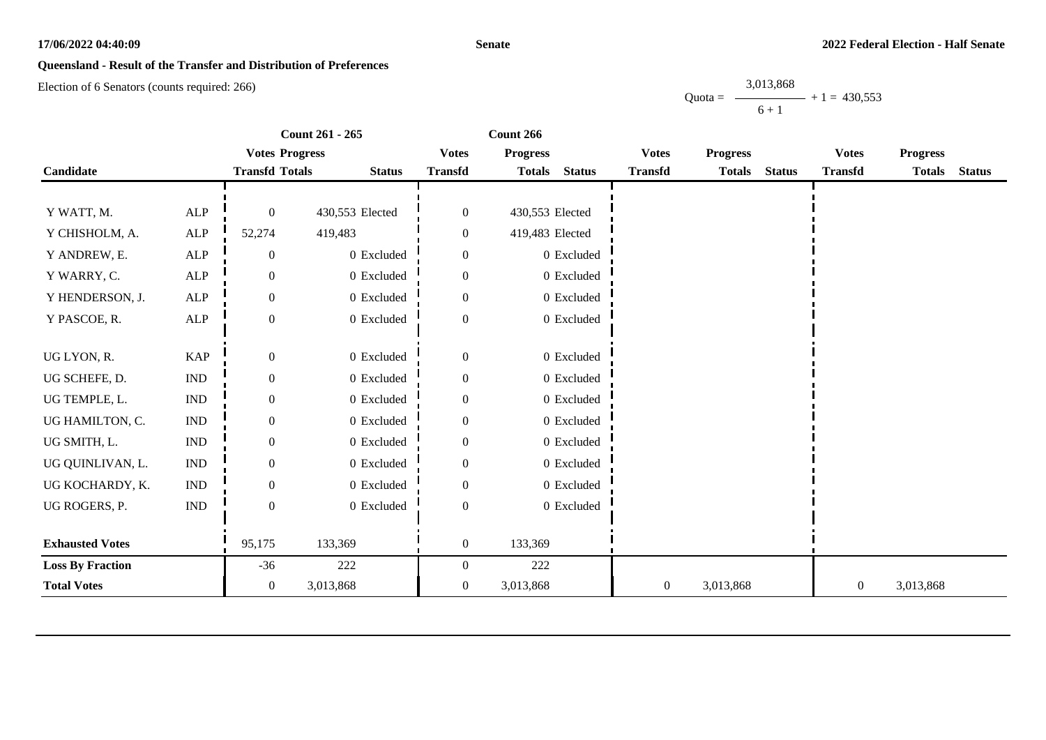17/06/2022 04:40:09

Senate

2022 Federal Election - Half Senate

## Queensland - Result of the Transfer and Distribution of Preferences

Election of 6 Senators (counts required: 266)

$$\text{Quota} = \frac{3,013,868}{6 + 1} + 1 = 430,553$$

| Candidate | | Count 261 - 265 Votes Transfd | Progress Totals | Status | Count 266 Votes Transfd | Progress Totals | Status | Votes Transfd | Progress Totals | Status | Votes Transfd | Progress Totals | Status |
|---|---|---|---|---|---|---|---|---|---|---|---|---|---|
| Y WATT, M. | ALP | 0 | 430,553 | Elected | 0 | 430,553 | Elected | | | | | | |
| Y CHISHOLM, A. | ALP | 52,274 | 419,483 | | 0 | 419,483 | Elected | | | | | | |
| Y ANDREW, E. | ALP | 0 | 0 | Excluded | 0 | 0 | Excluded | | | | | | |
| Y WARRY, C. | ALP | 0 | 0 | Excluded | 0 | 0 | Excluded | | | | | | |
| Y HENDERSON, J. | ALP | 0 | 0 | Excluded | 0 | 0 | Excluded | | | | | | |
| Y PASCOE, R. | ALP | 0 | 0 | Excluded | 0 | 0 | Excluded | | | | | | |
| UG LYON, R. | KAP | 0 | 0 | Excluded | 0 | 0 | Excluded | | | | | | |
| UG SCHEFE, D. | IND | 0 | 0 | Excluded | 0 | 0 | Excluded | | | | | | |
| UG TEMPLE, L. | IND | 0 | 0 | Excluded | 0 | 0 | Excluded | | | | | | |
| UG HAMILTON, C. | IND | 0 | 0 | Excluded | 0 | 0 | Excluded | | | | | | |
| UG SMITH, L. | IND | 0 | 0 | Excluded | 0 | 0 | Excluded | | | | | | |
| UG QUINLIVAN, L. | IND | 0 | 0 | Excluded | 0 | 0 | Excluded | | | | | | |
| UG KOCHARDY, K. | IND | 0 | 0 | Excluded | 0 | 0 | Excluded | | | | | | |
| UG ROGERS, P. | IND | 0 | 0 | Excluded | 0 | 0 | Excluded | | | | | | |
| **Exhausted Votes** | | 95,175 | 133,369 | | 0 | 133,369 | | | | | | | |
| **Loss By Fraction** | | -36 | 222 | | 0 | 222 | | | | | | | |
| **Total Votes** | | 0 | 3,013,868 | | 0 | 3,013,868 | | 0 | 3,013,868 | | 0 | 3,013,868 | |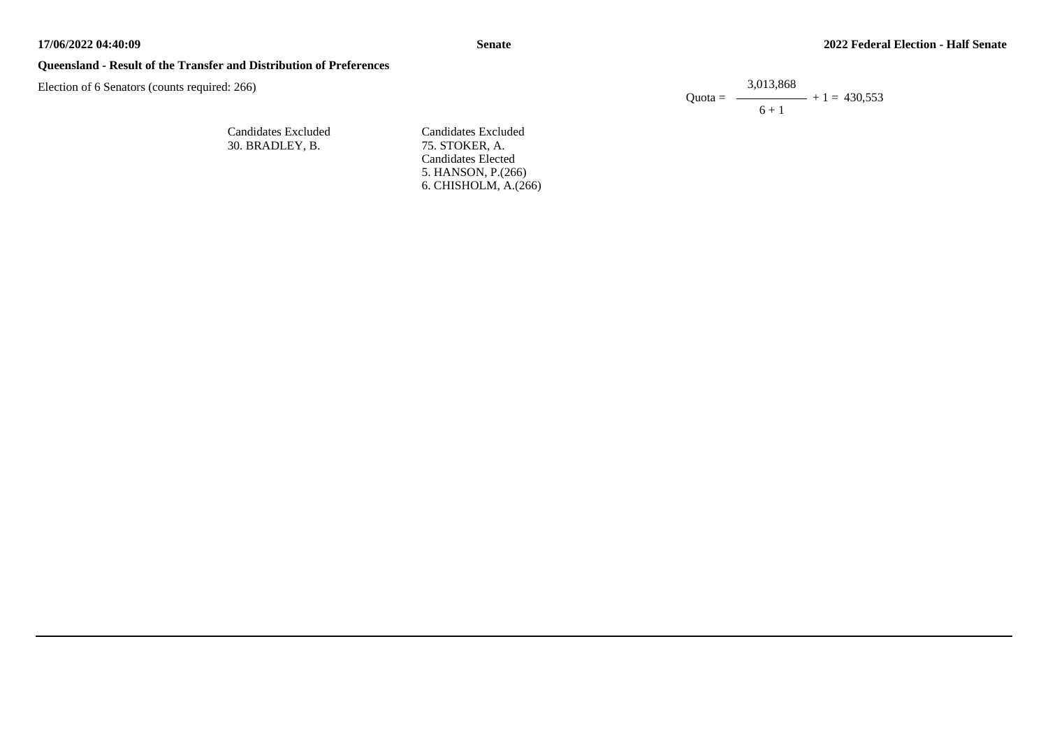**Queensland - Result of the Transfer and Distribution of Preferences**

Election of 6 Senators (counts required: 266)

$$\text{Quota} = \frac{3,013,868}{6+1} + 1 = 430,553$$

| Candidates Excluded | Candidates Excluded |
| --- | --- |
| 30. BRADLEY, B. | 75. STOKER, A. |
| | Candidates Elected |
| | 5. HANSON, P.(266) |
| | 6. CHISHOLM, A.(266) |